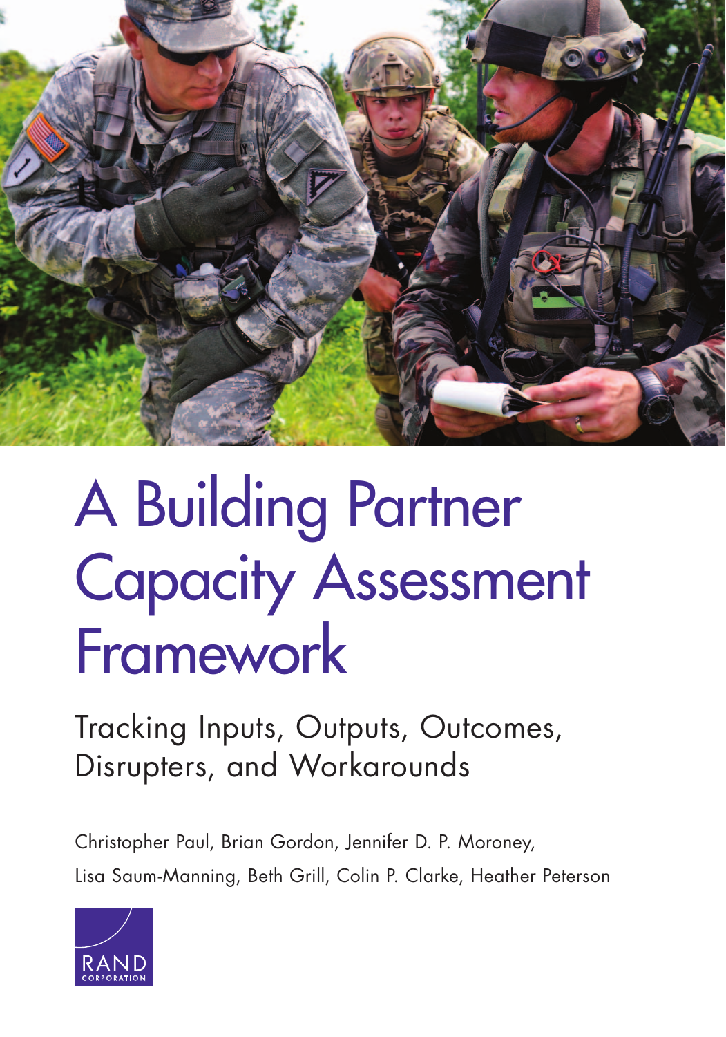# A Building Partner Capacity Assessment Framework

## Tracking Inputs, Outputs, Outcomes, Disrupters, and Workarounds

Christopher Paul, Brian Gordon, Jennifer D. P. Moroney, Lisa Saum-Manning, Beth Grill, Colin P. Clarke, Heather Peterson

RAND CORPORATION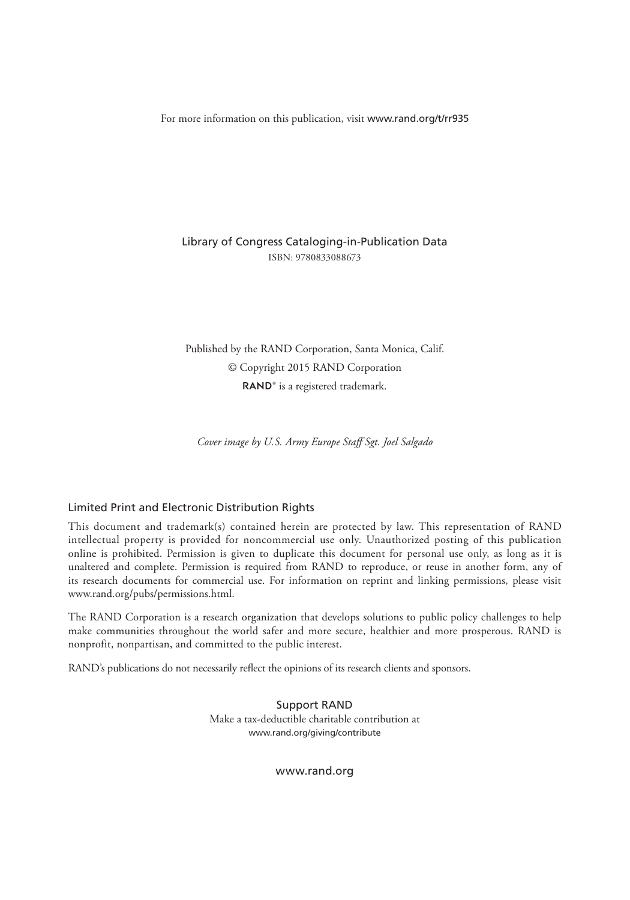For more information on this publication, visit www.rand.org/t/rr935

Library of Congress Cataloging-in-Publication Data
ISBN: 9780833088673

Published by the RAND Corporation, Santa Monica, Calif.
© Copyright 2015 RAND Corporation
**RAND**® is a registered trademark.

*Cover image by U.S. Army Europe Staff Sgt. Joel Salgado*

## Limited Print and Electronic Distribution Rights

This document and trademark(s) contained herein are protected by law. This representation of RAND intellectual property is provided for noncommercial use only. Unauthorized posting of this publication online is prohibited. Permission is given to duplicate this document for personal use only, as long as it is unaltered and complete. Permission is required from RAND to reproduce, or reuse in another form, any of its research documents for commercial use. For information on reprint and linking permissions, please visit www.rand.org/pubs/permissions.html.

The RAND Corporation is a research organization that develops solutions to public policy challenges to help make communities throughout the world safer and more secure, healthier and more prosperous. RAND is nonprofit, nonpartisan, and committed to the public interest.

RAND's publications do not necessarily reflect the opinions of its research clients and sponsors.

**Support RAND**
Make a tax-deductible charitable contribution at
www.rand.org/giving/contribute

www.rand.org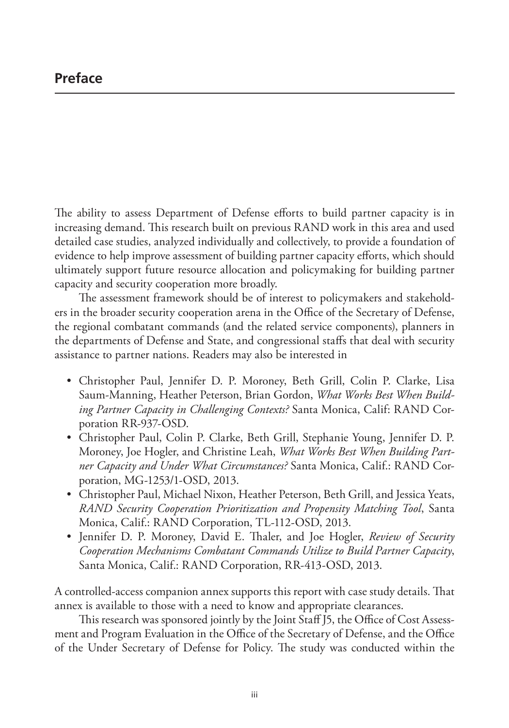## Preface

The ability to assess Department of Defense efforts to build partner capacity is in increasing demand. This research built on previous RAND work in this area and used detailed case studies, analyzed individually and collectively, to provide a foundation of evidence to help improve assessment of building partner capacity efforts, which should ultimately support future resource allocation and policymaking for building partner capacity and security cooperation more broadly.

The assessment framework should be of interest to policymakers and stakeholders in the broader security cooperation arena in the Office of the Secretary of Defense, the regional combatant commands (and the related service components), planners in the departments of Defense and State, and congressional staffs that deal with security assistance to partner nations. Readers may also be interested in

- Christopher Paul, Jennifer D. P. Moroney, Beth Grill, Colin P. Clarke, Lisa Saum-Manning, Heather Peterson, Brian Gordon, *What Works Best When Building Partner Capacity in Challenging Contexts?* Santa Monica, Calif: RAND Corporation RR-937-OSD.
- Christopher Paul, Colin P. Clarke, Beth Grill, Stephanie Young, Jennifer D. P. Moroney, Joe Hogler, and Christine Leah, *What Works Best When Building Partner Capacity and Under What Circumstances?* Santa Monica, Calif.: RAND Corporation, MG-1253/1-OSD, 2013.
- Christopher Paul, Michael Nixon, Heather Peterson, Beth Grill, and Jessica Yeats, *RAND Security Cooperation Prioritization and Propensity Matching Tool*, Santa Monica, Calif.: RAND Corporation, TL-112-OSD, 2013.
- Jennifer D. P. Moroney, David E. Thaler, and Joe Hogler, *Review of Security Cooperation Mechanisms Combatant Commands Utilize to Build Partner Capacity*, Santa Monica, Calif.: RAND Corporation, RR-413-OSD, 2013.

A controlled-access companion annex supports this report with case study details. That annex is available to those with a need to know and appropriate clearances.

This research was sponsored jointly by the Joint Staff J5, the Office of Cost Assessment and Program Evaluation in the Office of the Secretary of Defense, and the Office of the Under Secretary of Defense for Policy. The study was conducted within the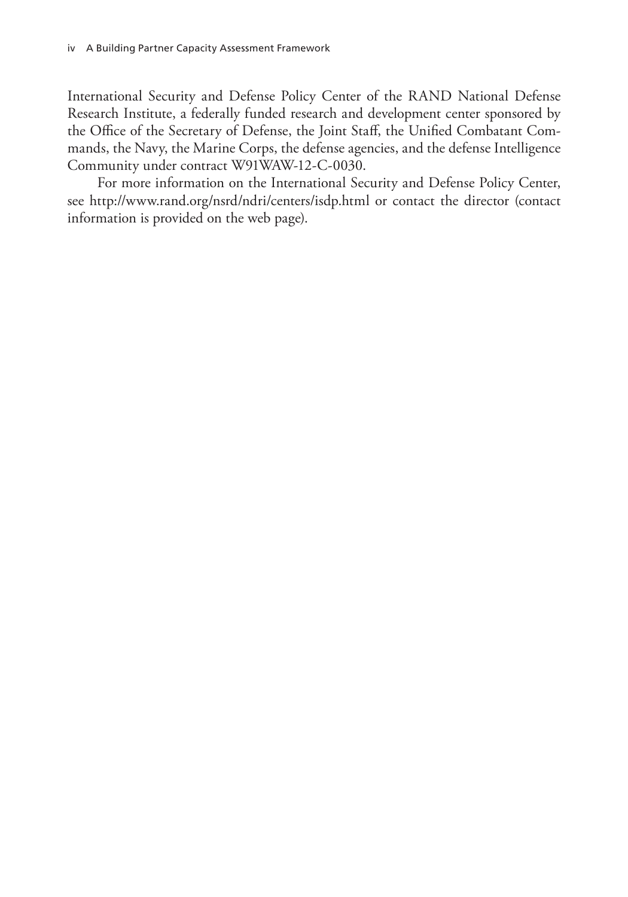International Security and Defense Policy Center of the RAND National Defense Research Institute, a federally funded research and development center sponsored by the Office of the Secretary of Defense, the Joint Staff, the Unified Combatant Commands, the Navy, the Marine Corps, the defense agencies, and the defense Intelligence Community under contract W91WAW-12-C-0030.

For more information on the International Security and Defense Policy Center, see http://www.rand.org/nsrd/ndri/centers/isdp.html or contact the director (contact information is provided on the web page).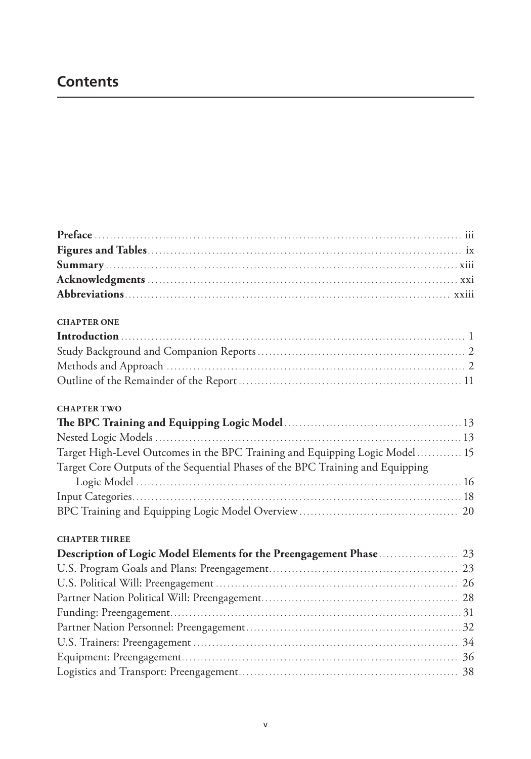## Contents

**Preface** ........................................................................................ iii
**Figures and Tables** ........................................................................ ix
**Summary** ....................................................................................... xiii
**Acknowledgments** .......................................................................... xxi
**Abbreviations** ................................................................................ xxiii

**CHAPTER ONE**
**Introduction** ..................................................................................... 1
Study Background and Companion Reports ............................................... 2
Methods and Approach .......................................................................... 2
Outline of the Remainder of the Report ................................................... 11

**CHAPTER TWO**
**The BPC Training and Equipping Logic Model** ....................................... 13
Nested Logic Models ............................................................................ 13
Target High-Level Outcomes in the BPC Training and Equipping Logic Model ............ 15
Target Core Outputs of the Sequential Phases of the BPC Training and Equipping Logic Model ........................................................................ 16
Input Categories .................................................................................. 18
BPC Training and Equipping Logic Model Overview ................................... 20

**CHAPTER THREE**
**Description of Logic Model Elements for the Preengagement Phase** .............. 23
U.S. Program Goals and Plans: Preengagement .......................................... 23
U.S. Political Will: Preengagement .......................................................... 26
Partner Nation Political Will: Preengagement ............................................ 28
Funding: Preengagement ....................................................................... 31
Partner Nation Personnel: Preengagement ................................................. 32
U.S. Trainers: Preengagement ................................................................ 34
Equipment: Preengagement ................................................................... 36
Logistics and Transport: Preengagement ................................................... 38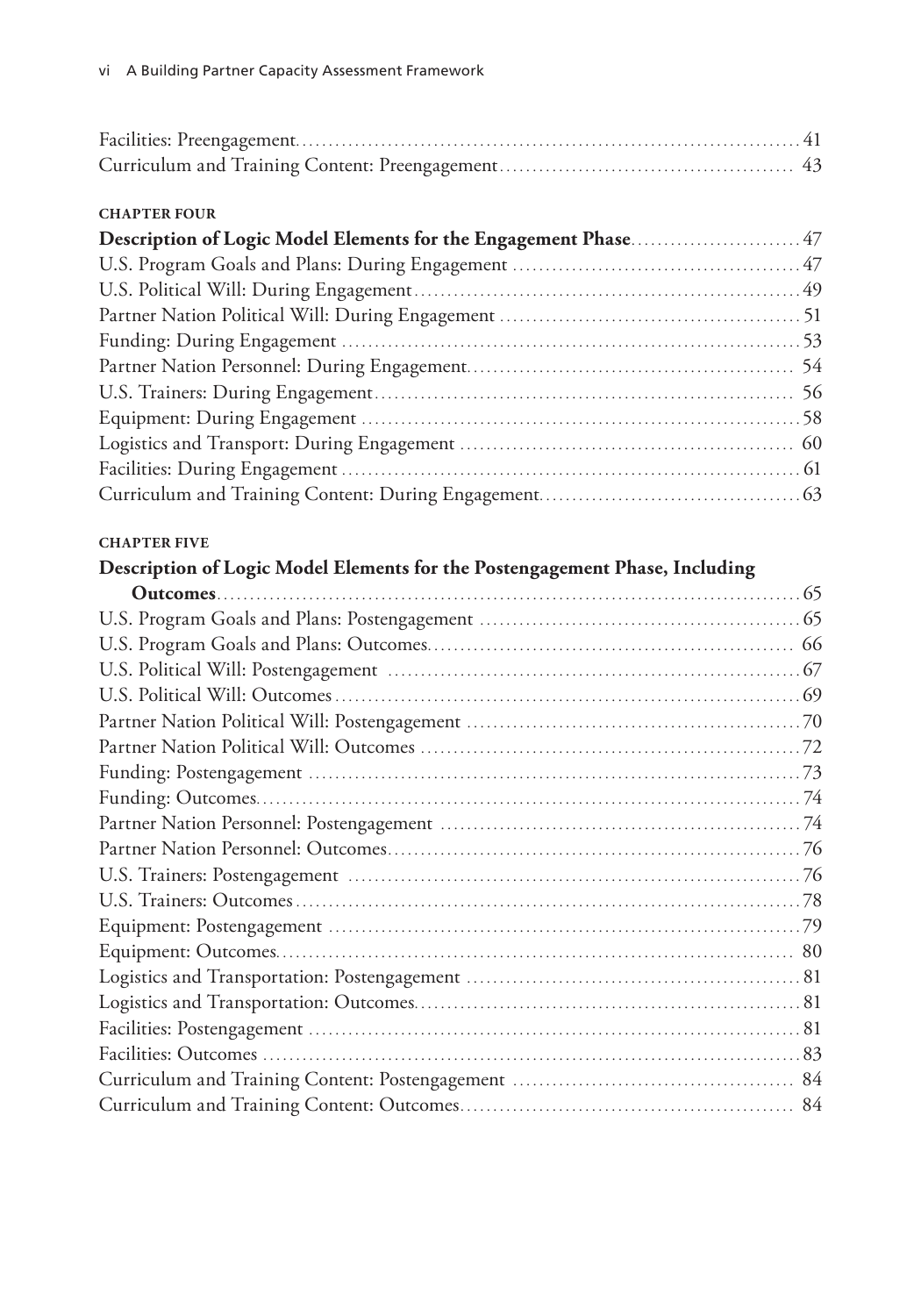Facilities: Preengagement ..... 41
Curriculum and Training Content: Preengagement ..... 43

**CHAPTER FOUR**

**Description of Logic Model Elements for the Engagement Phase ..... 47**
U.S. Program Goals and Plans: During Engagement ..... 47
U.S. Political Will: During Engagement ..... 49
Partner Nation Political Will: During Engagement ..... 51
Funding: During Engagement ..... 53
Partner Nation Personnel: During Engagement ..... 54
U.S. Trainers: During Engagement ..... 56
Equipment: During Engagement ..... 58
Logistics and Transport: During Engagement ..... 60
Facilities: During Engagement ..... 61
Curriculum and Training Content: During Engagement ..... 63

**CHAPTER FIVE**

**Description of Logic Model Elements for the Postengagement Phase, Including Outcomes ..... 65**
U.S. Program Goals and Plans: Postengagement ..... 65
U.S. Program Goals and Plans: Outcomes ..... 66
U.S. Political Will: Postengagement ..... 67
U.S. Political Will: Outcomes ..... 69
Partner Nation Political Will: Postengagement ..... 70
Partner Nation Political Will: Outcomes ..... 72
Funding: Postengagement ..... 73
Funding: Outcomes ..... 74
Partner Nation Personnel: Postengagement ..... 74
Partner Nation Personnel: Outcomes ..... 76
U.S. Trainers: Postengagement ..... 76
U.S. Trainers: Outcomes ..... 78
Equipment: Postengagement ..... 79
Equipment: Outcomes ..... 80
Logistics and Transportation: Postengagement ..... 81
Logistics and Transportation: Outcomes ..... 81
Facilities: Postengagement ..... 81
Facilities: Outcomes ..... 83
Curriculum and Training Content: Postengagement ..... 84
Curriculum and Training Content: Outcomes ..... 84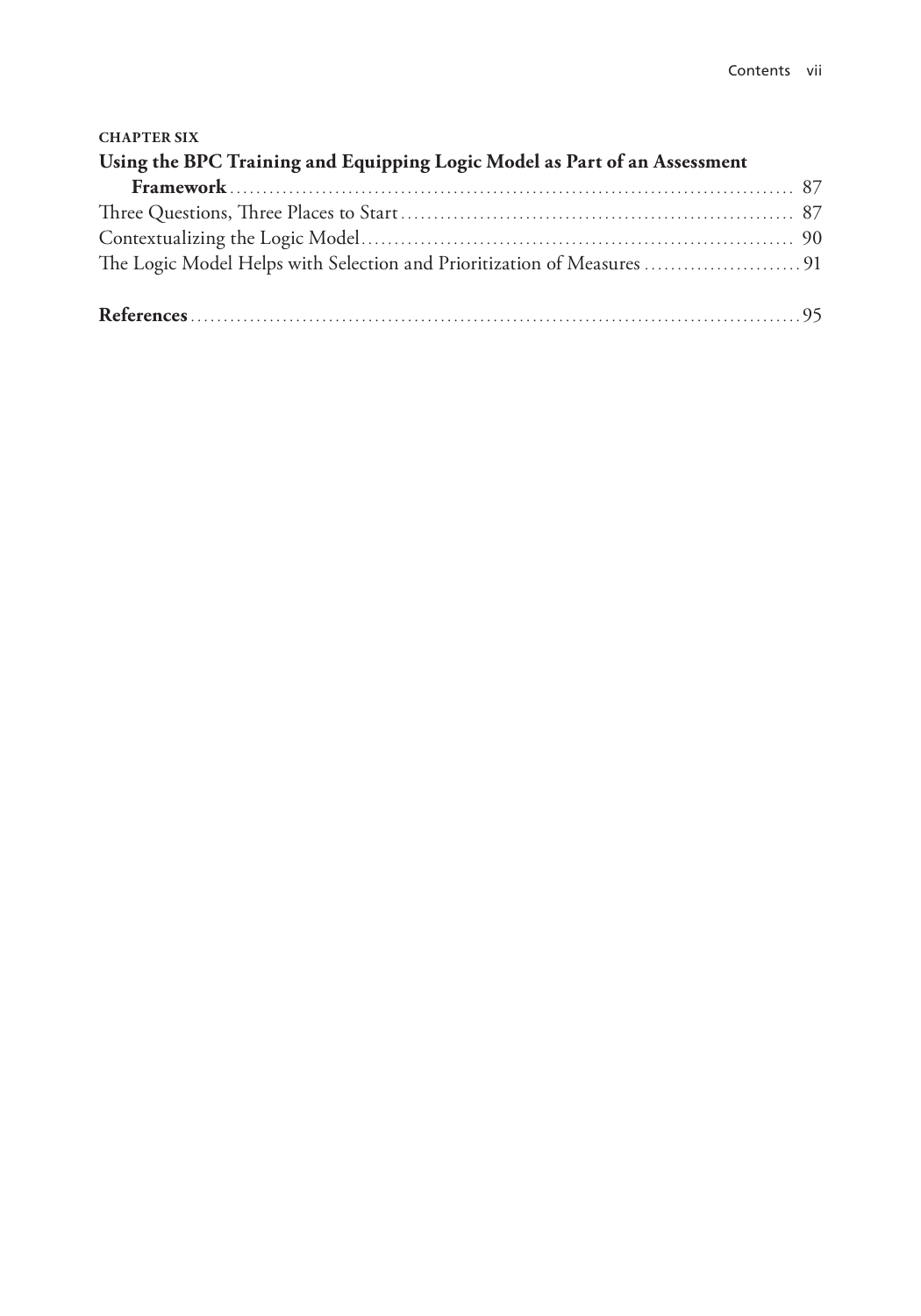**CHAPTER SIX**

**Using the BPC Training and Equipping Logic Model as Part of an Assessment Framework** ........ 87

Three Questions, Three Places to Start ........ 87

Contextualizing the Logic Model ........ 90

The Logic Model Helps with Selection and Prioritization of Measures ........ 91

**References** ........ 95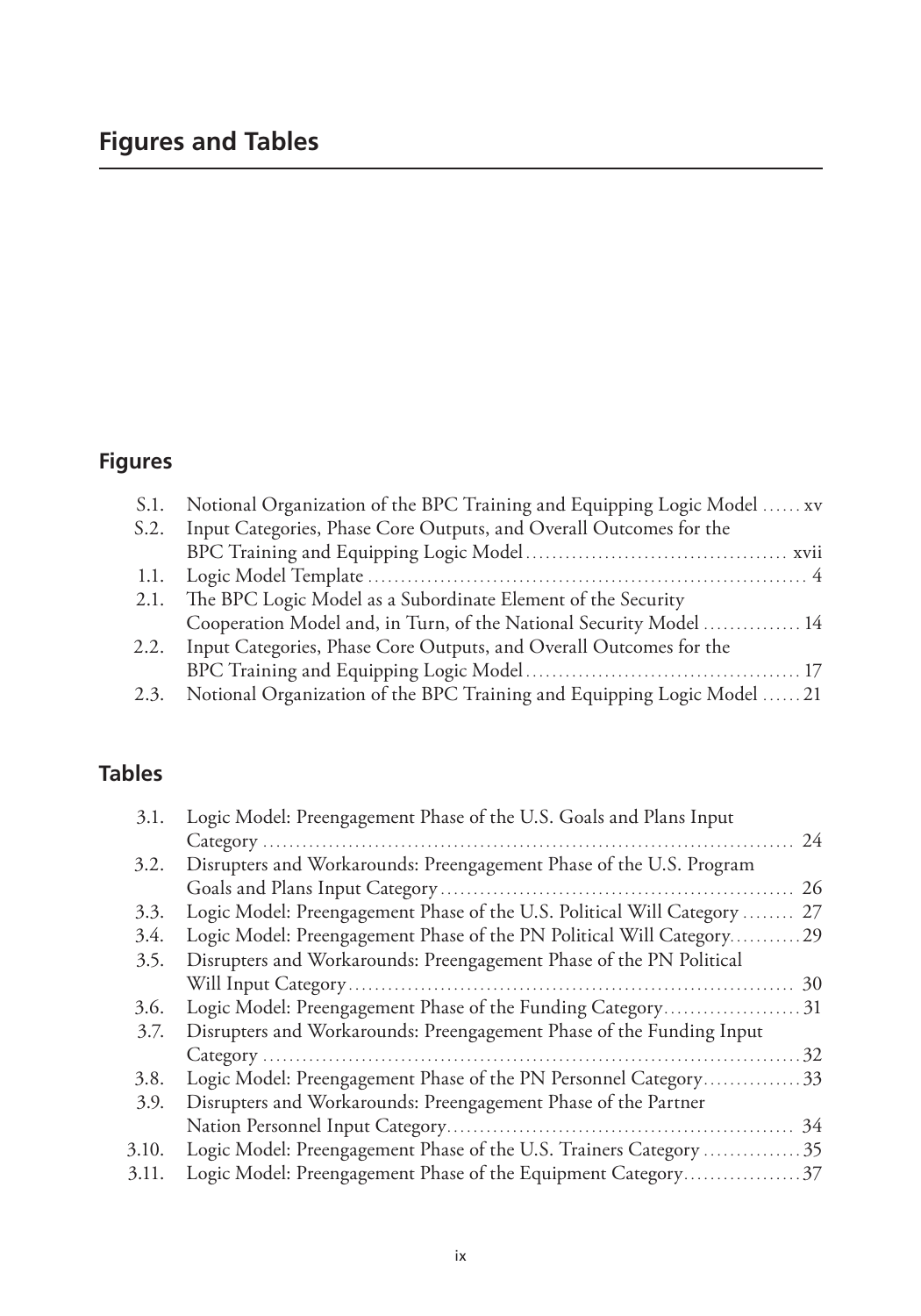# Figures and Tables

## Figures

- S.1. Notional Organization of the BPC Training and Equipping Logic Model ...... xv
- S.2. Input Categories, Phase Core Outputs, and Overall Outcomes for the BPC Training and Equipping Logic Model ...... xvii
- 1.1. Logic Model Template ...... 4
- 2.1. The BPC Logic Model as a Subordinate Element of the Security Cooperation Model and, in Turn, of the National Security Model ...... 14
- 2.2. Input Categories, Phase Core Outputs, and Overall Outcomes for the BPC Training and Equipping Logic Model ...... 17
- 2.3. Notional Organization of the BPC Training and Equipping Logic Model ...... 21

## Tables

- 3.1. Logic Model: Preengagement Phase of the U.S. Goals and Plans Input Category ...... 24
- 3.2. Disrupters and Workarounds: Preengagement Phase of the U.S. Program Goals and Plans Input Category ...... 26
- 3.3. Logic Model: Preengagement Phase of the U.S. Political Will Category ...... 27
- 3.4. Logic Model: Preengagement Phase of the PN Political Will Category ...... 29
- 3.5. Disrupters and Workarounds: Preengagement Phase of the PN Political Will Input Category ...... 30
- 3.6. Logic Model: Preengagement Phase of the Funding Category ...... 31
- 3.7. Disrupters and Workarounds: Preengagement Phase of the Funding Input Category ...... 32
- 3.8. Logic Model: Preengagement Phase of the PN Personnel Category ...... 33
- 3.9. Disrupters and Workarounds: Preengagement Phase of the Partner Nation Personnel Input Category ...... 34
- 3.10. Logic Model: Preengagement Phase of the U.S. Trainers Category ...... 35
- 3.11. Logic Model: Preengagement Phase of the Equipment Category ...... 37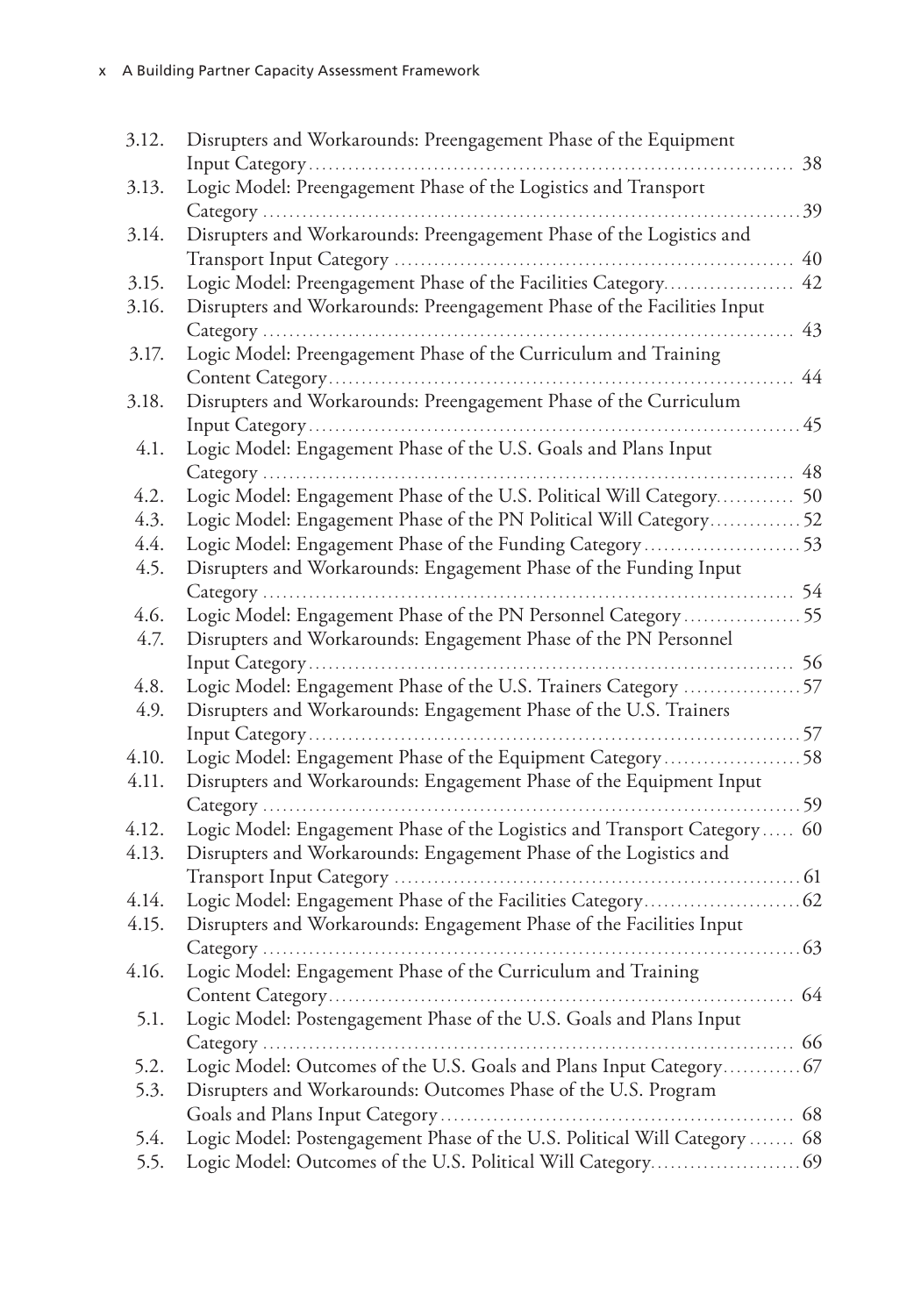| | | |
|---|---|---|
| 3.12. | Disrupters and Workarounds: Preengagement Phase of the Equipment Input Category | 38 |
| 3.13. | Logic Model: Preengagement Phase of the Logistics and Transport Category | 39 |
| 3.14. | Disrupters and Workarounds: Preengagement Phase of the Logistics and Transport Input Category | 40 |
| 3.15. | Logic Model: Preengagement Phase of the Facilities Category | 42 |
| 3.16. | Disrupters and Workarounds: Preengagement Phase of the Facilities Input Category | 43 |
| 3.17. | Logic Model: Preengagement Phase of the Curriculum and Training Content Category | 44 |
| 3.18. | Disrupters and Workarounds: Preengagement Phase of the Curriculum Input Category | 45 |
| 4.1. | Logic Model: Engagement Phase of the U.S. Goals and Plans Input Category | 48 |
| 4.2. | Logic Model: Engagement Phase of the U.S. Political Will Category | 50 |
| 4.3. | Logic Model: Engagement Phase of the PN Political Will Category | 52 |
| 4.4. | Logic Model: Engagement Phase of the Funding Category | 53 |
| 4.5. | Disrupters and Workarounds: Engagement Phase of the Funding Input Category | 54 |
| 4.6. | Logic Model: Engagement Phase of the PN Personnel Category | 55 |
| 4.7. | Disrupters and Workarounds: Engagement Phase of the PN Personnel Input Category | 56 |
| 4.8. | Logic Model: Engagement Phase of the U.S. Trainers Category | 57 |
| 4.9. | Disrupters and Workarounds: Engagement Phase of the U.S. Trainers Input Category | 57 |
| 4.10. | Logic Model: Engagement Phase of the Equipment Category | 58 |
| 4.11. | Disrupters and Workarounds: Engagement Phase of the Equipment Input Category | 59 |
| 4.12. | Logic Model: Engagement Phase of the Logistics and Transport Category | 60 |
| 4.13. | Disrupters and Workarounds: Engagement Phase of the Logistics and Transport Input Category | 61 |
| 4.14. | Logic Model: Engagement Phase of the Facilities Category | 62 |
| 4.15. | Disrupters and Workarounds: Engagement Phase of the Facilities Input Category | 63 |
| 4.16. | Logic Model: Engagement Phase of the Curriculum and Training Content Category | 64 |
| 5.1. | Logic Model: Postengagement Phase of the U.S. Goals and Plans Input Category | 66 |
| 5.2. | Logic Model: Outcomes of the U.S. Goals and Plans Input Category | 67 |
| 5.3. | Disrupters and Workarounds: Outcomes Phase of the U.S. Program Goals and Plans Input Category | 68 |
| 5.4. | Logic Model: Postengagement Phase of the U.S. Political Will Category | 68 |
| 5.5. | Logic Model: Outcomes of the U.S. Political Will Category | 69 |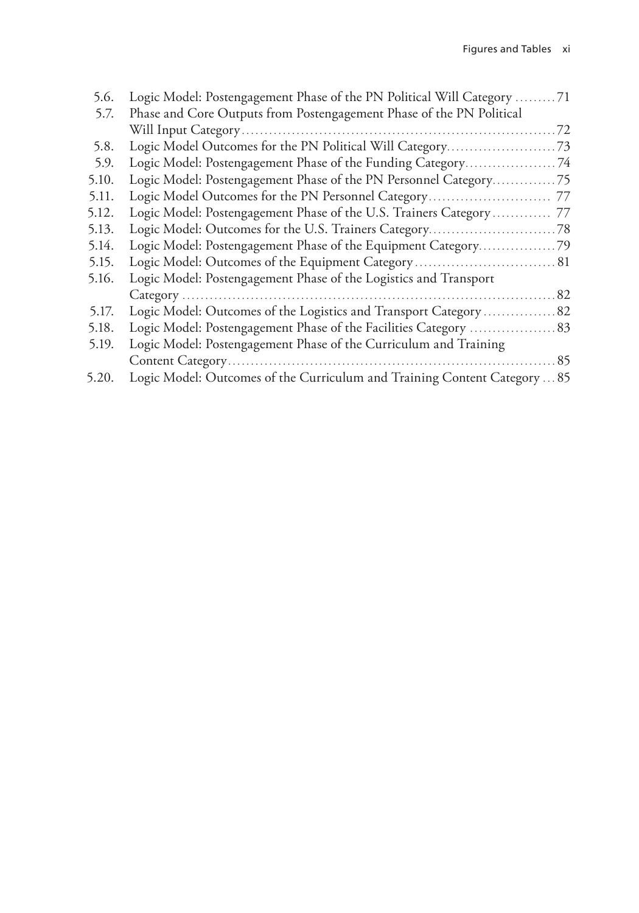| | | |
|---|---|---|
| 5.6. | Logic Model: Postengagement Phase of the PN Political Will Category | 71 |
| 5.7. | Phase and Core Outputs from Postengagement Phase of the PN Political Will Input Category | 72 |
| 5.8. | Logic Model Outcomes for the PN Political Will Category | 73 |
| 5.9. | Logic Model: Postengagement Phase of the Funding Category | 74 |
| 5.10. | Logic Model: Postengagement Phase of the PN Personnel Category | 75 |
| 5.11. | Logic Model Outcomes for the PN Personnel Category | 77 |
| 5.12. | Logic Model: Postengagement Phase of the U.S. Trainers Category | 77 |
| 5.13. | Logic Model: Outcomes for the U.S. Trainers Category | 78 |
| 5.14. | Logic Model: Postengagement Phase of the Equipment Category | 79 |
| 5.15. | Logic Model: Outcomes of the Equipment Category | 81 |
| 5.16. | Logic Model: Postengagement Phase of the Logistics and Transport Category | 82 |
| 5.17. | Logic Model: Outcomes of the Logistics and Transport Category | 82 |
| 5.18. | Logic Model: Postengagement Phase of the Facilities Category | 83 |
| 5.19. | Logic Model: Postengagement Phase of the Curriculum and Training Content Category | 85 |
| 5.20. | Logic Model: Outcomes of the Curriculum and Training Content Category | 85 |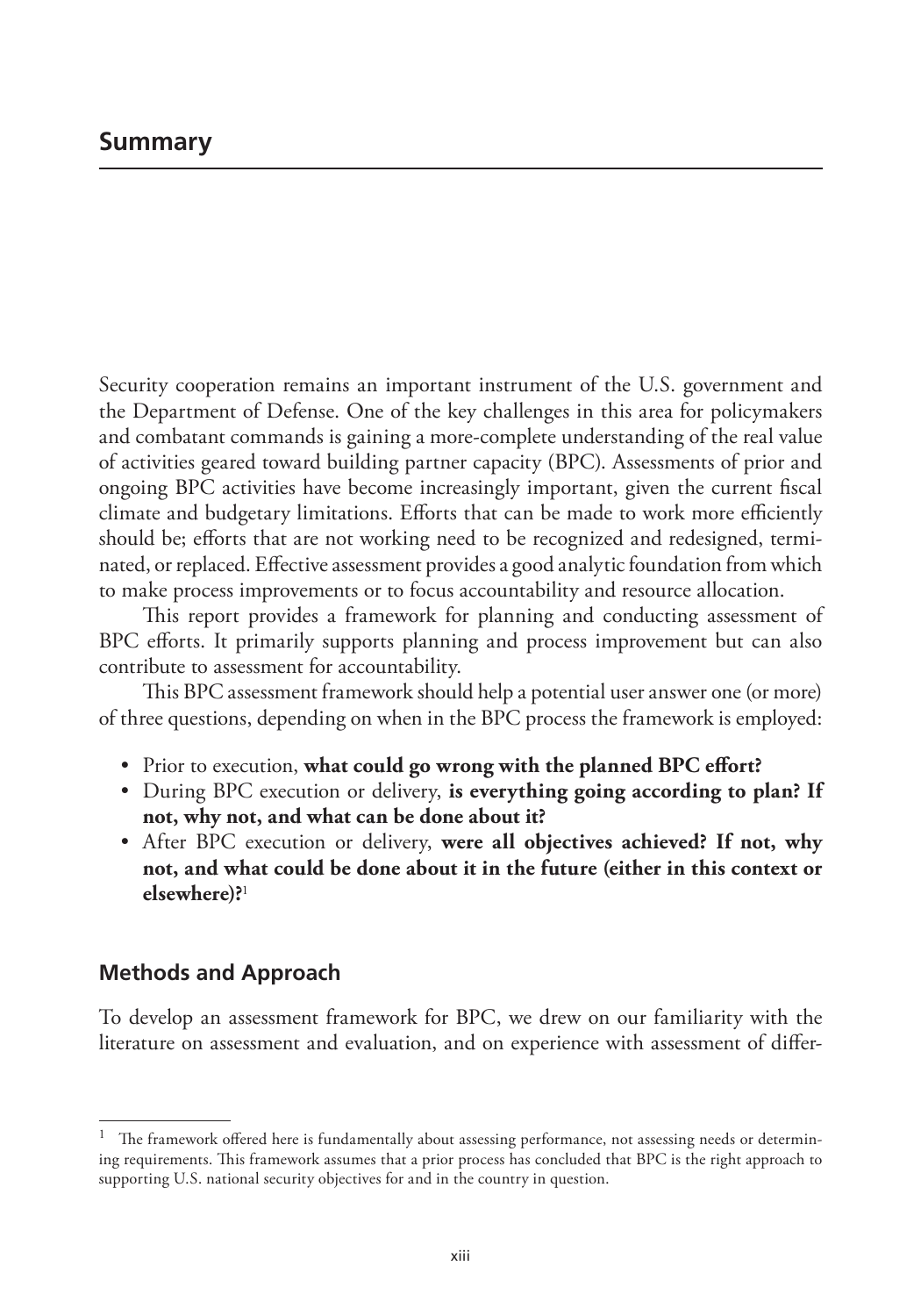# Summary

Security cooperation remains an important instrument of the U.S. government and the Department of Defense. One of the key challenges in this area for policymakers and combatant commands is gaining a more-complete understanding of the real value of activities geared toward building partner capacity (BPC). Assessments of prior and ongoing BPC activities have become increasingly important, given the current fiscal climate and budgetary limitations. Efforts that can be made to work more efficiently should be; efforts that are not working need to be recognized and redesigned, terminated, or replaced. Effective assessment provides a good analytic foundation from which to make process improvements or to focus accountability and resource allocation.

This report provides a framework for planning and conducting assessment of BPC efforts. It primarily supports planning and process improvement but can also contribute to assessment for accountability.

This BPC assessment framework should help a potential user answer one (or more) of three questions, depending on when in the BPC process the framework is employed:

- Prior to execution, **what could go wrong with the planned BPC effort?**
- During BPC execution or delivery, **is everything going according to plan? If not, why not, and what can be done about it?**
- After BPC execution or delivery, **were all objectives achieved? If not, why not, and what could be done about it in the future (either in this context or elsewhere)?**[1]

## Methods and Approach

To develop an assessment framework for BPC, we drew on our familiarity with the literature on assessment and evaluation, and on experience with assessment of differ-

[1] The framework offered here is fundamentally about assessing performance, not assessing needs or determining requirements. This framework assumes that a prior process has concluded that BPC is the right approach to supporting U.S. national security objectives for and in the country in question.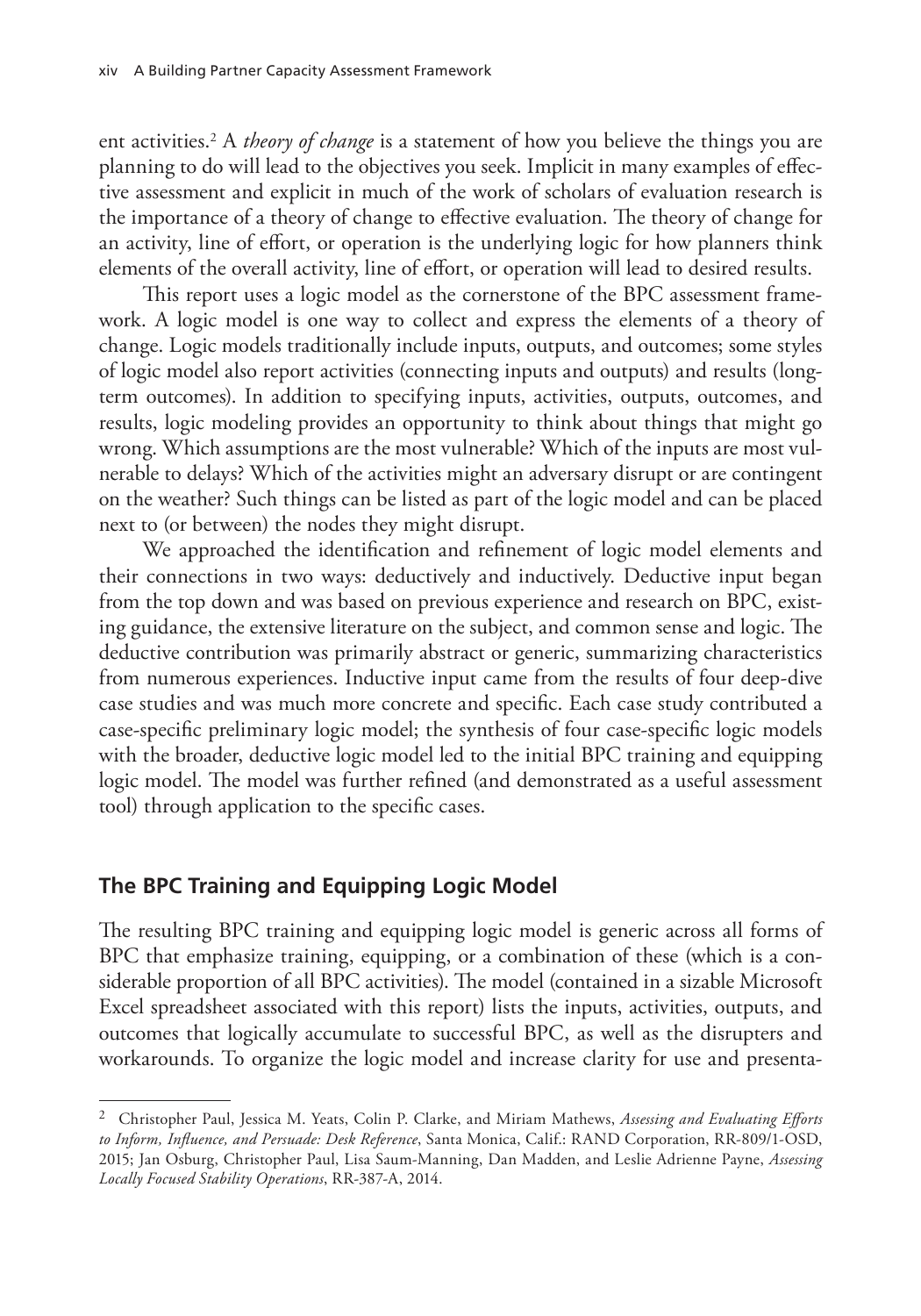ent activities.[2] A *theory of change* is a statement of how you believe the things you are planning to do will lead to the objectives you seek. Implicit in many examples of effective assessment and explicit in much of the work of scholars of evaluation research is the importance of a theory of change to effective evaluation. The theory of change for an activity, line of effort, or operation is the underlying logic for how planners think elements of the overall activity, line of effort, or operation will lead to desired results.

This report uses a logic model as the cornerstone of the BPC assessment framework. A logic model is one way to collect and express the elements of a theory of change. Logic models traditionally include inputs, outputs, and outcomes; some styles of logic model also report activities (connecting inputs and outputs) and results (long-term outcomes). In addition to specifying inputs, activities, outputs, outcomes, and results, logic modeling provides an opportunity to think about things that might go wrong. Which assumptions are the most vulnerable? Which of the inputs are most vulnerable to delays? Which of the activities might an adversary disrupt or are contingent on the weather? Such things can be listed as part of the logic model and can be placed next to (or between) the nodes they might disrupt.

We approached the identification and refinement of logic model elements and their connections in two ways: deductively and inductively. Deductive input began from the top down and was based on previous experience and research on BPC, existing guidance, the extensive literature on the subject, and common sense and logic. The deductive contribution was primarily abstract or generic, summarizing characteristics from numerous experiences. Inductive input came from the results of four deep-dive case studies and was much more concrete and specific. Each case study contributed a case-specific preliminary logic model; the synthesis of four case-specific logic models with the broader, deductive logic model led to the initial BPC training and equipping logic model. The model was further refined (and demonstrated as a useful assessment tool) through application to the specific cases.

## The BPC Training and Equipping Logic Model

The resulting BPC training and equipping logic model is generic across all forms of BPC that emphasize training, equipping, or a combination of these (which is a considerable proportion of all BPC activities). The model (contained in a sizable Microsoft Excel spreadsheet associated with this report) lists the inputs, activities, outputs, and outcomes that logically accumulate to successful BPC, as well as the disrupters and workarounds. To organize the logic model and increase clarity for use and presenta-

---

[2] Christopher Paul, Jessica M. Yeats, Colin P. Clarke, and Miriam Mathews, *Assessing and Evaluating Efforts to Inform, Influence, and Persuade: Desk Reference*, Santa Monica, Calif.: RAND Corporation, RR-809/1-OSD, 2015; Jan Osburg, Christopher Paul, Lisa Saum-Manning, Dan Madden, and Leslie Adrienne Payne, *Assessing Locally Focused Stability Operations*, RR-387-A, 2014.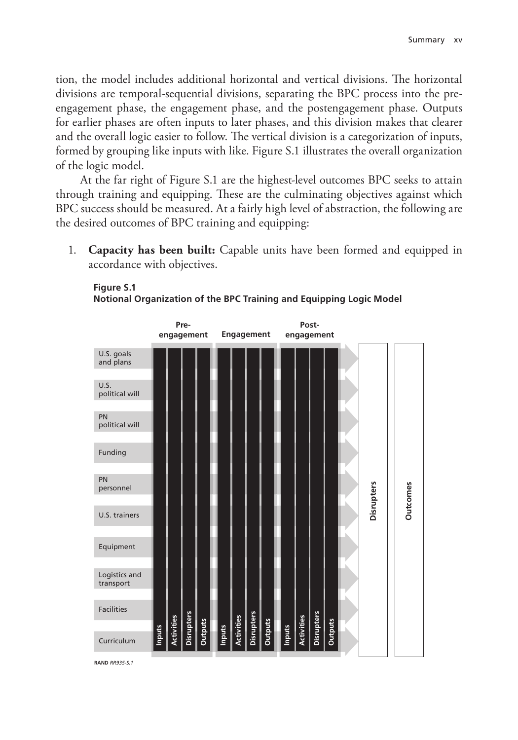tion, the model includes additional horizontal and vertical divisions. The horizontal divisions are temporal-sequential divisions, separating the BPC process into the pre-engagement phase, the engagement phase, and the postengagement phase. Outputs for earlier phases are often inputs to later phases, and this division makes that clearer and the overall logic easier to follow. The vertical division is a categorization of inputs, formed by grouping like inputs with like. Figure S.1 illustrates the overall organization of the logic model.

At the far right of Figure S.1 are the highest-level outcomes BPC seeks to attain through training and equipping. These are the culminating objectives against which BPC success should be measured. At a fairly high level of abstraction, the following are the desired outcomes of BPC training and equipping:

1. **Capacity has been built:** Capable units have been formed and equipped in accordance with objectives.

**Figure S.1**
**Notional Organization of the BPC Training and Equipping Logic Model**

| | Pre-engagement | | | | Engagement | | | | Post-engagement | | | | | |
|---|---|---|---|---|---|---|---|---|---|---|---|---|---|---|
| | Inputs | Activities | Disrupters | Outputs | Inputs | Activities | Disrupters | Outputs | Inputs | Activities | Disrupters | Outputs | Disrupters | Outcomes |
| U.S. goals and plans | | | | | | | | | | | | | | |
| U.S. political will | | | | | | | | | | | | | | |
| PN political will | | | | | | | | | | | | | | |
| Funding | | | | | | | | | | | | | | |
| PN personnel | | | | | | | | | | | | | | |
| U.S. trainers | | | | | | | | | | | | | | |
| Equipment | | | | | | | | | | | | | | |
| Logistics and transport | | | | | | | | | | | | | | |
| Facilities | | | | | | | | | | | | | | |
| Curriculum | | | | | | | | | | | | | | |

RAND *RR935-S.1*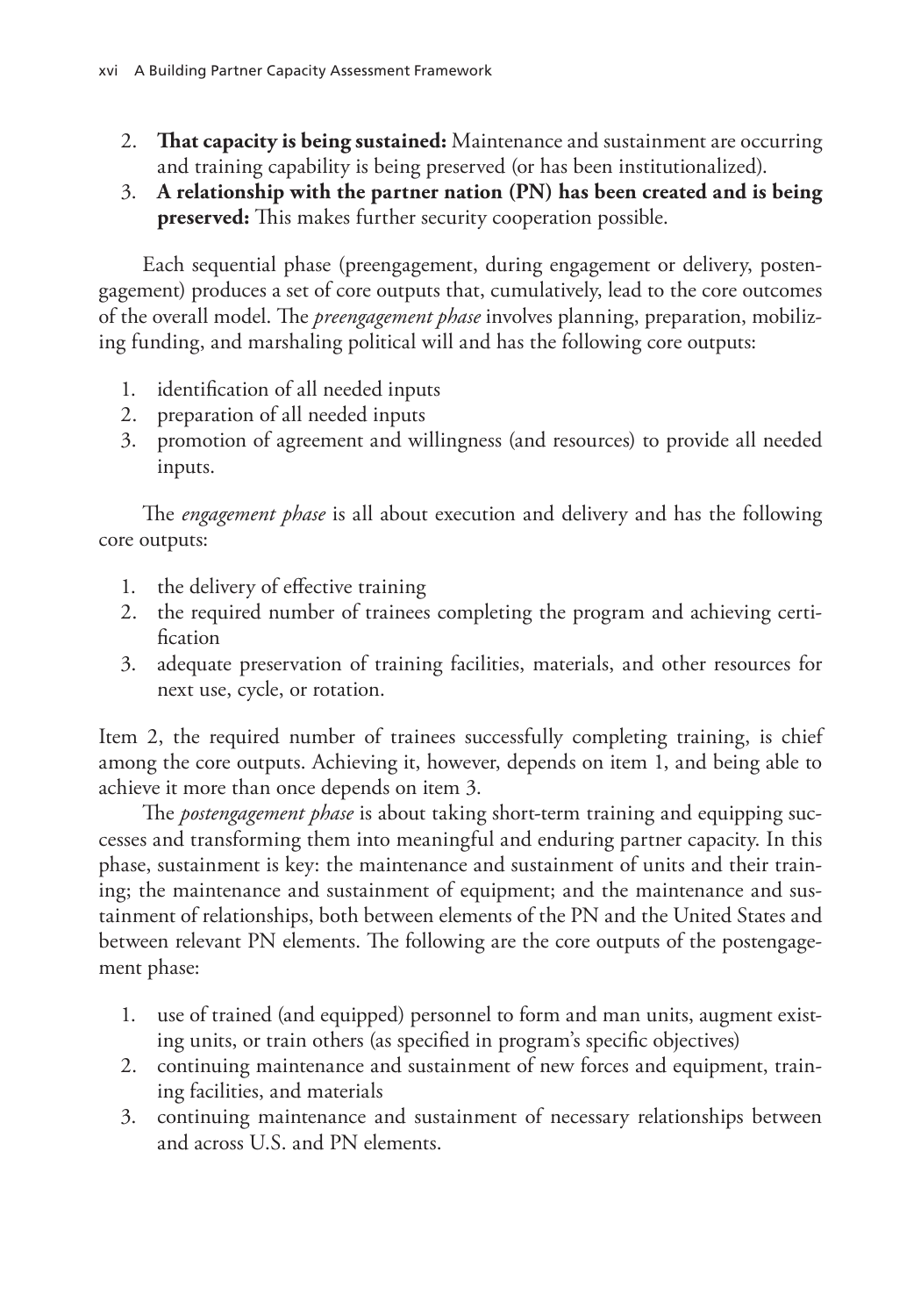2. **That capacity is being sustained:** Maintenance and sustainment are occurring and training capability is being preserved (or has been institutionalized).
3. **A relationship with the partner nation (PN) has been created and is being preserved:** This makes further security cooperation possible.

Each sequential phase (preengagement, during engagement or delivery, postengagement) produces a set of core outputs that, cumulatively, lead to the core outcomes of the overall model. The *preengagement phase* involves planning, preparation, mobilizing funding, and marshaling political will and has the following core outputs:

1. identification of all needed inputs
2. preparation of all needed inputs
3. promotion of agreement and willingness (and resources) to provide all needed inputs.

The *engagement phase* is all about execution and delivery and has the following core outputs:

1. the delivery of effective training
2. the required number of trainees completing the program and achieving certification
3. adequate preservation of training facilities, materials, and other resources for next use, cycle, or rotation.

Item 2, the required number of trainees successfully completing training, is chief among the core outputs. Achieving it, however, depends on item 1, and being able to achieve it more than once depends on item 3.

The *postengagement phase* is about taking short-term training and equipping successes and transforming them into meaningful and enduring partner capacity. In this phase, sustainment is key: the maintenance and sustainment of units and their training; the maintenance and sustainment of equipment; and the maintenance and sustainment of relationships, both between elements of the PN and the United States and between relevant PN elements. The following are the core outputs of the postengagement phase:

1. use of trained (and equipped) personnel to form and man units, augment existing units, or train others (as specified in program's specific objectives)
2. continuing maintenance and sustainment of new forces and equipment, training facilities, and materials
3. continuing maintenance and sustainment of necessary relationships between and across U.S. and PN elements.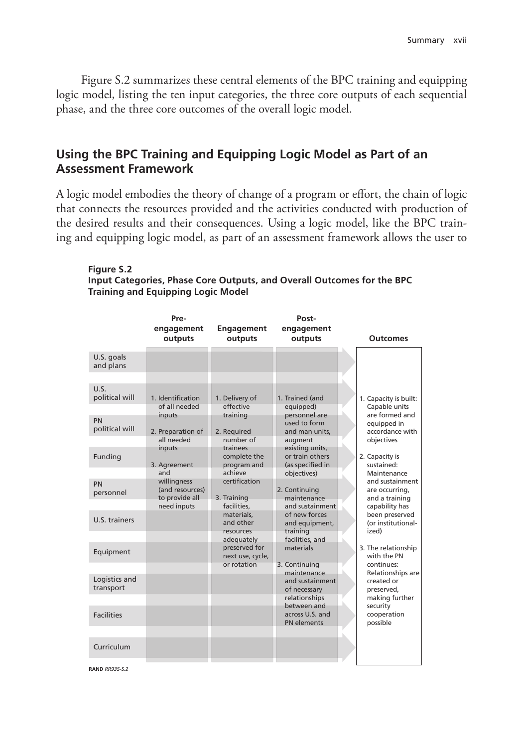Figure S.2 summarizes these central elements of the BPC training and equipping logic model, listing the ten input categories, the three core outputs of each sequential phase, and the three core outcomes of the overall logic model.

## Using the BPC Training and Equipping Logic Model as Part of an Assessment Framework

A logic model embodies the theory of change of a program or effort, the chain of logic that connects the resources provided and the activities conducted with production of the desired results and their consequences. Using a logic model, like the BPC training and equipping logic model, as part of an assessment framework allows the user to

**Figure S.2**
**Input Categories, Phase Core Outputs, and Overall Outcomes for the BPC Training and Equipping Logic Model**

| Inputs | Pre-engagement outputs | Engagement outputs | Post-engagement outputs | Outcomes |
|---|---|---|---|---|
| U.S. goals and plans<br>U.S. political will<br>PN political will<br>Funding<br>PN personnel<br>U.S. trainers<br>Equipment<br>Logistics and transport<br>Facilities<br>Curriculum | 1. Identification of all needed inputs<br>2. Preparation of all needed inputs<br>3. Agreement and willingness (and resources) to provide all need inputs | 1. Delivery of effective training<br>2. Required number of trainees complete the program and achieve certification<br>3. Training facilities, materials, and other resources adequately preserved for next use, cycle, or rotation | 1. Trained (and equipped) personnel are used to form and man units, augment existing units, or train others (as specified in objectives)<br>2. Continuing maintenance and sustainment of new forces and equipment, training facilities, and materials<br>3. Continuing maintenance and sustainment of necessary relationships between and across U.S. and PN elements | 1. Capacity is built: Capable units are formed and equipped in accordance with objectives<br>2. Capacity is sustained: Maintenance and sustainment are occurring, and a training capability has been preserved (or institutionalized)<br>3. The relationship with the PN continues: Relationships are created or preserved, making further security cooperation possible |

RAND *RR935-S.2*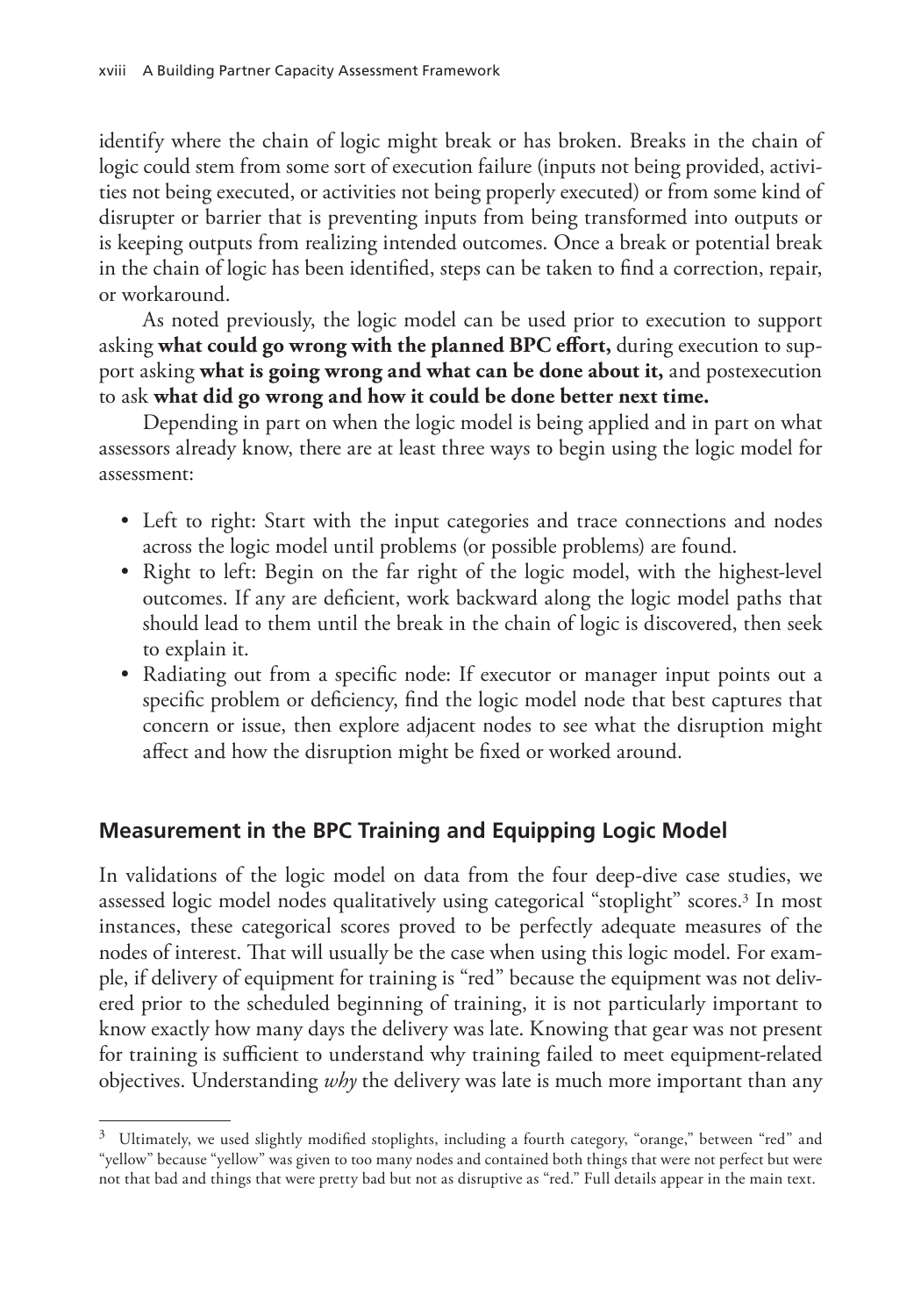identify where the chain of logic might break or has broken. Breaks in the chain of logic could stem from some sort of execution failure (inputs not being provided, activities not being executed, or activities not being properly executed) or from some kind of disrupter or barrier that is preventing inputs from being transformed into outputs or is keeping outputs from realizing intended outcomes. Once a break or potential break in the chain of logic has been identified, steps can be taken to find a correction, repair, or workaround.

As noted previously, the logic model can be used prior to execution to support asking **what could go wrong with the planned BPC effort,** during execution to support asking **what is going wrong and what can be done about it,** and postexecution to ask **what did go wrong and how it could be done better next time.**

Depending in part on when the logic model is being applied and in part on what assessors already know, there are at least three ways to begin using the logic model for assessment:

- Left to right: Start with the input categories and trace connections and nodes across the logic model until problems (or possible problems) are found.
- Right to left: Begin on the far right of the logic model, with the highest-level outcomes. If any are deficient, work backward along the logic model paths that should lead to them until the break in the chain of logic is discovered, then seek to explain it.
- Radiating out from a specific node: If executor or manager input points out a specific problem or deficiency, find the logic model node that best captures that concern or issue, then explore adjacent nodes to see what the disruption might affect and how the disruption might be fixed or worked around.

## Measurement in the BPC Training and Equipping Logic Model

In validations of the logic model on data from the four deep-dive case studies, we assessed logic model nodes qualitatively using categorical "stoplight" scores.[3] In most instances, these categorical scores proved to be perfectly adequate measures of the nodes of interest. That will usually be the case when using this logic model. For example, if delivery of equipment for training is "red" because the equipment was not delivered prior to the scheduled beginning of training, it is not particularly important to know exactly how many days the delivery was late. Knowing that gear was not present for training is sufficient to understand why training failed to meet equipment-related objectives. Understanding *why* the delivery was late is much more important than any

[3] Ultimately, we used slightly modified stoplights, including a fourth category, "orange," between "red" and "yellow" because "yellow" was given to too many nodes and contained both things that were not perfect but were not that bad and things that were pretty bad but not as disruptive as "red." Full details appear in the main text.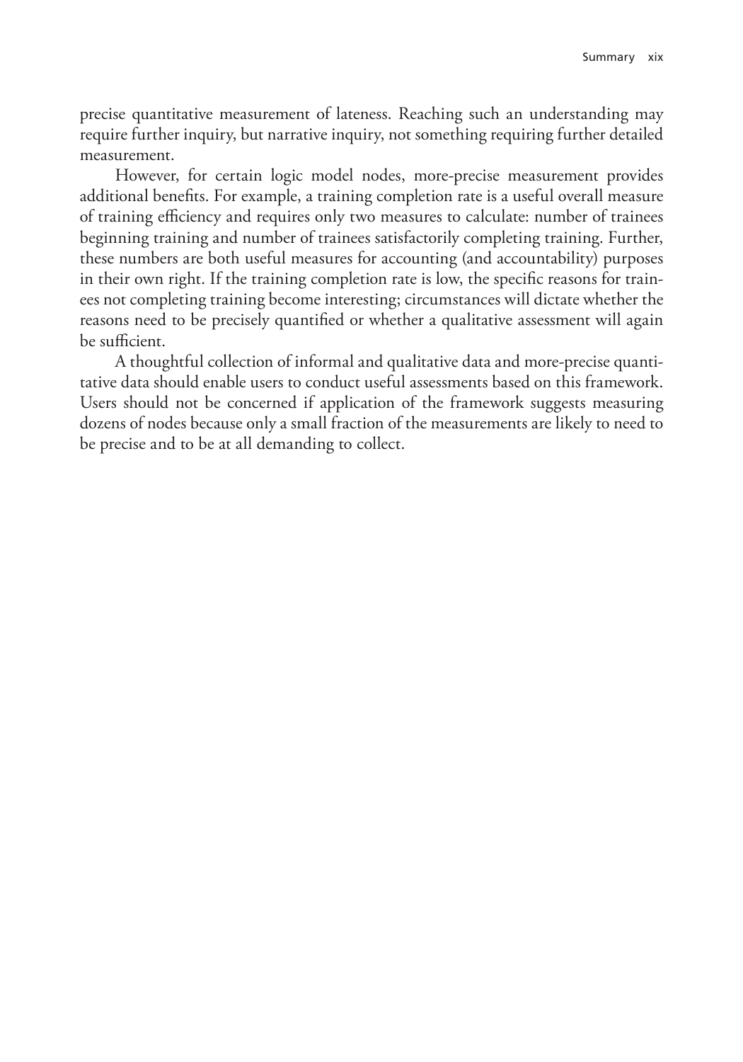precise quantitative measurement of lateness. Reaching such an understanding may require further inquiry, but narrative inquiry, not something requiring further detailed measurement.

However, for certain logic model nodes, more-precise measurement provides additional benefits. For example, a training completion rate is a useful overall measure of training efficiency and requires only two measures to calculate: number of trainees beginning training and number of trainees satisfactorily completing training. Further, these numbers are both useful measures for accounting (and accountability) purposes in their own right. If the training completion rate is low, the specific reasons for trainees not completing training become interesting; circumstances will dictate whether the reasons need to be precisely quantified or whether a qualitative assessment will again be sufficient.

A thoughtful collection of informal and qualitative data and more-precise quantitative data should enable users to conduct useful assessments based on this framework. Users should not be concerned if application of the framework suggests measuring dozens of nodes because only a small fraction of the measurements are likely to need to be precise and to be at all demanding to collect.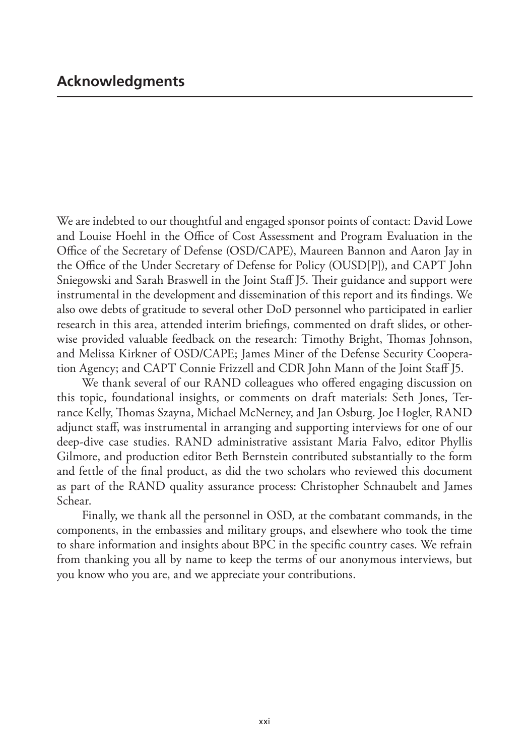## Acknowledgments

We are indebted to our thoughtful and engaged sponsor points of contact: David Lowe and Louise Hoehl in the Office of Cost Assessment and Program Evaluation in the Office of the Secretary of Defense (OSD/CAPE), Maureen Bannon and Aaron Jay in the Office of the Under Secretary of Defense for Policy (OUSD[P]), and CAPT John Sniegowski and Sarah Braswell in the Joint Staff J5. Their guidance and support were instrumental in the development and dissemination of this report and its findings. We also owe debts of gratitude to several other DoD personnel who participated in earlier research in this area, attended interim briefings, commented on draft slides, or otherwise provided valuable feedback on the research: Timothy Bright, Thomas Johnson, and Melissa Kirkner of OSD/CAPE; James Miner of the Defense Security Cooperation Agency; and CAPT Connie Frizzell and CDR John Mann of the Joint Staff J5.

We thank several of our RAND colleagues who offered engaging discussion on this topic, foundational insights, or comments on draft materials: Seth Jones, Terrance Kelly, Thomas Szayna, Michael McNerney, and Jan Osburg. Joe Hogler, RAND adjunct staff, was instrumental in arranging and supporting interviews for one of our deep-dive case studies. RAND administrative assistant Maria Falvo, editor Phyllis Gilmore, and production editor Beth Bernstein contributed substantially to the form and fettle of the final product, as did the two scholars who reviewed this document as part of the RAND quality assurance process: Christopher Schnaubelt and James Schear.

Finally, we thank all the personnel in OSD, at the combatant commands, in the components, in the embassies and military groups, and elsewhere who took the time to share information and insights about BPC in the specific country cases. We refrain from thanking you all by name to keep the terms of our anonymous interviews, but you know who you are, and we appreciate your contributions.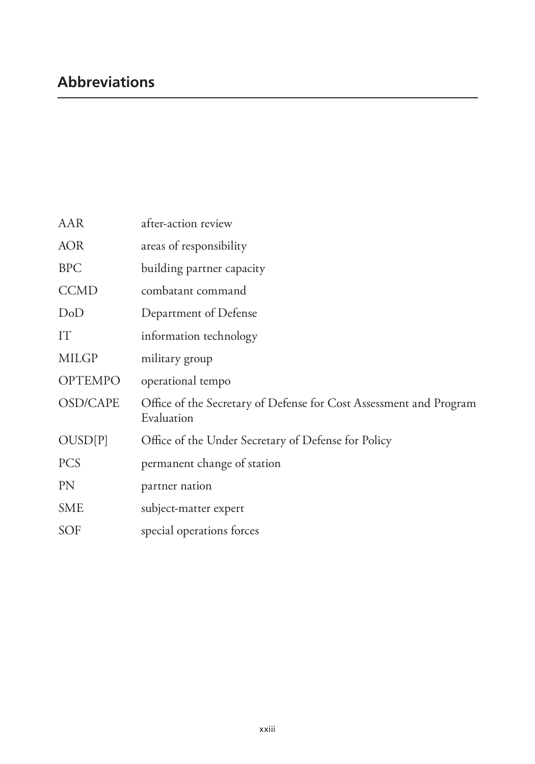## Abbreviations

| | |
|---|---|
| AAR | after-action review |
| AOR | areas of responsibility |
| BPC | building partner capacity |
| CCMD | combatant command |
| DoD | Department of Defense |
| IT | information technology |
| MILGP | military group |
| OPTEMPO | operational tempo |
| OSD/CAPE | Office of the Secretary of Defense for Cost Assessment and Program Evaluation |
| OUSD[P] | Office of the Under Secretary of Defense for Policy |
| PCS | permanent change of station |
| PN | partner nation |
| SME | subject-matter expert |
| SOF | special operations forces |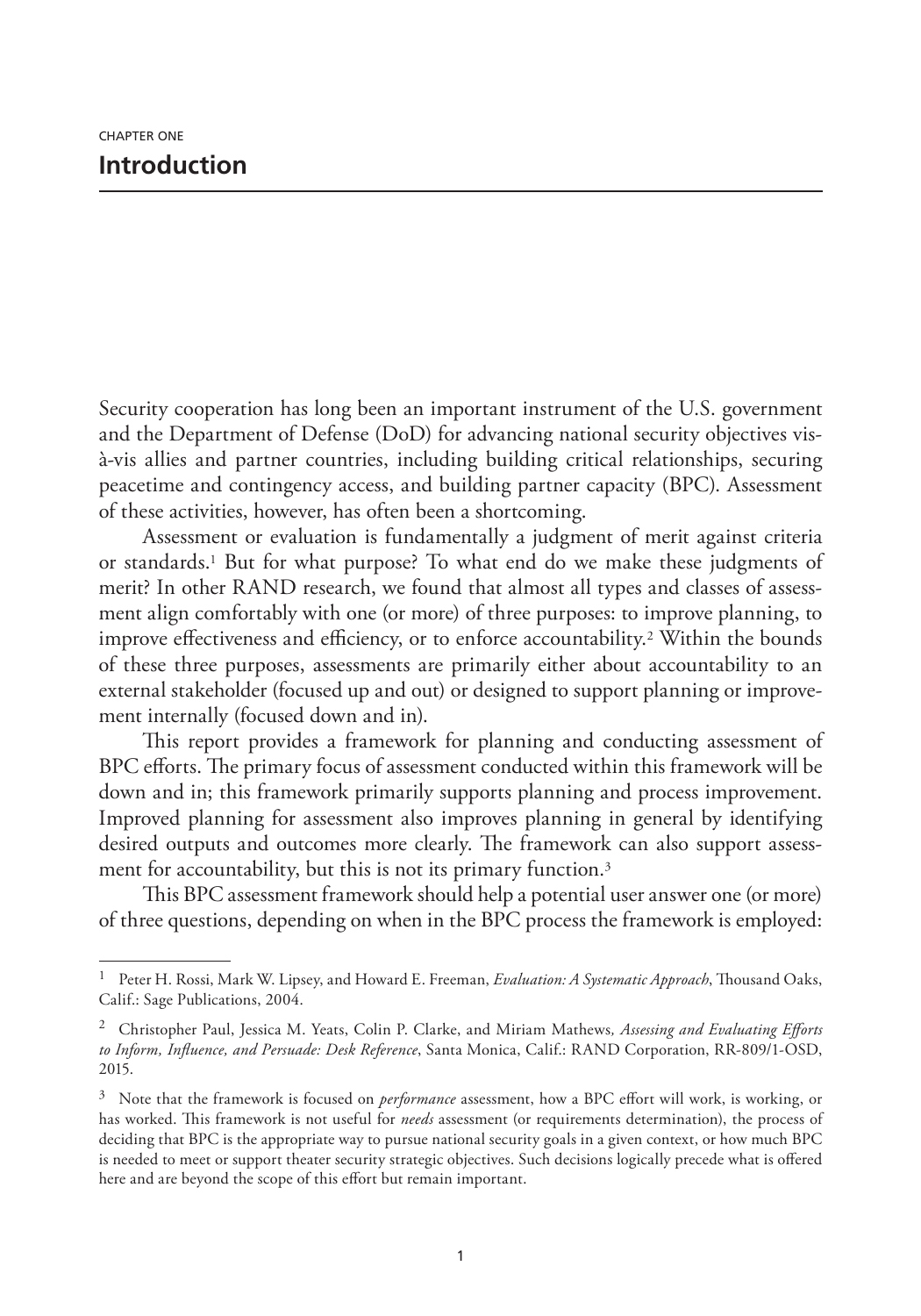CHAPTER ONE

# Introduction

Security cooperation has long been an important instrument of the U.S. government and the Department of Defense (DoD) for advancing national security objectives vis-à-vis allies and partner countries, including building critical relationships, securing peacetime and contingency access, and building partner capacity (BPC). Assessment of these activities, however, has often been a shortcoming.

Assessment or evaluation is fundamentally a judgment of merit against criteria or standards.[1] But for what purpose? To what end do we make these judgments of merit? In other RAND research, we found that almost all types and classes of assessment align comfortably with one (or more) of three purposes: to improve planning, to improve effectiveness and efficiency, or to enforce accountability.[2] Within the bounds of these three purposes, assessments are primarily either about accountability to an external stakeholder (focused up and out) or designed to support planning or improvement internally (focused down and in).

This report provides a framework for planning and conducting assessment of BPC efforts. The primary focus of assessment conducted within this framework will be down and in; this framework primarily supports planning and process improvement. Improved planning for assessment also improves planning in general by identifying desired outputs and outcomes more clearly. The framework can also support assessment for accountability, but this is not its primary function.[3]

This BPC assessment framework should help a potential user answer one (or more) of three questions, depending on when in the BPC process the framework is employed:

---

[1] Peter H. Rossi, Mark W. Lipsey, and Howard E. Freeman, *Evaluation: A Systematic Approach*, Thousand Oaks, Calif.: Sage Publications, 2004.

[2] Christopher Paul, Jessica M. Yeats, Colin P. Clarke, and Miriam Mathews, *Assessing and Evaluating Efforts to Inform, Influence, and Persuade: Desk Reference*, Santa Monica, Calif.: RAND Corporation, RR-809/1-OSD, 2015.

[3] Note that the framework is focused on *performance* assessment, how a BPC effort will work, is working, or has worked. This framework is not useful for *needs* assessment (or requirements determination), the process of deciding that BPC is the appropriate way to pursue national security goals in a given context, or how much BPC is needed to meet or support theater security strategic objectives. Such decisions logically precede what is offered here and are beyond the scope of this effort but remain important.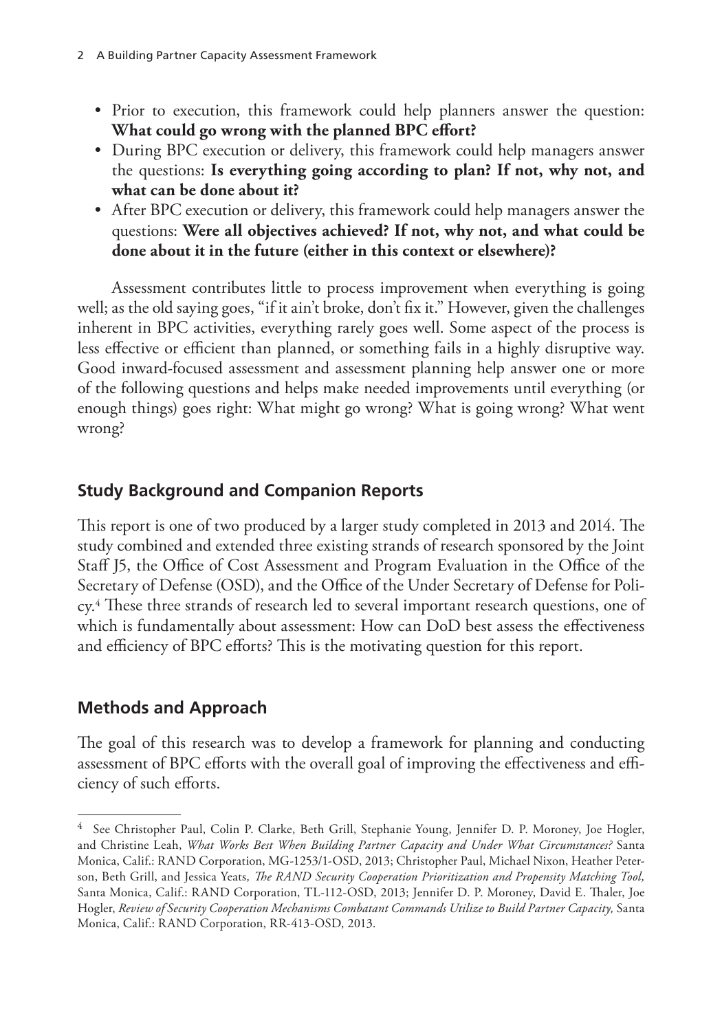- Prior to execution, this framework could help planners answer the question: **What could go wrong with the planned BPC effort?**
- During BPC execution or delivery, this framework could help managers answer the questions: **Is everything going according to plan? If not, why not, and what can be done about it?**
- After BPC execution or delivery, this framework could help managers answer the questions: **Were all objectives achieved? If not, why not, and what could be done about it in the future (either in this context or elsewhere)?**

Assessment contributes little to process improvement when everything is going well; as the old saying goes, "if it ain't broke, don't fix it." However, given the challenges inherent in BPC activities, everything rarely goes well. Some aspect of the process is less effective or efficient than planned, or something fails in a highly disruptive way. Good inward-focused assessment and assessment planning help answer one or more of the following questions and helps make needed improvements until everything (or enough things) goes right: What might go wrong? What is going wrong? What went wrong?

## Study Background and Companion Reports

This report is one of two produced by a larger study completed in 2013 and 2014. The study combined and extended three existing strands of research sponsored by the Joint Staff J5, the Office of Cost Assessment and Program Evaluation in the Office of the Secretary of Defense (OSD), and the Office of the Under Secretary of Defense for Policy.[4] These three strands of research led to several important research questions, one of which is fundamentally about assessment: How can DoD best assess the effectiveness and efficiency of BPC efforts? This is the motivating question for this report.

## Methods and Approach

The goal of this research was to develop a framework for planning and conducting assessment of BPC efforts with the overall goal of improving the effectiveness and efficiency of such efforts.

---

[4] See Christopher Paul, Colin P. Clarke, Beth Grill, Stephanie Young, Jennifer D. P. Moroney, Joe Hogler, and Christine Leah, *What Works Best When Building Partner Capacity and Under What Circumstances?* Santa Monica, Calif.: RAND Corporation, MG-1253/1-OSD, 2013; Christopher Paul, Michael Nixon, Heather Peterson, Beth Grill, and Jessica Yeats, *The RAND Security Cooperation Prioritization and Propensity Matching Tool,* Santa Monica, Calif.: RAND Corporation, TL-112-OSD, 2013; Jennifer D. P. Moroney, David E. Thaler, Joe Hogler, *Review of Security Cooperation Mechanisms Combatant Commands Utilize to Build Partner Capacity,* Santa Monica, Calif.: RAND Corporation, RR-413-OSD, 2013.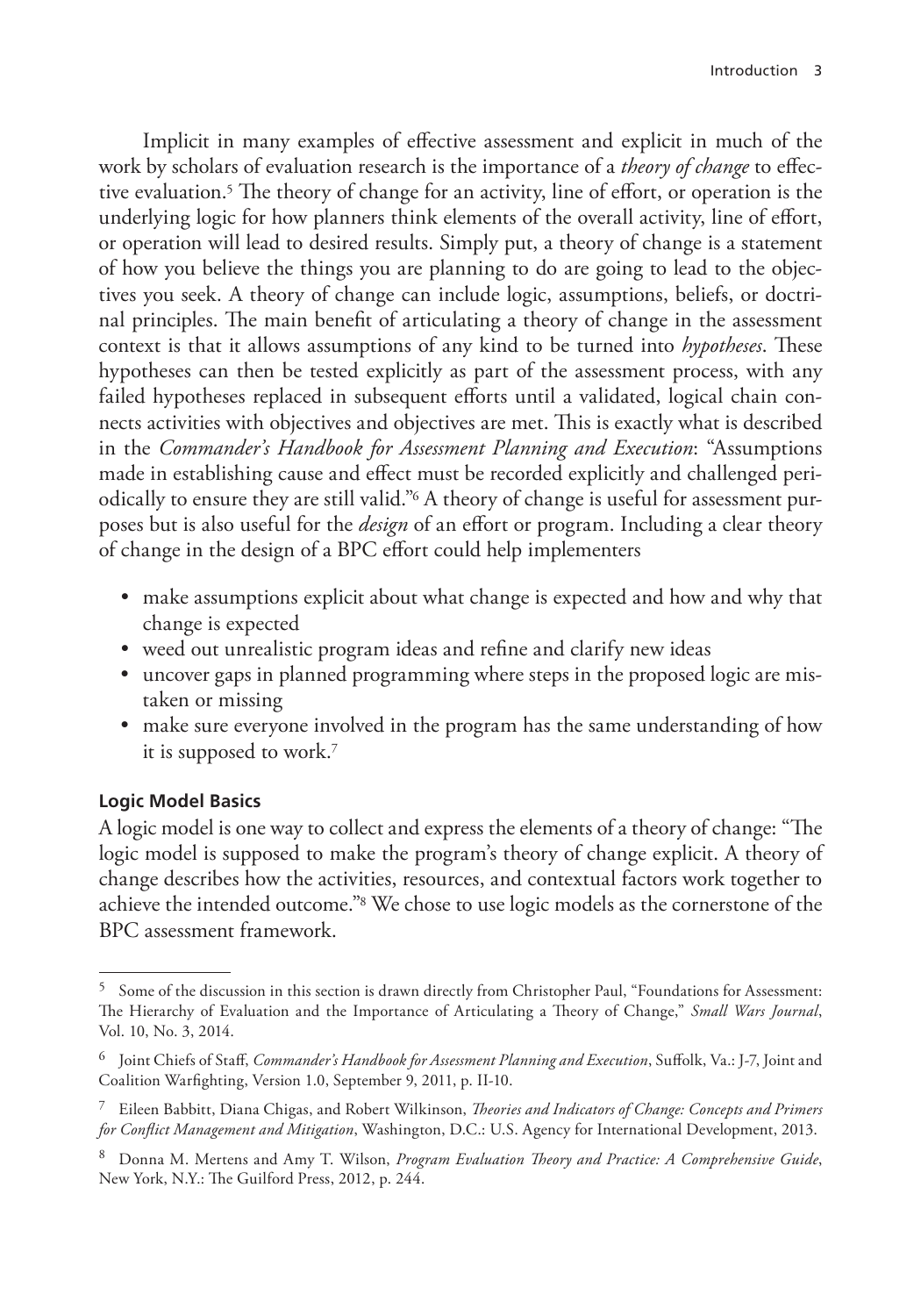Implicit in many examples of effective assessment and explicit in much of the work by scholars of evaluation research is the importance of a *theory of change* to effective evaluation.[5] The theory of change for an activity, line of effort, or operation is the underlying logic for how planners think elements of the overall activity, line of effort, or operation will lead to desired results. Simply put, a theory of change is a statement of how you believe the things you are planning to do are going to lead to the objectives you seek. A theory of change can include logic, assumptions, beliefs, or doctrinal principles. The main benefit of articulating a theory of change in the assessment context is that it allows assumptions of any kind to be turned into *hypotheses*. These hypotheses can then be tested explicitly as part of the assessment process, with any failed hypotheses replaced in subsequent efforts until a validated, logical chain connects activities with objectives and objectives are met. This is exactly what is described in the *Commander's Handbook for Assessment Planning and Execution*: "Assumptions made in establishing cause and effect must be recorded explicitly and challenged periodically to ensure they are still valid."[6] A theory of change is useful for assessment purposes but is also useful for the *design* of an effort or program. Including a clear theory of change in the design of a BPC effort could help implementers

- make assumptions explicit about what change is expected and how and why that change is expected
- weed out unrealistic program ideas and refine and clarify new ideas
- uncover gaps in planned programming where steps in the proposed logic are mistaken or missing
- make sure everyone involved in the program has the same understanding of how it is supposed to work.[7]

### Logic Model Basics

A logic model is one way to collect and express the elements of a theory of change: "The logic model is supposed to make the program's theory of change explicit. A theory of change describes how the activities, resources, and contextual factors work together to achieve the intended outcome."[8] We chose to use logic models as the cornerstone of the BPC assessment framework.

---

[5] Some of the discussion in this section is drawn directly from Christopher Paul, "Foundations for Assessment: The Hierarchy of Evaluation and the Importance of Articulating a Theory of Change," *Small Wars Journal*, Vol. 10, No. 3, 2014.

[6] Joint Chiefs of Staff, *Commander's Handbook for Assessment Planning and Execution*, Suffolk, Va.: J-7, Joint and Coalition Warfighting, Version 1.0, September 9, 2011, p. II-10.

[7] Eileen Babbitt, Diana Chigas, and Robert Wilkinson, *Theories and Indicators of Change: Concepts and Primers for Conflict Management and Mitigation*, Washington, D.C.: U.S. Agency for International Development, 2013.

[8] Donna M. Mertens and Amy T. Wilson, *Program Evaluation Theory and Practice: A Comprehensive Guide*, New York, N.Y.: The Guilford Press, 2012, p. 244.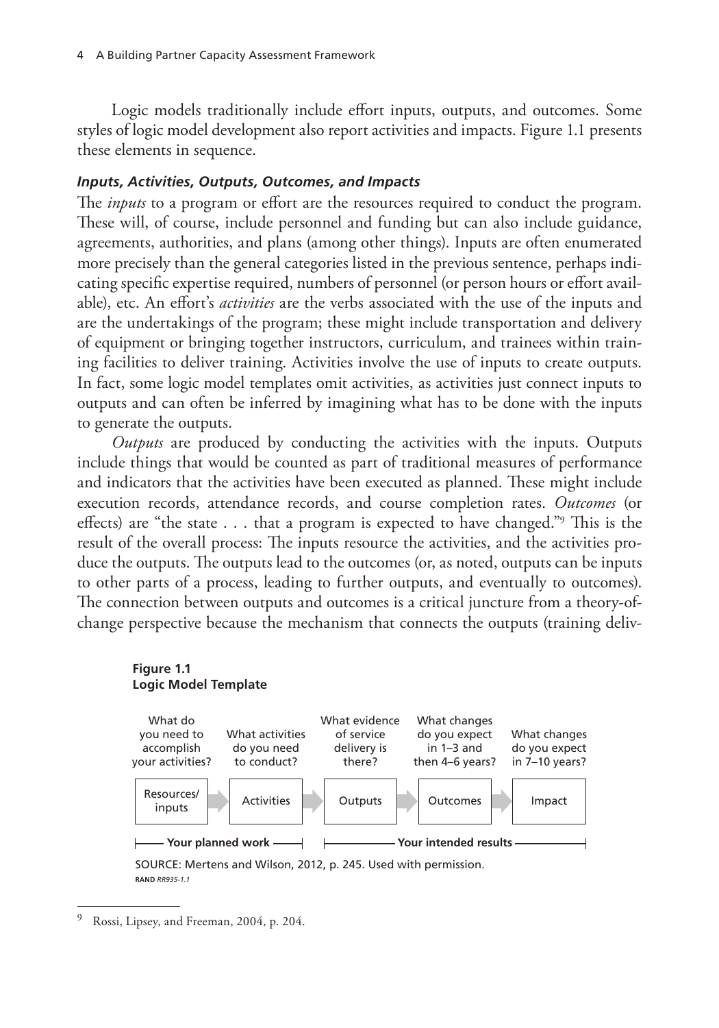Logic models traditionally include effort inputs, outputs, and outcomes. Some styles of logic model development also report activities and impacts. Figure 1.1 presents these elements in sequence.

### *Inputs, Activities, Outputs, Outcomes, and Impacts*

The *inputs* to a program or effort are the resources required to conduct the program. These will, of course, include personnel and funding but can also include guidance, agreements, authorities, and plans (among other things). Inputs are often enumerated more precisely than the general categories listed in the previous sentence, perhaps indicating specific expertise required, numbers of personnel (or person hours or effort available), etc. An effort's *activities* are the verbs associated with the use of the inputs and are the undertakings of the program; these might include transportation and delivery of equipment or bringing together instructors, curriculum, and trainees within training facilities to deliver training. Activities involve the use of inputs to create outputs. In fact, some logic model templates omit activities, as activities just connect inputs to outputs and can often be inferred by imagining what has to be done with the inputs to generate the outputs.

*Outputs* are produced by conducting the activities with the inputs. Outputs include things that would be counted as part of traditional measures of performance and indicators that the activities have been executed as planned. These might include execution records, attendance records, and course completion rates. *Outcomes* (or effects) are "the state . . . that a program is expected to have changed."[9] This is the result of the overall process: The inputs resource the activities, and the activities produce the outputs. The outputs lead to the outcomes (or, as noted, outputs can be inputs to other parts of a process, leading to further outputs, and eventually to outcomes). The connection between outputs and outcomes is a critical juncture from a theory-of-change perspective because the mechanism that connects the outputs (training deliv-

**Figure 1.1**
**Logic Model Template**

| What do you need to accomplish your activities? | What activities do you need to conduct? | What evidence of service delivery is there? | What changes do you expect in 1–3 and then 4–6 years? | What changes do you expect in 7–10 years? |
|---|---|---|---|---|
| Resources/inputs → | Activities → | Outputs → | Outcomes → | Impact |
| **Your planned work** | | **Your intended results** | | |

SOURCE: Mertens and Wilson, 2012, p. 245. Used with permission.
RAND *RR935-1.1*

---

[9] Rossi, Lipsey, and Freeman, 2004, p. 204.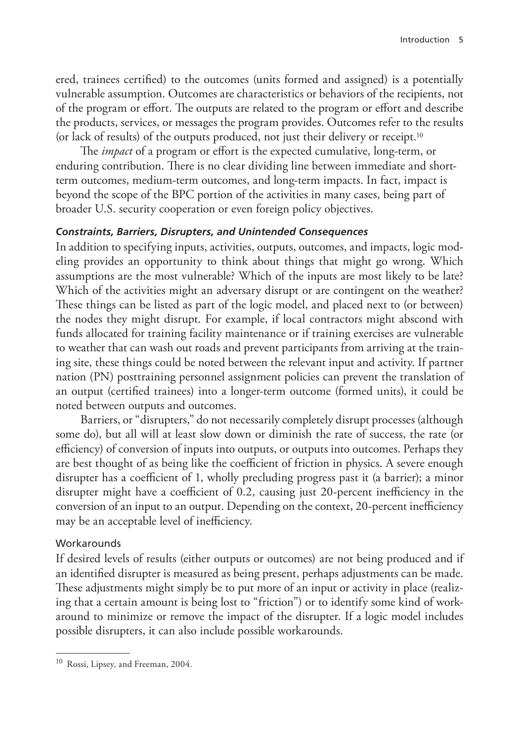ered, trainees certified) to the outcomes (units formed and assigned) is a potentially vulnerable assumption. Outcomes are characteristics or behaviors of the recipients, not of the program or effort. The outputs are related to the program or effort and describe the products, services, or messages the program provides. Outcomes refer to the results (or lack of results) of the outputs produced, not just their delivery or receipt.[10]

The *impact* of a program or effort is the expected cumulative, long-term, or enduring contribution. There is no clear dividing line between immediate and short-term outcomes, medium-term outcomes, and long-term impacts. In fact, impact is beyond the scope of the BPC portion of the activities in many cases, being part of broader U.S. security cooperation or even foreign policy objectives.

#### *Constraints, Barriers, Disrupters, and Unintended Consequences*

In addition to specifying inputs, activities, outputs, outcomes, and impacts, logic modeling provides an opportunity to think about things that might go wrong. Which assumptions are the most vulnerable? Which of the inputs are most likely to be late? Which of the activities might an adversary disrupt or are contingent on the weather? These things can be listed as part of the logic model, and placed next to (or between) the nodes they might disrupt. For example, if local contractors might abscond with funds allocated for training facility maintenance or if training exercises are vulnerable to weather that can wash out roads and prevent participants from arriving at the training site, these things could be noted between the relevant input and activity. If partner nation (PN) posttraining personnel assignment policies can prevent the translation of an output (certified trainees) into a longer-term outcome (formed units), it could be noted between outputs and outcomes.

Barriers, or "disrupters," do not necessarily completely disrupt processes (although some do), but all will at least slow down or diminish the rate of success, the rate (or efficiency) of conversion of inputs into outputs, or outputs into outcomes. Perhaps they are best thought of as being like the coefficient of friction in physics. A severe enough disrupter has a coefficient of 1, wholly precluding progress past it (a barrier); a minor disrupter might have a coefficient of 0.2, causing just 20-percent inefficiency in the conversion of an input to an output. Depending on the context, 20-percent inefficiency may be an acceptable level of inefficiency.

##### Workarounds

If desired levels of results (either outputs or outcomes) are not being produced and if an identified disrupter is measured as being present, perhaps adjustments can be made. These adjustments might simply be to put more of an input or activity in place (realizing that a certain amount is being lost to "friction") or to identify some kind of workaround to minimize or remove the impact of the disrupter. If a logic model includes possible disrupters, it can also include possible workarounds.

---

[10] Rossi, Lipsey, and Freeman, 2004.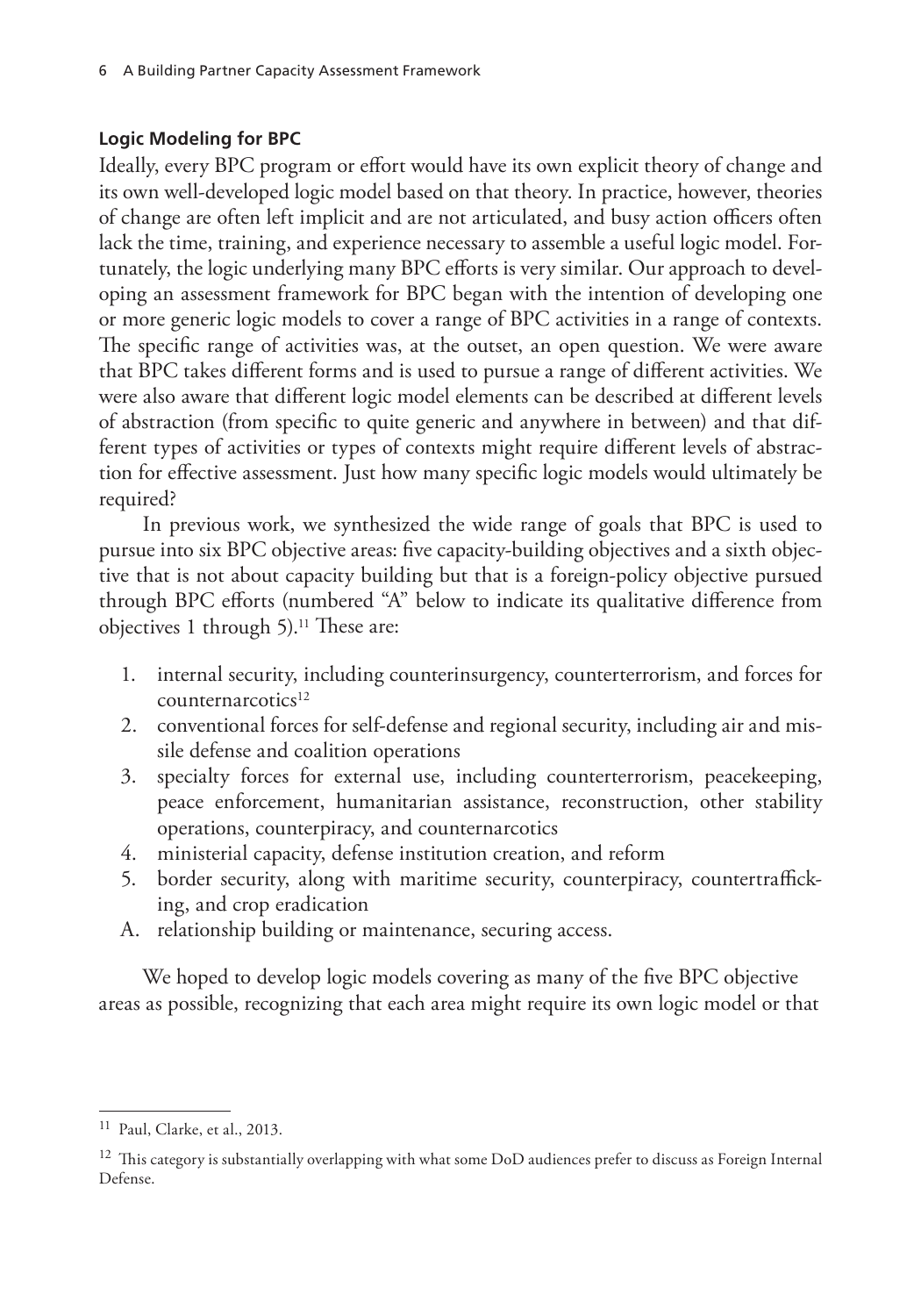### Logic Modeling for BPC

Ideally, every BPC program or effort would have its own explicit theory of change and its own well-developed logic model based on that theory. In practice, however, theories of change are often left implicit and are not articulated, and busy action officers often lack the time, training, and experience necessary to assemble a useful logic model. Fortunately, the logic underlying many BPC efforts is very similar. Our approach to developing an assessment framework for BPC began with the intention of developing one or more generic logic models to cover a range of BPC activities in a range of contexts. The specific range of activities was, at the outset, an open question. We were aware that BPC takes different forms and is used to pursue a range of different activities. We were also aware that different logic model elements can be described at different levels of abstraction (from specific to quite generic and anywhere in between) and that different types of activities or types of contexts might require different levels of abstraction for effective assessment. Just how many specific logic models would ultimately be required?

In previous work, we synthesized the wide range of goals that BPC is used to pursue into six BPC objective areas: five capacity-building objectives and a sixth objective that is not about capacity building but that is a foreign-policy objective pursued through BPC efforts (numbered "A" below to indicate its qualitative difference from objectives 1 through 5).[11] These are:

1. internal security, including counterinsurgency, counterterrorism, and forces for counternarcotics[12]
2. conventional forces for self-defense and regional security, including air and missile defense and coalition operations
3. specialty forces for external use, including counterterrorism, peacekeeping, peace enforcement, humanitarian assistance, reconstruction, other stability operations, counterpiracy, and counternarcotics
4. ministerial capacity, defense institution creation, and reform
5. border security, along with maritime security, counterpiracy, countertrafficking, and crop eradication

A. relationship building or maintenance, securing access.

We hoped to develop logic models covering as many of the five BPC objective areas as possible, recognizing that each area might require its own logic model or that

---

[11] Paul, Clarke, et al., 2013.

[12] This category is substantially overlapping with what some DoD audiences prefer to discuss as Foreign Internal Defense.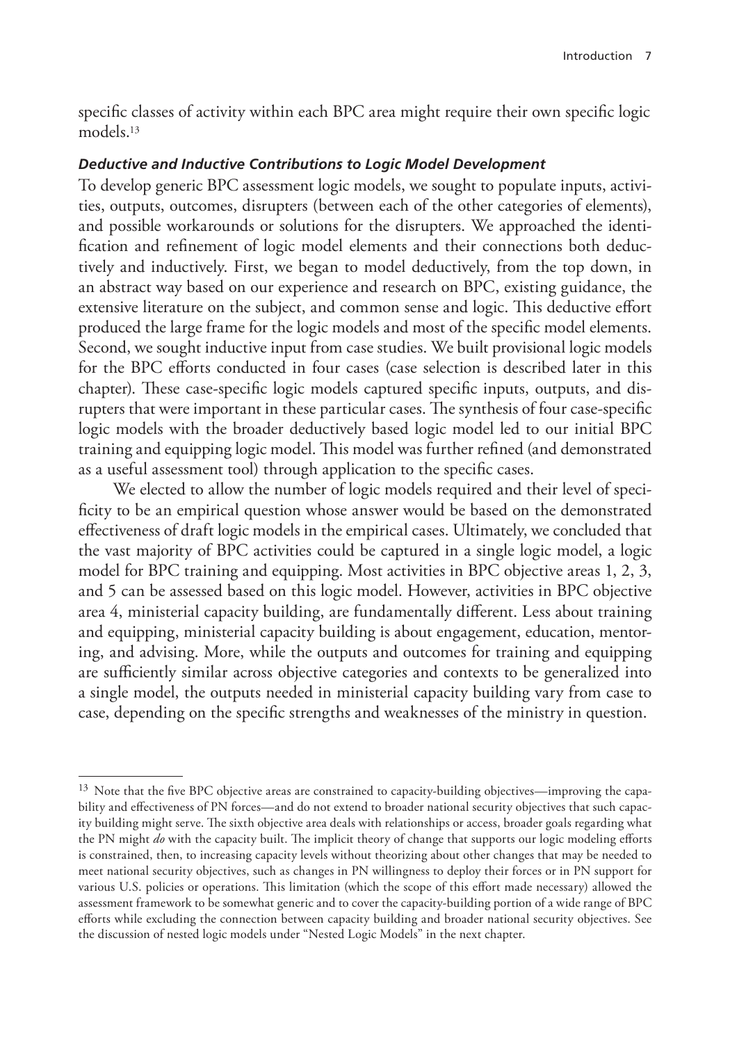specific classes of activity within each BPC area might require their own specific logic models.[13]

#### *Deductive and Inductive Contributions to Logic Model Development*

To develop generic BPC assessment logic models, we sought to populate inputs, activities, outputs, outcomes, disrupters (between each of the other categories of elements), and possible workarounds or solutions for the disrupters. We approached the identification and refinement of logic model elements and their connections both deductively and inductively. First, we began to model deductively, from the top down, in an abstract way based on our experience and research on BPC, existing guidance, the extensive literature on the subject, and common sense and logic. This deductive effort produced the large frame for the logic models and most of the specific model elements. Second, we sought inductive input from case studies. We built provisional logic models for the BPC efforts conducted in four cases (case selection is described later in this chapter). These case-specific logic models captured specific inputs, outputs, and disrupters that were important in these particular cases. The synthesis of four case-specific logic models with the broader deductively based logic model led to our initial BPC training and equipping logic model. This model was further refined (and demonstrated as a useful assessment tool) through application to the specific cases.

We elected to allow the number of logic models required and their level of specificity to be an empirical question whose answer would be based on the demonstrated effectiveness of draft logic models in the empirical cases. Ultimately, we concluded that the vast majority of BPC activities could be captured in a single logic model, a logic model for BPC training and equipping. Most activities in BPC objective areas 1, 2, 3, and 5 can be assessed based on this logic model. However, activities in BPC objective area 4, ministerial capacity building, are fundamentally different. Less about training and equipping, ministerial capacity building is about engagement, education, mentoring, and advising. More, while the outputs and outcomes for training and equipping are sufficiently similar across objective categories and contexts to be generalized into a single model, the outputs needed in ministerial capacity building vary from case to case, depending on the specific strengths and weaknesses of the ministry in question.

---

[13] Note that the five BPC objective areas are constrained to capacity-building objectives—improving the capability and effectiveness of PN forces—and do not extend to broader national security objectives that such capacity building might serve. The sixth objective area deals with relationships or access, broader goals regarding what the PN might *do* with the capacity built. The implicit theory of change that supports our logic modeling efforts is constrained, then, to increasing capacity levels without theorizing about other changes that may be needed to meet national security objectives, such as changes in PN willingness to deploy their forces or in PN support for various U.S. policies or operations. This limitation (which the scope of this effort made necessary) allowed the assessment framework to be somewhat generic and to cover the capacity-building portion of a wide range of BPC efforts while excluding the connection between capacity building and broader national security objectives. See the discussion of nested logic models under "Nested Logic Models" in the next chapter.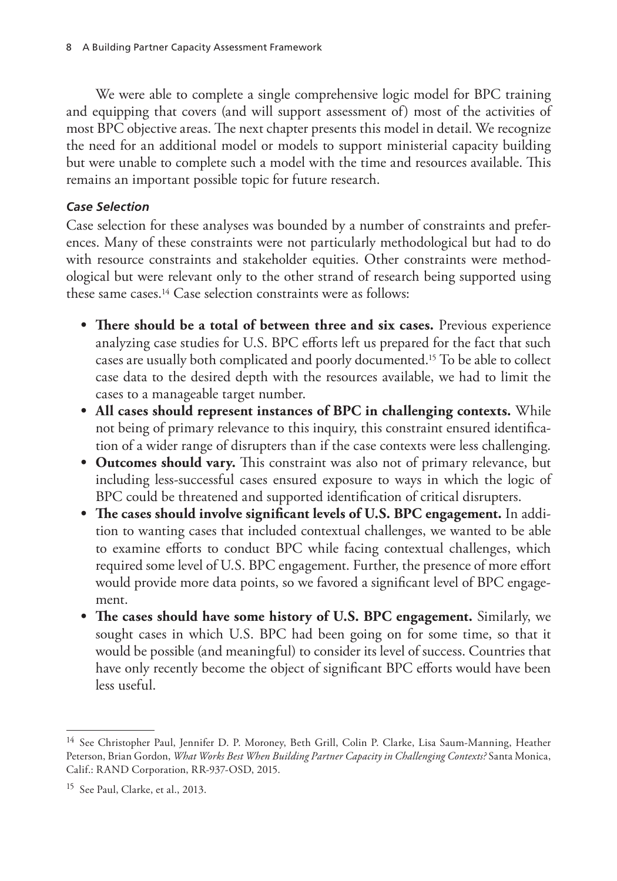We were able to complete a single comprehensive logic model for BPC training and equipping that covers (and will support assessment of) most of the activities of most BPC objective areas. The next chapter presents this model in detail. We recognize the need for an additional model or models to support ministerial capacity building but were unable to complete such a model with the time and resources available. This remains an important possible topic for future research.

#### *Case Selection*

Case selection for these analyses was bounded by a number of constraints and preferences. Many of these constraints were not particularly methodological but had to do with resource constraints and stakeholder equities. Other constraints were methodological but were relevant only to the other strand of research being supported using these same cases.[14] Case selection constraints were as follows:

- **There should be a total of between three and six cases.** Previous experience analyzing case studies for U.S. BPC efforts left us prepared for the fact that such cases are usually both complicated and poorly documented.[15] To be able to collect case data to the desired depth with the resources available, we had to limit the cases to a manageable target number.
- **All cases should represent instances of BPC in challenging contexts.** While not being of primary relevance to this inquiry, this constraint ensured identification of a wider range of disrupters than if the case contexts were less challenging.
- **Outcomes should vary.** This constraint was also not of primary relevance, but including less-successful cases ensured exposure to ways in which the logic of BPC could be threatened and supported identification of critical disrupters.
- **The cases should involve significant levels of U.S. BPC engagement.** In addition to wanting cases that included contextual challenges, we wanted to be able to examine efforts to conduct BPC while facing contextual challenges, which required some level of U.S. BPC engagement. Further, the presence of more effort would provide more data points, so we favored a significant level of BPC engagement.
- **The cases should have some history of U.S. BPC engagement.** Similarly, we sought cases in which U.S. BPC had been going on for some time, so that it would be possible (and meaningful) to consider its level of success. Countries that have only recently become the object of significant BPC efforts would have been less useful.

---

[14] See Christopher Paul, Jennifer D. P. Moroney, Beth Grill, Colin P. Clarke, Lisa Saum-Manning, Heather Peterson, Brian Gordon, *What Works Best When Building Partner Capacity in Challenging Contexts?* Santa Monica, Calif.: RAND Corporation, RR-937-OSD, 2015.

[15] See Paul, Clarke, et al., 2013.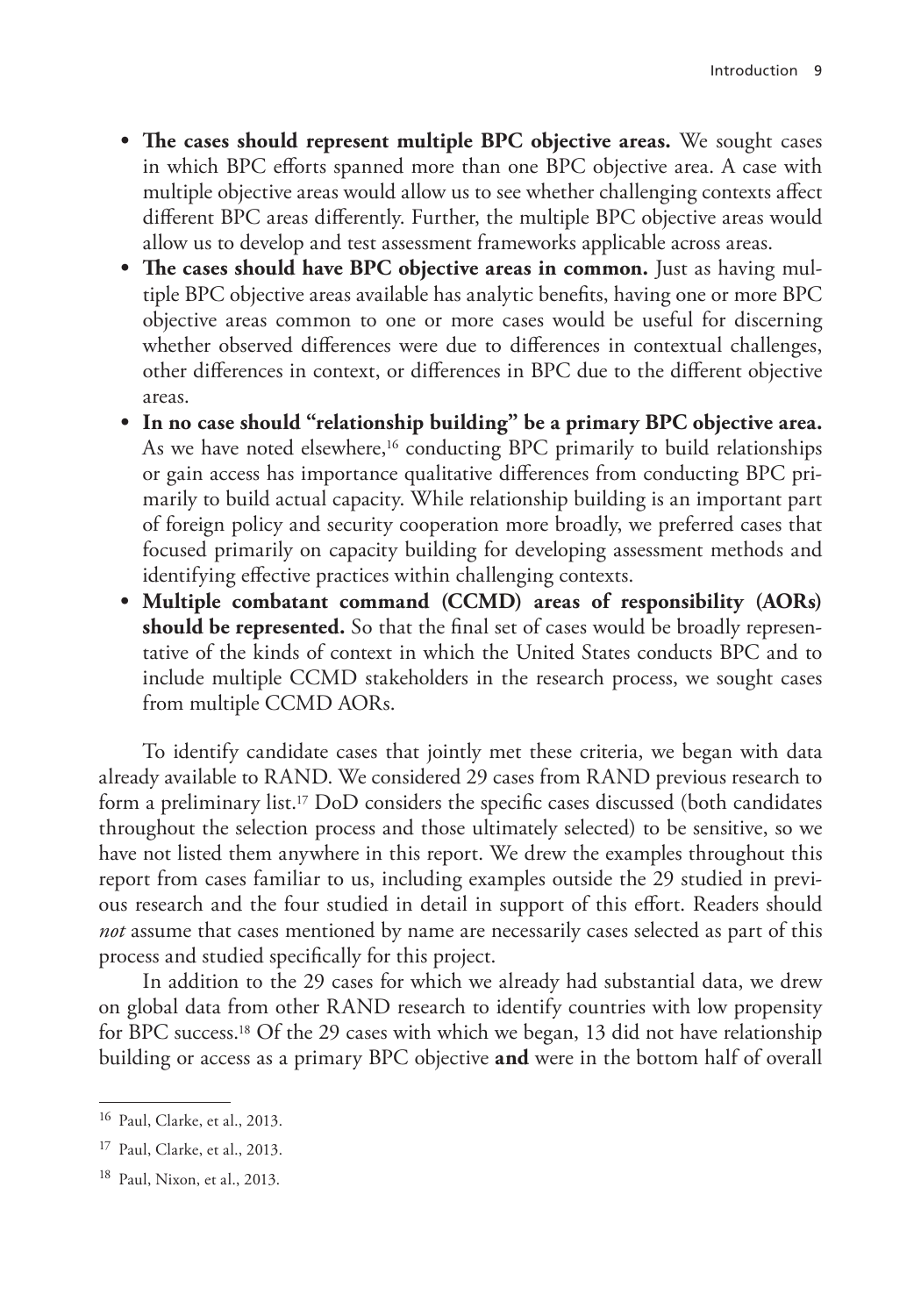- **The cases should represent multiple BPC objective areas.** We sought cases in which BPC efforts spanned more than one BPC objective area. A case with multiple objective areas would allow us to see whether challenging contexts affect different BPC areas differently. Further, the multiple BPC objective areas would allow us to develop and test assessment frameworks applicable across areas.
- **The cases should have BPC objective areas in common.** Just as having multiple BPC objective areas available has analytic benefits, having one or more BPC objective areas common to one or more cases would be useful for discerning whether observed differences were due to differences in contextual challenges, other differences in context, or differences in BPC due to the different objective areas.
- **In no case should "relationship building" be a primary BPC objective area.** As we have noted elsewhere,[16] conducting BPC primarily to build relationships or gain access has importance qualitative differences from conducting BPC primarily to build actual capacity. While relationship building is an important part of foreign policy and security cooperation more broadly, we preferred cases that focused primarily on capacity building for developing assessment methods and identifying effective practices within challenging contexts.
- **Multiple combatant command (CCMD) areas of responsibility (AORs) should be represented.** So that the final set of cases would be broadly representative of the kinds of context in which the United States conducts BPC and to include multiple CCMD stakeholders in the research process, we sought cases from multiple CCMD AORs.

To identify candidate cases that jointly met these criteria, we began with data already available to RAND. We considered 29 cases from RAND previous research to form a preliminary list.[17] DoD considers the specific cases discussed (both candidates throughout the selection process and those ultimately selected) to be sensitive, so we have not listed them anywhere in this report. We drew the examples throughout this report from cases familiar to us, including examples outside the 29 studied in previous research and the four studied in detail in support of this effort. Readers should *not* assume that cases mentioned by name are necessarily cases selected as part of this process and studied specifically for this project.

In addition to the 29 cases for which we already had substantial data, we drew on global data from other RAND research to identify countries with low propensity for BPC success.[18] Of the 29 cases with which we began, 13 did not have relationship building or access as a primary BPC objective **and** were in the bottom half of overall

---

[16] Paul, Clarke, et al., 2013.

[17] Paul, Clarke, et al., 2013.

[18] Paul, Nixon, et al., 2013.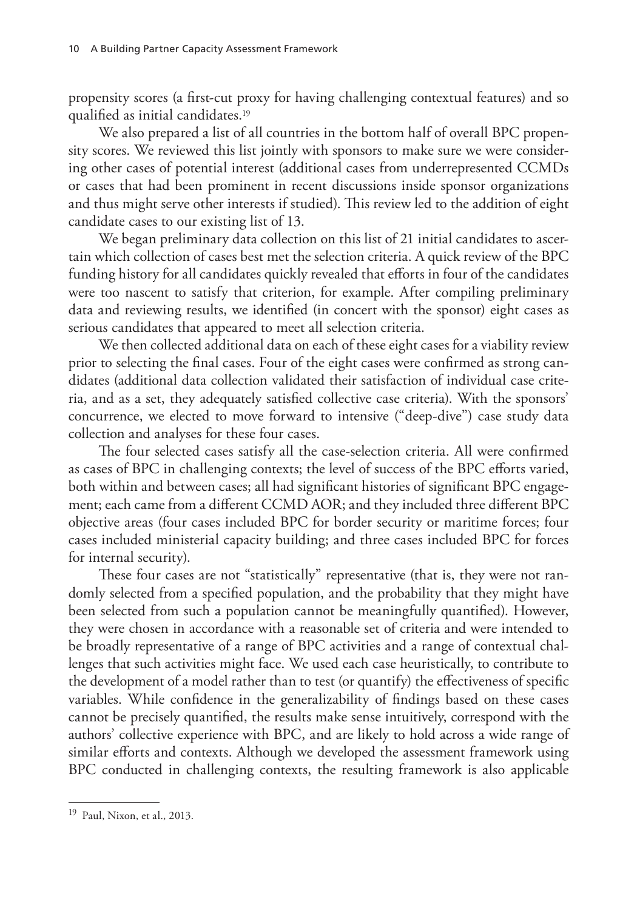propensity scores (a first-cut proxy for having challenging contextual features) and so qualified as initial candidates.[19]

We also prepared a list of all countries in the bottom half of overall BPC propensity scores. We reviewed this list jointly with sponsors to make sure we were considering other cases of potential interest (additional cases from underrepresented CCMDs or cases that had been prominent in recent discussions inside sponsor organizations and thus might serve other interests if studied). This review led to the addition of eight candidate cases to our existing list of 13.

We began preliminary data collection on this list of 21 initial candidates to ascertain which collection of cases best met the selection criteria. A quick review of the BPC funding history for all candidates quickly revealed that efforts in four of the candidates were too nascent to satisfy that criterion, for example. After compiling preliminary data and reviewing results, we identified (in concert with the sponsor) eight cases as serious candidates that appeared to meet all selection criteria.

We then collected additional data on each of these eight cases for a viability review prior to selecting the final cases. Four of the eight cases were confirmed as strong candidates (additional data collection validated their satisfaction of individual case criteria, and as a set, they adequately satisfied collective case criteria). With the sponsors' concurrence, we elected to move forward to intensive ("deep-dive") case study data collection and analyses for these four cases.

The four selected cases satisfy all the case-selection criteria. All were confirmed as cases of BPC in challenging contexts; the level of success of the BPC efforts varied, both within and between cases; all had significant histories of significant BPC engagement; each came from a different CCMD AOR; and they included three different BPC objective areas (four cases included BPC for border security or maritime forces; four cases included ministerial capacity building; and three cases included BPC for forces for internal security).

These four cases are not "statistically" representative (that is, they were not randomly selected from a specified population, and the probability that they might have been selected from such a population cannot be meaningfully quantified). However, they were chosen in accordance with a reasonable set of criteria and were intended to be broadly representative of a range of BPC activities and a range of contextual challenges that such activities might face. We used each case heuristically, to contribute to the development of a model rather than to test (or quantify) the effectiveness of specific variables. While confidence in the generalizability of findings based on these cases cannot be precisely quantified, the results make sense intuitively, correspond with the authors' collective experience with BPC, and are likely to hold across a wide range of similar efforts and contexts. Although we developed the assessment framework using BPC conducted in challenging contexts, the resulting framework is also applicable

---

[19] Paul, Nixon, et al., 2013.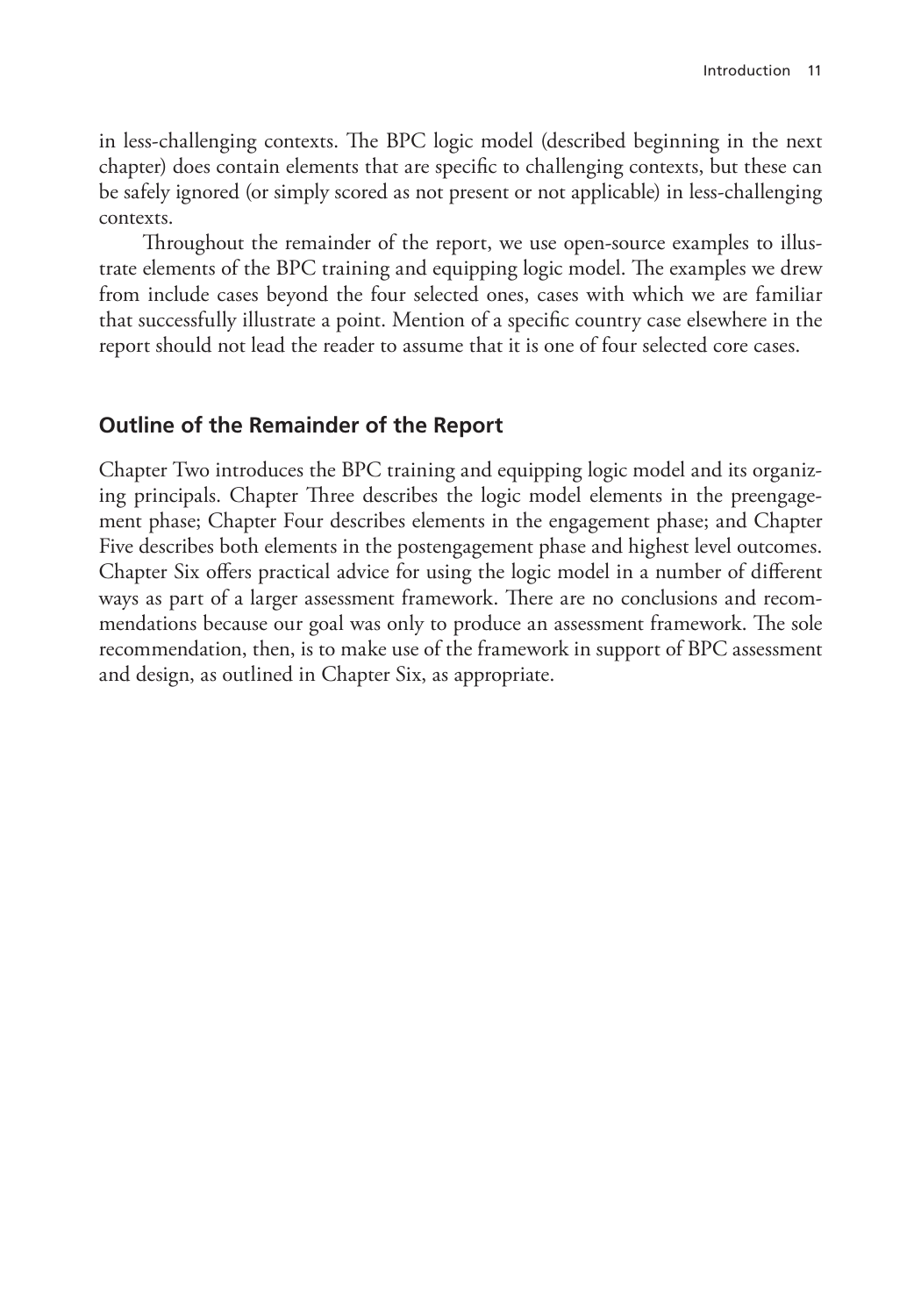in less-challenging contexts. The BPC logic model (described beginning in the next chapter) does contain elements that are specific to challenging contexts, but these can be safely ignored (or simply scored as not present or not applicable) in less-challenging contexts.

Throughout the remainder of the report, we use open-source examples to illustrate elements of the BPC training and equipping logic model. The examples we drew from include cases beyond the four selected ones, cases with which we are familiar that successfully illustrate a point. Mention of a specific country case elsewhere in the report should not lead the reader to assume that it is one of four selected core cases.

## Outline of the Remainder of the Report

Chapter Two introduces the BPC training and equipping logic model and its organizing principals. Chapter Three describes the logic model elements in the preengagement phase; Chapter Four describes elements in the engagement phase; and Chapter Five describes both elements in the postengagement phase and highest level outcomes. Chapter Six offers practical advice for using the logic model in a number of different ways as part of a larger assessment framework. There are no conclusions and recommendations because our goal was only to produce an assessment framework. The sole recommendation, then, is to make use of the framework in support of BPC assessment and design, as outlined in Chapter Six, as appropriate.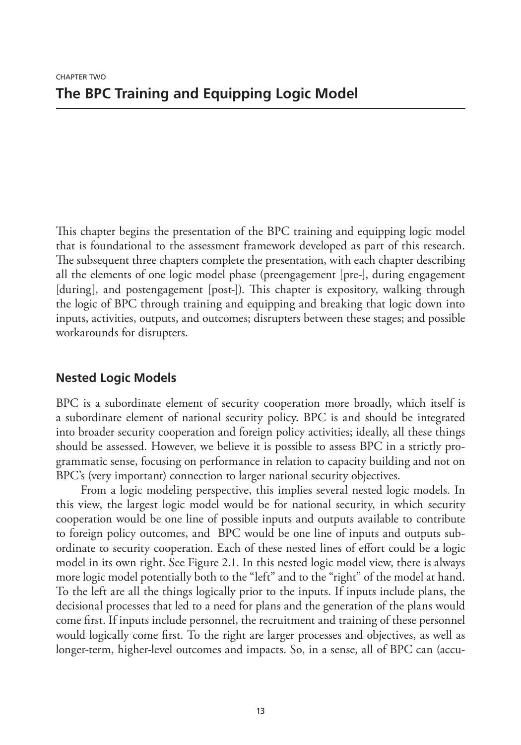CHAPTER TWO

# The BPC Training and Equipping Logic Model

This chapter begins the presentation of the BPC training and equipping logic model that is foundational to the assessment framework developed as part of this research. The subsequent three chapters complete the presentation, with each chapter describing all the elements of one logic model phase (preengagement [pre-], during engagement [during], and postengagement [post-]). This chapter is expository, walking through the logic of BPC through training and equipping and breaking that logic down into inputs, activities, outputs, and outcomes; disrupters between these stages; and possible workarounds for disrupters.

## Nested Logic Models

BPC is a subordinate element of security cooperation more broadly, which itself is a subordinate element of national security policy. BPC is and should be integrated into broader security cooperation and foreign policy activities; ideally, all these things should be assessed. However, we believe it is possible to assess BPC in a strictly programmatic sense, focusing on performance in relation to capacity building and not on BPC's (very important) connection to larger national security objectives.

From a logic modeling perspective, this implies several nested logic models. In this view, the largest logic model would be for national security, in which security cooperation would be one line of possible inputs and outputs available to contribute to foreign policy outcomes, and BPC would be one line of inputs and outputs subordinate to security cooperation. Each of these nested lines of effort could be a logic model in its own right. See Figure 2.1. In this nested logic model view, there is always more logic model potentially both to the "left" and to the "right" of the model at hand. To the left are all the things logically prior to the inputs. If inputs include plans, the decisional processes that led to a need for plans and the generation of the plans would come first. If inputs include personnel, the recruitment and training of these personnel would logically come first. To the right are larger processes and objectives, as well as longer-term, higher-level outcomes and impacts. So, in a sense, all of BPC can (accu-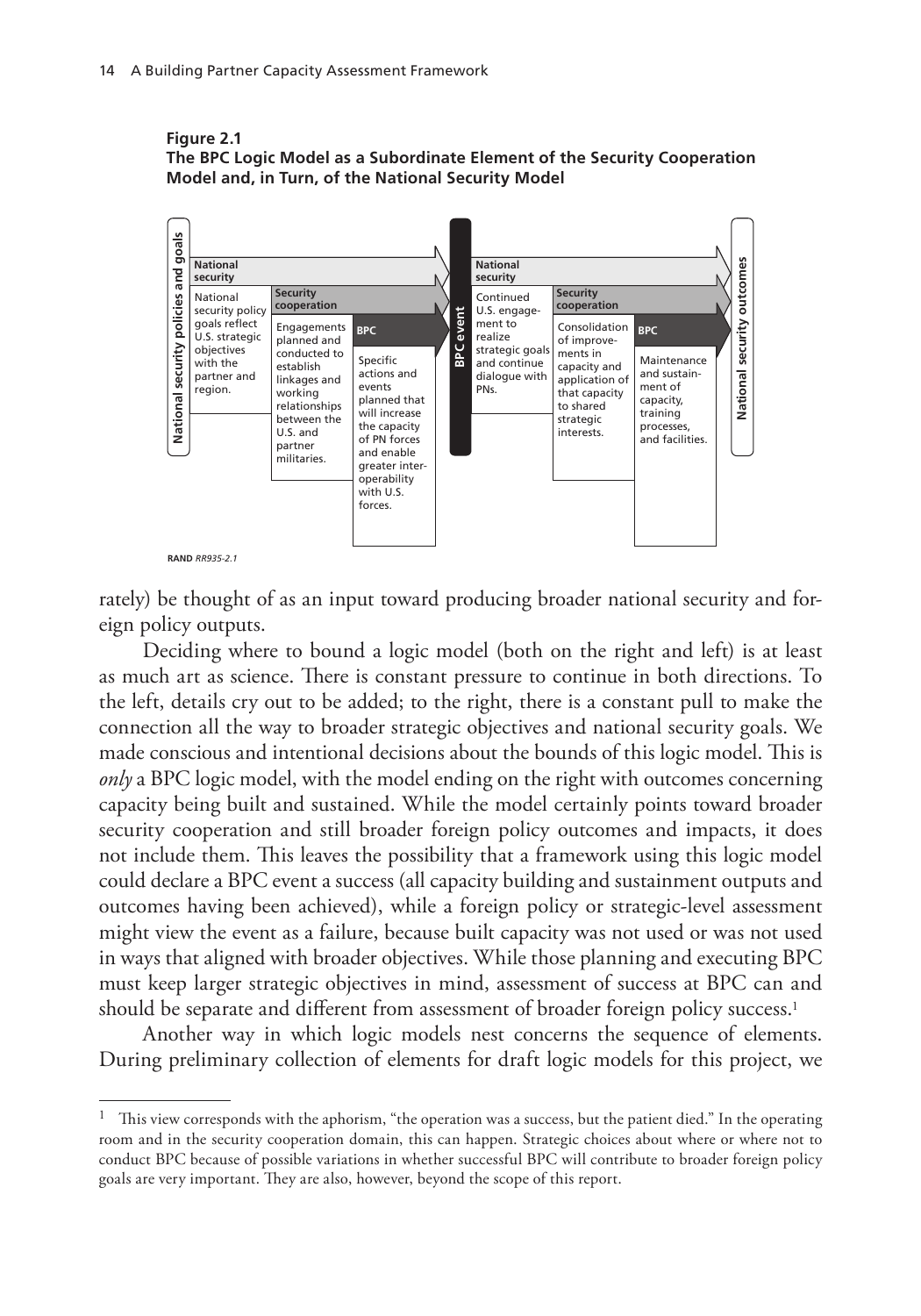**Figure 2.1**
**The BPC Logic Model as a Subordinate Element of the Security Cooperation Model and, in Turn, of the National Security Model**

| National security policies and goals | National security | Security cooperation | BPC | BPC event | National security | Security cooperation | BPC | National security outcomes |
|---|---|---|---|---|---|---|---|---|
| | National security policy goals reflect U.S. strategic objectives with the partner and region. | Engagements planned and conducted to establish linkages and working relationships between the U.S. and partner militaries. | Specific actions and events planned that will increase the capacity of PN forces and enable greater interoperability with U.S. forces. | | Continued U.S. engagement to realize strategic goals and continue dialogue with PNs. | Consolidation of improvements in capacity and application of that capacity to shared strategic interests. | Maintenance and sustainment of capacity, training processes, and facilities. | |

RAND *RR935-2.1*

rately) be thought of as an input toward producing broader national security and foreign policy outputs.

Deciding where to bound a logic model (both on the right and left) is at least as much art as science. There is constant pressure to continue in both directions. To the left, details cry out to be added; to the right, there is a constant pull to make the connection all the way to broader strategic objectives and national security goals. We made conscious and intentional decisions about the bounds of this logic model. This is *only* a BPC logic model, with the model ending on the right with outcomes concerning capacity being built and sustained. While the model certainly points toward broader security cooperation and still broader foreign policy outcomes and impacts, it does not include them. This leaves the possibility that a framework using this logic model could declare a BPC event a success (all capacity building and sustainment outputs and outcomes having been achieved), while a foreign policy or strategic-level assessment might view the event as a failure, because built capacity was not used or was not used in ways that aligned with broader objectives. While those planning and executing BPC must keep larger strategic objectives in mind, assessment of success at BPC can and should be separate and different from assessment of broader foreign policy success.[1]

Another way in which logic models nest concerns the sequence of elements. During preliminary collection of elements for draft logic models for this project, we

---

[1] This view corresponds with the aphorism, "the operation was a success, but the patient died." In the operating room and in the security cooperation domain, this can happen. Strategic choices about where or where not to conduct BPC because of possible variations in whether successful BPC will contribute to broader foreign policy goals are very important. They are also, however, beyond the scope of this report.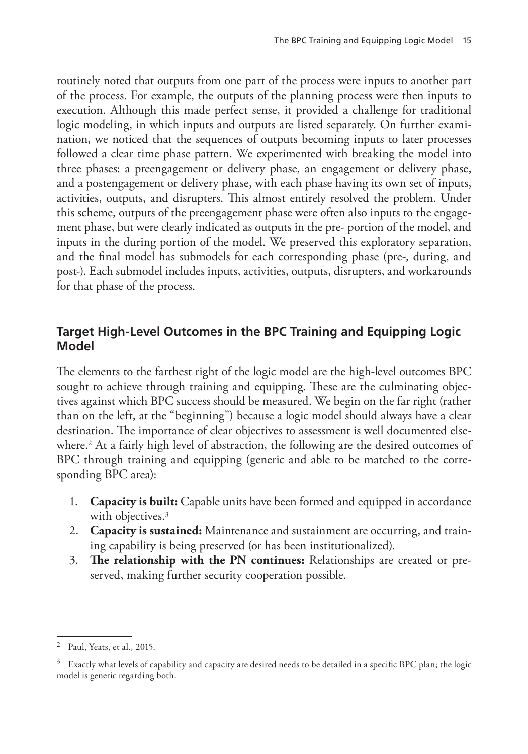routinely noted that outputs from one part of the process were inputs to another part of the process. For example, the outputs of the planning process were then inputs to execution. Although this made perfect sense, it provided a challenge for traditional logic modeling, in which inputs and outputs are listed separately. On further examination, we noticed that the sequences of outputs becoming inputs to later processes followed a clear time phase pattern. We experimented with breaking the model into three phases: a preengagement or delivery phase, an engagement or delivery phase, and a postengagement or delivery phase, with each phase having its own set of inputs, activities, outputs, and disrupters. This almost entirely resolved the problem. Under this scheme, outputs of the preengagement phase were often also inputs to the engagement phase, but were clearly indicated as outputs in the pre- portion of the model, and inputs in the during portion of the model. We preserved this exploratory separation, and the final model has submodels for each corresponding phase (pre-, during, and post-). Each submodel includes inputs, activities, outputs, disrupters, and workarounds for that phase of the process.

## Target High-Level Outcomes in the BPC Training and Equipping Logic Model

The elements to the farthest right of the logic model are the high-level outcomes BPC sought to achieve through training and equipping. These are the culminating objectives against which BPC success should be measured. We begin on the far right (rather than on the left, at the "beginning") because a logic model should always have a clear destination. The importance of clear objectives to assessment is well documented elsewhere.[2] At a fairly high level of abstraction, the following are the desired outcomes of BPC through training and equipping (generic and able to be matched to the corresponding BPC area):

1. **Capacity is built:** Capable units have been formed and equipped in accordance with objectives.[3]
2. **Capacity is sustained:** Maintenance and sustainment are occurring, and training capability is being preserved (or has been institutionalized).
3. **The relationship with the PN continues:** Relationships are created or preserved, making further security cooperation possible.

---

[2] Paul, Yeats, et al., 2015.

[3] Exactly what levels of capability and capacity are desired needs to be detailed in a specific BPC plan; the logic model is generic regarding both.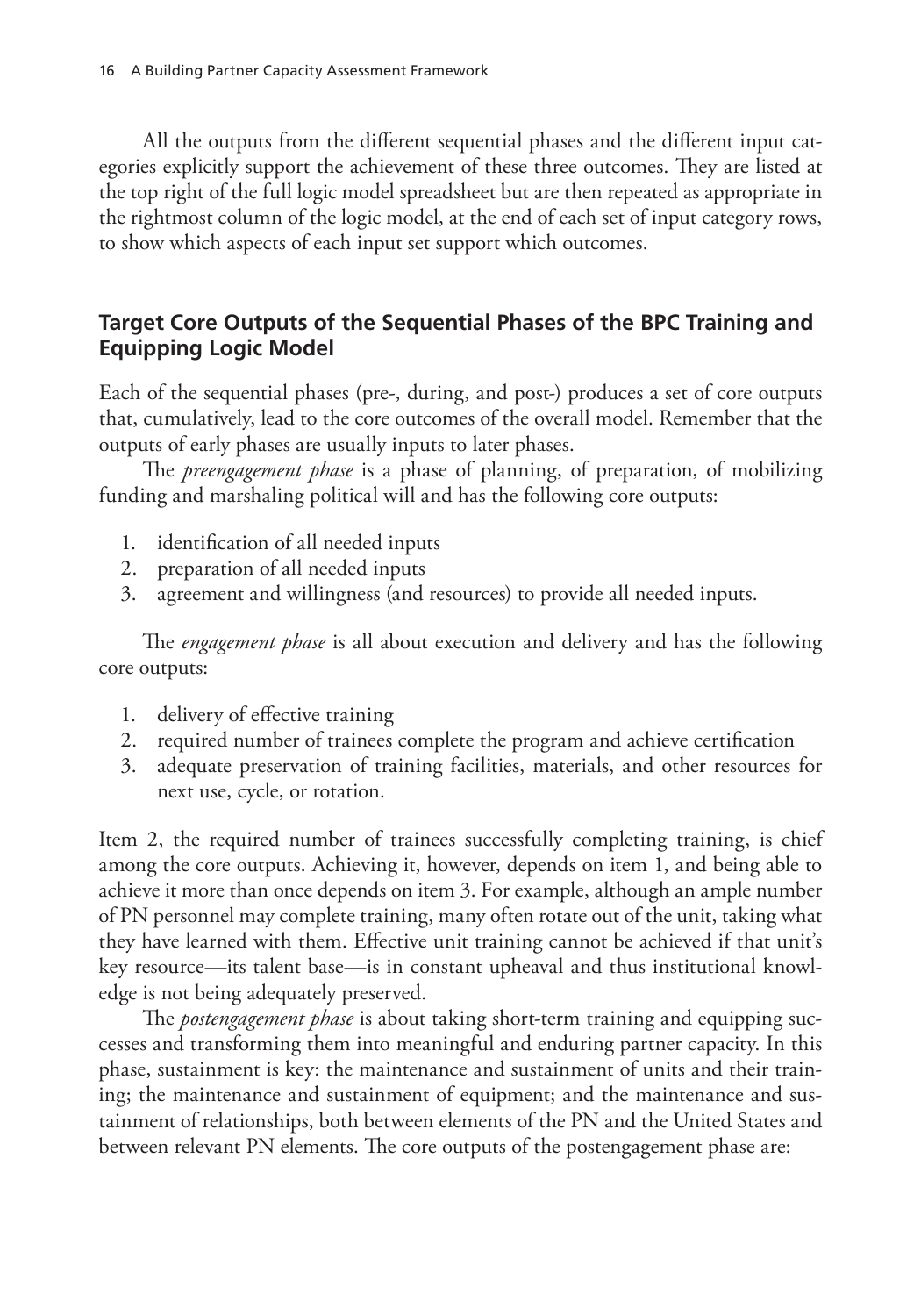All the outputs from the different sequential phases and the different input categories explicitly support the achievement of these three outcomes. They are listed at the top right of the full logic model spreadsheet but are then repeated as appropriate in the rightmost column of the logic model, at the end of each set of input category rows, to show which aspects of each input set support which outcomes.

## Target Core Outputs of the Sequential Phases of the BPC Training and Equipping Logic Model

Each of the sequential phases (pre-, during, and post-) produces a set of core outputs that, cumulatively, lead to the core outcomes of the overall model. Remember that the outputs of early phases are usually inputs to later phases.

The *preengagement phase* is a phase of planning, of preparation, of mobilizing funding and marshaling political will and has the following core outputs:

1. identification of all needed inputs
2. preparation of all needed inputs
3. agreement and willingness (and resources) to provide all needed inputs.

The *engagement phase* is all about execution and delivery and has the following core outputs:

1. delivery of effective training
2. required number of trainees complete the program and achieve certification
3. adequate preservation of training facilities, materials, and other resources for next use, cycle, or rotation.

Item 2, the required number of trainees successfully completing training, is chief among the core outputs. Achieving it, however, depends on item 1, and being able to achieve it more than once depends on item 3. For example, although an ample number of PN personnel may complete training, many often rotate out of the unit, taking what they have learned with them. Effective unit training cannot be achieved if that unit's key resource—its talent base—is in constant upheaval and thus institutional knowledge is not being adequately preserved.

The *postengagement phase* is about taking short-term training and equipping successes and transforming them into meaningful and enduring partner capacity. In this phase, sustainment is key: the maintenance and sustainment of units and their training; the maintenance and sustainment of equipment; and the maintenance and sustainment of relationships, both between elements of the PN and the United States and between relevant PN elements. The core outputs of the postengagement phase are: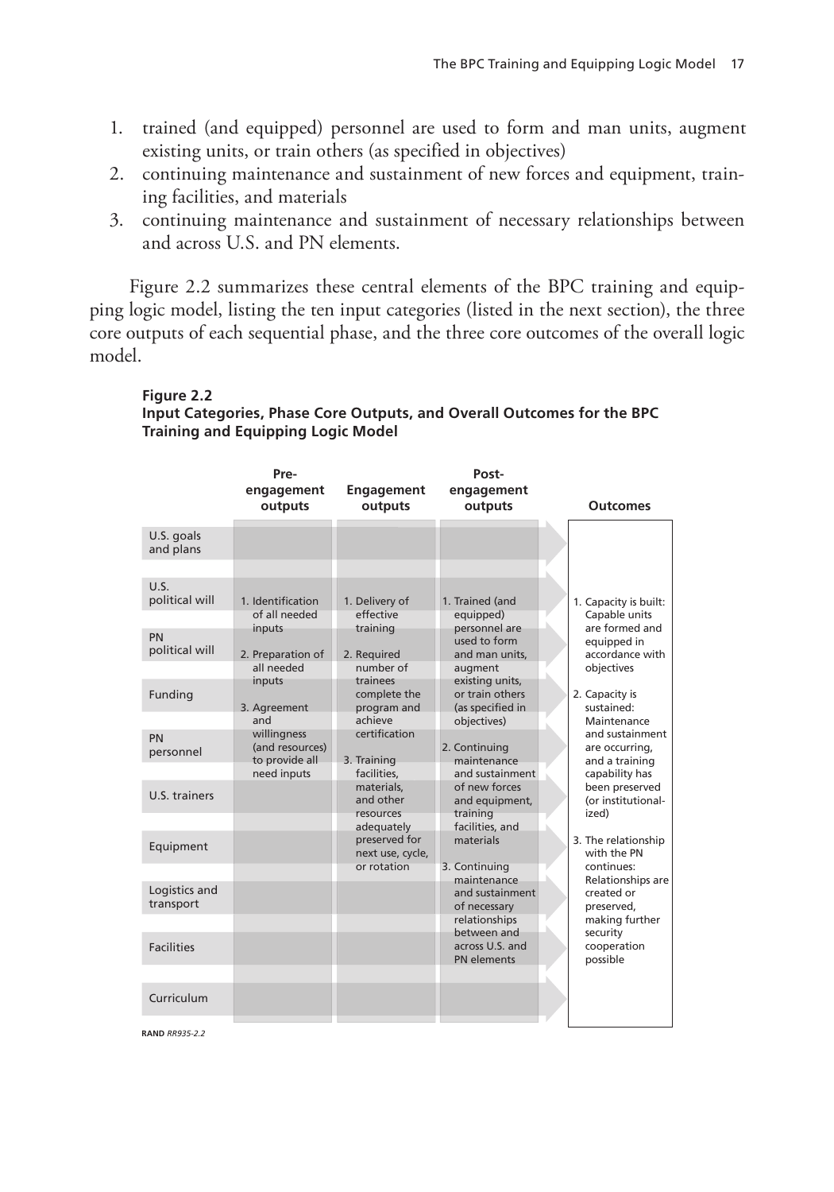1. trained (and equipped) personnel are used to form and man units, augment existing units, or train others (as specified in objectives)
2. continuing maintenance and sustainment of new forces and equipment, training facilities, and materials
3. continuing maintenance and sustainment of necessary relationships between and across U.S. and PN elements.

Figure 2.2 summarizes these central elements of the BPC training and equipping logic model, listing the ten input categories (listed in the next section), the three core outputs of each sequential phase, and the three core outcomes of the overall logic model.

**Figure 2.2**
**Input Categories, Phase Core Outputs, and Overall Outcomes for the BPC Training and Equipping Logic Model**

| Inputs | Pre-engagement outputs | Engagement outputs | Post-engagement outputs | Outcomes |
|---|---|---|---|---|
| U.S. goals and plans<br>U.S. political will<br>PN political will<br>Funding<br>PN personnel<br>U.S. trainers<br>Equipment<br>Logistics and transport<br>Facilities<br>Curriculum | 1. Identification of all needed inputs<br>2. Preparation of all needed inputs<br>3. Agreement and willingness (and resources) to provide all need inputs | 1. Delivery of effective training<br>2. Required number of trainees complete the program and achieve certification<br>3. Training facilities, materials, and other resources adequately preserved for next use, cycle, or rotation | 1. Trained (and equipped) personnel are used to form and man units, augment existing units, or train others (as specified in objectives)<br>2. Continuing maintenance and sustainment of new forces and equipment, training facilities, and materials<br>3. Continuing maintenance and sustainment of necessary relationships between and across U.S. and PN elements | 1. Capacity is built: Capable units are formed and equipped in accordance with objectives<br>2. Capacity is sustained: Maintenance and sustainment are occurring, and a training capability has been preserved (or institutionalized)<br>3. The relationship with the PN continues: Relationships are created or preserved, making further security cooperation possible |

RAND *RR935-2.2*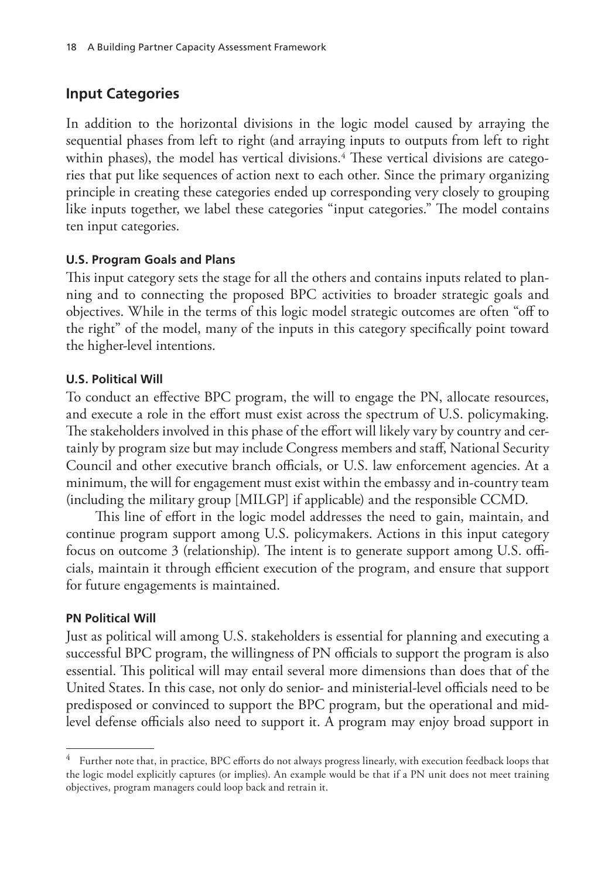## Input Categories

In addition to the horizontal divisions in the logic model caused by arraying the sequential phases from left to right (and arraying inputs to outputs from left to right within phases), the model has vertical divisions.[4] These vertical divisions are categories that put like sequences of action next to each other. Since the primary organizing principle in creating these categories ended up corresponding very closely to grouping like inputs together, we label these categories "input categories." The model contains ten input categories.

### U.S. Program Goals and Plans

This input category sets the stage for all the others and contains inputs related to planning and to connecting the proposed BPC activities to broader strategic goals and objectives. While in the terms of this logic model strategic outcomes are often "off to the right" of the model, many of the inputs in this category specifically point toward the higher-level intentions.

### U.S. Political Will

To conduct an effective BPC program, the will to engage the PN, allocate resources, and execute a role in the effort must exist across the spectrum of U.S. policymaking. The stakeholders involved in this phase of the effort will likely vary by country and certainly by program size but may include Congress members and staff, National Security Council and other executive branch officials, or U.S. law enforcement agencies. At a minimum, the will for engagement must exist within the embassy and in-country team (including the military group [MILGP] if applicable) and the responsible CCMD.

This line of effort in the logic model addresses the need to gain, maintain, and continue program support among U.S. policymakers. Actions in this input category focus on outcome 3 (relationship). The intent is to generate support among U.S. officials, maintain it through efficient execution of the program, and ensure that support for future engagements is maintained.

### PN Political Will

Just as political will among U.S. stakeholders is essential for planning and executing a successful BPC program, the willingness of PN officials to support the program is also essential. This political will may entail several more dimensions than does that of the United States. In this case, not only do senior- and ministerial-level officials need to be predisposed or convinced to support the BPC program, but the operational and mid-level defense officials also need to support it. A program may enjoy broad support in

---

[4] Further note that, in practice, BPC efforts do not always progress linearly, with execution feedback loops that the logic model explicitly captures (or implies). An example would be that if a PN unit does not meet training objectives, program managers could loop back and retrain it.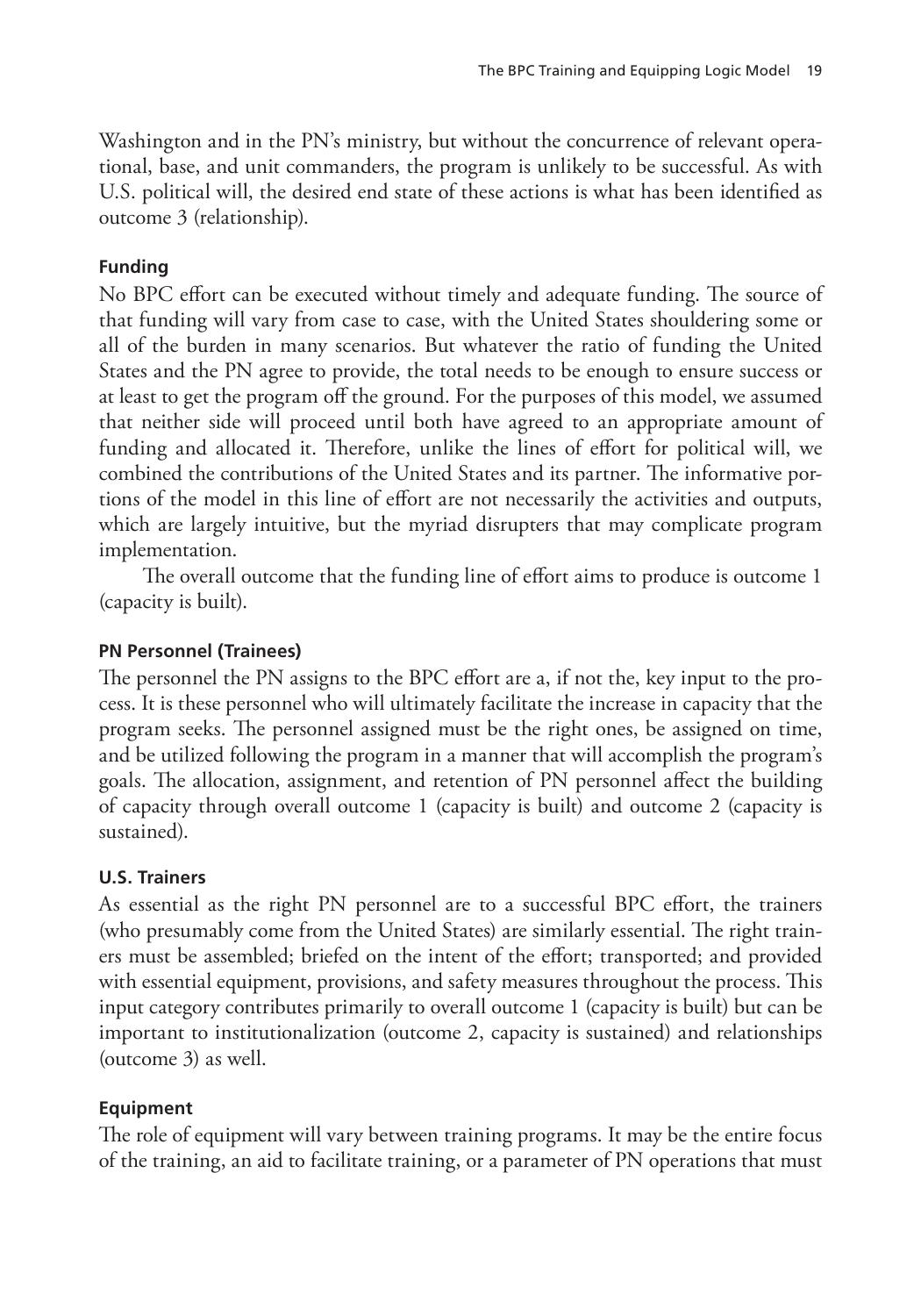Washington and in the PN's ministry, but without the concurrence of relevant operational, base, and unit commanders, the program is unlikely to be successful. As with U.S. political will, the desired end state of these actions is what has been identified as outcome 3 (relationship).

### Funding

No BPC effort can be executed without timely and adequate funding. The source of that funding will vary from case to case, with the United States shouldering some or all of the burden in many scenarios. But whatever the ratio of funding the United States and the PN agree to provide, the total needs to be enough to ensure success or at least to get the program off the ground. For the purposes of this model, we assumed that neither side will proceed until both have agreed to an appropriate amount of funding and allocated it. Therefore, unlike the lines of effort for political will, we combined the contributions of the United States and its partner. The informative portions of the model in this line of effort are not necessarily the activities and outputs, which are largely intuitive, but the myriad disrupters that may complicate program implementation.

The overall outcome that the funding line of effort aims to produce is outcome 1 (capacity is built).

### PN Personnel (Trainees)

The personnel the PN assigns to the BPC effort are a, if not the, key input to the process. It is these personnel who will ultimately facilitate the increase in capacity that the program seeks. The personnel assigned must be the right ones, be assigned on time, and be utilized following the program in a manner that will accomplish the program's goals. The allocation, assignment, and retention of PN personnel affect the building of capacity through overall outcome 1 (capacity is built) and outcome 2 (capacity is sustained).

### U.S. Trainers

As essential as the right PN personnel are to a successful BPC effort, the trainers (who presumably come from the United States) are similarly essential. The right trainers must be assembled; briefed on the intent of the effort; transported; and provided with essential equipment, provisions, and safety measures throughout the process. This input category contributes primarily to overall outcome 1 (capacity is built) but can be important to institutionalization (outcome 2, capacity is sustained) and relationships (outcome 3) as well.

### Equipment

The role of equipment will vary between training programs. It may be the entire focus of the training, an aid to facilitate training, or a parameter of PN operations that must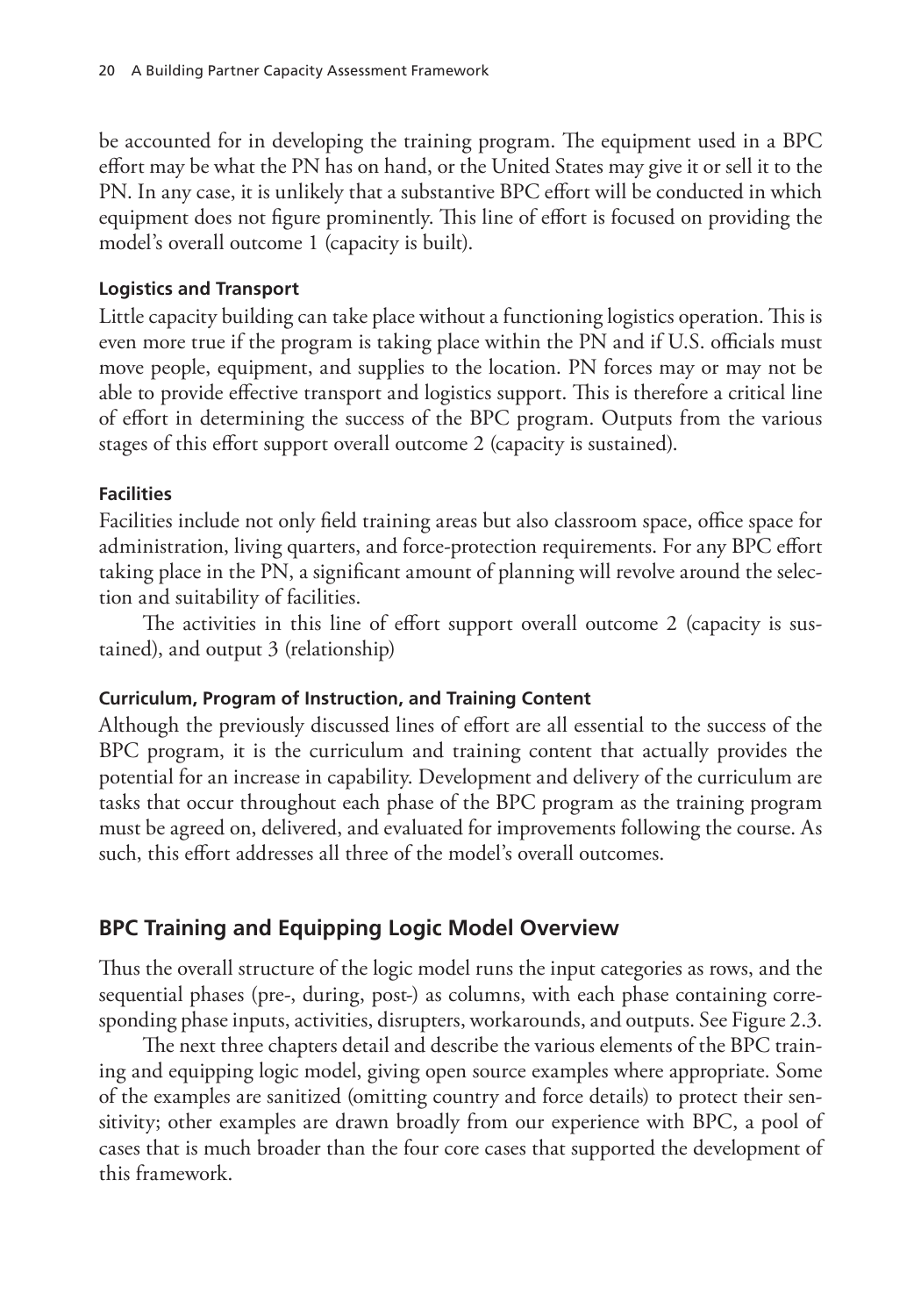be accounted for in developing the training program. The equipment used in a BPC effort may be what the PN has on hand, or the United States may give it or sell it to the PN. In any case, it is unlikely that a substantive BPC effort will be conducted in which equipment does not figure prominently. This line of effort is focused on providing the model's overall outcome 1 (capacity is built).

#### Logistics and Transport

Little capacity building can take place without a functioning logistics operation. This is even more true if the program is taking place within the PN and if U.S. officials must move people, equipment, and supplies to the location. PN forces may or may not be able to provide effective transport and logistics support. This is therefore a critical line of effort in determining the success of the BPC program. Outputs from the various stages of this effort support overall outcome 2 (capacity is sustained).

#### Facilities

Facilities include not only field training areas but also classroom space, office space for administration, living quarters, and force-protection requirements. For any BPC effort taking place in the PN, a significant amount of planning will revolve around the selection and suitability of facilities.

The activities in this line of effort support overall outcome 2 (capacity is sustained), and output 3 (relationship)

#### Curriculum, Program of Instruction, and Training Content

Although the previously discussed lines of effort are all essential to the success of the BPC program, it is the curriculum and training content that actually provides the potential for an increase in capability. Development and delivery of the curriculum are tasks that occur throughout each phase of the BPC program as the training program must be agreed on, delivered, and evaluated for improvements following the course. As such, this effort addresses all three of the model's overall outcomes.

## BPC Training and Equipping Logic Model Overview

Thus the overall structure of the logic model runs the input categories as rows, and the sequential phases (pre-, during, post-) as columns, with each phase containing corresponding phase inputs, activities, disrupters, workarounds, and outputs. See Figure 2.3.

The next three chapters detail and describe the various elements of the BPC training and equipping logic model, giving open source examples where appropriate. Some of the examples are sanitized (omitting country and force details) to protect their sensitivity; other examples are drawn broadly from our experience with BPC, a pool of cases that is much broader than the four core cases that supported the development of this framework.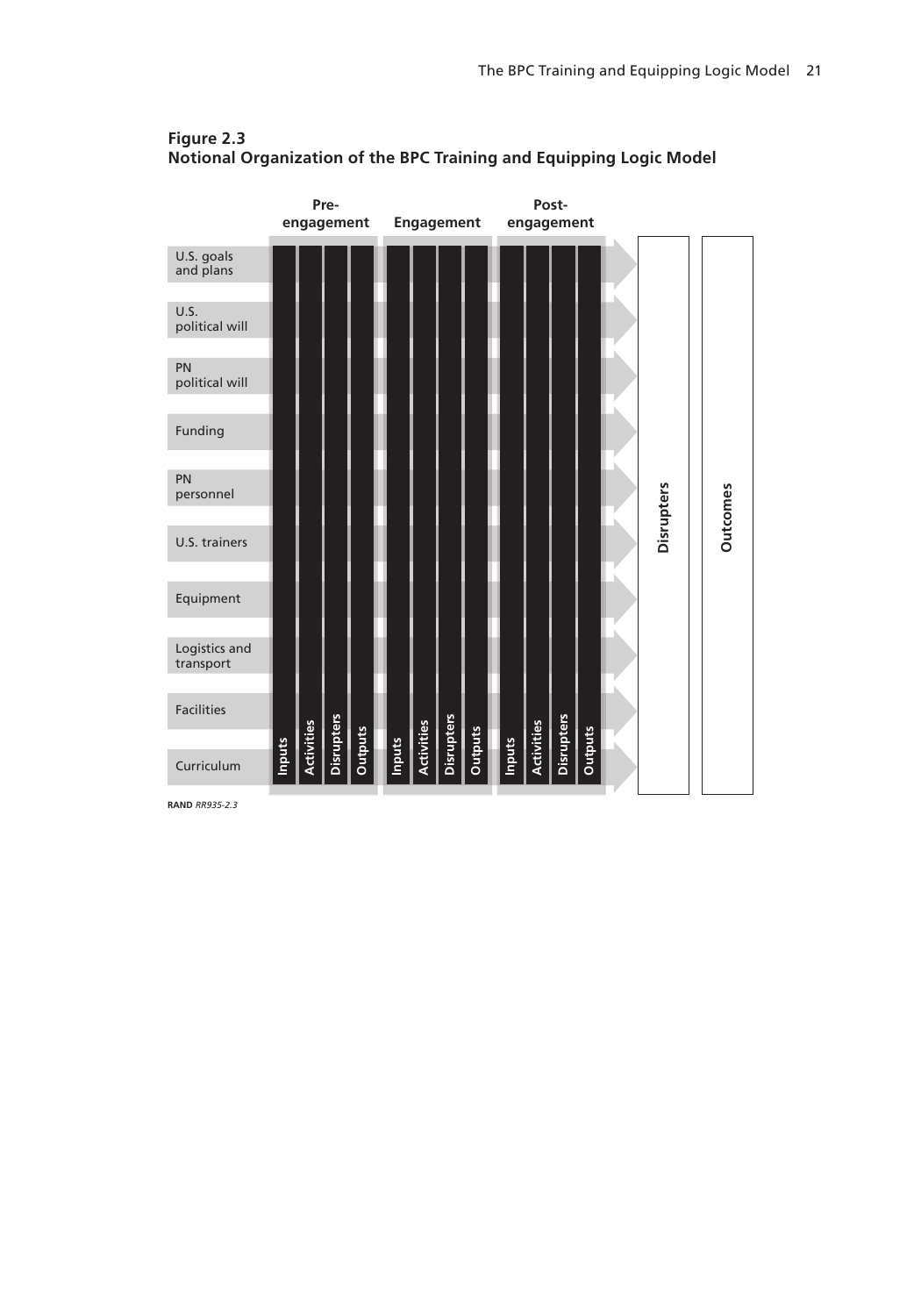**Figure 2.3**
**Notional Organization of the BPC Training and Equipping Logic Model**

| | Pre-engagement | | | | Engagement | | | | Post-engagement | | | | | |
|---|---|---|---|---|---|---|---|---|---|---|---|---|---|---|
| | Inputs | Activities | Disrupters | Outputs | Inputs | Activities | Disrupters | Outputs | Inputs | Activities | Disrupters | Outputs | Disrupters | Outcomes |
| U.S. goals and plans | | | | | | | | | | | | | | |
| U.S. political will | | | | | | | | | | | | | | |
| PN political will | | | | | | | | | | | | | | |
| Funding | | | | | | | | | | | | | | |
| PN personnel | | | | | | | | | | | | | | |
| U.S. trainers | | | | | | | | | | | | | | |
| Equipment | | | | | | | | | | | | | | |
| Logistics and transport | | | | | | | | | | | | | | |
| Facilities | | | | | | | | | | | | | | |
| Curriculum | | | | | | | | | | | | | | |

RAND *RR935-2.3*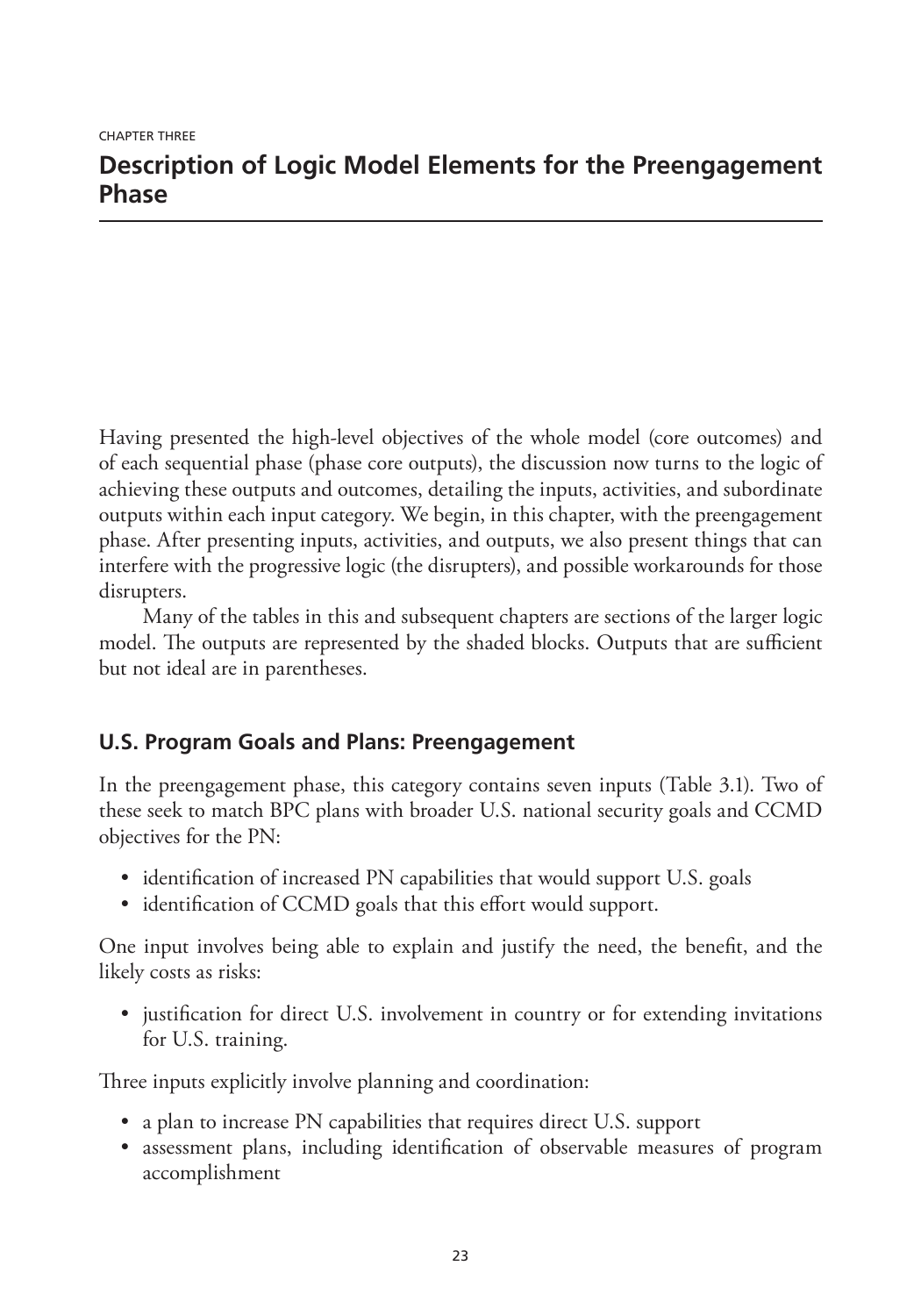CHAPTER THREE

# Description of Logic Model Elements for the Preengagement Phase

Having presented the high-level objectives of the whole model (core outcomes) and of each sequential phase (phase core outputs), the discussion now turns to the logic of achieving these outputs and outcomes, detailing the inputs, activities, and subordinate outputs within each input category. We begin, in this chapter, with the preengagement phase. After presenting inputs, activities, and outputs, we also present things that can interfere with the progressive logic (the disrupters), and possible workarounds for those disrupters.

Many of the tables in this and subsequent chapters are sections of the larger logic model. The outputs are represented by the shaded blocks. Outputs that are sufficient but not ideal are in parentheses.

## U.S. Program Goals and Plans: Preengagement

In the preengagement phase, this category contains seven inputs (Table 3.1). Two of these seek to match BPC plans with broader U.S. national security goals and CCMD objectives for the PN:

- identification of increased PN capabilities that would support U.S. goals
- identification of CCMD goals that this effort would support.

One input involves being able to explain and justify the need, the benefit, and the likely costs as risks:

- justification for direct U.S. involvement in country or for extending invitations for U.S. training.

Three inputs explicitly involve planning and coordination:

- a plan to increase PN capabilities that requires direct U.S. support
- assessment plans, including identification of observable measures of program accomplishment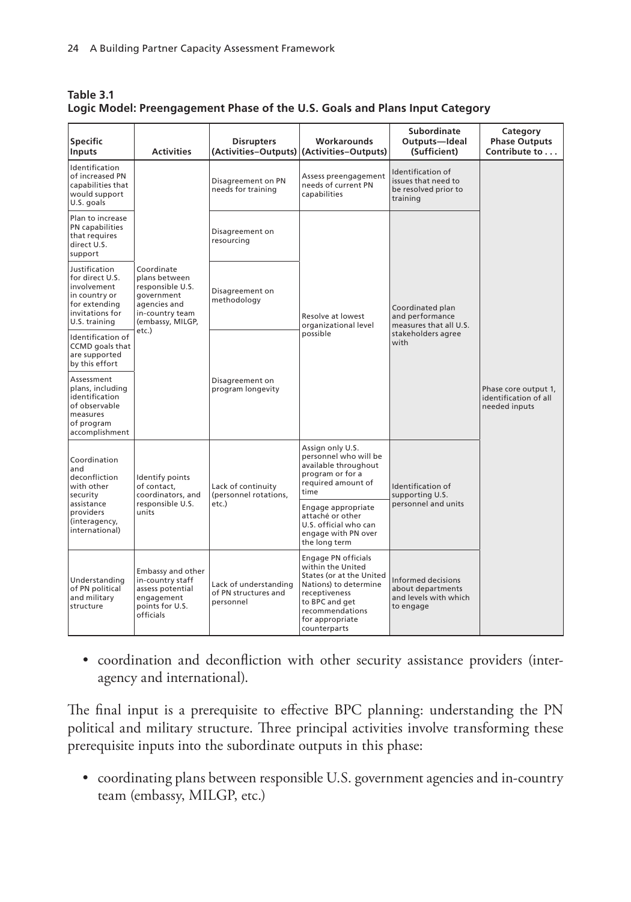**Table 3.1**
**Logic Model: Preengagement Phase of the U.S. Goals and Plans Input Category**

| Specific Inputs | Activities | Disrupters (Activities–Outputs) | Workarounds (Activities–Outputs) | Subordinate Outputs—Ideal (Sufficient) | Category Phase Outputs Contribute to . . . |
|---|---|---|---|---|---|
| Identification of increased PN capabilities that would support U.S. goals | Coordinate plans between responsible U.S. government agencies and in-country team (embassy, MILGP, etc.) | Disagreement on PN needs for training | Assess preengagement needs of current PN capabilities | Identification of issues that need to be resolved prior to training | Phase core output 1, identification of all needed inputs |
| Plan to increase PN capabilities that requires direct U.S. support | | Disagreement on resourcing | Resolve at lowest organizational level possible | Coordinated plan and performance measures that all U.S. stakeholders agree with | |
| Justification for direct U.S. involvement in country or for extending invitations for U.S. training | | Disagreement on methodology | | | |
| Identification of CCMD goals that are supported by this effort | | Disagreement on program longevity | | | |
| Assessment plans, including identification of observable measures of program accomplishment | | | | | |
| Coordination and deconfliction with other security assistance providers (interagency, international) | Identify points of contact, coordinators, and responsible U.S. units | Lack of continuity (personnel rotations, etc.) | Assign only U.S. personnel who will be available throughout program or for a required amount of time | Identification of supporting U.S. personnel and units | |
| | | | Engage appropriate attaché or other U.S. official who can engage with PN over the long term | | |
| Understanding of PN political and military structure | Embassy and other in-country staff assess potential engagement points for U.S. officials | Lack of understanding of PN structures and personnel | Engage PN officials within the United States (or at the United Nations) to determine receptiveness to BPC and get recommendations for appropriate counterparts | Informed decisions about departments and levels with which to engage | |

- coordination and deconfliction with other security assistance providers (interagency and international).

The final input is a prerequisite to effective BPC planning: understanding the PN political and military structure. Three principal activities involve transforming these prerequisite inputs into the subordinate outputs in this phase:

- coordinating plans between responsible U.S. government agencies and in-country team (embassy, MILGP, etc.)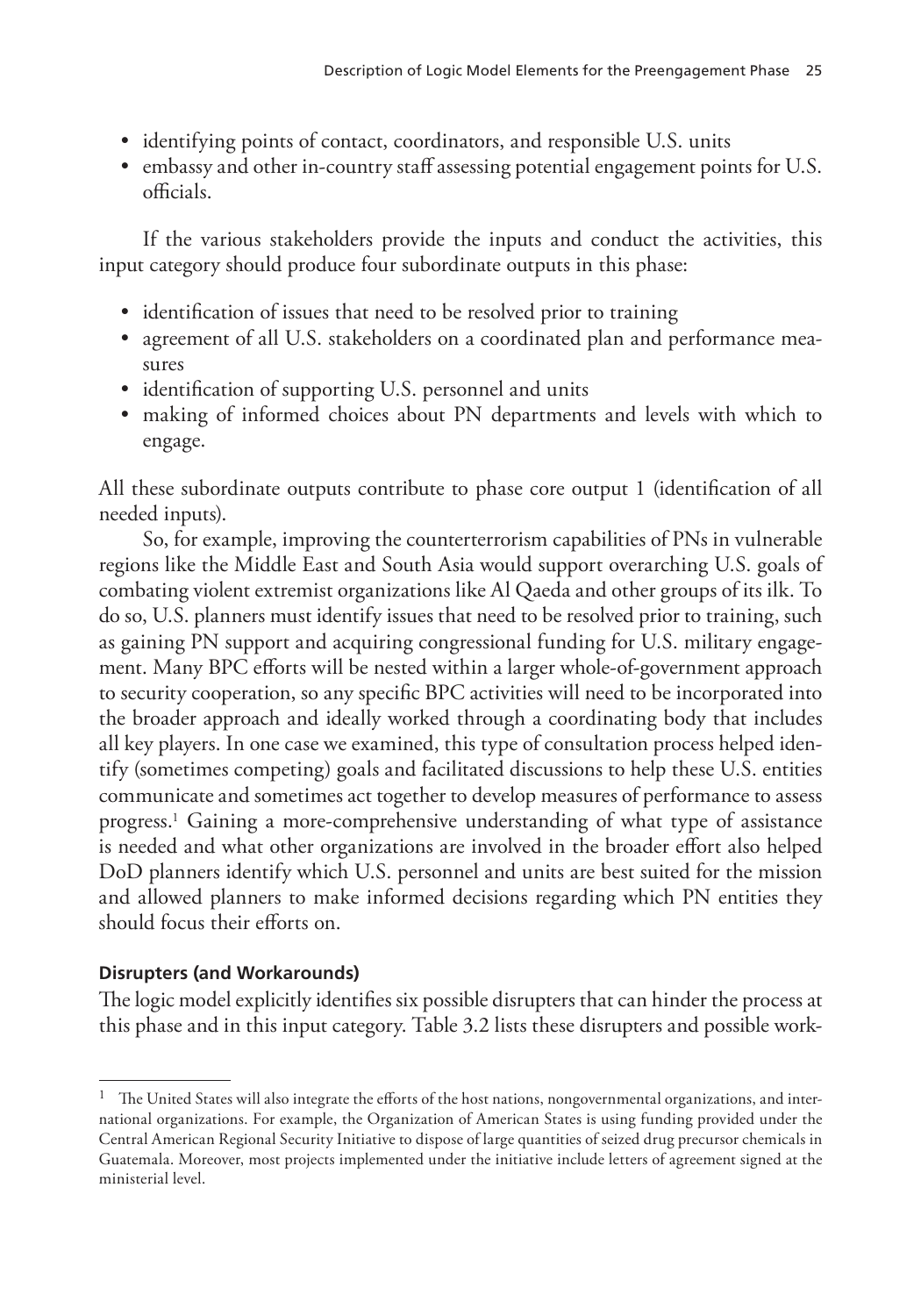- identifying points of contact, coordinators, and responsible U.S. units
- embassy and other in-country staff assessing potential engagement points for U.S. officials.

If the various stakeholders provide the inputs and conduct the activities, this input category should produce four subordinate outputs in this phase:

- identification of issues that need to be resolved prior to training
- agreement of all U.S. stakeholders on a coordinated plan and performance measures
- identification of supporting U.S. personnel and units
- making of informed choices about PN departments and levels with which to engage.

All these subordinate outputs contribute to phase core output 1 (identification of all needed inputs).

So, for example, improving the counterterrorism capabilities of PNs in vulnerable regions like the Middle East and South Asia would support overarching U.S. goals of combating violent extremist organizations like Al Qaeda and other groups of its ilk. To do so, U.S. planners must identify issues that need to be resolved prior to training, such as gaining PN support and acquiring congressional funding for U.S. military engagement. Many BPC efforts will be nested within a larger whole-of-government approach to security cooperation, so any specific BPC activities will need to be incorporated into the broader approach and ideally worked through a coordinating body that includes all key players. In one case we examined, this type of consultation process helped identify (sometimes competing) goals and facilitated discussions to help these U.S. entities communicate and sometimes act together to develop measures of performance to assess progress.[1] Gaining a more-comprehensive understanding of what type of assistance is needed and what other organizations are involved in the broader effort also helped DoD planners identify which U.S. personnel and units are best suited for the mission and allowed planners to make informed decisions regarding which PN entities they should focus their efforts on.

**Disrupters (and Workarounds)**

The logic model explicitly identifies six possible disrupters that can hinder the process at this phase and in this input category. Table 3.2 lists these disrupters and possible work-

[1] The United States will also integrate the efforts of the host nations, nongovernmental organizations, and international organizations. For example, the Organization of American States is using funding provided under the Central American Regional Security Initiative to dispose of large quantities of seized drug precursor chemicals in Guatemala. Moreover, most projects implemented under the initiative include letters of agreement signed at the ministerial level.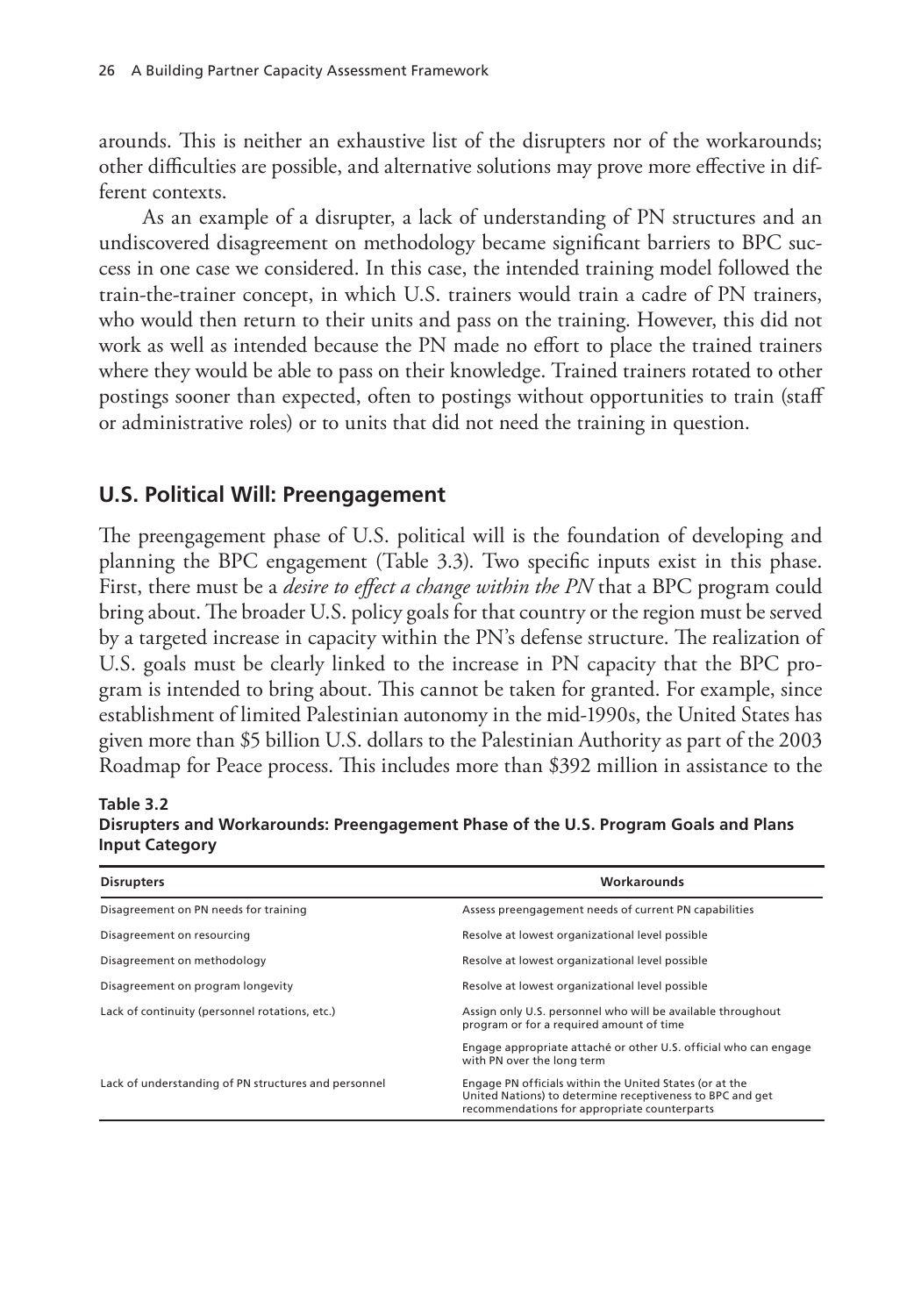arounds. This is neither an exhaustive list of the disrupters nor of the workarounds; other difficulties are possible, and alternative solutions may prove more effective in different contexts.

As an example of a disrupter, a lack of understanding of PN structures and an undiscovered disagreement on methodology became significant barriers to BPC success in one case we considered. In this case, the intended training model followed the train-the-trainer concept, in which U.S. trainers would train a cadre of PN trainers, who would then return to their units and pass on the training. However, this did not work as well as intended because the PN made no effort to place the trained trainers where they would be able to pass on their knowledge. Trained trainers rotated to other postings sooner than expected, often to postings without opportunities to train (staff or administrative roles) or to units that did not need the training in question.

## U.S. Political Will: Preengagement

The preengagement phase of U.S. political will is the foundation of developing and planning the BPC engagement (Table 3.3). Two specific inputs exist in this phase. First, there must be a *desire to effect a change within the PN* that a BPC program could bring about. The broader U.S. policy goals for that country or the region must be served by a targeted increase in capacity within the PN's defense structure. The realization of U.S. goals must be clearly linked to the increase in PN capacity that the BPC program is intended to bring about. This cannot be taken for granted. For example, since establishment of limited Palestinian autonomy in the mid-1990s, the United States has given more than $5 billion U.S. dollars to the Palestinian Authority as part of the 2003 Roadmap for Peace process. This includes more than $392 million in assistance to the

**Table 3.2**
**Disrupters and Workarounds: Preengagement Phase of the U.S. Program Goals and Plans Input Category**

| Disrupters | Workarounds |
|---|---|
| Disagreement on PN needs for training | Assess preengagement needs of current PN capabilities |
| Disagreement on resourcing | Resolve at lowest organizational level possible |
| Disagreement on methodology | Resolve at lowest organizational level possible |
| Disagreement on program longevity | Resolve at lowest organizational level possible |
| Lack of continuity (personnel rotations, etc.) | Assign only U.S. personnel who will be available throughout program or for a required amount of time |
| | Engage appropriate attaché or other U.S. official who can engage with PN over the long term |
| Lack of understanding of PN structures and personnel | Engage PN officials within the United States (or at the United Nations) to determine receptiveness to BPC and get recommendations for appropriate counterparts |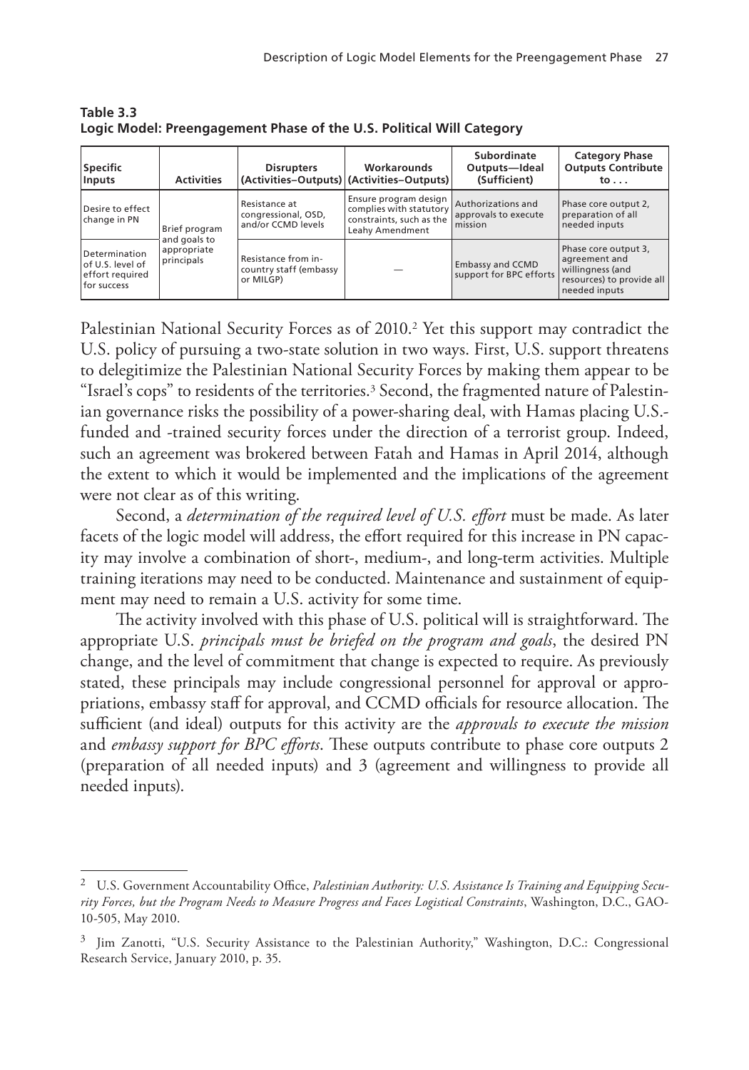**Table 3.3**
**Logic Model: Preengagement Phase of the U.S. Political Will Category**

| Specific Inputs | Activities | Disrupters (Activities–Outputs) | Workarounds (Activities–Outputs) | Subordinate Outputs—Ideal (Sufficient) | Category Phase Outputs Contribute to . . . |
|---|---|---|---|---|---|
| Desire to effect change in PN | Brief program and goals to appropriate principals | Resistance at congressional, OSD, and/or CCMD levels | Ensure program design complies with statutory constraints, such as the Leahy Amendment | Authorizations and approvals to execute mission | Phase core output 2, preparation of all needed inputs |
| Determination of U.S. level of effort required for success | | Resistance from in-country staff (embassy or MILGP) | — | Embassy and CCMD support for BPC efforts | Phase core output 3, agreement and willingness (and resources) to provide all needed inputs |

Palestinian National Security Forces as of 2010.[2] Yet this support may contradict the U.S. policy of pursuing a two-state solution in two ways. First, U.S. support threatens to delegitimize the Palestinian National Security Forces by making them appear to be "Israel's cops" to residents of the territories.[3] Second, the fragmented nature of Palestinian governance risks the possibility of a power-sharing deal, with Hamas placing U.S.-funded and -trained security forces under the direction of a terrorist group. Indeed, such an agreement was brokered between Fatah and Hamas in April 2014, although the extent to which it would be implemented and the implications of the agreement were not clear as of this writing.

Second, a *determination of the required level of U.S. effort* must be made. As later facets of the logic model will address, the effort required for this increase in PN capacity may involve a combination of short-, medium-, and long-term activities. Multiple training iterations may need to be conducted. Maintenance and sustainment of equipment may need to remain a U.S. activity for some time.

The activity involved with this phase of U.S. political will is straightforward. The appropriate U.S. *principals must be briefed on the program and goals*, the desired PN change, and the level of commitment that change is expected to require. As previously stated, these principals may include congressional personnel for approval or appropriations, embassy staff for approval, and CCMD officials for resource allocation. The sufficient (and ideal) outputs for this activity are the *approvals to execute the mission* and *embassy support for BPC efforts*. These outputs contribute to phase core outputs 2 (preparation of all needed inputs) and 3 (agreement and willingness to provide all needed inputs).

---

[2] U.S. Government Accountability Office, *Palestinian Authority: U.S. Assistance Is Training and Equipping Security Forces, but the Program Needs to Measure Progress and Faces Logistical Constraints*, Washington, D.C., GAO-10-505, May 2010.

[3] Jim Zanotti, "U.S. Security Assistance to the Palestinian Authority," Washington, D.C.: Congressional Research Service, January 2010, p. 35.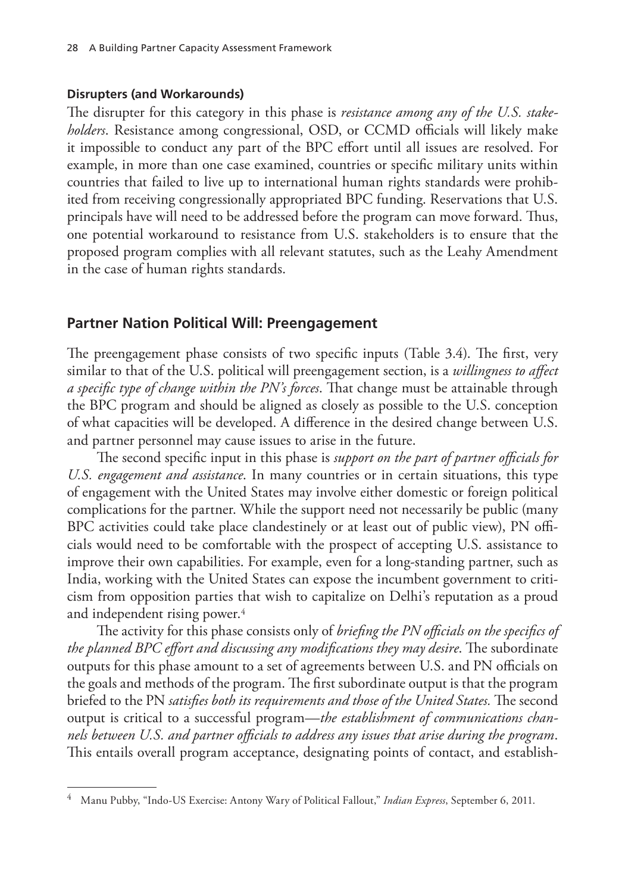#### Disrupters (and Workarounds)

The disrupter for this category in this phase is *resistance among any of the U.S. stakeholders*. Resistance among congressional, OSD, or CCMD officials will likely make it impossible to conduct any part of the BPC effort until all issues are resolved. For example, in more than one case examined, countries or specific military units within countries that failed to live up to international human rights standards were prohibited from receiving congressionally appropriated BPC funding. Reservations that U.S. principals have will need to be addressed before the program can move forward. Thus, one potential workaround to resistance from U.S. stakeholders is to ensure that the proposed program complies with all relevant statutes, such as the Leahy Amendment in the case of human rights standards.

### Partner Nation Political Will: Preengagement

The preengagement phase consists of two specific inputs (Table 3.4). The first, very similar to that of the U.S. political will preengagement section, is a *willingness to affect a specific type of change within the PN's forces*. That change must be attainable through the BPC program and should be aligned as closely as possible to the U.S. conception of what capacities will be developed. A difference in the desired change between U.S. and partner personnel may cause issues to arise in the future.

The second specific input in this phase is *support on the part of partner officials for U.S. engagement and assistance*. In many countries or in certain situations, this type of engagement with the United States may involve either domestic or foreign political complications for the partner. While the support need not necessarily be public (many BPC activities could take place clandestinely or at least out of public view), PN officials would need to be comfortable with the prospect of accepting U.S. assistance to improve their own capabilities. For example, even for a long-standing partner, such as India, working with the United States can expose the incumbent government to criticism from opposition parties that wish to capitalize on Delhi's reputation as a proud and independent rising power.[4]

The activity for this phase consists only of *briefing the PN officials on the specifics of the planned BPC effort and discussing any modifications they may desire*. The subordinate outputs for this phase amount to a set of agreements between U.S. and PN officials on the goals and methods of the program. The first subordinate output is that the program briefed to the PN *satisfies both its requirements and those of the United States.* The second output is critical to a successful program—*the establishment of communications channels between U.S. and partner officials to address any issues that arise during the program*. This entails overall program acceptance, designating points of contact, and establish-

---

[4] Manu Pubby, "Indo-US Exercise: Antony Wary of Political Fallout," *Indian Express*, September 6, 2011.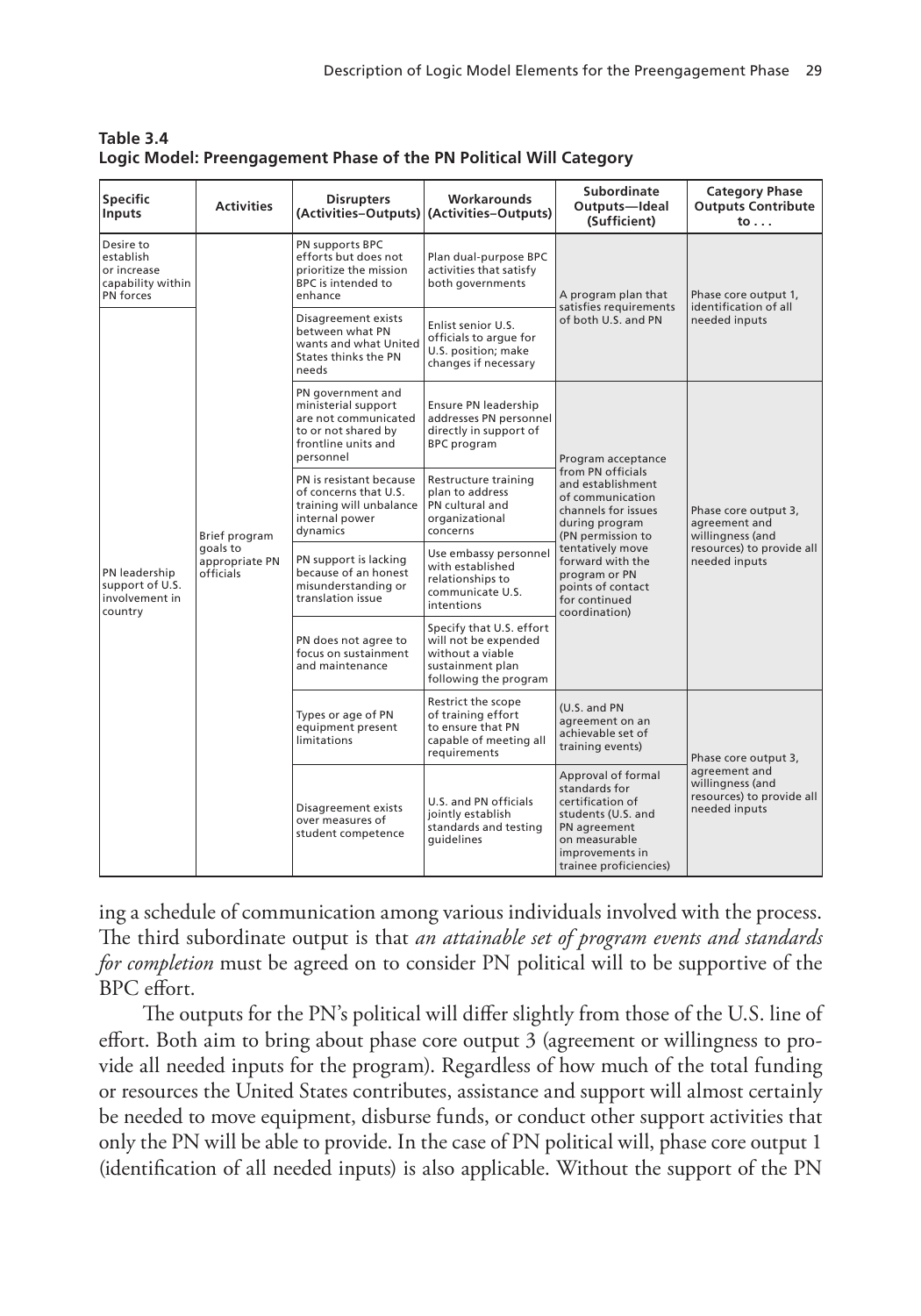**Table 3.4**
**Logic Model: Preengagement Phase of the PN Political Will Category**

| Specific Inputs | Activities | Disrupters (Activities–Outputs) | Workarounds (Activities–Outputs) | Subordinate Outputs—Ideal (Sufficient) | Category Phase Outputs Contribute to . . . |
|---|---|---|---|---|---|
| Desire to establish or increase capability within PN forces | Brief program goals to appropriate PN officials | PN supports BPC efforts but does not prioritize the mission BPC is intended to enhance | Plan dual-purpose BPC activities that satisfy both governments | A program plan that satisfies requirements of both U.S. and PN | Phase core output 1, identification of all needed inputs |
| PN leadership support of U.S. involvement in country | | Disagreement exists between what PN wants and what United States thinks the PN needs | Enlist senior U.S. officials to argue for U.S. position; make changes if necessary | | |
| | | PN government and ministerial support are not communicated to or not shared by frontline units and personnel | Ensure PN leadership addresses PN personnel directly in support of BPC program | Program acceptance from PN officials and establishment of communication channels for issues during program (PN permission to tentatively move forward with the program or PN points of contact for continued coordination) | Phase core output 3, agreement and willingness (and resources) to provide all needed inputs |
| | | PN is resistant because of concerns that U.S. training will unbalance internal power dynamics | Restructure training plan to address PN cultural and organizational concerns | | |
| | | PN support is lacking because of an honest misunderstanding or translation issue | Use embassy personnel with established relationships to communicate U.S. intentions | | |
| | | PN does not agree to focus on sustainment and maintenance | Specify that U.S. effort will not be expended without a viable sustainment plan following the program | | |
| | | Types or age of PN equipment present limitations | Restrict the scope of training effort to ensure that PN capable of meeting all requirements | (U.S. and PN agreement on an achievable set of training events) | Phase core output 3, agreement and willingness (and resources) to provide all needed inputs |
| | | Disagreement exists over measures of student competence | U.S. and PN officials jointly establish standards and testing guidelines | Approval of formal standards for certification of students (U.S. and PN agreement on measurable improvements in trainee proficiencies) | |

ing a schedule of communication among various individuals involved with the process. The third subordinate output is that *an attainable set of program events and standards for completion* must be agreed on to consider PN political will to be supportive of the BPC effort.

The outputs for the PN's political will differ slightly from those of the U.S. line of effort. Both aim to bring about phase core output 3 (agreement or willingness to provide all needed inputs for the program). Regardless of how much of the total funding or resources the United States contributes, assistance and support will almost certainly be needed to move equipment, disburse funds, or conduct other support activities that only the PN will be able to provide. In the case of PN political will, phase core output 1 (identification of all needed inputs) is also applicable. Without the support of the PN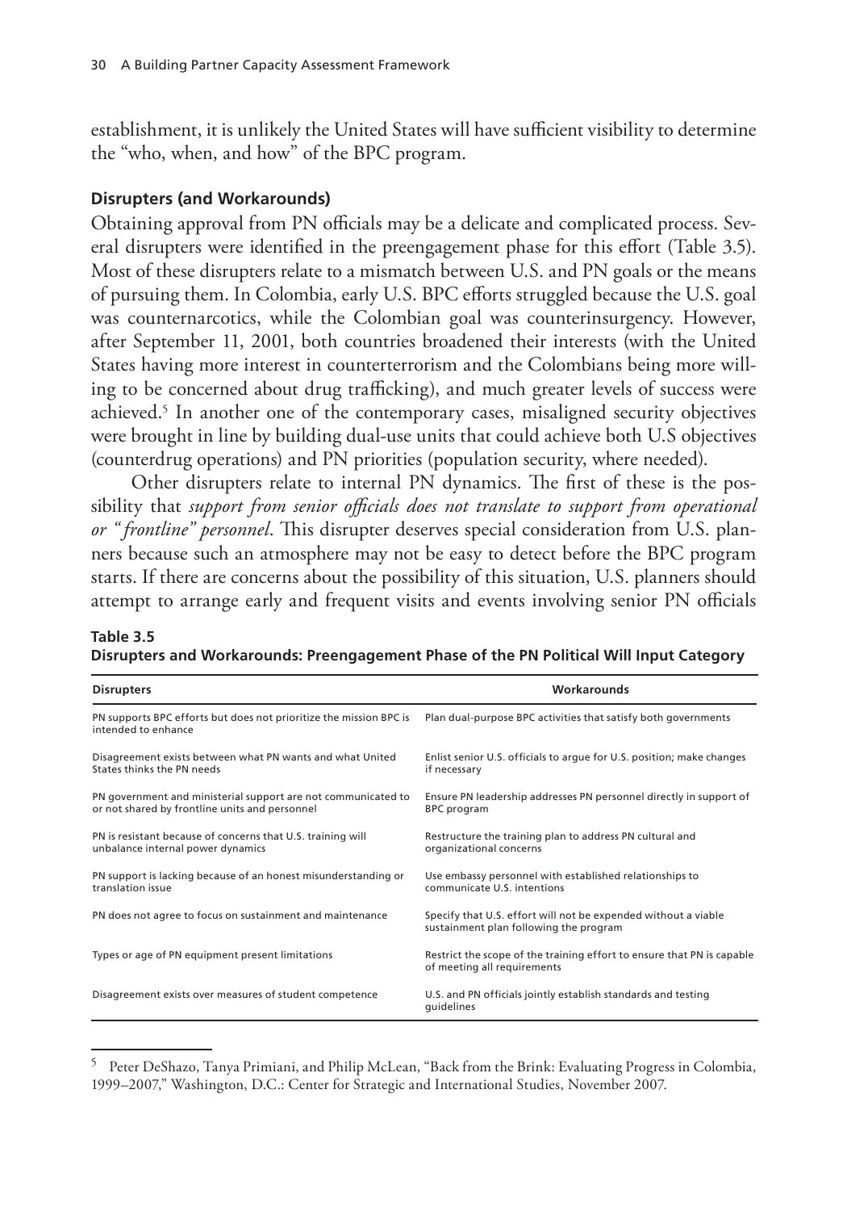establishment, it is unlikely the United States will have sufficient visibility to determine the "who, when, and how" of the BPC program.

### Disrupters (and Workarounds)

Obtaining approval from PN officials may be a delicate and complicated process. Several disrupters were identified in the preengagement phase for this effort (Table 3.5). Most of these disrupters relate to a mismatch between U.S. and PN goals or the means of pursuing them. In Colombia, early U.S. BPC efforts struggled because the U.S. goal was counternarcotics, while the Colombian goal was counterinsurgency. However, after September 11, 2001, both countries broadened their interests (with the United States having more interest in counterterrorism and the Colombians being more willing to be concerned about drug trafficking), and much greater levels of success were achieved.[5] In another one of the contemporary cases, misaligned security objectives were brought in line by building dual-use units that could achieve both U.S objectives (counterdrug operations) and PN priorities (population security, where needed).

Other disrupters relate to internal PN dynamics. The first of these is the possibility that *support from senior officials does not translate to support from operational or "frontline" personnel*. This disrupter deserves special consideration from U.S. planners because such an atmosphere may not be easy to detect before the BPC program starts. If there are concerns about the possibility of this situation, U.S. planners should attempt to arrange early and frequent visits and events involving senior PN officials

**Table 3.5**
**Disrupters and Workarounds: Preengagement Phase of the PN Political Will Input Category**

| Disrupters | Workarounds |
|---|---|
| PN supports BPC efforts but does not prioritize the mission BPC is intended to enhance | Plan dual-purpose BPC activities that satisfy both governments |
| Disagreement exists between what PN wants and what United States thinks the PN needs | Enlist senior U.S. officials to argue for U.S. position; make changes if necessary |
| PN government and ministerial support are not communicated to or not shared by frontline units and personnel | Ensure PN leadership addresses PN personnel directly in support of BPC program |
| PN is resistant because of concerns that U.S. training will unbalance internal power dynamics | Restructure the training plan to address PN cultural and organizational concerns |
| PN support is lacking because of an honest misunderstanding or translation issue | Use embassy personnel with established relationships to communicate U.S. intentions |
| PN does not agree to focus on sustainment and maintenance | Specify that U.S. effort will not be expended without a viable sustainment plan following the program |
| Types or age of PN equipment present limitations | Restrict the scope of the training effort to ensure that PN is capable of meeting all requirements |
| Disagreement exists over measures of student competence | U.S. and PN officials jointly establish standards and testing guidelines |

[5] Peter DeShazo, Tanya Primiani, and Philip McLean, "Back from the Brink: Evaluating Progress in Colombia, 1999–2007," Washington, D.C.: Center for Strategic and International Studies, November 2007.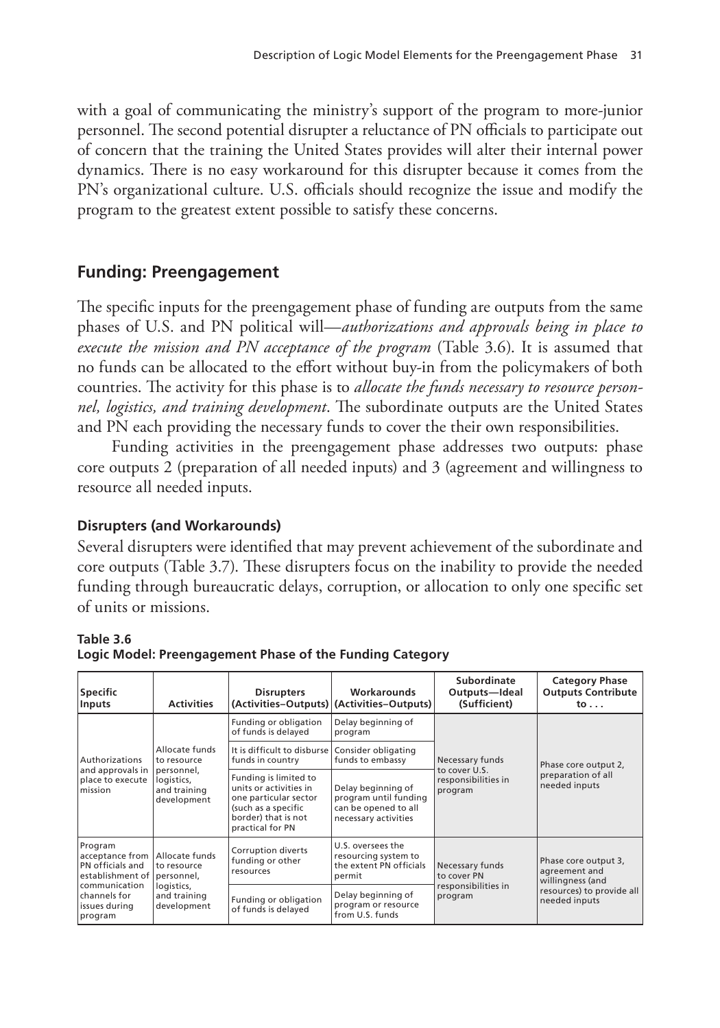with a goal of communicating the ministry's support of the program to more-junior personnel. The second potential disrupter a reluctance of PN officials to participate out of concern that the training the United States provides will alter their internal power dynamics. There is no easy workaround for this disrupter because it comes from the PN's organizational culture. U.S. officials should recognize the issue and modify the program to the greatest extent possible to satisfy these concerns.

## Funding: Preengagement

The specific inputs for the preengagement phase of funding are outputs from the same phases of U.S. and PN political will—*authorizations and approvals being in place to execute the mission and PN acceptance of the program* (Table 3.6). It is assumed that no funds can be allocated to the effort without buy-in from the policymakers of both countries. The activity for this phase is to *allocate the funds necessary to resource personnel, logistics, and training development*. The subordinate outputs are the United States and PN each providing the necessary funds to cover the their own responsibilities.

Funding activities in the preengagement phase addresses two outputs: phase core outputs 2 (preparation of all needed inputs) and 3 (agreement and willingness to resource all needed inputs.

### Disrupters (and Workarounds)

Several disrupters were identified that may prevent achievement of the subordinate and core outputs (Table 3.7). These disrupters focus on the inability to provide the needed funding through bureaucratic delays, corruption, or allocation to only one specific set of units or missions.

**Table 3.6**
**Logic Model: Preengagement Phase of the Funding Category**

| Specific Inputs | Activities | Disrupters (Activities–Outputs) | Workarounds (Activities–Outputs) | Subordinate Outputs—Ideal (Sufficient) | Category Phase Outputs Contribute to . . . |
|---|---|---|---|---|---|
| Authorizations and approvals in place to execute mission | Allocate funds to resource personnel, logistics, and training development | Funding or obligation of funds is delayed | Delay beginning of program | Necessary funds to cover U.S. responsibilities in program | Phase core output 2, preparation of all needed inputs |
| | | It is difficult to disburse funds in country | Consider obligating funds to embassy | | |
| | | Funding is limited to units or activities in one particular sector (such as a specific border) that is not practical for PN | Delay beginning of program until funding can be opened to all necessary activities | | |
| Program acceptance from PN officials and establishment of communication channels for issues during program | Allocate funds to resource personnel, logistics, and training development | Corruption diverts funding or other resources | U.S. oversees the resourcing system to the extent PN officials permit | Necessary funds to cover PN responsibilities in program | Phase core output 3, agreement and willingness (and resources) to provide all needed inputs |
| | | Funding or obligation of funds is delayed | Delay beginning of program or resource from U.S. funds | | |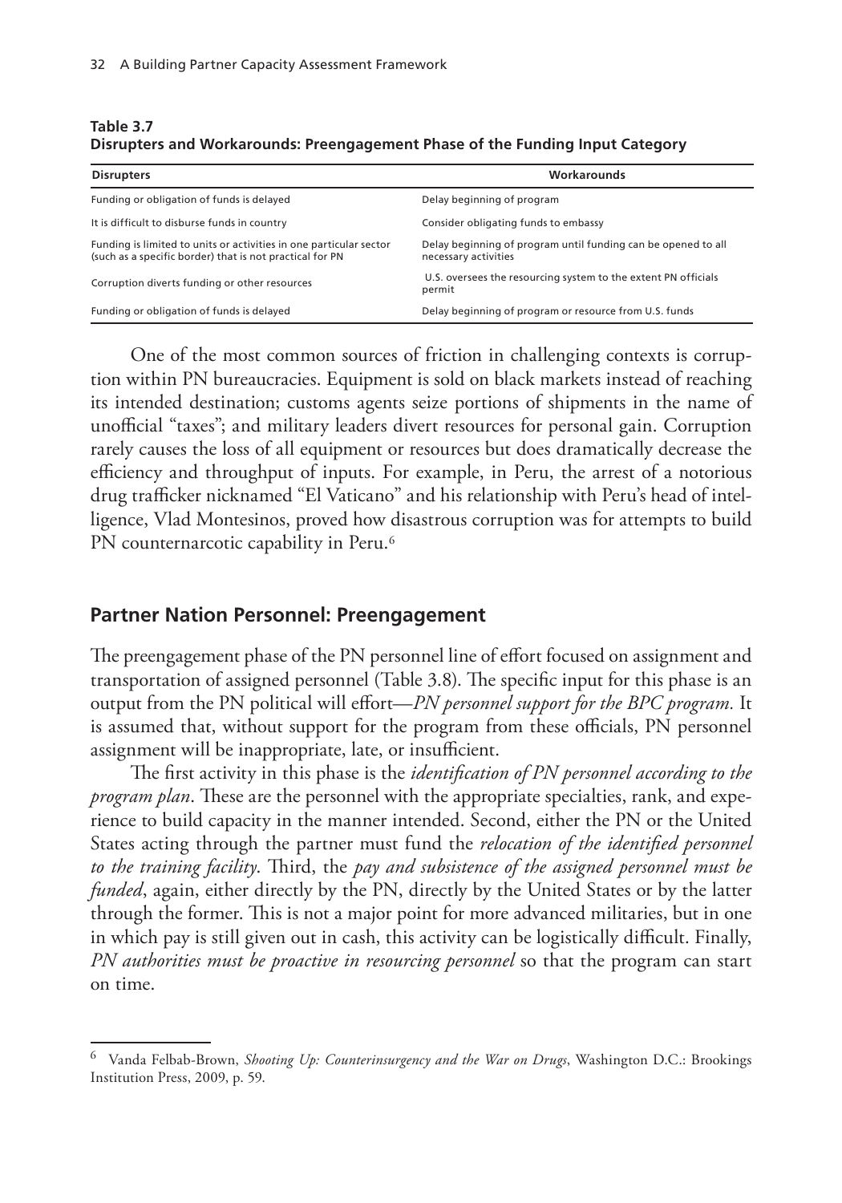**Table 3.7**
**Disrupters and Workarounds: Preengagement Phase of the Funding Input Category**

| Disrupters | Workarounds |
|---|---|
| Funding or obligation of funds is delayed | Delay beginning of program |
| It is difficult to disburse funds in country | Consider obligating funds to embassy |
| Funding is limited to units or activities in one particular sector (such as a specific border) that is not practical for PN | Delay beginning of program until funding can be opened to all necessary activities |
| Corruption diverts funding or other resources | U.S. oversees the resourcing system to the extent PN officials permit |
| Funding or obligation of funds is delayed | Delay beginning of program or resource from U.S. funds |

One of the most common sources of friction in challenging contexts is corruption within PN bureaucracies. Equipment is sold on black markets instead of reaching its intended destination; customs agents seize portions of shipments in the name of unofficial "taxes"; and military leaders divert resources for personal gain. Corruption rarely causes the loss of all equipment or resources but does dramatically decrease the efficiency and throughput of inputs. For example, in Peru, the arrest of a notorious drug trafficker nicknamed "El Vaticano" and his relationship with Peru's head of intelligence, Vlad Montesinos, proved how disastrous corruption was for attempts to build PN counternarcotic capability in Peru.[6]

## Partner Nation Personnel: Preengagement

The preengagement phase of the PN personnel line of effort focused on assignment and transportation of assigned personnel (Table 3.8). The specific input for this phase is an output from the PN political will effort—*PN personnel support for the BPC program.* It is assumed that, without support for the program from these officials, PN personnel assignment will be inappropriate, late, or insufficient.

The first activity in this phase is the *identification of PN personnel according to the program plan*. These are the personnel with the appropriate specialties, rank, and experience to build capacity in the manner intended. Second, either the PN or the United States acting through the partner must fund the *relocation of the identified personnel to the training facility*. Third, the *pay and subsistence of the assigned personnel must be funded*, again, either directly by the PN, directly by the United States or by the latter through the former. This is not a major point for more advanced militaries, but in one in which pay is still given out in cash, this activity can be logistically difficult. Finally, *PN authorities must be proactive in resourcing personnel* so that the program can start on time.

---

[6] Vanda Felbab-Brown, *Shooting Up: Counterinsurgency and the War on Drugs*, Washington D.C.: Brookings Institution Press, 2009, p. 59.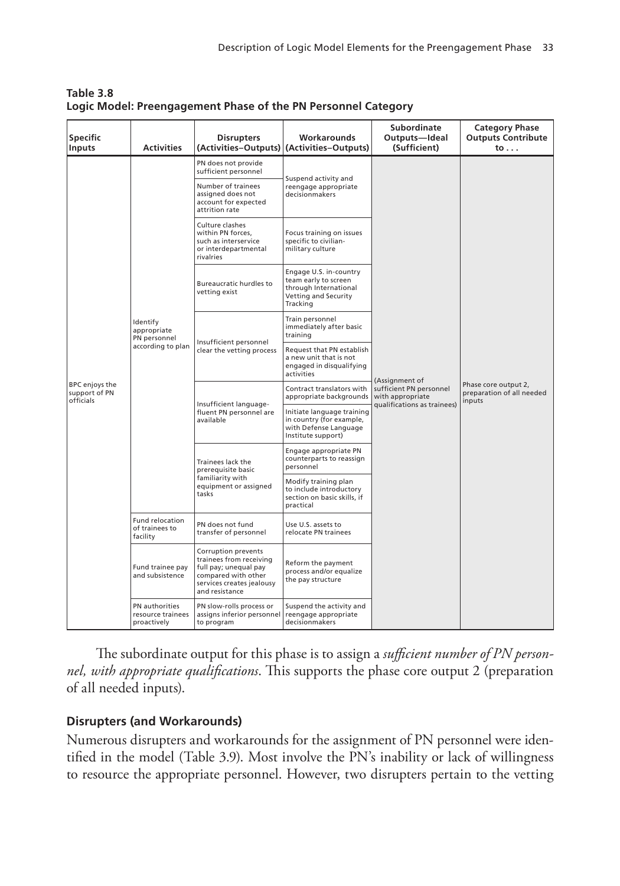**Table 3.8**
**Logic Model: Preengagement Phase of the PN Personnel Category**

| Specific Inputs | Activities | Disrupters (Activities–Outputs) | Workarounds (Activities–Outputs) | Subordinate Outputs—Ideal (Sufficient) | Category Phase Outputs Contribute to . . . |
|---|---|---|---|---|---|
| BPC enjoys the support of PN officials | Identify appropriate PN personnel according to plan | PN does not provide sufficient personnel | Suspend activity and reengage appropriate decisionmakers | (Assignment of sufficient PN personnel with appropriate qualifications as trainees) | Phase core output 2, preparation of all needed inputs |
| | | Number of trainees assigned does not account for expected attrition rate | | | |
| | | Culture clashes within PN forces, such as interservice or interdepartmental rivalries | Focus training on issues specific to civilian-military culture | | |
| | | Bureaucratic hurdles to vetting exist | Engage U.S. in-country team early to screen through International Vetting and Security Tracking | | |
| | | Insufficient personnel clear the vetting process | Train personnel immediately after basic training | | |
| | | | Request that PN establish a new unit that is not engaged in disqualifying activities | | |
| | | Insufficient language-fluent PN personnel are available | Contract translators with appropriate backgrounds | | |
| | | | Initiate language training in country (for example, with Defense Language Institute support) | | |
| | | Trainees lack the prerequisite basic familiarity with equipment or assigned tasks | Engage appropriate PN counterparts to reassign personnel | | |
| | | | Modify training plan to include introductory section on basic skills, if practical | | |
| | Fund relocation of trainees to facility | PN does not fund transfer of personnel | Use U.S. assets to relocate PN trainees | | |
| | Fund trainee pay and subsistence | Corruption prevents trainees from receiving full pay; unequal pay compared with other services creates jealousy and resistance | Reform the payment process and/or equalize the pay structure | | |
| | PN authorities resource trainees proactively | PN slow-rolls process or assigns inferior personnel to program | Suspend the activity and reengage appropriate decisionmakers | | |

The subordinate output for this phase is to assign a *sufficient number of PN personnel, with appropriate qualifications*. This supports the phase core output 2 (preparation of all needed inputs).

### Disrupters (and Workarounds)

Numerous disrupters and workarounds for the assignment of PN personnel were identified in the model (Table 3.9). Most involve the PN's inability or lack of willingness to resource the appropriate personnel. However, two disrupters pertain to the vetting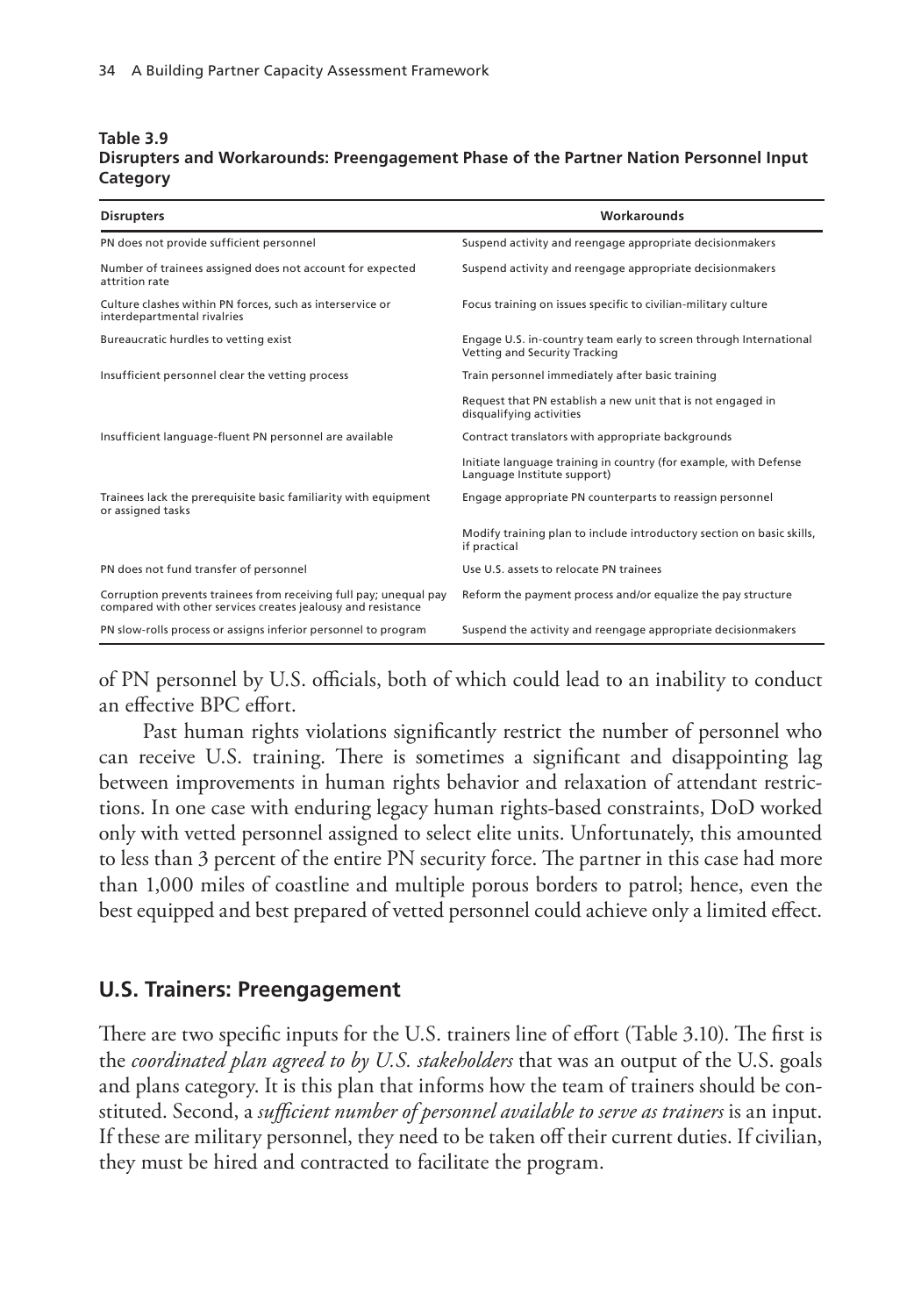**Table 3.9**
**Disrupters and Workarounds: Preengagement Phase of the Partner Nation Personnel Input Category**

| Disrupters | Workarounds |
|---|---|
| PN does not provide sufficient personnel | Suspend activity and reengage appropriate decisionmakers |
| Number of trainees assigned does not account for expected attrition rate | Suspend activity and reengage appropriate decisionmakers |
| Culture clashes within PN forces, such as interservice or interdepartmental rivalries | Focus training on issues specific to civilian-military culture |
| Bureaucratic hurdles to vetting exist | Engage U.S. in-country team early to screen through International Vetting and Security Tracking |
| Insufficient personnel clear the vetting process | Train personnel immediately after basic training |
| | Request that PN establish a new unit that is not engaged in disqualifying activities |
| Insufficient language-fluent PN personnel are available | Contract translators with appropriate backgrounds |
| | Initiate language training in country (for example, with Defense Language Institute support) |
| Trainees lack the prerequisite basic familiarity with equipment or assigned tasks | Engage appropriate PN counterparts to reassign personnel |
| | Modify training plan to include introductory section on basic skills, if practical |
| PN does not fund transfer of personnel | Use U.S. assets to relocate PN trainees |
| Corruption prevents trainees from receiving full pay; unequal pay compared with other services creates jealousy and resistance | Reform the payment process and/or equalize the pay structure |
| PN slow-rolls process or assigns inferior personnel to program | Suspend the activity and reengage appropriate decisionmakers |

of PN personnel by U.S. officials, both of which could lead to an inability to conduct an effective BPC effort.

Past human rights violations significantly restrict the number of personnel who can receive U.S. training. There is sometimes a significant and disappointing lag between improvements in human rights behavior and relaxation of attendant restrictions. In one case with enduring legacy human rights-based constraints, DoD worked only with vetted personnel assigned to select elite units. Unfortunately, this amounted to less than 3 percent of the entire PN security force. The partner in this case had more than 1,000 miles of coastline and multiple porous borders to patrol; hence, even the best equipped and best prepared of vetted personnel could achieve only a limited effect.

## U.S. Trainers: Preengagement

There are two specific inputs for the U.S. trainers line of effort (Table 3.10). The first is the *coordinated plan agreed to by U.S. stakeholders* that was an output of the U.S. goals and plans category. It is this plan that informs how the team of trainers should be constituted. Second, a *sufficient number of personnel available to serve as trainers* is an input. If these are military personnel, they need to be taken off their current duties. If civilian, they must be hired and contracted to facilitate the program.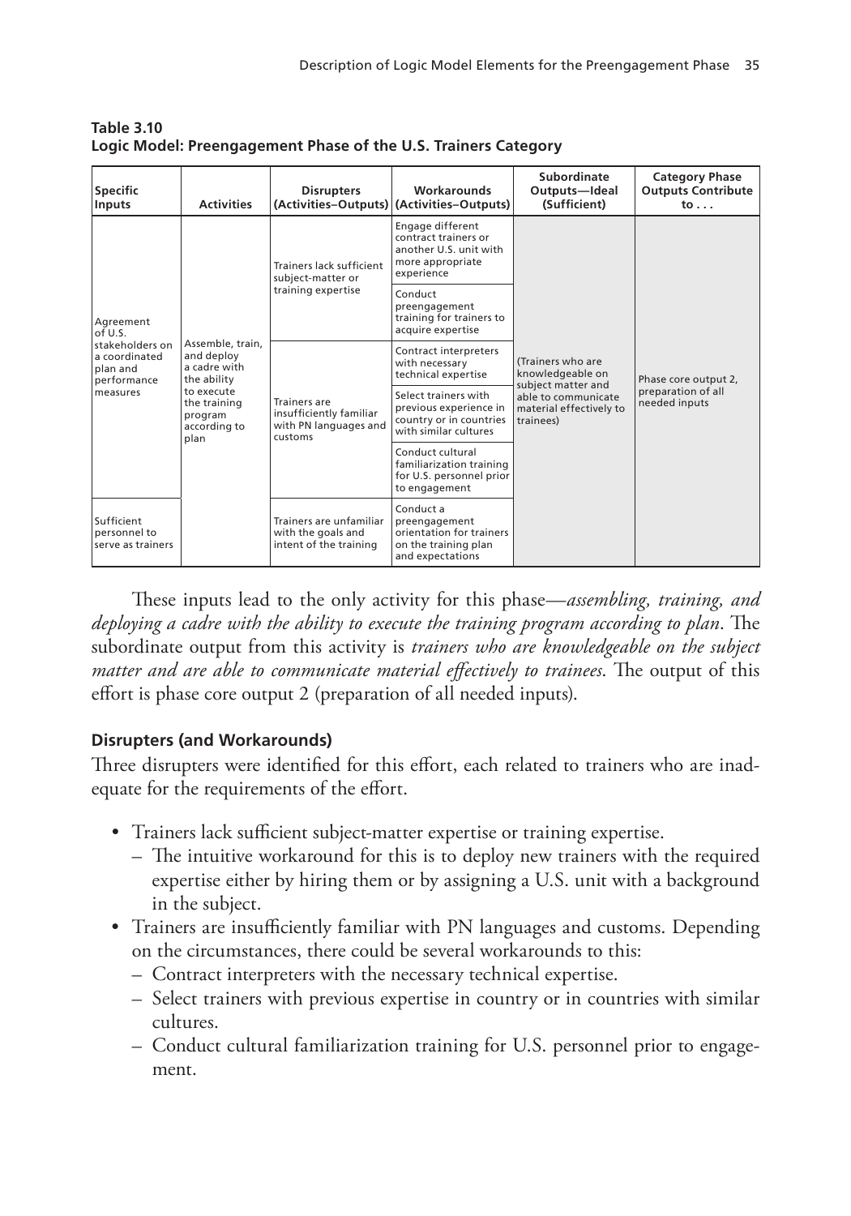**Table 3.10**
**Logic Model: Preengagement Phase of the U.S. Trainers Category**

| Specific Inputs | Activities | Disrupters (Activities–Outputs) | Workarounds (Activities–Outputs) | Subordinate Outputs—Ideal (Sufficient) | Category Phase Outputs Contribute to . . . |
|---|---|---|---|---|---|
| Agreement of U.S. stakeholders on a coordinated plan and performance measures | Assemble, train, and deploy a cadre with the ability to execute the training program according to plan | Trainers lack sufficient subject-matter or training expertise | Engage different contract trainers or another U.S. unit with more appropriate experience | (Trainers who are knowledgeable on subject matter and able to communicate material effectively to trainees) | Phase core output 2, preparation of all needed inputs |
| | | | Conduct preengagement training for trainers to acquire expertise | | |
| | | Trainers are insufficiently familiar with PN languages and customs | Contract interpreters with necessary technical expertise | | |
| | | | Select trainers with previous experience in country or in countries with similar cultures | | |
| | | | Conduct cultural familiarization training for U.S. personnel prior to engagement | | |
| Sufficient personnel to serve as trainers | | Trainers are unfamiliar with the goals and intent of the training | Conduct a preengagement orientation for trainers on the training plan and expectations | | |

These inputs lead to the only activity for this phase—*assembling, training, and deploying a cadre with the ability to execute the training program according to plan*. The subordinate output from this activity is *trainers who are knowledgeable on the subject matter and are able to communicate material effectively to trainees*. The output of this effort is phase core output 2 (preparation of all needed inputs).

### Disrupters (and Workarounds)

Three disrupters were identified for this effort, each related to trainers who are inadequate for the requirements of the effort.

- Trainers lack sufficient subject-matter expertise or training expertise.
  – The intuitive workaround for this is to deploy new trainers with the required expertise either by hiring them or by assigning a U.S. unit with a background in the subject.
- Trainers are insufficiently familiar with PN languages and customs. Depending on the circumstances, there could be several workarounds to this:
  – Contract interpreters with the necessary technical expertise.
  – Select trainers with previous expertise in country or in countries with similar cultures.
  – Conduct cultural familiarization training for U.S. personnel prior to engagement.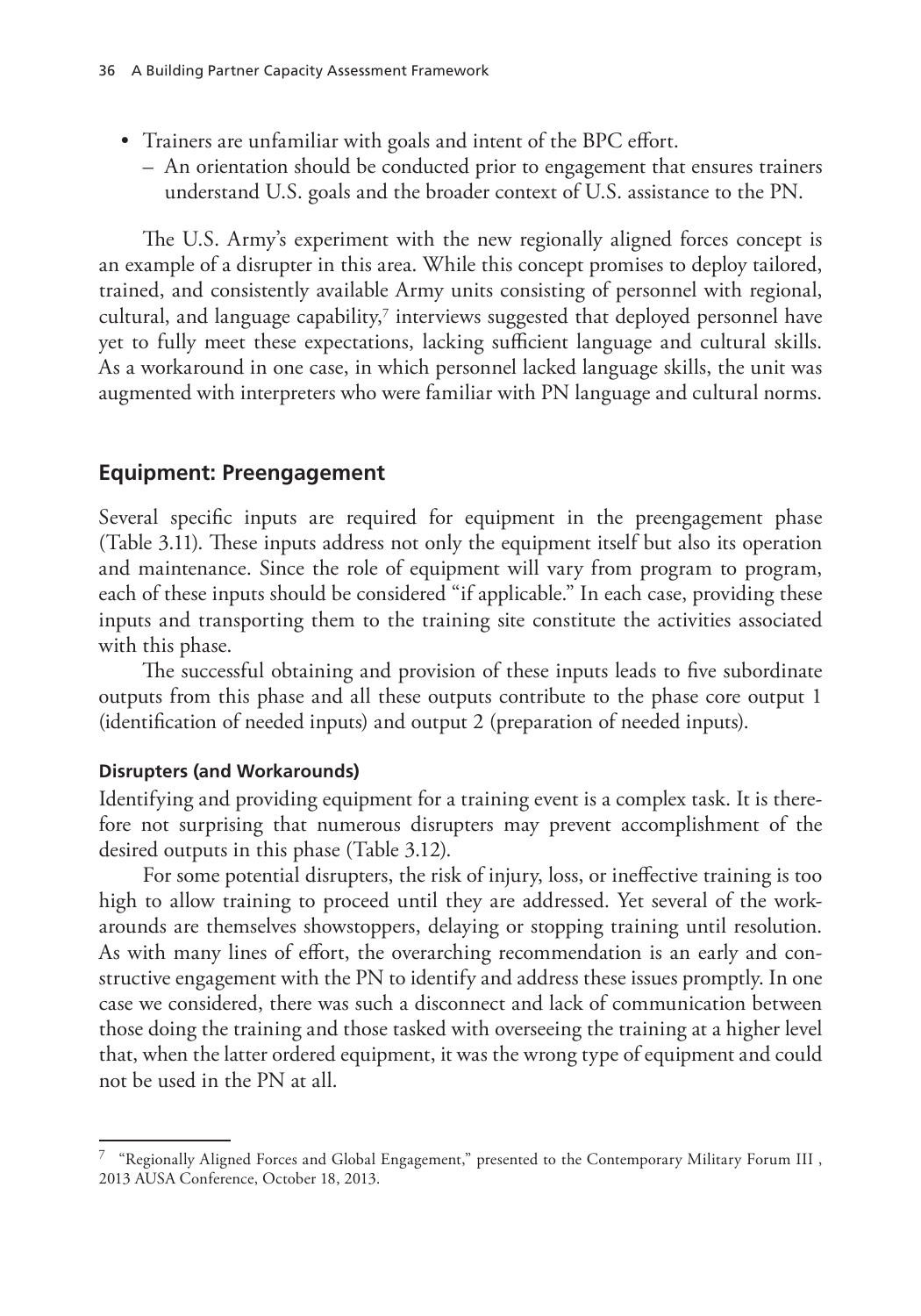- Trainers are unfamiliar with goals and intent of the BPC effort.
  - An orientation should be conducted prior to engagement that ensures trainers understand U.S. goals and the broader context of U.S. assistance to the PN.

The U.S. Army's experiment with the new regionally aligned forces concept is an example of a disrupter in this area. While this concept promises to deploy tailored, trained, and consistently available Army units consisting of personnel with regional, cultural, and language capability,[7] interviews suggested that deployed personnel have yet to fully meet these expectations, lacking sufficient language and cultural skills. As a workaround in one case, in which personnel lacked language skills, the unit was augmented with interpreters who were familiar with PN language and cultural norms.

## Equipment: Preengagement

Several specific inputs are required for equipment in the preengagement phase (Table 3.11). These inputs address not only the equipment itself but also its operation and maintenance. Since the role of equipment will vary from program to program, each of these inputs should be considered "if applicable." In each case, providing these inputs and transporting them to the training site constitute the activities associated with this phase.

The successful obtaining and provision of these inputs leads to five subordinate outputs from this phase and all these outputs contribute to the phase core output 1 (identification of needed inputs) and output 2 (preparation of needed inputs).

### Disrupters (and Workarounds)

Identifying and providing equipment for a training event is a complex task. It is therefore not surprising that numerous disrupters may prevent accomplishment of the desired outputs in this phase (Table 3.12).

For some potential disrupters, the risk of injury, loss, or ineffective training is too high to allow training to proceed until they are addressed. Yet several of the workarounds are themselves showstoppers, delaying or stopping training until resolution. As with many lines of effort, the overarching recommendation is an early and constructive engagement with the PN to identify and address these issues promptly. In one case we considered, there was such a disconnect and lack of communication between those doing the training and those tasked with overseeing the training at a higher level that, when the latter ordered equipment, it was the wrong type of equipment and could not be used in the PN at all.

---

[7] "Regionally Aligned Forces and Global Engagement," presented to the Contemporary Military Forum III , 2013 AUSA Conference, October 18, 2013.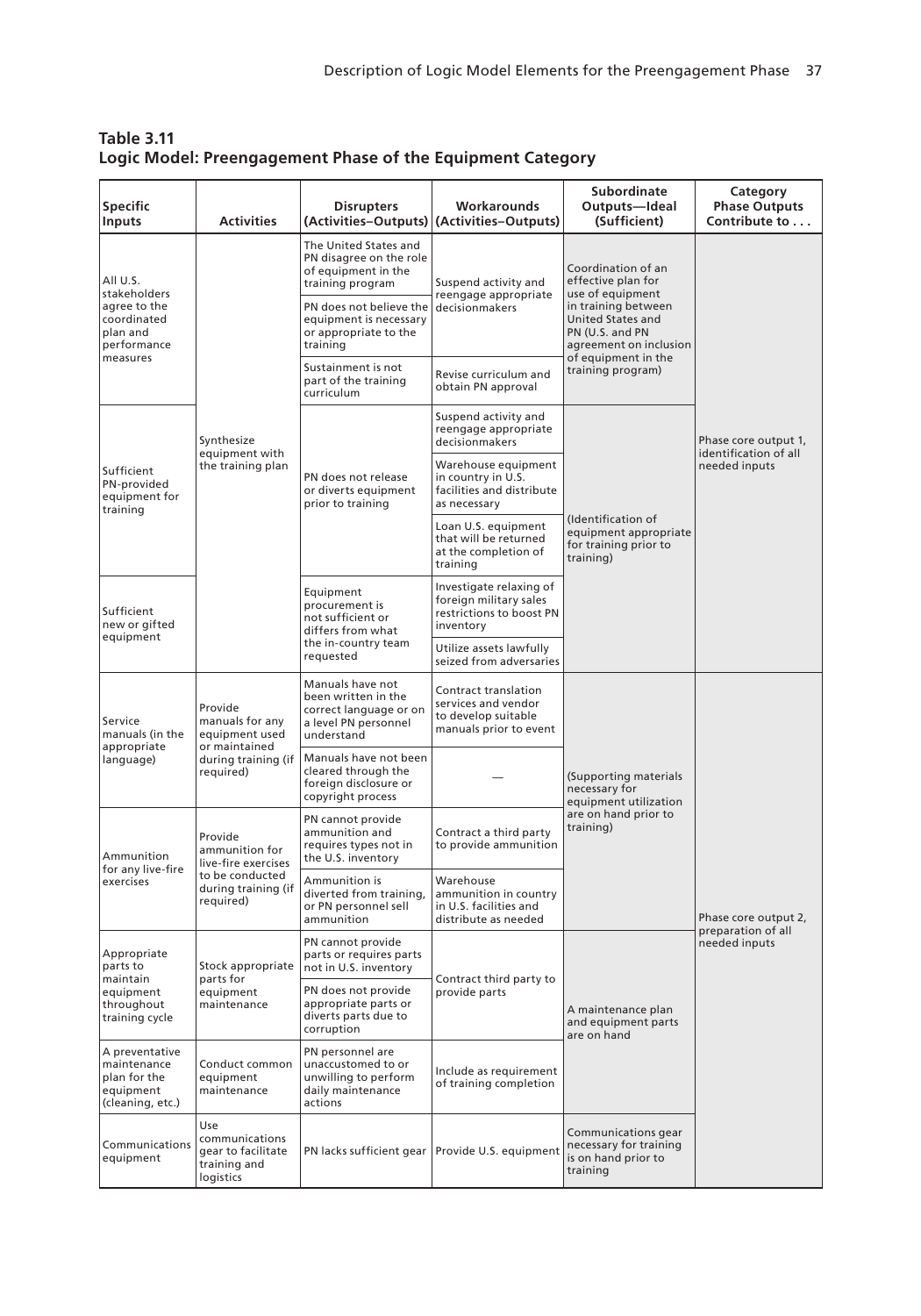**Table 3.11**
**Logic Model: Preengagement Phase of the Equipment Category**

| Specific Inputs | Activities | Disrupters (Activities–Outputs) | Workarounds (Activities–Outputs) | Subordinate Outputs—Ideal (Sufficient) | Category Phase Outputs Contribute to . . . |
|---|---|---|---|---|---|
| All U.S. stakeholders agree to the coordinated plan and performance measures | Synthesize equipment with the training plan | The United States and PN disagree on the role of equipment in the training program | Suspend activity and reengage appropriate decisionmakers | Coordination of an effective plan for use of equipment in training between United States and PN (U.S. and PN agreement on inclusion of equipment in the training program) | Phase core output 1, identification of all needed inputs |
| | | PN does not believe the equipment is necessary or appropriate to the training | | | |
| | | Sustainment is not part of the training curriculum | Revise curriculum and obtain PN approval | | |
| Sufficient PN-provided equipment for training | | PN does not release or diverts equipment prior to training | Suspend activity and reengage appropriate decisionmakers | (Identification of equipment appropriate for training prior to training) | |
| | | | Warehouse equipment in country in U.S. facilities and distribute as necessary | | |
| | | | Loan U.S. equipment that will be returned at the completion of training | | |
| Sufficient new or gifted equipment | | Equipment procurement is not sufficient or differs from what the in-country team requested | Investigate relaxing of foreign military sales restrictions to boost PN inventory | | |
| | | | Utilize assets lawfully seized from adversaries | | |
| Service manuals (in the appropriate language) | Provide manuals for any equipment used or maintained during training (if required) | Manuals have not been written in the correct language or on a level PN personnel understand | Contract translation services and vendor to develop suitable manuals prior to event | (Supporting materials necessary for equipment utilization are on hand prior to training) | Phase core output 2, preparation of all needed inputs |
| | | Manuals have not been cleared through the foreign disclosure or copyright process | — | | |
| Ammunition for any live-fire exercises | Provide ammunition for live-fire exercises to be conducted during training (if required) | PN cannot provide ammunition and requires types not in the U.S. inventory | Contract a third party to provide ammunition | | |
| | | Ammunition is diverted from training, or PN personnel sell ammunition | Warehouse ammunition in country in U.S. facilities and distribute as needed | | |
| Appropriate parts to maintain equipment throughout training cycle | Stock appropriate parts for equipment maintenance | PN cannot provide parts or requires parts not in U.S. inventory | Contract third party to provide parts | A maintenance plan and equipment parts are on hand | |
| | | PN does not provide appropriate parts or diverts parts due to corruption | | | |
| A preventative maintenance plan for the equipment (cleaning, etc.) | Conduct common equipment maintenance | PN personnel are unaccustomed to or unwilling to perform daily maintenance actions | Include as requirement of training completion | | |
| Communications equipment | Use communications gear to facilitate training and logistics | PN lacks sufficient gear | Provide U.S. equipment | Communications gear necessary for training is on hand prior to training | |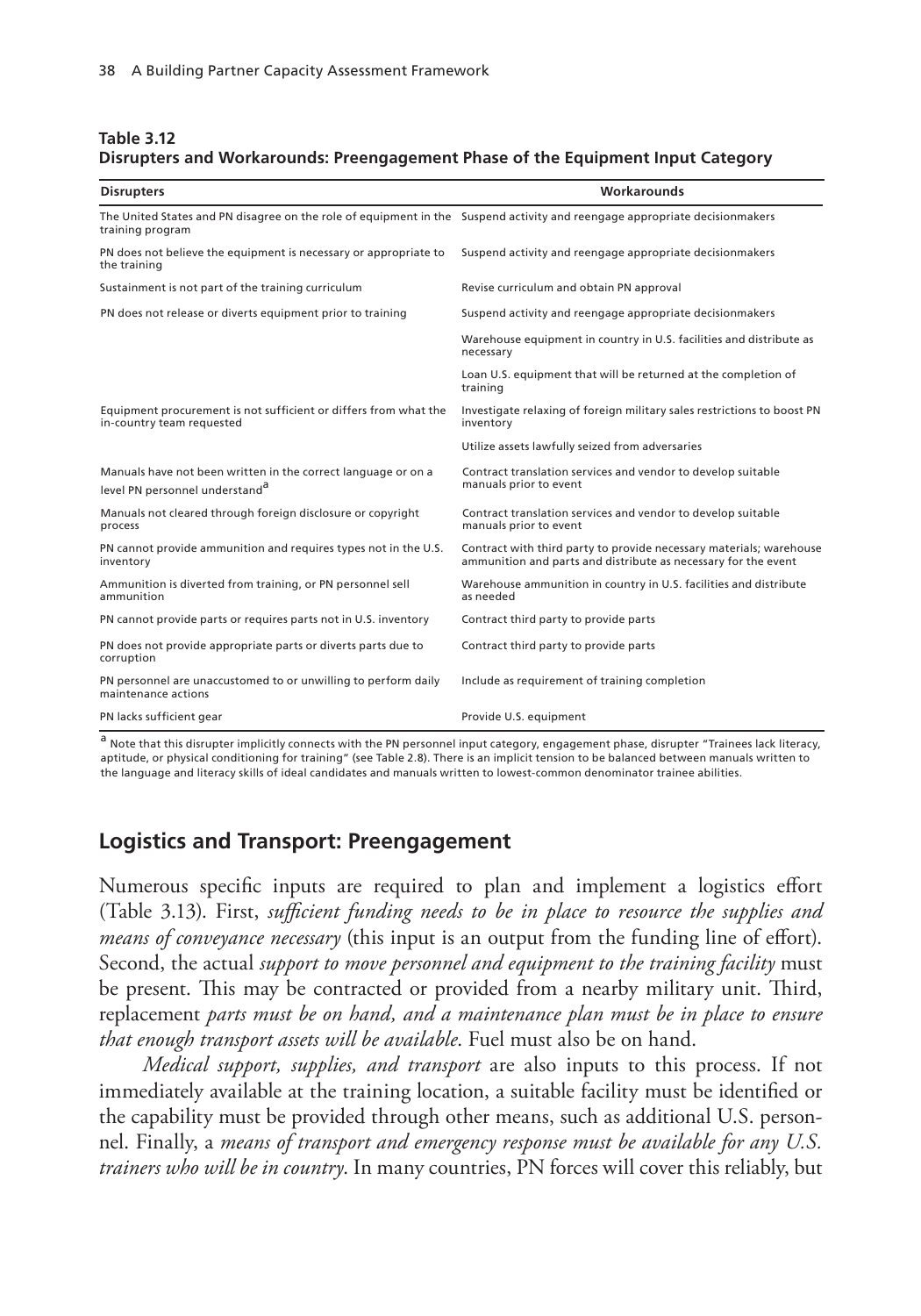**Table 3.12**
**Disrupters and Workarounds: Preengagement Phase of the Equipment Input Category**

| Disrupters | Workarounds |
|---|---|
| The United States and PN disagree on the role of equipment in the training program | Suspend activity and reengage appropriate decisionmakers |
| PN does not believe the equipment is necessary or appropriate to the training | Suspend activity and reengage appropriate decisionmakers |
| Sustainment is not part of the training curriculum | Revise curriculum and obtain PN approval |
| PN does not release or diverts equipment prior to training | Suspend activity and reengage appropriate decisionmakers |
| | Warehouse equipment in country in U.S. facilities and distribute as necessary |
| | Loan U.S. equipment that will be returned at the completion of training |
| Equipment procurement is not sufficient or differs from what the in-country team requested | Investigate relaxing of foreign military sales restrictions to boost PN inventory |
| | Utilize assets lawfully seized from adversaries |
| Manuals have not been written in the correct language or on a level PN personnel understand[a] | Contract translation services and vendor to develop suitable manuals prior to event |
| Manuals not cleared through foreign disclosure or copyright process | Contract translation services and vendor to develop suitable manuals prior to event |
| PN cannot provide ammunition and requires types not in the U.S. inventory | Contract with third party to provide necessary materials; warehouse ammunition and parts and distribute as necessary for the event |
| Ammunition is diverted from training, or PN personnel sell ammunition | Warehouse ammunition in country in U.S. facilities and distribute as needed |
| PN cannot provide parts or requires parts not in U.S. inventory | Contract third party to provide parts |
| PN does not provide appropriate parts or diverts parts due to corruption | Contract third party to provide parts |
| PN personnel are unaccustomed to or unwilling to perform daily maintenance actions | Include as requirement of training completion |
| PN lacks sufficient gear | Provide U.S. equipment |

[a] Note that this disrupter implicitly connects with the PN personnel input category, engagement phase, disrupter "Trainees lack literacy, aptitude, or physical conditioning for training" (see Table 2.8). There is an implicit tension to be balanced between manuals written to the language and literacy skills of ideal candidates and manuals written to lowest-common denominator trainee abilities.

## Logistics and Transport: Preengagement

Numerous specific inputs are required to plan and implement a logistics effort (Table 3.13). First, *sufficient funding needs to be in place to resource the supplies and means of conveyance necessary* (this input is an output from the funding line of effort). Second, the actual *support to move personnel and equipment to the training facility* must be present. This may be contracted or provided from a nearby military unit. Third, replacement *parts must be on hand, and a maintenance plan must be in place to ensure that enough transport assets will be available*. Fuel must also be on hand.

*Medical support, supplies, and transport* are also inputs to this process. If not immediately available at the training location, a suitable facility must be identified or the capability must be provided through other means, such as additional U.S. personnel. Finally, a *means of transport and emergency response must be available for any U.S. trainers who will be in country*. In many countries, PN forces will cover this reliably, but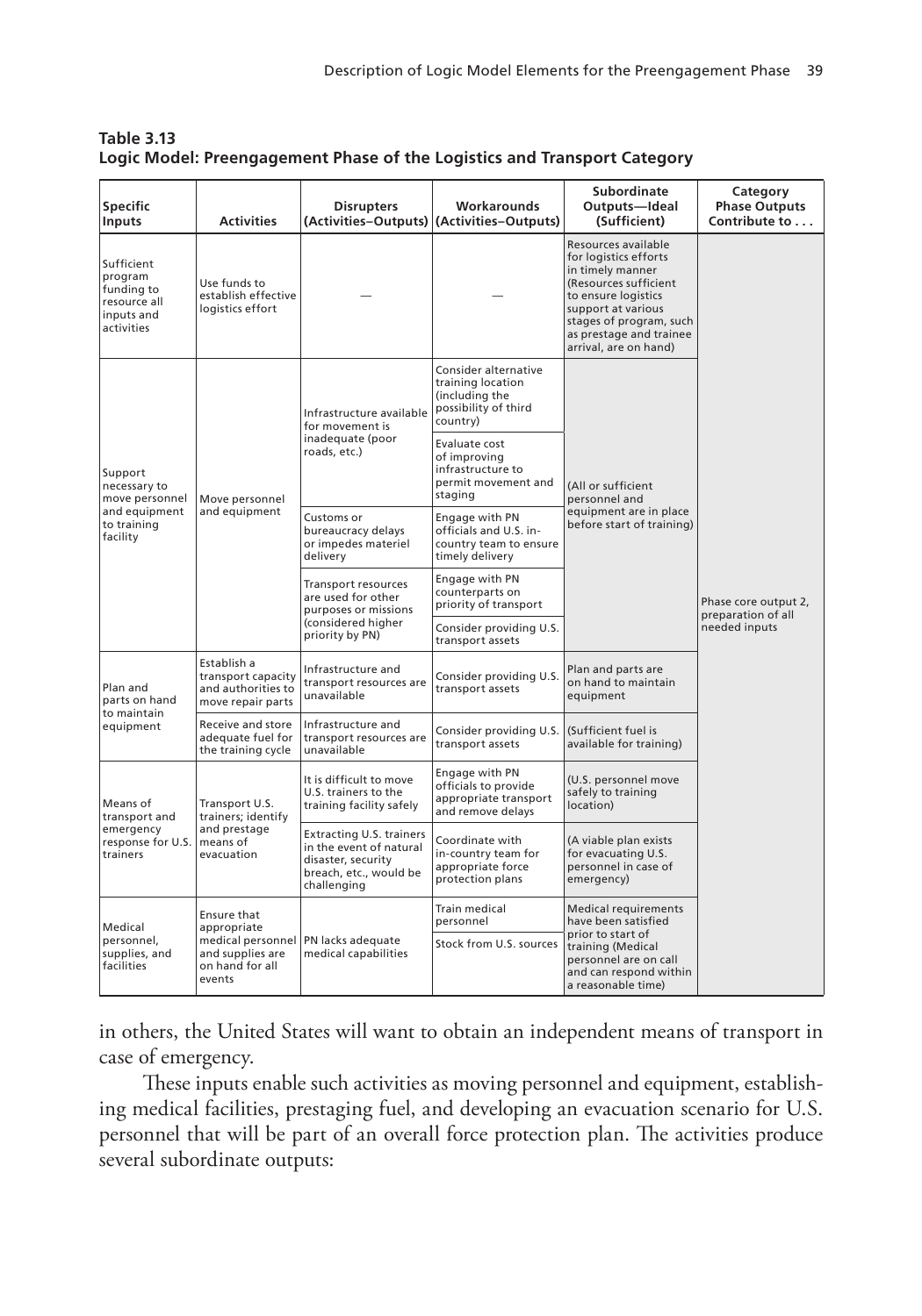**Table 3.13**
**Logic Model: Preengagement Phase of the Logistics and Transport Category**

| Specific Inputs | Activities | Disrupters (Activities–Outputs) | Workarounds (Activities–Outputs) | Subordinate Outputs—Ideal (Sufficient) | Category Phase Outputs Contribute to . . . |
|---|---|---|---|---|---|
| Sufficient program funding to resource all inputs and activities | Use funds to establish effective logistics effort | — | — | Resources available for logistics efforts in timely manner (Resources sufficient to ensure logistics support at various stages of program, such as prestage and trainee arrival, are on hand) | Phase core output 2, preparation of all needed inputs |
| Support necessary to move personnel and equipment to training facility | Move personnel and equipment | Infrastructure available for movement is inadequate (poor roads, etc.) | Consider alternative training location (including the possibility of third country) | (All or sufficient personnel and equipment are in place before start of training) | |
| | | | Evaluate cost of improving infrastructure to permit movement and staging | | |
| | | Customs or bureaucracy delays or impedes materiel delivery | Engage with PN officials and U.S. in-country team to ensure timely delivery | | |
| | | Transport resources are used for other purposes or missions (considered higher priority by PN) | Engage with PN counterparts on priority of transport | | |
| | | | Consider providing U.S. transport assets | | |
| Plan and parts on hand to maintain equipment | Establish a transport capacity and authorities to move repair parts | Infrastructure and transport resources are unavailable | Consider providing U.S. transport assets | Plan and parts are on hand to maintain equipment | |
| | Receive and store adequate fuel for the training cycle | Infrastructure and transport resources are unavailable | Consider providing U.S. transport assets | (Sufficient fuel is available for training) | |
| Means of transport and emergency response for U.S. trainers | Transport U.S. trainers; identify and prestage means of evacuation | It is difficult to move U.S. trainers to the training facility safely | Engage with PN officials to provide appropriate transport and remove delays | (U.S. personnel move safely to training location) | |
| | | Extracting U.S. trainers in the event of natural disaster, security breach, etc., would be challenging | Coordinate with in-country team for appropriate force protection plans | (A viable plan exists for evacuating U.S. personnel in case of emergency) | |
| Medical personnel, supplies, and facilities | Ensure that appropriate medical personnel and supplies are on hand for all events | PN lacks adequate medical capabilities | Train medical personnel | Medical requirements have been satisfied prior to start of training (Medical personnel are on call and can respond within a reasonable time) | |
| | | | Stock from U.S. sources | | |

in others, the United States will want to obtain an independent means of transport in case of emergency.

These inputs enable such activities as moving personnel and equipment, establishing medical facilities, prestaging fuel, and developing an evacuation scenario for U.S. personnel that will be part of an overall force protection plan. The activities produce several subordinate outputs: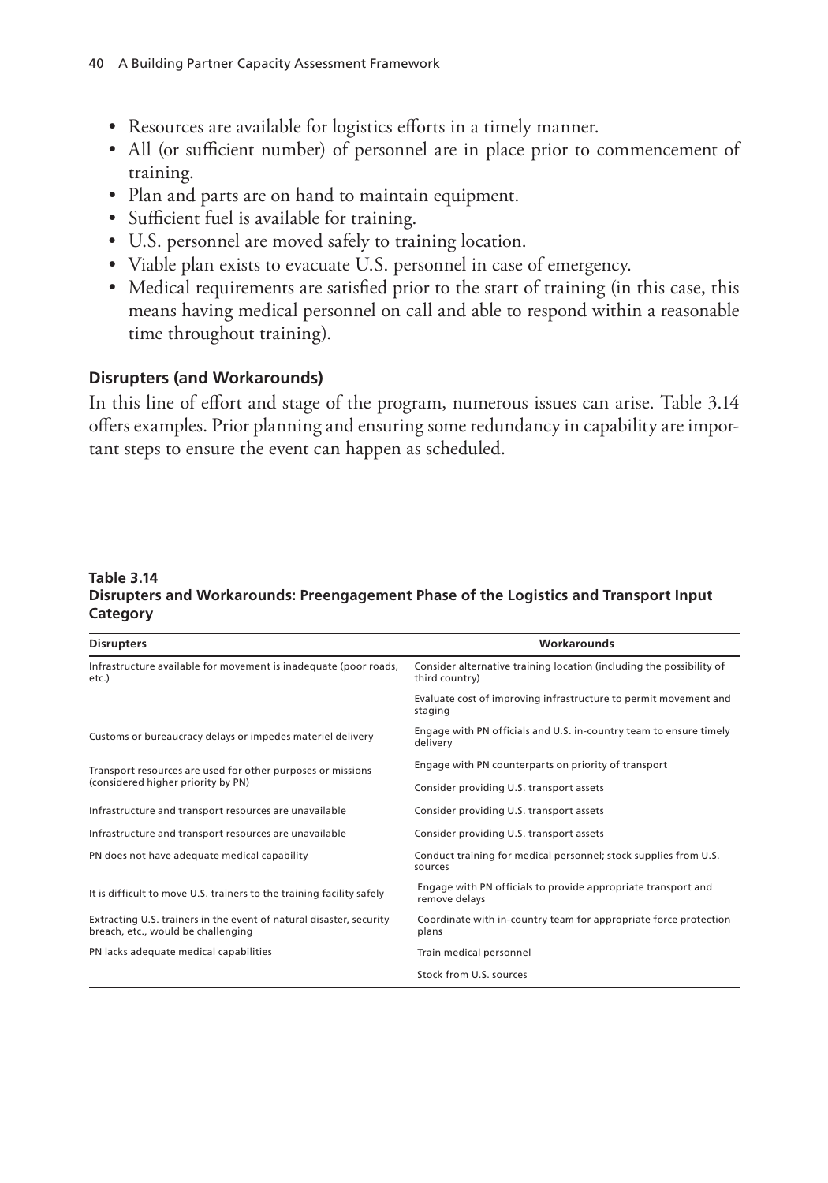- Resources are available for logistics efforts in a timely manner.
- All (or sufficient number) of personnel are in place prior to commencement of training.
- Plan and parts are on hand to maintain equipment.
- Sufficient fuel is available for training.
- U.S. personnel are moved safely to training location.
- Viable plan exists to evacuate U.S. personnel in case of emergency.
- Medical requirements are satisfied prior to the start of training (in this case, this means having medical personnel on call and able to respond within a reasonable time throughout training).

### Disrupters (and Workarounds)

In this line of effort and stage of the program, numerous issues can arise. Table 3.14 offers examples. Prior planning and ensuring some redundancy in capability are important steps to ensure the event can happen as scheduled.

**Table 3.14**
**Disrupters and Workarounds: Preengagement Phase of the Logistics and Transport Input Category**

| Disrupters | Workarounds |
|---|---|
| Infrastructure available for movement is inadequate (poor roads, etc.) | Consider alternative training location (including the possibility of third country) |
| | Evaluate cost of improving infrastructure to permit movement and staging |
| Customs or bureaucracy delays or impedes materiel delivery | Engage with PN officials and U.S. in-country team to ensure timely delivery |
| Transport resources are used for other purposes or missions (considered higher priority by PN) | Engage with PN counterparts on priority of transport |
| | Consider providing U.S. transport assets |
| Infrastructure and transport resources are unavailable | Consider providing U.S. transport assets |
| Infrastructure and transport resources are unavailable | Consider providing U.S. transport assets |
| PN does not have adequate medical capability | Conduct training for medical personnel; stock supplies from U.S. sources |
| It is difficult to move U.S. trainers to the training facility safely | Engage with PN officials to provide appropriate transport and remove delays |
| Extracting U.S. trainers in the event of natural disaster, security breach, etc., would be challenging | Coordinate with in-country team for appropriate force protection plans |
| PN lacks adequate medical capabilities | Train medical personnel |
| | Stock from U.S. sources |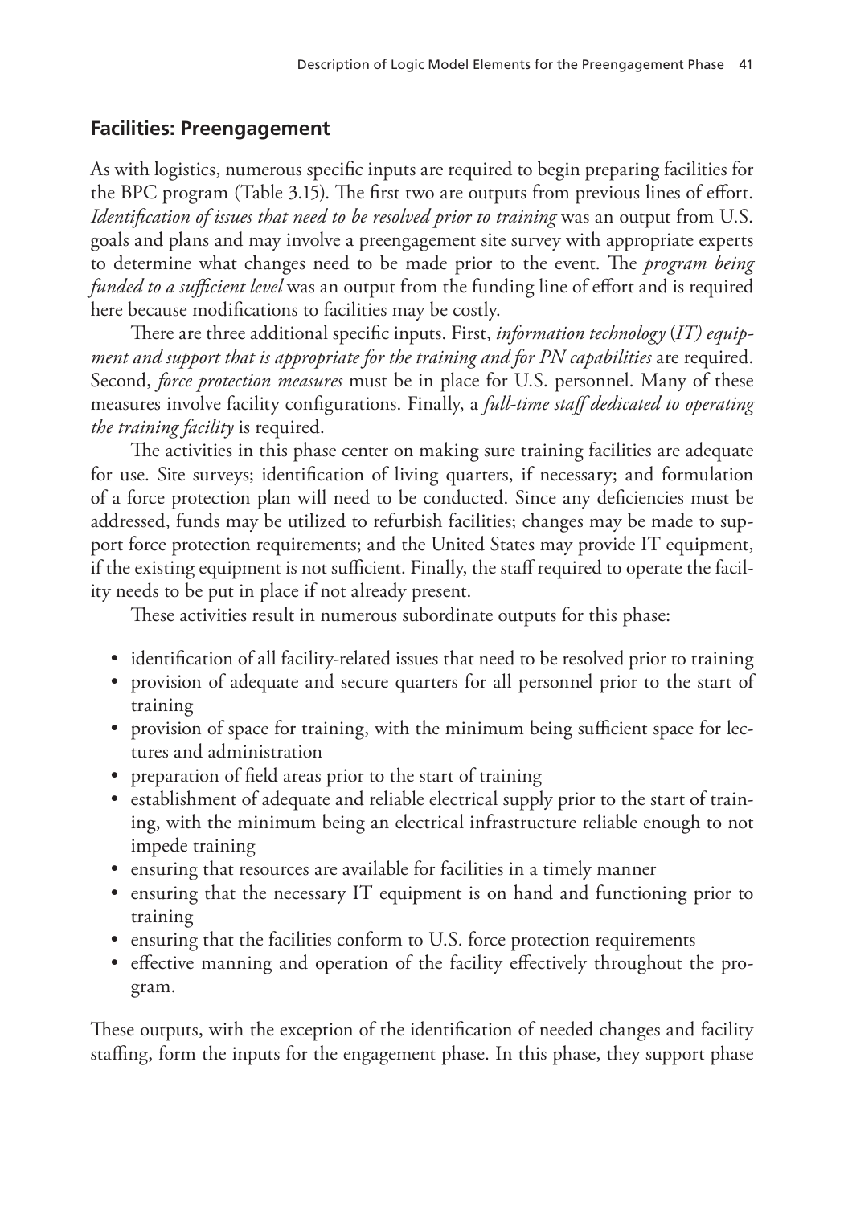## Facilities: Preengagement

As with logistics, numerous specific inputs are required to begin preparing facilities for the BPC program (Table 3.15). The first two are outputs from previous lines of effort. *Identification of issues that need to be resolved prior to training* was an output from U.S. goals and plans and may involve a preengagement site survey with appropriate experts to determine what changes need to be made prior to the event. The *program being funded to a sufficient level* was an output from the funding line of effort and is required here because modifications to facilities may be costly.

There are three additional specific inputs. First, *information technology (IT) equipment and support that is appropriate for the training and for PN capabilities* are required. Second, *force protection measures* must be in place for U.S. personnel. Many of these measures involve facility configurations. Finally, a *full-time staff dedicated to operating the training facility* is required.

The activities in this phase center on making sure training facilities are adequate for use. Site surveys; identification of living quarters, if necessary; and formulation of a force protection plan will need to be conducted. Since any deficiencies must be addressed, funds may be utilized to refurbish facilities; changes may be made to support force protection requirements; and the United States may provide IT equipment, if the existing equipment is not sufficient. Finally, the staff required to operate the facility needs to be put in place if not already present.

These activities result in numerous subordinate outputs for this phase:

- identification of all facility-related issues that need to be resolved prior to training
- provision of adequate and secure quarters for all personnel prior to the start of training
- provision of space for training, with the minimum being sufficient space for lectures and administration
- preparation of field areas prior to the start of training
- establishment of adequate and reliable electrical supply prior to the start of training, with the minimum being an electrical infrastructure reliable enough to not impede training
- ensuring that resources are available for facilities in a timely manner
- ensuring that the necessary IT equipment is on hand and functioning prior to training
- ensuring that the facilities conform to U.S. force protection requirements
- effective manning and operation of the facility effectively throughout the program.

These outputs, with the exception of the identification of needed changes and facility staffing, form the inputs for the engagement phase. In this phase, they support phase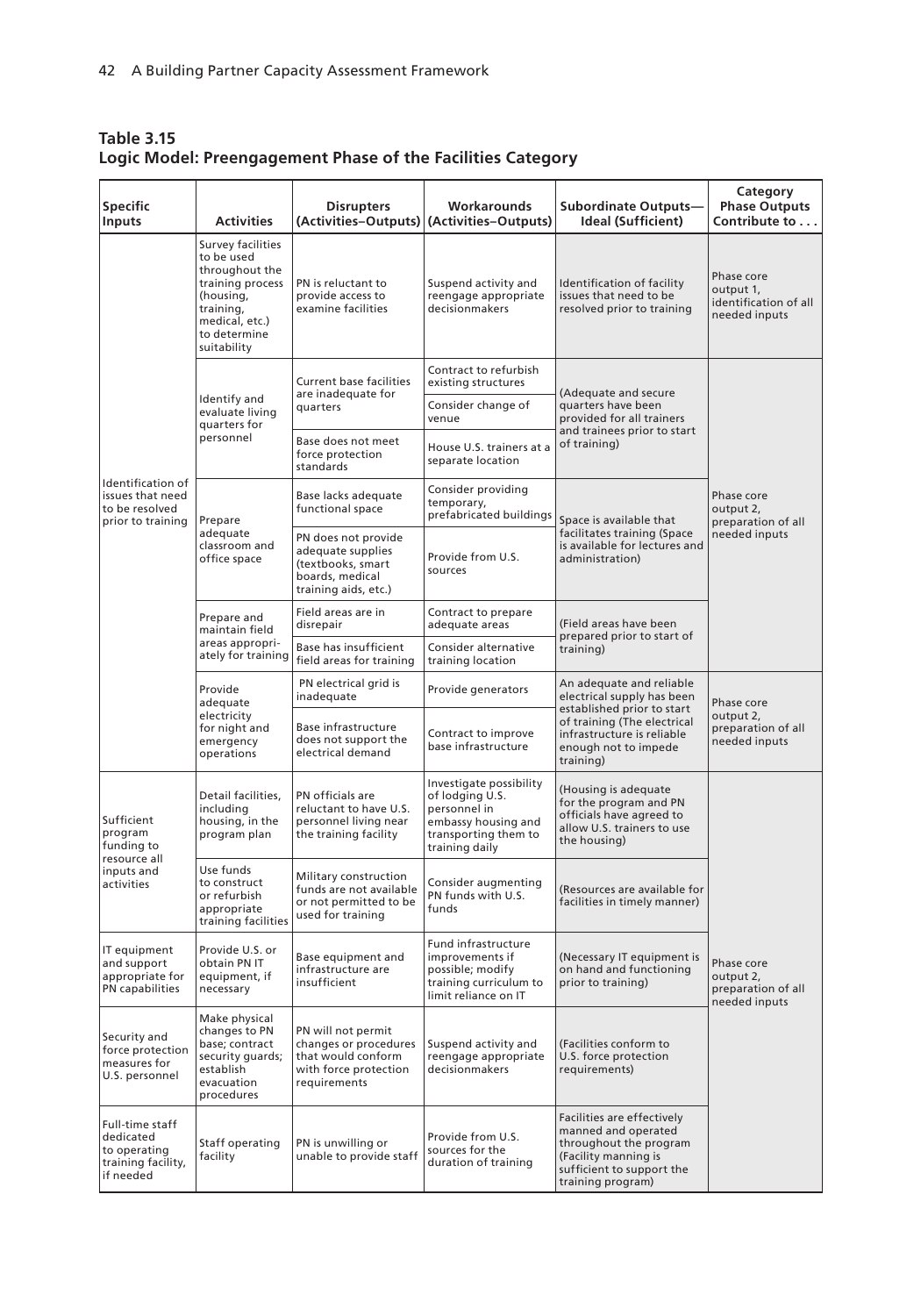**Table 3.15**
**Logic Model: Preengagement Phase of the Facilities Category**

| Specific Inputs | Activities | Disrupters (Activities–Outputs) | Workarounds (Activities–Outputs) | Subordinate Outputs—Ideal (Sufficient) | Category Phase Outputs Contribute to . . . |
|---|---|---|---|---|---|
| Identification of issues that need to be resolved prior to training | Survey facilities to be used throughout the training process (housing, training, medical, etc.) to determine suitability | PN is reluctant to provide access to examine facilities | Suspend activity and reengage appropriate decisionmakers | Identification of facility issues that need to be resolved prior to training | Phase core output 1, identification of all needed inputs |
| | Identify and evaluate living quarters for personnel | Current base facilities are inadequate for quarters | Contract to refurbish existing structures | (Adequate and secure quarters have been provided for all trainers and trainees prior to start of training) | Phase core output 2, preparation of all needed inputs |
| | | | Consider change of venue | | |
| | | Base does not meet force protection standards | House U.S. trainers at a separate location | | |
| | Prepare adequate classroom and office space | Base lacks adequate functional space | Consider providing temporary, prefabricated buildings | Space is available that facilitates training (Space is available for lectures and administration) | |
| | | PN does not provide adequate supplies (textbooks, smart boards, medical training aids, etc.) | Provide from U.S. sources | | |
| | Prepare and maintain field areas appropriately for training | Field areas are in disrepair | Contract to prepare adequate areas | (Field areas have been prepared prior to start of training) | |
| | | Base has insufficient field areas for training | Consider alternative training location | | |
| | Provide adequate electricity for night and emergency operations | PN electrical grid is inadequate | Provide generators | An adequate and reliable electrical supply has been established prior to start of training (The electrical infrastructure is reliable enough not to impede training) | Phase core output 2, preparation of all needed inputs |
| | | Base infrastructure does not support the electrical demand | Contract to improve base infrastructure | | |
| Sufficient program funding to resource all inputs and activities | Detail facilities, including housing, in the program plan | PN officials are reluctant to have U.S. personnel living near the training facility | Investigate possibility of lodging U.S. personnel in embassy housing and transporting them to training daily | (Housing is adequate for the program and PN officials have agreed to allow U.S. trainers to use the housing) | Phase core output 2, preparation of all needed inputs |
| | Use funds to construct or refurbish appropriate training facilities | Military construction funds are not available or not permitted to be used for training | Consider augmenting PN funds with U.S. funds | (Resources are available for facilities in timely manner) | |
| IT equipment and support appropriate for PN capabilities | Provide U.S. or obtain PN IT equipment, if necessary | Base equipment and infrastructure are insufficient | Fund infrastructure improvements if possible; modify training curriculum to limit reliance on IT | (Necessary IT equipment is on hand and functioning prior to training) | |
| Security and force protection measures for U.S. personnel | Make physical changes to PN base; contract security guards; establish evacuation procedures | PN will not permit changes or procedures that would conform with force protection requirements | Suspend activity and reengage appropriate decisionmakers | (Facilities conform to U.S. force protection requirements) | |
| Full-time staff dedicated to operating training facility, if needed | Staff operating facility | PN is unwilling or unable to provide staff | Provide from U.S. sources for the duration of training | Facilities are effectively manned and operated throughout the program (Facility manning is sufficient to support the training program) | |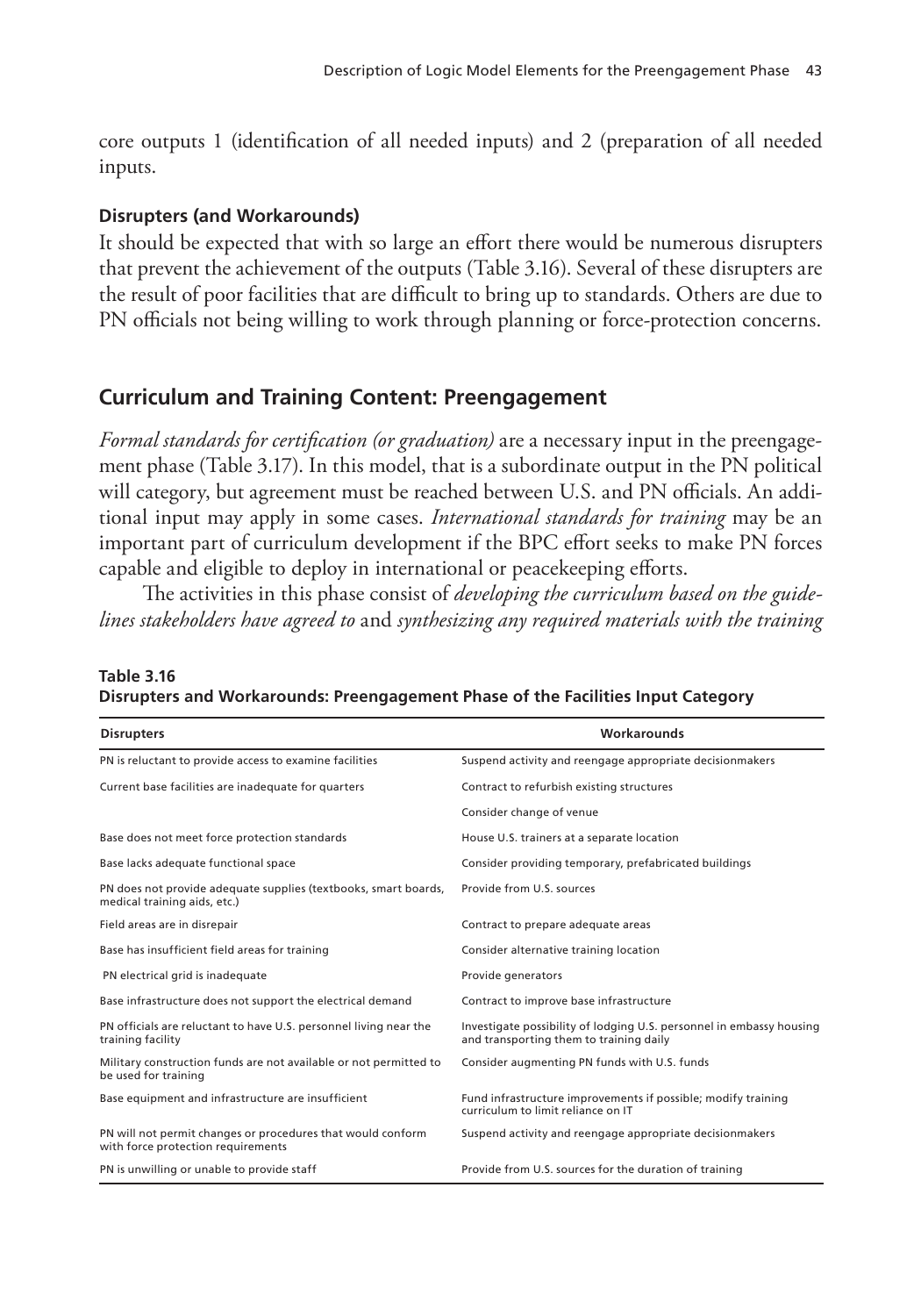core outputs 1 (identification of all needed inputs) and 2 (preparation of all needed inputs.

### Disrupters (and Workarounds)

It should be expected that with so large an effort there would be numerous disrupters that prevent the achievement of the outputs (Table 3.16). Several of these disrupters are the result of poor facilities that are difficult to bring up to standards. Others are due to PN officials not being willing to work through planning or force-protection concerns.

## Curriculum and Training Content: Preengagement

*Formal standards for certification (or graduation)* are a necessary input in the preengagement phase (Table 3.17). In this model, that is a subordinate output in the PN political will category, but agreement must be reached between U.S. and PN officials. An additional input may apply in some cases. *International standards for training* may be an important part of curriculum development if the BPC effort seeks to make PN forces capable and eligible to deploy in international or peacekeeping efforts.

The activities in this phase consist of *developing the curriculum based on the guidelines stakeholders have agreed to* and *synthesizing any required materials with the training*

**Table 3.16**
**Disrupters and Workarounds: Preengagement Phase of the Facilities Input Category**

| Disrupters | Workarounds |
|---|---|
| PN is reluctant to provide access to examine facilities | Suspend activity and reengage appropriate decisionmakers |
| Current base facilities are inadequate for quarters | Contract to refurbish existing structures |
| | Consider change of venue |
| Base does not meet force protection standards | House U.S. trainers at a separate location |
| Base lacks adequate functional space | Consider providing temporary, prefabricated buildings |
| PN does not provide adequate supplies (textbooks, smart boards, medical training aids, etc.) | Provide from U.S. sources |
| Field areas are in disrepair | Contract to prepare adequate areas |
| Base has insufficient field areas for training | Consider alternative training location |
| PN electrical grid is inadequate | Provide generators |
| Base infrastructure does not support the electrical demand | Contract to improve base infrastructure |
| PN officials are reluctant to have U.S. personnel living near the training facility | Investigate possibility of lodging U.S. personnel in embassy housing and transporting them to training daily |
| Military construction funds are not available or not permitted to be used for training | Consider augmenting PN funds with U.S. funds |
| Base equipment and infrastructure are insufficient | Fund infrastructure improvements if possible; modify training curriculum to limit reliance on IT |
| PN will not permit changes or procedures that would conform with force protection requirements | Suspend activity and reengage appropriate decisionmakers |
| PN is unwilling or unable to provide staff | Provide from U.S. sources for the duration of training |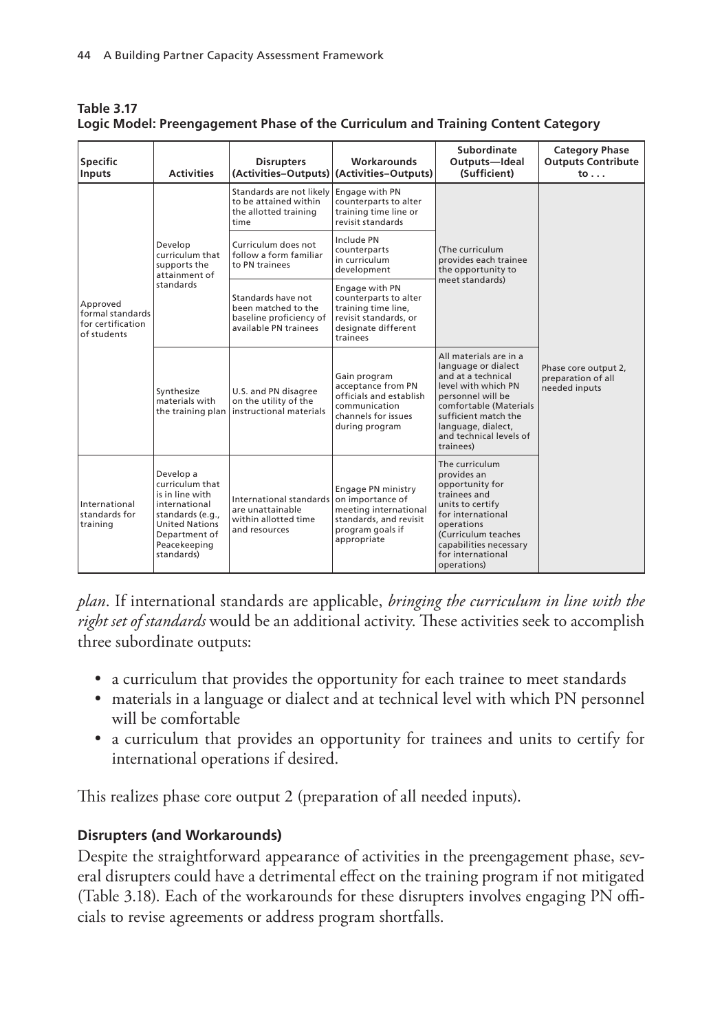**Table 3.17**
**Logic Model: Preengagement Phase of the Curriculum and Training Content Category**

| Specific Inputs | Activities | Disrupters (Activities–Outputs) | Workarounds (Activities–Outputs) | Subordinate Outputs—Ideal (Sufficient) | Category Phase Outputs Contribute to . . . |
|---|---|---|---|---|---|
| Approved formal standards for certification of students | Develop curriculum that supports the attainment of standards | Standards are not likely to be attained within the allotted training time | Engage with PN counterparts to alter training time line or revisit standards | (The curriculum provides each trainee the opportunity to meet standards) | Phase core output 2, preparation of all needed inputs |
| | | Curriculum does not follow a form familiar to PN trainees | Include PN counterparts in curriculum development | | |
| | | Standards have not been matched to the baseline proficiency of available PN trainees | Engage with PN counterparts to alter training time line, revisit standards, or designate different trainees | | |
| | Synthesize materials with the training plan | U.S. and PN disagree on the utility of the instructional materials | Gain program acceptance from PN officials and establish communication channels for issues during program | All materials are in a language or dialect and at a technical level with which PN personnel will be comfortable (Materials sufficient match the language, dialect, and technical levels of trainees) | |
| International standards for training | Develop a curriculum that is in line with international standards (e.g., United Nations Department of Peacekeeping standards) | International standards are unattainable within allotted time and resources | Engage PN ministry on importance of meeting international standards, and revisit program goals if appropriate | The curriculum provides an opportunity for trainees and units to certify for international operations (Curriculum teaches capabilities necessary for international operations) | |

*plan*. If international standards are applicable, *bringing the curriculum in line with the right set of standards* would be an additional activity. These activities seek to accomplish three subordinate outputs:

- a curriculum that provides the opportunity for each trainee to meet standards
- materials in a language or dialect and at technical level with which PN personnel will be comfortable
- a curriculum that provides an opportunity for trainees and units to certify for international operations if desired.

This realizes phase core output 2 (preparation of all needed inputs).

### Disrupters (and Workarounds)

Despite the straightforward appearance of activities in the preengagement phase, several disrupters could have a detrimental effect on the training program if not mitigated (Table 3.18). Each of the workarounds for these disrupters involves engaging PN officials to revise agreements or address program shortfalls.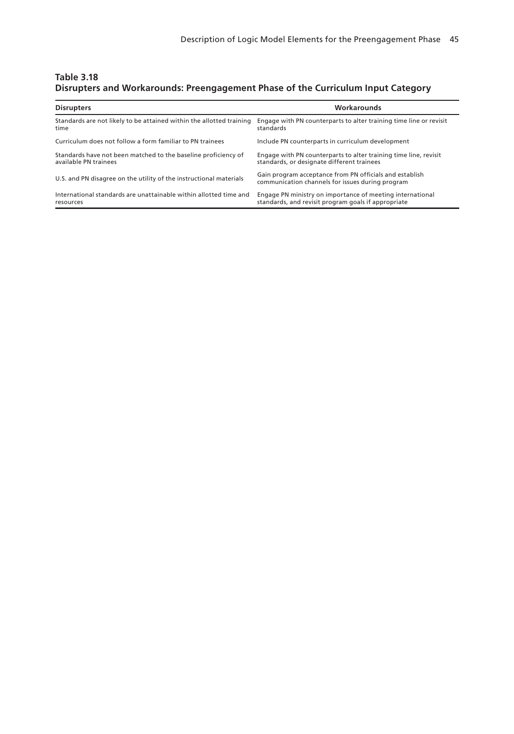**Table 3.18**
**Disrupters and Workarounds: Preengagement Phase of the Curriculum Input Category**

| Disrupters | Workarounds |
|---|---|
| Standards are not likely to be attained within the allotted training time | Engage with PN counterparts to alter training time line or revisit standards |
| Curriculum does not follow a form familiar to PN trainees | Include PN counterparts in curriculum development |
| Standards have not been matched to the baseline proficiency of available PN trainees | Engage with PN counterparts to alter training time line, revisit standards, or designate different trainees |
| U.S. and PN disagree on the utility of the instructional materials | Gain program acceptance from PN officials and establish communication channels for issues during program |
| International standards are unattainable within allotted time and resources | Engage PN ministry on importance of meeting international standards, and revisit program goals if appropriate |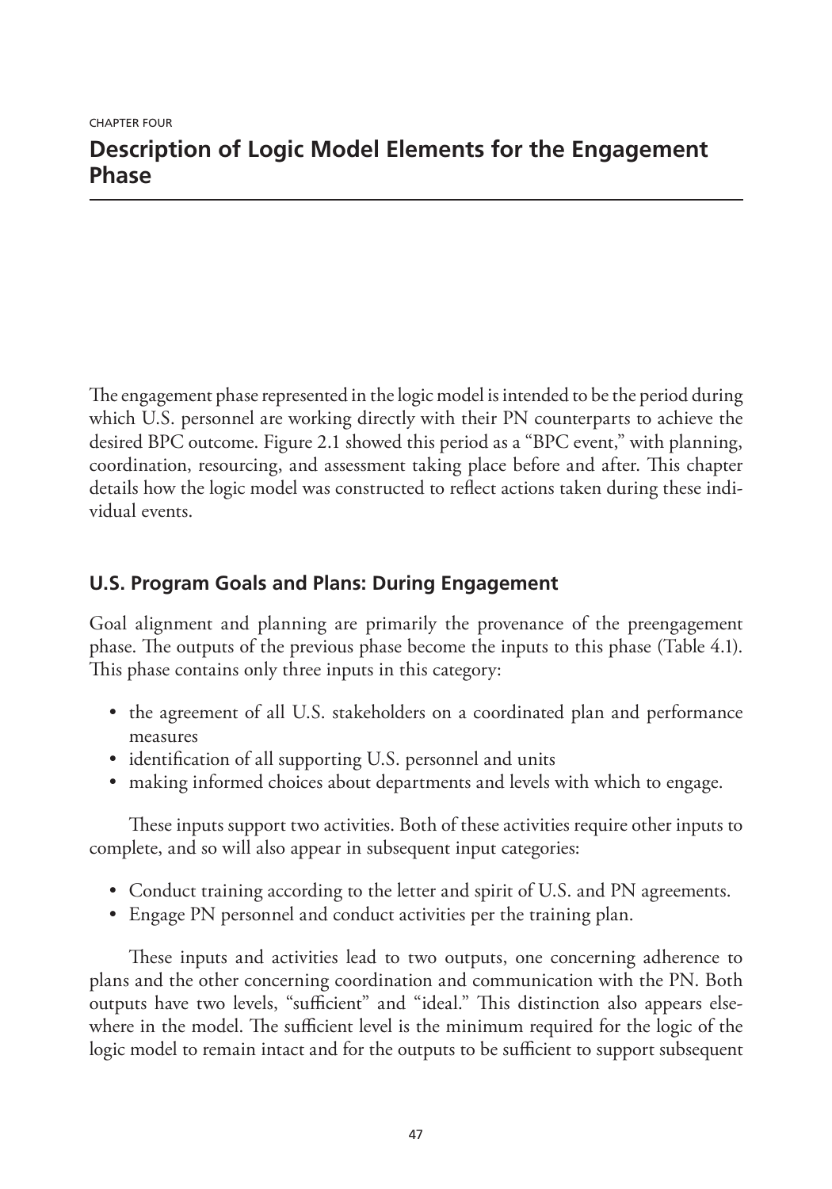CHAPTER FOUR

# Description of Logic Model Elements for the Engagement Phase

The engagement phase represented in the logic model is intended to be the period during which U.S. personnel are working directly with their PN counterparts to achieve the desired BPC outcome. Figure 2.1 showed this period as a "BPC event," with planning, coordination, resourcing, and assessment taking place before and after. This chapter details how the logic model was constructed to reflect actions taken during these individual events.

## U.S. Program Goals and Plans: During Engagement

Goal alignment and planning are primarily the provenance of the preengagement phase. The outputs of the previous phase become the inputs to this phase (Table 4.1). This phase contains only three inputs in this category:

- the agreement of all U.S. stakeholders on a coordinated plan and performance measures
- identification of all supporting U.S. personnel and units
- making informed choices about departments and levels with which to engage.

These inputs support two activities. Both of these activities require other inputs to complete, and so will also appear in subsequent input categories:

- Conduct training according to the letter and spirit of U.S. and PN agreements.
- Engage PN personnel and conduct activities per the training plan.

These inputs and activities lead to two outputs, one concerning adherence to plans and the other concerning coordination and communication with the PN. Both outputs have two levels, "sufficient" and "ideal." This distinction also appears elsewhere in the model. The sufficient level is the minimum required for the logic of the logic model to remain intact and for the outputs to be sufficient to support subsequent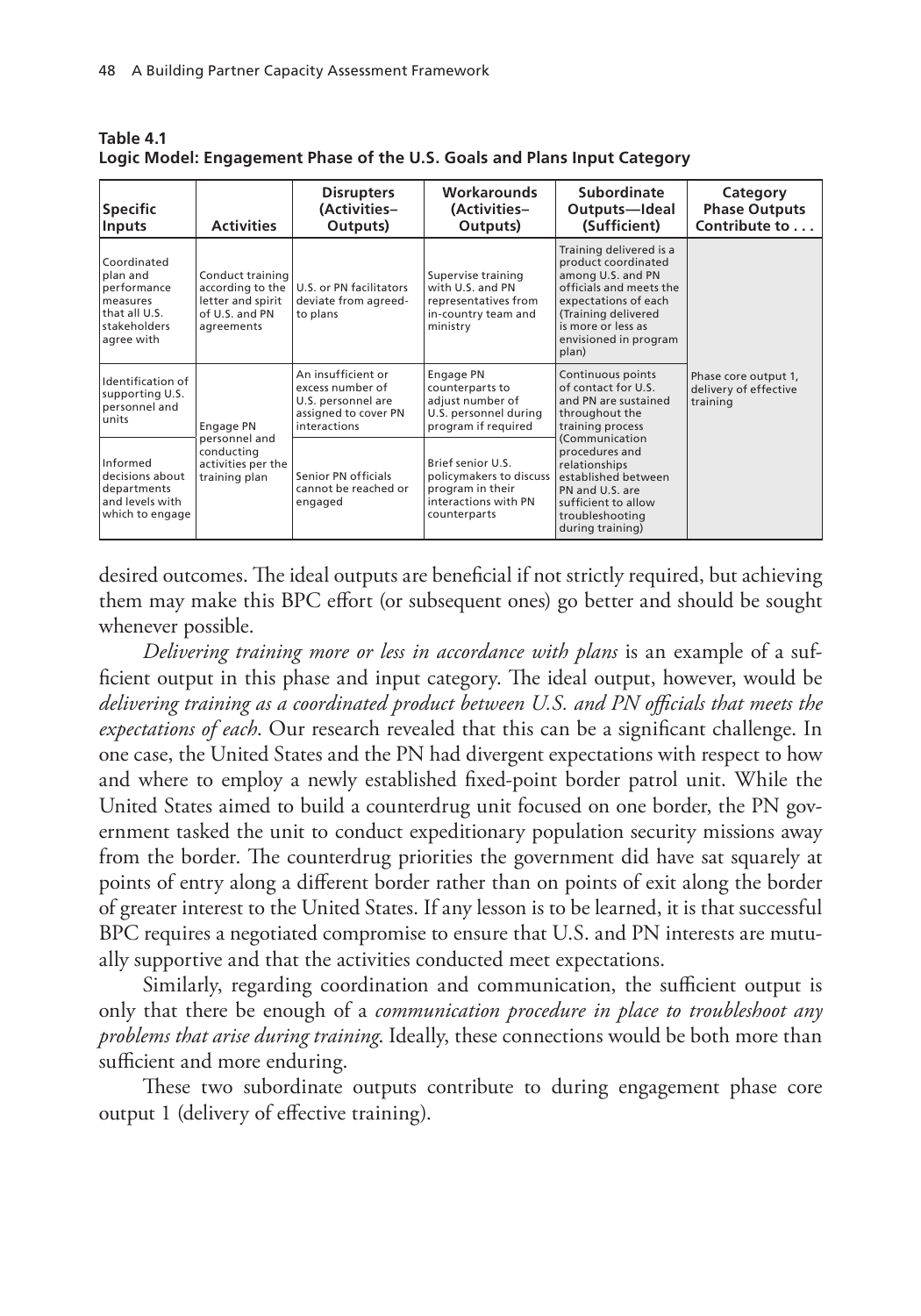**Table 4.1**
**Logic Model: Engagement Phase of the U.S. Goals and Plans Input Category**

| Specific Inputs | Activities | Disrupters (Activities–Outputs) | Workarounds (Activities–Outputs) | Subordinate Outputs—Ideal (Sufficient) | Category Phase Outputs Contribute to . . . |
|---|---|---|---|---|---|
| Coordinated plan and performance measures that all U.S. stakeholders agree with | Conduct training according to the letter and spirit of U.S. and PN agreements | U.S. or PN facilitators deviate from agreed-to plans | Supervise training with U.S. and PN representatives from in-country team and ministry | Training delivered is a product coordinated among U.S. and PN officials and meets the expectations of each (Training delivered is more or less as envisioned in program plan) | Phase core output 1, delivery of effective training |
| Identification of supporting U.S. personnel and units | Engage PN personnel and conducting activities per the training plan | An insufficient or excess number of U.S. personnel are assigned to cover PN interactions | Engage PN counterparts to adjust number of U.S. personnel during program if required | Continuous points of contact for U.S. and PN are sustained throughout the training process (Communication procedures and relationships established between PN and U.S. are sufficient to allow troubleshooting during training) | |
| Informed decisions about departments and levels with which to engage | | Senior PN officials cannot be reached or engaged | Brief senior U.S. policymakers to discuss program in their interactions with PN counterparts | | |

desired outcomes. The ideal outputs are beneficial if not strictly required, but achieving them may make this BPC effort (or subsequent ones) go better and should be sought whenever possible.

*Delivering training more or less in accordance with plans* is an example of a sufficient output in this phase and input category. The ideal output, however, would be *delivering training as a coordinated product between U.S. and PN officials that meets the expectations of each*. Our research revealed that this can be a significant challenge. In one case, the United States and the PN had divergent expectations with respect to how and where to employ a newly established fixed-point border patrol unit. While the United States aimed to build a counterdrug unit focused on one border, the PN government tasked the unit to conduct expeditionary population security missions away from the border. The counterdrug priorities the government did have sat squarely at points of entry along a different border rather than on points of exit along the border of greater interest to the United States. If any lesson is to be learned, it is that successful BPC requires a negotiated compromise to ensure that U.S. and PN interests are mutually supportive and that the activities conducted meet expectations.

Similarly, regarding coordination and communication, the sufficient output is only that there be enough of a *communication procedure in place to troubleshoot any problems that arise during training*. Ideally, these connections would be both more than sufficient and more enduring.

These two subordinate outputs contribute to during engagement phase core output 1 (delivery of effective training).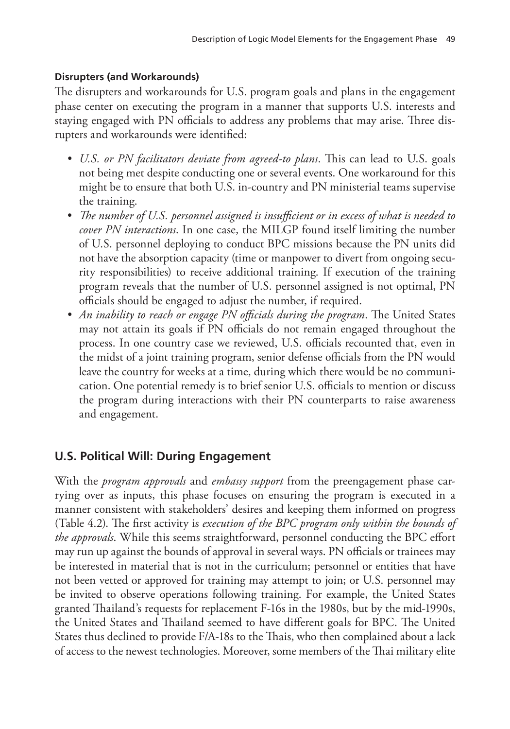#### Disrupters (and Workarounds)

The disrupters and workarounds for U.S. program goals and plans in the engagement phase center on executing the program in a manner that supports U.S. interests and staying engaged with PN officials to address any problems that may arise. Three disrupters and workarounds were identified:

- *U.S. or PN facilitators deviate from agreed-to plans*. This can lead to U.S. goals not being met despite conducting one or several events. One workaround for this might be to ensure that both U.S. in-country and PN ministerial teams supervise the training.
- *The number of U.S. personnel assigned is insufficient or in excess of what is needed to cover PN interactions*. In one case, the MILGP found itself limiting the number of U.S. personnel deploying to conduct BPC missions because the PN units did not have the absorption capacity (time or manpower to divert from ongoing security responsibilities) to receive additional training. If execution of the training program reveals that the number of U.S. personnel assigned is not optimal, PN officials should be engaged to adjust the number, if required.
- *An inability to reach or engage PN officials during the program*. The United States may not attain its goals if PN officials do not remain engaged throughout the process. In one country case we reviewed, U.S. officials recounted that, even in the midst of a joint training program, senior defense officials from the PN would leave the country for weeks at a time, during which there would be no communication. One potential remedy is to brief senior U.S. officials to mention or discuss the program during interactions with their PN counterparts to raise awareness and engagement.

## U.S. Political Will: During Engagement

With the *program approvals* and *embassy support* from the preengagement phase carrying over as inputs, this phase focuses on ensuring the program is executed in a manner consistent with stakeholders' desires and keeping them informed on progress (Table 4.2). The first activity is *execution of the BPC program only within the bounds of the approvals*. While this seems straightforward, personnel conducting the BPC effort may run up against the bounds of approval in several ways. PN officials or trainees may be interested in material that is not in the curriculum; personnel or entities that have not been vetted or approved for training may attempt to join; or U.S. personnel may be invited to observe operations following training. For example, the United States granted Thailand's requests for replacement F-16s in the 1980s, but by the mid-1990s, the United States and Thailand seemed to have different goals for BPC. The United States thus declined to provide F/A-18s to the Thais, who then complained about a lack of access to the newest technologies. Moreover, some members of the Thai military elite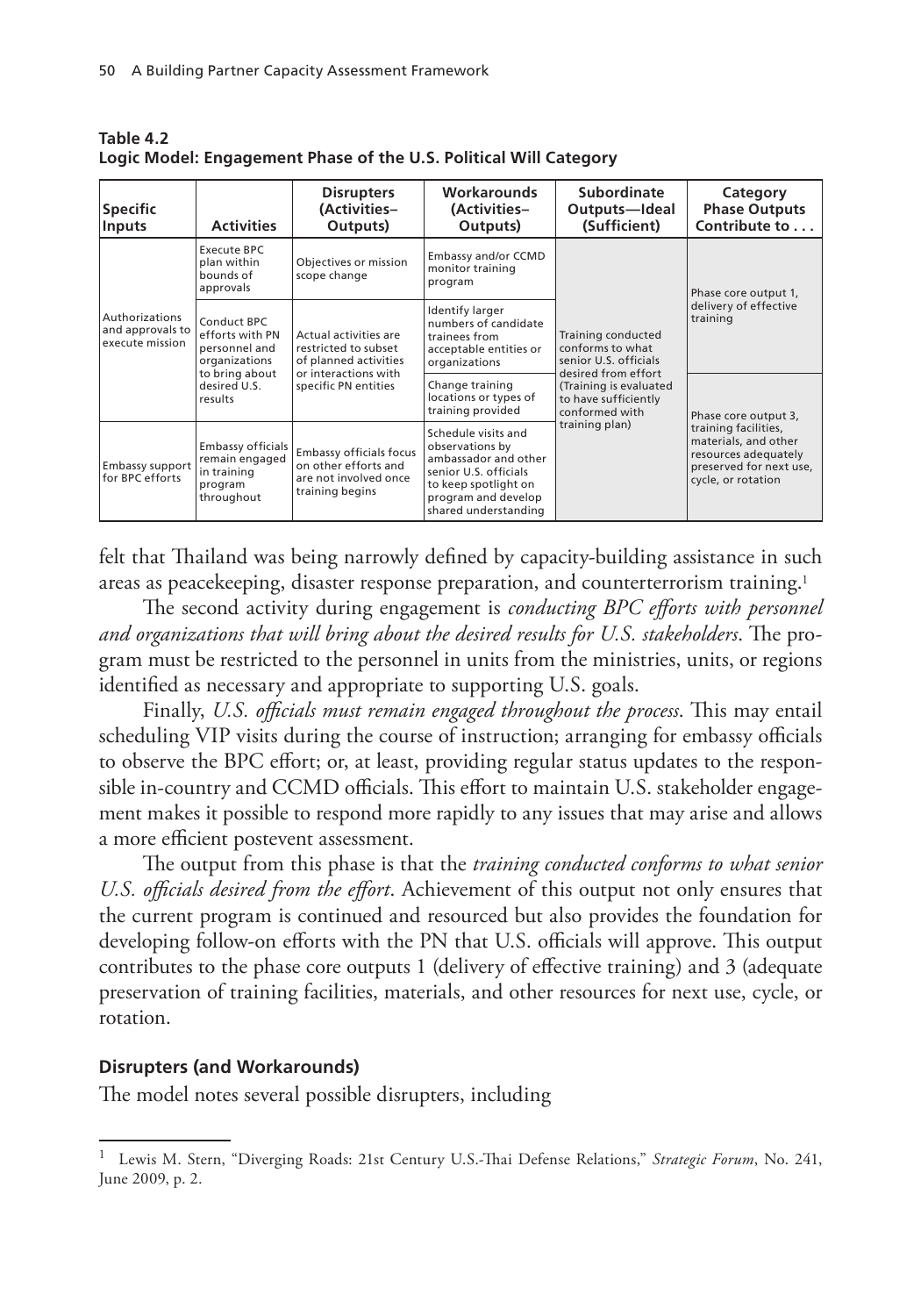**Table 4.2**
**Logic Model: Engagement Phase of the U.S. Political Will Category**

| Specific Inputs | Activities | Disrupters (Activities–Outputs) | Workarounds (Activities–Outputs) | Subordinate Outputs—Ideal (Sufficient) | Category Phase Outputs Contribute to . . . |
|---|---|---|---|---|---|
| Authorizations and approvals to execute mission | Execute BPC plan within bounds of approvals | Objectives or mission scope change | Embassy and/or CCMD monitor training program | Training conducted conforms to what senior U.S. officials desired from effort (Training is evaluated to have sufficiently conformed with training plan) | Phase core output 1, delivery of effective training |
| | Conduct BPC efforts with PN personnel and organizations to bring about desired U.S. results | Actual activities are restricted to subset of planned activities or interactions with specific PN entities | Identify larger numbers of candidate trainees from acceptable entities or organizations | | |
| | | | Change training locations or types of training provided | | Phase core output 3, training facilities, materials, and other resources adequately preserved for next use, cycle, or rotation |
| Embassy support for BPC efforts | Embassy officials remain engaged in training program throughout | Embassy officials focus on other efforts and are not involved once training begins | Schedule visits and observations by ambassador and other senior U.S. officials to keep spotlight on program and develop shared understanding | | |

felt that Thailand was being narrowly defined by capacity-building assistance in such areas as peacekeeping, disaster response preparation, and counterterrorism training.[1]

The second activity during engagement is *conducting BPC efforts with personnel and organizations that will bring about the desired results for U.S. stakeholders*. The program must be restricted to the personnel in units from the ministries, units, or regions identified as necessary and appropriate to supporting U.S. goals.

Finally, *U.S. officials must remain engaged throughout the process*. This may entail scheduling VIP visits during the course of instruction; arranging for embassy officials to observe the BPC effort; or, at least, providing regular status updates to the responsible in-country and CCMD officials. This effort to maintain U.S. stakeholder engagement makes it possible to respond more rapidly to any issues that may arise and allows a more efficient postevent assessment.

The output from this phase is that the *training conducted conforms to what senior U.S. officials desired from the effort*. Achievement of this output not only ensures that the current program is continued and resourced but also provides the foundation for developing follow-on efforts with the PN that U.S. officials will approve. This output contributes to the phase core outputs 1 (delivery of effective training) and 3 (adequate preservation of training facilities, materials, and other resources for next use, cycle, or rotation.

### Disrupters (and Workarounds)

The model notes several possible disrupters, including

---

[1] Lewis M. Stern, "Diverging Roads: 21st Century U.S.-Thai Defense Relations," *Strategic Forum*, No. 241, June 2009, p. 2.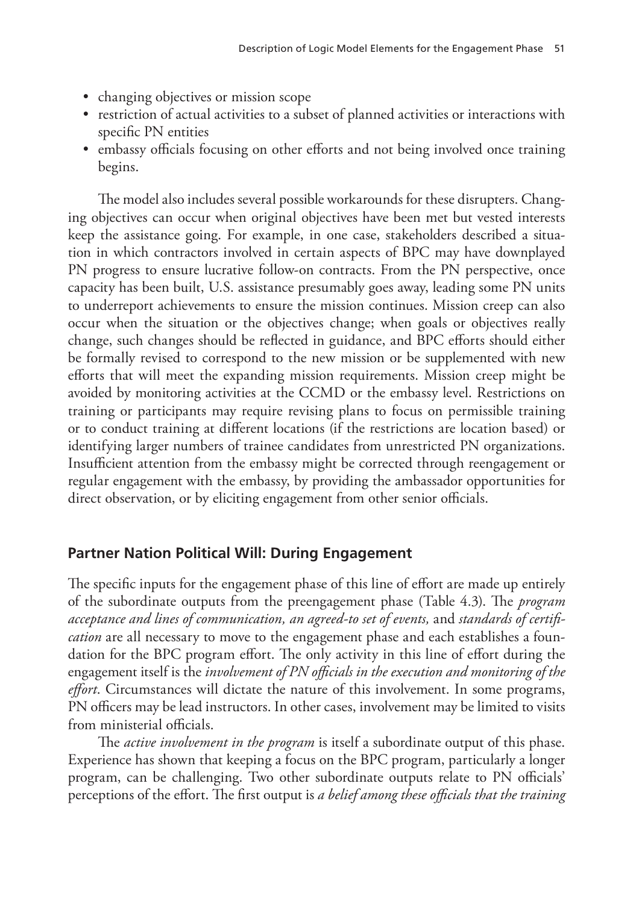- changing objectives or mission scope
- restriction of actual activities to a subset of planned activities or interactions with specific PN entities
- embassy officials focusing on other efforts and not being involved once training begins.

The model also includes several possible workarounds for these disrupters. Changing objectives can occur when original objectives have been met but vested interests keep the assistance going. For example, in one case, stakeholders described a situation in which contractors involved in certain aspects of BPC may have downplayed PN progress to ensure lucrative follow-on contracts. From the PN perspective, once capacity has been built, U.S. assistance presumably goes away, leading some PN units to underreport achievements to ensure the mission continues. Mission creep can also occur when the situation or the objectives change; when goals or objectives really change, such changes should be reflected in guidance, and BPC efforts should either be formally revised to correspond to the new mission or be supplemented with new efforts that will meet the expanding mission requirements. Mission creep might be avoided by monitoring activities at the CCMD or the embassy level. Restrictions on training or participants may require revising plans to focus on permissible training or to conduct training at different locations (if the restrictions are location based) or identifying larger numbers of trainee candidates from unrestricted PN organizations. Insufficient attention from the embassy might be corrected through reengagement or regular engagement with the embassy, by providing the ambassador opportunities for direct observation, or by eliciting engagement from other senior officials.

## Partner Nation Political Will: During Engagement

The specific inputs for the engagement phase of this line of effort are made up entirely of the subordinate outputs from the preengagement phase (Table 4.3). The *program acceptance and lines of communication, an agreed-to set of events,* and *standards of certification* are all necessary to move to the engagement phase and each establishes a foundation for the BPC program effort. The only activity in this line of effort during the engagement itself is the *involvement of PN officials in the execution and monitoring of the effort*. Circumstances will dictate the nature of this involvement. In some programs, PN officers may be lead instructors. In other cases, involvement may be limited to visits from ministerial officials.

The *active involvement in the program* is itself a subordinate output of this phase. Experience has shown that keeping a focus on the BPC program, particularly a longer program, can be challenging. Two other subordinate outputs relate to PN officials' perceptions of the effort. The first output is *a belief among these officials that the training*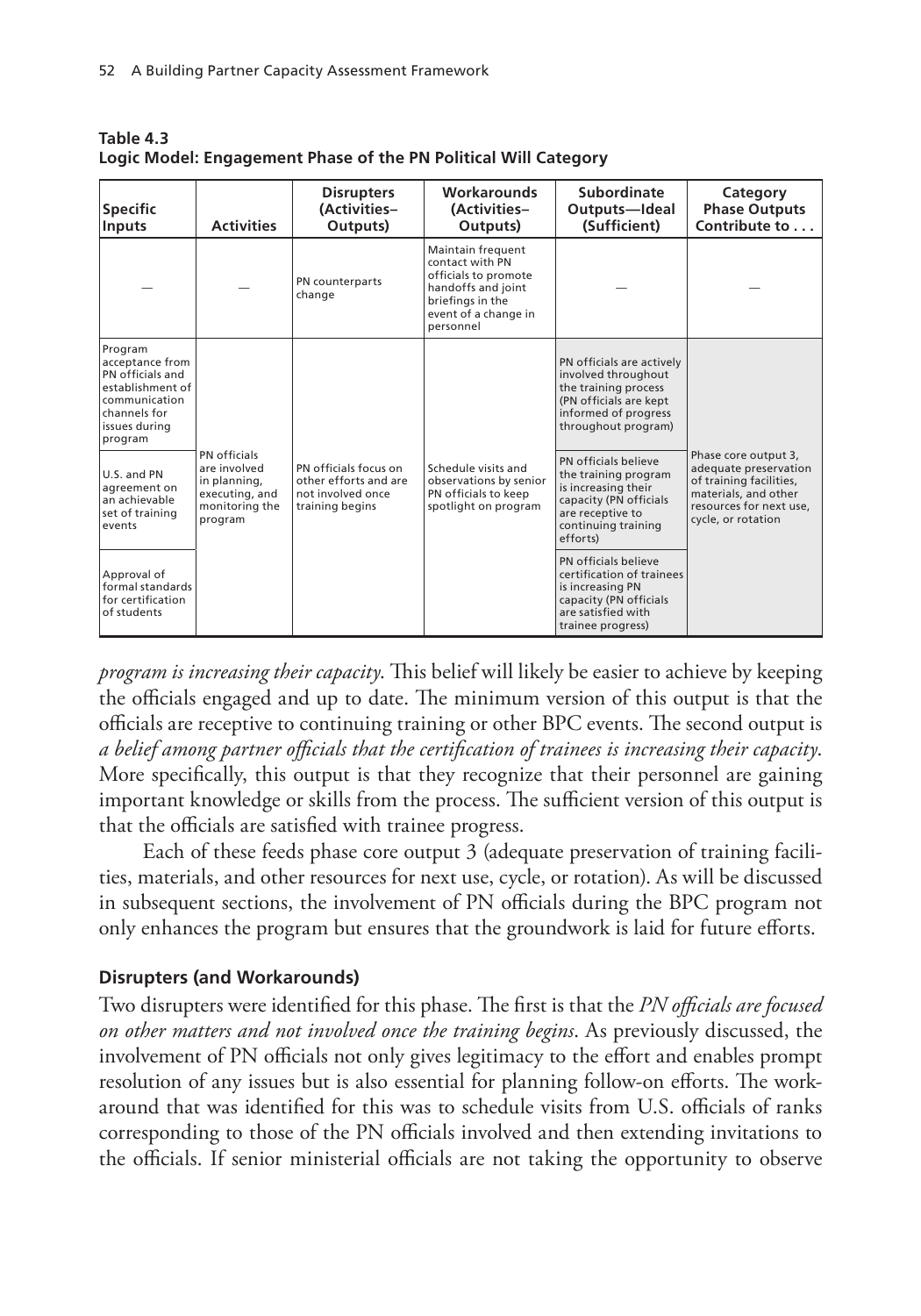**Table 4.3**
**Logic Model: Engagement Phase of the PN Political Will Category**

| Specific Inputs | Activities | Disrupters (Activities–Outputs) | Workarounds (Activities–Outputs) | Subordinate Outputs—Ideal (Sufficient) | Category Phase Outputs Contribute to . . . |
|---|---|---|---|---|---|
| — | — | PN counterparts change | Maintain frequent contact with PN officials to promote handoffs and joint briefings in the event of a change in personnel | — | — |
| Program acceptance from PN officials and establishment of communication channels for issues during program | PN officials are involved in planning, executing, and monitoring the program | PN officials focus on other efforts and are not involved once training begins | Schedule visits and observations by senior PN officials to keep spotlight on program | PN officials are actively involved throughout the training process (PN officials are kept informed of progress throughout program) | Phase core output 3, adequate preservation of training facilities, materials, and other resources for next use, cycle, or rotation |
| U.S. and PN agreement on an achievable set of training events | | | | PN officials believe the training program is increasing their capacity (PN officials are receptive to continuing training efforts) | |
| Approval of formal standards for certification of students | | | | PN officials believe certification of trainees is increasing PN capacity (PN officials are satisfied with trainee progress) | |

*program is increasing their capacity*. This belief will likely be easier to achieve by keeping the officials engaged and up to date. The minimum version of this output is that the officials are receptive to continuing training or other BPC events. The second output is *a belief among partner officials that the certification of trainees is increasing their capacity*. More specifically, this output is that they recognize that their personnel are gaining important knowledge or skills from the process. The sufficient version of this output is that the officials are satisfied with trainee progress.

Each of these feeds phase core output 3 (adequate preservation of training facilities, materials, and other resources for next use, cycle, or rotation). As will be discussed in subsequent sections, the involvement of PN officials during the BPC program not only enhances the program but ensures that the groundwork is laid for future efforts.

### Disrupters (and Workarounds)

Two disrupters were identified for this phase. The first is that the *PN officials are focused on other matters and not involved once the training begins*. As previously discussed, the involvement of PN officials not only gives legitimacy to the effort and enables prompt resolution of any issues but is also essential for planning follow-on efforts. The workaround that was identified for this was to schedule visits from U.S. officials of ranks corresponding to those of the PN officials involved and then extending invitations to the officials. If senior ministerial officials are not taking the opportunity to observe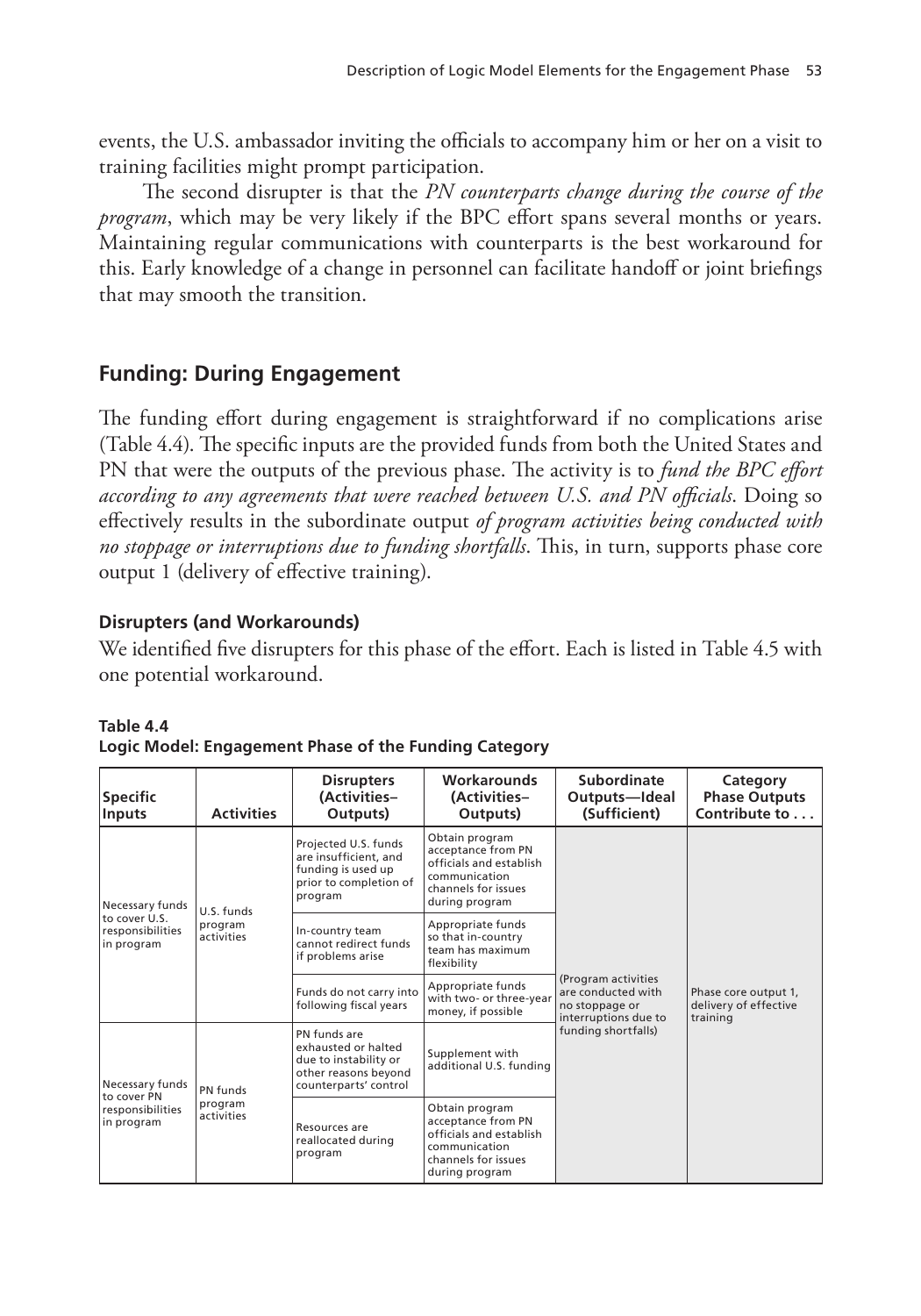events, the U.S. ambassador inviting the officials to accompany him or her on a visit to training facilities might prompt participation.

The second disrupter is that the *PN counterparts change during the course of the program*, which may be very likely if the BPC effort spans several months or years. Maintaining regular communications with counterparts is the best workaround for this. Early knowledge of a change in personnel can facilitate handoff or joint briefings that may smooth the transition.

## Funding: During Engagement

The funding effort during engagement is straightforward if no complications arise (Table 4.4). The specific inputs are the provided funds from both the United States and PN that were the outputs of the previous phase. The activity is to *fund the BPC effort according to any agreements that were reached between U.S. and PN officials*. Doing so effectively results in the subordinate output *of program activities being conducted with no stoppage or interruptions due to funding shortfalls*. This, in turn, supports phase core output 1 (delivery of effective training).

### Disrupters (and Workarounds)

We identified five disrupters for this phase of the effort. Each is listed in Table 4.5 with one potential workaround.

**Table 4.4**
**Logic Model: Engagement Phase of the Funding Category**

| Specific Inputs | Activities | Disrupters (Activities–Outputs) | Workarounds (Activities–Outputs) | Subordinate Outputs—Ideal (Sufficient) | Category Phase Outputs Contribute to . . . |
|---|---|---|---|---|---|
| Necessary funds to cover U.S. responsibilities in program | U.S. funds program activities | Projected U.S. funds are insufficient, and funding is used up prior to completion of program | Obtain program acceptance from PN officials and establish communication channels for issues during program | (Program activities are conducted with no stoppage or interruptions due to funding shortfalls) | Phase core output 1, delivery of effective training |
| | | In-country team cannot redirect funds if problems arise | Appropriate funds so that in-country team has maximum flexibility | | |
| | | Funds do not carry into following fiscal years | Appropriate funds with two- or three-year money, if possible | | |
| Necessary funds to cover PN responsibilities in program | PN funds program activities | PN funds are exhausted or halted due to instability or other reasons beyond counterparts' control | Supplement with additional U.S. funding | | |
| | | Resources are reallocated during program | Obtain program acceptance from PN officials and establish communication channels for issues during program | | |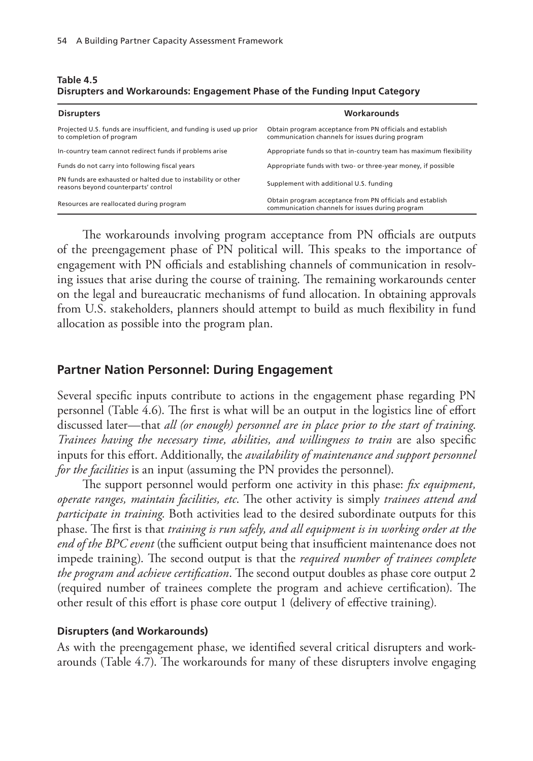**Table 4.5**
**Disrupters and Workarounds: Engagement Phase of the Funding Input Category**

| Disrupters | Workarounds |
|---|---|
| Projected U.S. funds are insufficient, and funding is used up prior to completion of program | Obtain program acceptance from PN officials and establish communication channels for issues during program |
| In-country team cannot redirect funds if problems arise | Appropriate funds so that in-country team has maximum flexibility |
| Funds do not carry into following fiscal years | Appropriate funds with two- or three-year money, if possible |
| PN funds are exhausted or halted due to instability or other reasons beyond counterparts' control | Supplement with additional U.S. funding |
| Resources are reallocated during program | Obtain program acceptance from PN officials and establish communication channels for issues during program |

The workarounds involving program acceptance from PN officials are outputs of the preengagement phase of PN political will. This speaks to the importance of engagement with PN officials and establishing channels of communication in resolving issues that arise during the course of training. The remaining workarounds center on the legal and bureaucratic mechanisms of fund allocation. In obtaining approvals from U.S. stakeholders, planners should attempt to build as much flexibility in fund allocation as possible into the program plan.

## Partner Nation Personnel: During Engagement

Several specific inputs contribute to actions in the engagement phase regarding PN personnel (Table 4.6). The first is what will be an output in the logistics line of effort discussed later—that *all (or enough) personnel are in place prior to the start of training*. *Trainees having the necessary time, abilities, and willingness to train* are also specific inputs for this effort. Additionally, the *availability of maintenance and support personnel for the facilities* is an input (assuming the PN provides the personnel).

The support personnel would perform one activity in this phase: *fix equipment, operate ranges, maintain facilities, etc*. The other activity is simply *trainees attend and participate in training*. Both activities lead to the desired subordinate outputs for this phase. The first is that *training is run safely, and all equipment is in working order at the end of the BPC event* (the sufficient output being that insufficient maintenance does not impede training). The second output is that the *required number of trainees complete the program and achieve certification*. The second output doubles as phase core output 2 (required number of trainees complete the program and achieve certification). The other result of this effort is phase core output 1 (delivery of effective training).

### Disrupters (and Workarounds)

As with the preengagement phase, we identified several critical disrupters and workarounds (Table 4.7). The workarounds for many of these disrupters involve engaging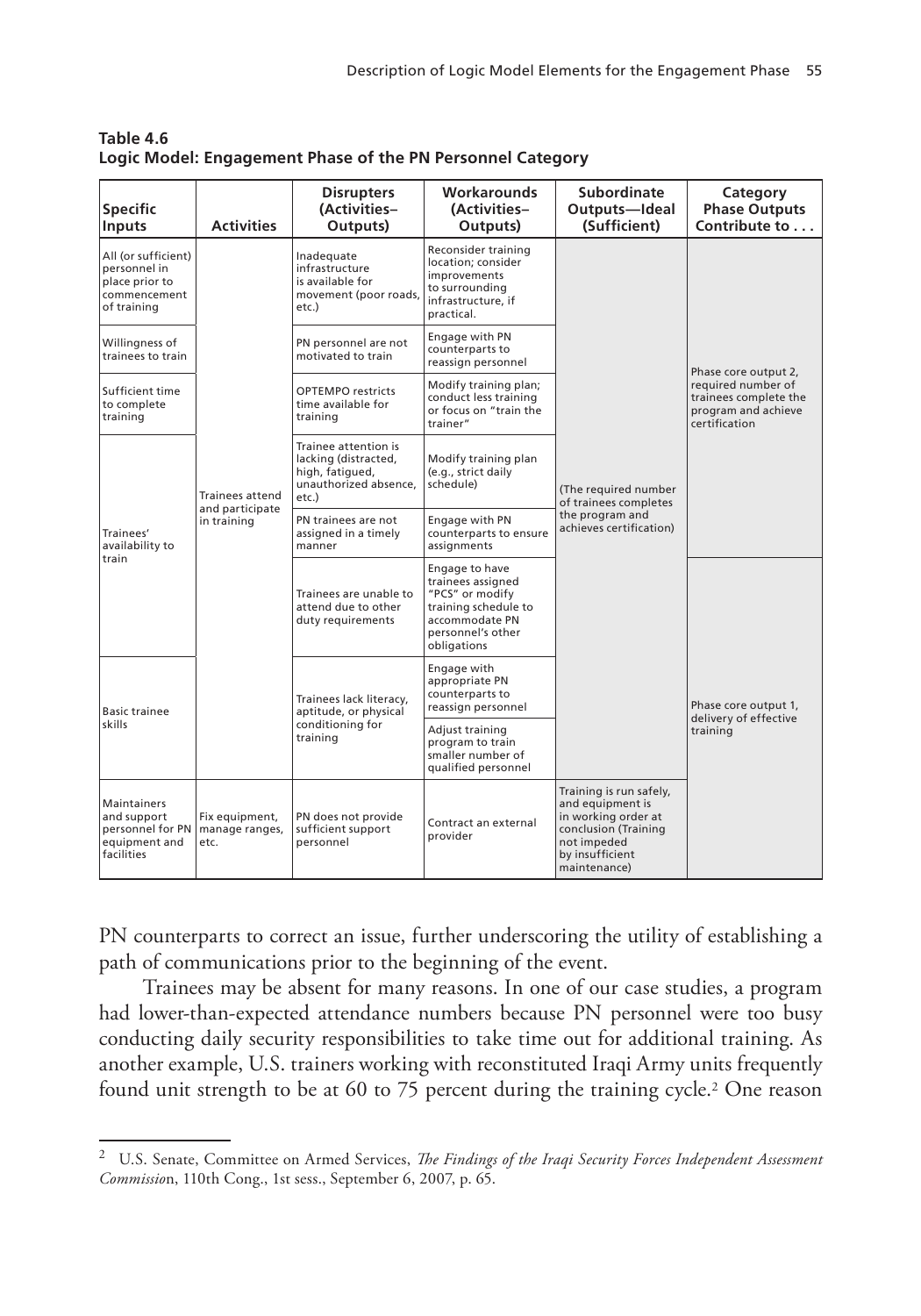**Table 4.6**
**Logic Model: Engagement Phase of the PN Personnel Category**

| Specific Inputs | Activities | Disrupters (Activities–Outputs) | Workarounds (Activities–Outputs) | Subordinate Outputs—Ideal (Sufficient) | Category Phase Outputs Contribute to . . . |
|---|---|---|---|---|---|
| All (or sufficient) personnel in place prior to commencement of training | Trainees attend and participate in training | Inadequate infrastructure is available for movement (poor roads, etc.) | Reconsider training location; consider improvements to surrounding infrastructure, if practical. | (The required number of trainees completes the program and achieves certification) | Phase core output 2, required number of trainees complete the program and achieve certification |
| Willingness of trainees to train | | PN personnel are not motivated to train | Engage with PN counterparts to reassign personnel | | |
| Sufficient time to complete training | | OPTEMPO restricts time available for training | Modify training plan; conduct less training or focus on "train the trainer" | | |
| Trainees' availability to train | | Trainee attention is lacking (distracted, high, fatigued, unauthorized absence, etc.) | Modify training plan (e.g., strict daily schedule) | | |
| | | PN trainees are not assigned in a timely manner | Engage with PN counterparts to ensure assignments | | |
| | | Trainees are unable to attend due to other duty requirements | Engage to have trainees assigned "PCS" or modify training schedule to accommodate PN personnel's other obligations | | Phase core output 1, delivery of effective training |
| Basic trainee skills | | Trainees lack literacy, aptitude, or physical conditioning for training | Engage with appropriate PN counterparts to reassign personnel | | |
| | | | Adjust training program to train smaller number of qualified personnel | | |
| Maintainers and support personnel for PN equipment and facilities | Fix equipment, manage ranges, etc. | PN does not provide sufficient support personnel | Contract an external provider | Training is run safely, and equipment is in working order at conclusion (Training not impeded by insufficient maintenance) | |

PN counterparts to correct an issue, further underscoring the utility of establishing a path of communications prior to the beginning of the event.

Trainees may be absent for many reasons. In one of our case studies, a program had lower-than-expected attendance numbers because PN personnel were too busy conducting daily security responsibilities to take time out for additional training. As another example, U.S. trainers working with reconstituted Iraqi Army units frequently found unit strength to be at 60 to 75 percent during the training cycle.[2] One reason

---

[2] U.S. Senate, Committee on Armed Services, *The Findings of the Iraqi Security Forces Independent Assessment Commission*, 110th Cong., 1st sess., September 6, 2007, p. 65.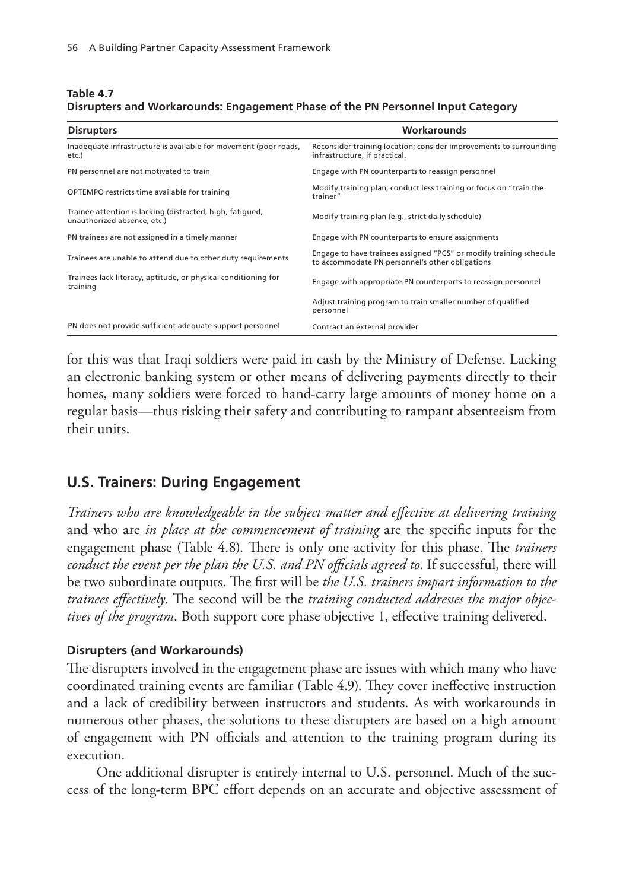**Table 4.7**
**Disrupters and Workarounds: Engagement Phase of the PN Personnel Input Category**

| Disrupters | Workarounds |
|---|---|
| Inadequate infrastructure is available for movement (poor roads, etc.) | Reconsider training location; consider improvements to surrounding infrastructure, if practical. |
| PN personnel are not motivated to train | Engage with PN counterparts to reassign personnel |
| OPTEMPO restricts time available for training | Modify training plan; conduct less training or focus on "train the trainer" |
| Trainee attention is lacking (distracted, high, fatigued, unauthorized absence, etc.) | Modify training plan (e.g., strict daily schedule) |
| PN trainees are not assigned in a timely manner | Engage with PN counterparts to ensure assignments |
| Trainees are unable to attend due to other duty requirements | Engage to have trainees assigned "PCS" or modify training schedule to accommodate PN personnel's other obligations |
| Trainees lack literacy, aptitude, or physical conditioning for training | Engage with appropriate PN counterparts to reassign personnel |
| | Adjust training program to train smaller number of qualified personnel |
| PN does not provide sufficient adequate support personnel | Contract an external provider |

for this was that Iraqi soldiers were paid in cash by the Ministry of Defense. Lacking an electronic banking system or other means of delivering payments directly to their homes, many soldiers were forced to hand-carry large amounts of money home on a regular basis—thus risking their safety and contributing to rampant absenteeism from their units.

## U.S. Trainers: During Engagement

*Trainers who are knowledgeable in the subject matter and effective at delivering training* and who are *in place at the commencement of training* are the specific inputs for the engagement phase (Table 4.8). There is only one activity for this phase. The *trainers conduct the event per the plan the U.S. and PN officials agreed to*. If successful, there will be two subordinate outputs. The first will be *the U.S. trainers impart information to the trainees effectively*. The second will be the *training conducted addresses the major objectives of the program*. Both support core phase objective 1, effective training delivered.

### Disrupters (and Workarounds)

The disrupters involved in the engagement phase are issues with which many who have coordinated training events are familiar (Table 4.9). They cover ineffective instruction and a lack of credibility between instructors and students. As with workarounds in numerous other phases, the solutions to these disrupters are based on a high amount of engagement with PN officials and attention to the training program during its execution.

One additional disrupter is entirely internal to U.S. personnel. Much of the success of the long-term BPC effort depends on an accurate and objective assessment of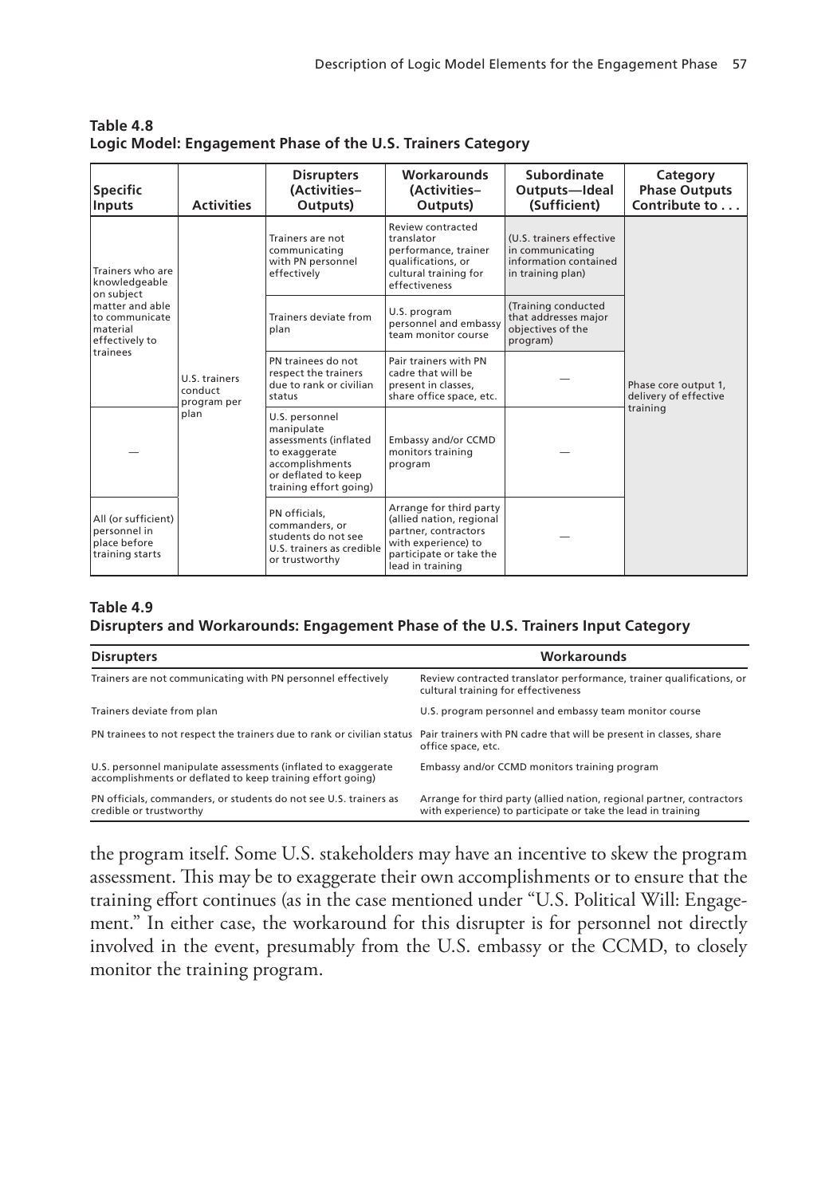**Table 4.8**
**Logic Model: Engagement Phase of the U.S. Trainers Category**

| Specific Inputs | Activities | Disrupters (Activities–Outputs) | Workarounds (Activities–Outputs) | Subordinate Outputs—Ideal (Sufficient) | Category Phase Outputs Contribute to . . . |
|---|---|---|---|---|---|
| Trainers who are knowledgeable on subject matter and able to communicate material effectively to trainees | U.S. trainers conduct program per plan | Trainers are not communicating with PN personnel effectively | Review contracted translator performance, trainer qualifications, or cultural training for effectiveness | (U.S. trainers effective in communicating information contained in training plan) | Phase core output 1, delivery of effective training |
| | | Trainers deviate from plan | U.S. program personnel and embassy team monitor course | (Training conducted that addresses major objectives of the program) | |
| | | PN trainees do not respect the trainers due to rank or civilian status | Pair trainers with PN cadre that will be present in classes, share office space, etc. | — | |
| — | | U.S. personnel manipulate assessments (inflated to exaggerate accomplishments or deflated to keep training effort going) | Embassy and/or CCMD monitors training program | — | |
| All (or sufficient) personnel in place before training starts | | PN officials, commanders, or students do not see U.S. trainers as credible or trustworthy | Arrange for third party (allied nation, regional partner, contractors with experience) to participate or take the lead in training | — | |

**Table 4.9**
**Disrupters and Workarounds: Engagement Phase of the U.S. Trainers Input Category**

| Disrupters | Workarounds |
|---|---|
| Trainers are not communicating with PN personnel effectively | Review contracted translator performance, trainer qualifications, or cultural training for effectiveness |
| Trainers deviate from plan | U.S. program personnel and embassy team monitor course |
| PN trainees to not respect the trainers due to rank or civilian status | Pair trainers with PN cadre that will be present in classes, share office space, etc. |
| U.S. personnel manipulate assessments (inflated to exaggerate accomplishments or deflated to keep training effort going) | Embassy and/or CCMD monitors training program |
| PN officials, commanders, or students do not see U.S. trainers as credible or trustworthy | Arrange for third party (allied nation, regional partner, contractors with experience) to participate or take the lead in training |

the program itself. Some U.S. stakeholders may have an incentive to skew the program assessment. This may be to exaggerate their own accomplishments or to ensure that the training effort continues (as in the case mentioned under "U.S. Political Will: Engagement." In either case, the workaround for this disrupter is for personnel not directly involved in the event, presumably from the U.S. embassy or the CCMD, to closely monitor the training program.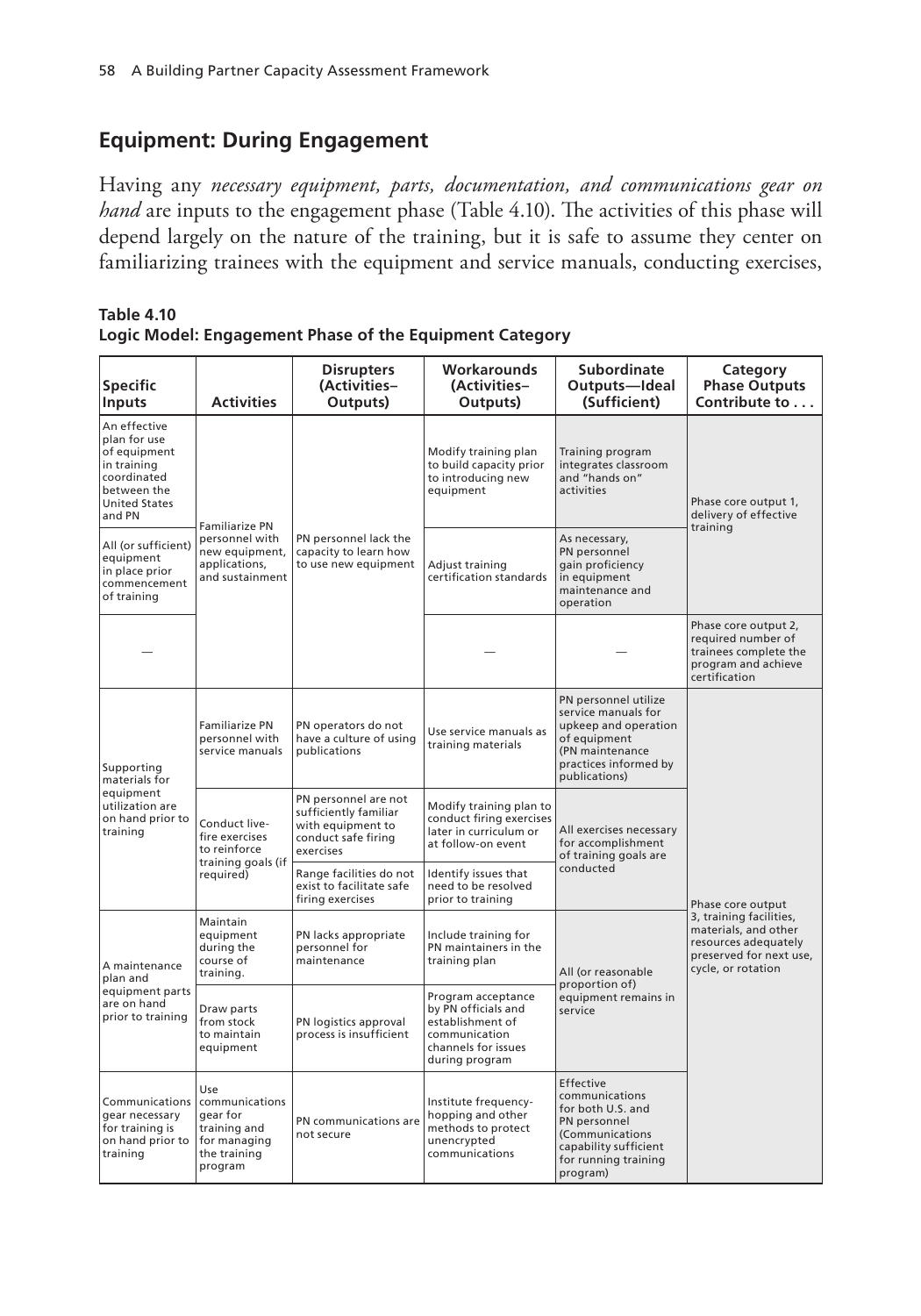## Equipment: During Engagement

Having any *necessary equipment, parts, documentation, and communications gear on hand* are inputs to the engagement phase (Table 4.10). The activities of this phase will depend largely on the nature of the training, but it is safe to assume they center on familiarizing trainees with the equipment and service manuals, conducting exercises,

**Table 4.10**
**Logic Model: Engagement Phase of the Equipment Category**

| Specific Inputs | Activities | Disrupters (Activities–Outputs) | Workarounds (Activities–Outputs) | Subordinate Outputs—Ideal (Sufficient) | Category Phase Outputs Contribute to . . . |
|---|---|---|---|---|---|
| An effective plan for use of equipment in training coordinated between the United States and PN | Familiarize PN personnel with new equipment, applications, and sustainment | PN personnel lack the capacity to learn how to use new equipment | Modify training plan to build capacity prior to introducing new equipment | Training program integrates classroom and "hands on" activities | Phase core output 1, delivery of effective training |
| All (or sufficient) equipment in place prior commencement of training | | | Adjust training certification standards | As necessary, PN personnel gain proficiency in equipment maintenance and operation | |
| — | | | — | — | Phase core output 2, required number of trainees complete the program and achieve certification |
| Supporting materials for equipment utilization are on hand prior to training | Familiarize PN personnel with service manuals | PN operators do not have a culture of using publications | Use service manuals as training materials | PN personnel utilize service manuals for upkeep and operation of equipment (PN maintenance practices informed by publications) | Phase core output 3, training facilities, materials, and other resources adequately preserved for next use, cycle, or rotation |
| | Conduct live-fire exercises to reinforce training goals (if required) | PN personnel are not sufficiently familiar with equipment to conduct safe firing exercises | Modify training plan to conduct firing exercises later in curriculum or at follow-on event | All exercises necessary for accomplishment of training goals are conducted | |
| | | Range facilities do not exist to facilitate safe firing exercises | Identify issues that need to be resolved prior to training | | |
| A maintenance plan and equipment parts are on hand prior to training | Maintain equipment during the course of training. | PN lacks appropriate personnel for maintenance | Include training for PN maintainers in the training plan | All (or reasonable proportion of) equipment remains in service | |
| | Draw parts from stock to maintain equipment | PN logistics approval process is insufficient | Program acceptance by PN officials and establishment of communication channels for issues during program | | |
| Communications gear necessary for training is on hand prior to training | Use communications gear for training and for managing the training program | PN communications are not secure | Institute frequency-hopping and other methods to protect unencrypted communications | Effective communications for both U.S. and PN personnel (Communications capability sufficient for running training program) | |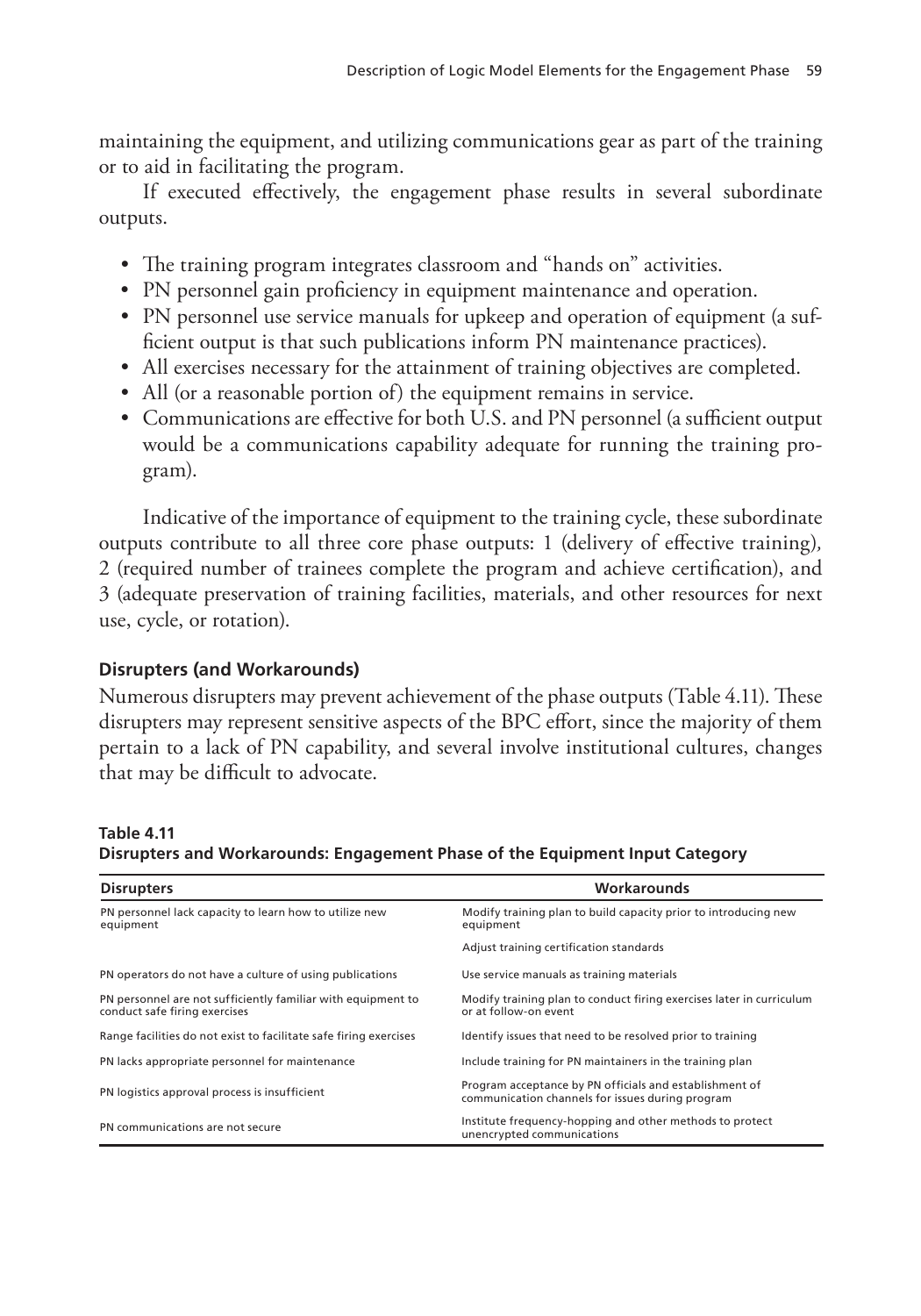maintaining the equipment, and utilizing communications gear as part of the training or to aid in facilitating the program.

If executed effectively, the engagement phase results in several subordinate outputs.

- The training program integrates classroom and "hands on" activities.
- PN personnel gain proficiency in equipment maintenance and operation.
- PN personnel use service manuals for upkeep and operation of equipment (a sufficient output is that such publications inform PN maintenance practices).
- All exercises necessary for the attainment of training objectives are completed.
- All (or a reasonable portion of) the equipment remains in service.
- Communications are effective for both U.S. and PN personnel (a sufficient output would be a communications capability adequate for running the training program).

Indicative of the importance of equipment to the training cycle, these subordinate outputs contribute to all three core phase outputs: 1 (delivery of effective training), 2 (required number of trainees complete the program and achieve certification), and 3 (adequate preservation of training facilities, materials, and other resources for next use, cycle, or rotation).

### Disrupters (and Workarounds)

Numerous disrupters may prevent achievement of the phase outputs (Table 4.11). These disrupters may represent sensitive aspects of the BPC effort, since the majority of them pertain to a lack of PN capability, and several involve institutional cultures, changes that may be difficult to advocate.

**Table 4.11**
**Disrupters and Workarounds: Engagement Phase of the Equipment Input Category**

| Disrupters | Workarounds |
|---|---|
| PN personnel lack capacity to learn how to utilize new equipment | Modify training plan to build capacity prior to introducing new equipment |
| | Adjust training certification standards |
| PN operators do not have a culture of using publications | Use service manuals as training materials |
| PN personnel are not sufficiently familiar with equipment to conduct safe firing exercises | Modify training plan to conduct firing exercises later in curriculum or at follow-on event |
| Range facilities do not exist to facilitate safe firing exercises | Identify issues that need to be resolved prior to training |
| PN lacks appropriate personnel for maintenance | Include training for PN maintainers in the training plan |
| PN logistics approval process is insufficient | Program acceptance by PN officials and establishment of communication channels for issues during program |
| PN communications are not secure | Institute frequency-hopping and other methods to protect unencrypted communications |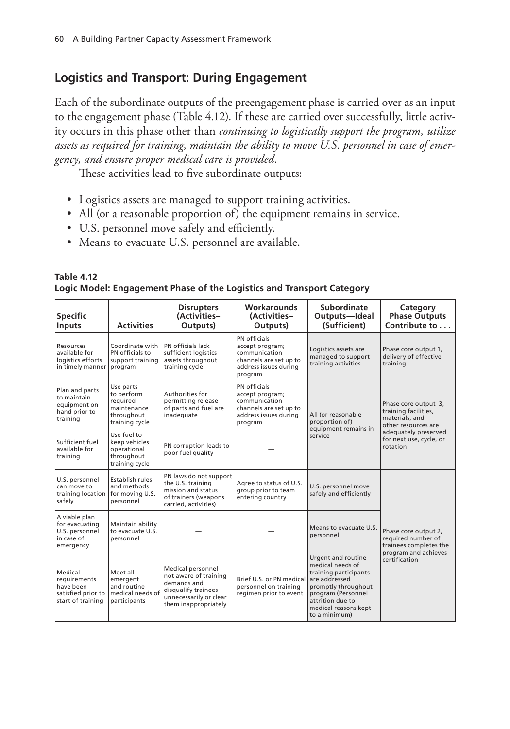## Logistics and Transport: During Engagement

Each of the subordinate outputs of the preengagement phase is carried over as an input to the engagement phase (Table 4.12). If these are carried over successfully, little activity occurs in this phase other than *continuing to logistically support the program, utilize assets as required for training, maintain the ability to move U.S. personnel in case of emergency, and ensure proper medical care is provided*.

These activities lead to five subordinate outputs:

- Logistics assets are managed to support training activities.
- All (or a reasonable proportion of) the equipment remains in service.
- U.S. personnel move safely and efficiently.
- Means to evacuate U.S. personnel are available.

**Table 4.12**
**Logic Model: Engagement Phase of the Logistics and Transport Category**

| Specific Inputs | Activities | Disrupters (Activities–Outputs) | Workarounds (Activities–Outputs) | Subordinate Outputs—Ideal (Sufficient) | Category Phase Outputs Contribute to . . . |
|---|---|---|---|---|---|
| Resources available for logistics efforts in timely manner | Coordinate with PN officials to support training program | PN officials lack sufficient logistics assets throughout training cycle | PN officials accept program; communication channels are set up to address issues during program | Logistics assets are managed to support training activities | Phase core output 1, delivery of effective training |
| Plan and parts to maintain equipment on hand prior to training | Use parts to perform required maintenance throughout training cycle | Authorities for permitting release of parts and fuel are inadequate | PN officials accept program; communication channels are set up to address issues during program | All (or reasonable proportion of) equipment remains in service | Phase core output 3, training facilities, materials, and other resources are adequately preserved for next use, cycle, or rotation |
| Sufficient fuel available for training | Use fuel to keep vehicles operational throughout training cycle | PN corruption leads to poor fuel quality | — | | |
| U.S. personnel can move to training location safely | Establish rules and methods for moving U.S. personnel | PN laws do not support the U.S. training mission and status of trainers (weapons carried, activities) | Agree to status of U.S. group prior to team entering country | U.S. personnel move safely and efficiently | Phase core output 2, required number of trainees completes the program and achieves certification |
| A viable plan for evacuating U.S. personnel in case of emergency | Maintain ability to evacuate U.S. personnel | — | — | Means to evacuate U.S. personnel | |
| Medical requirements have been satisfied prior to start of training | Meet all emergent and routine medical needs of participants | Medical personnel not aware of training demands and disqualify trainees unnecessarily or clear them inappropriately | Brief U.S. or PN medical personnel on training regimen prior to event | Urgent and routine medical needs of training participants are addressed promptly throughout program (Personnel attrition due to medical reasons kept to a minimum) | |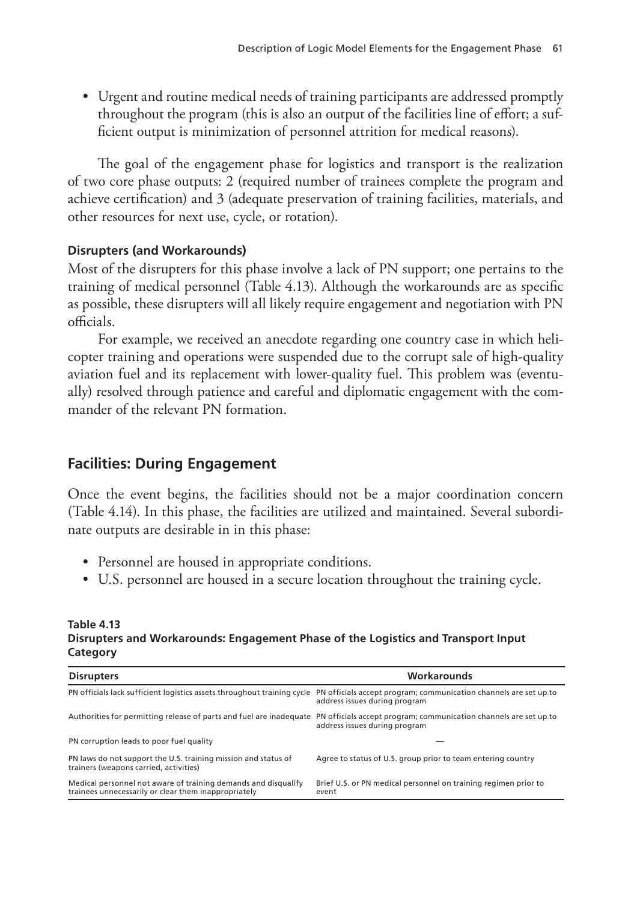- Urgent and routine medical needs of training participants are addressed promptly throughout the program (this is also an output of the facilities line of effort; a sufficient output is minimization of personnel attrition for medical reasons).

The goal of the engagement phase for logistics and transport is the realization of two core phase outputs: 2 (required number of trainees complete the program and achieve certification) and 3 (adequate preservation of training facilities, materials, and other resources for next use, cycle, or rotation).

#### Disrupters (and Workarounds)

Most of the disrupters for this phase involve a lack of PN support; one pertains to the training of medical personnel (Table 4.13). Although the workarounds are as specific as possible, these disrupters will all likely require engagement and negotiation with PN officials.

For example, we received an anecdote regarding one country case in which helicopter training and operations were suspended due to the corrupt sale of high-quality aviation fuel and its replacement with lower-quality fuel. This problem was (eventually) resolved through patience and careful and diplomatic engagement with the commander of the relevant PN formation.

## Facilities: During Engagement

Once the event begins, the facilities should not be a major coordination concern (Table 4.14). In this phase, the facilities are utilized and maintained. Several subordinate outputs are desirable in in this phase:

- Personnel are housed in appropriate conditions.
- U.S. personnel are housed in a secure location throughout the training cycle.

**Table 4.13**
**Disrupters and Workarounds: Engagement Phase of the Logistics and Transport Input Category**

| Disrupters | Workarounds |
|---|---|
| PN officials lack sufficient logistics assets throughout training cycle | PN officials accept program; communication channels are set up to address issues during program |
| Authorities for permitting release of parts and fuel are inadequate | PN officials accept program; communication channels are set up to address issues during program |
| PN corruption leads to poor fuel quality | — |
| PN laws do not support the U.S. training mission and status of trainers (weapons carried, activities) | Agree to status of U.S. group prior to team entering country |
| Medical personnel not aware of training demands and disqualify trainees unnecessarily or clear them inappropriately | Brief U.S. or PN medical personnel on training regimen prior to event |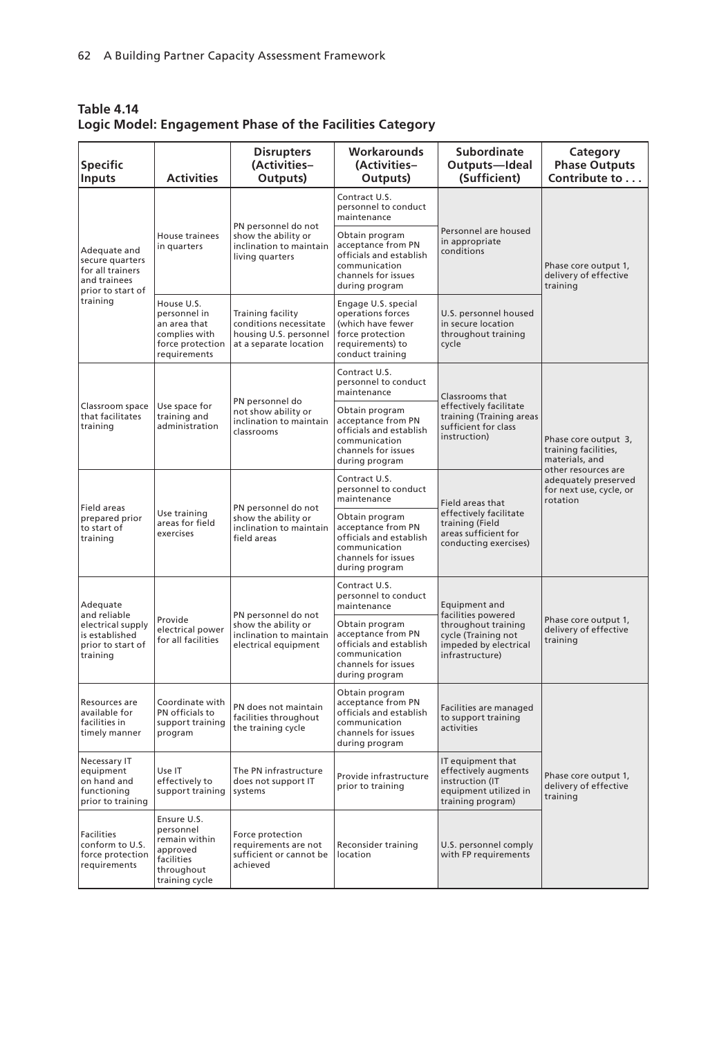**Table 4.14**
**Logic Model: Engagement Phase of the Facilities Category**

| Specific Inputs | Activities | Disrupters (Activities–Outputs) | Workarounds (Activities–Outputs) | Subordinate Outputs—Ideal (Sufficient) | Category Phase Outputs Contribute to . . . |
|---|---|---|---|---|---|
| Adequate and secure quarters for all trainers and trainees prior to start of training | House trainees in quarters | PN personnel do not show the ability or inclination to maintain living quarters | Contract U.S. personnel to conduct maintenance | Personnel are housed in appropriate conditions | Phase core output 1, delivery of effective training |
| | | | Obtain program acceptance from PN officials and establish communication channels for issues during program | | |
| | House U.S. personnel in an area that complies with force protection requirements | Training facility conditions necessitate housing U.S. personnel at a separate location | Engage U.S. special operations forces (which have fewer force protection requirements) to conduct training | U.S. personnel housed in secure location throughout training cycle | |
| Classroom space that facilitates training | Use space for training and administration | PN personnel do not show ability or inclination to maintain classrooms | Contract U.S. personnel to conduct maintenance | Classrooms that effectively facilitate training (Training areas sufficient for class instruction) | Phase core output 3, training facilities, materials, and other resources are adequately preserved for next use, cycle, or rotation |
| | | | Obtain program acceptance from PN officials and establish communication channels for issues during program | | |
| Field areas prepared prior to start of training | Use training areas for field exercises | PN personnel do not show the ability or inclination to maintain field areas | Contract U.S. personnel to conduct maintenance | Field areas that effectively facilitate training (Field areas sufficient for conducting exercises) | |
| | | | Obtain program acceptance from PN officials and establish communication channels for issues during program | | |
| Adequate and reliable electrical supply is established prior to start of training | Provide electrical power for all facilities | PN personnel do not show the ability or inclination to maintain electrical equipment | Contract U.S. personnel to conduct maintenance | Equipment and facilities powered throughout training cycle (Training not impeded by electrical infrastructure) | Phase core output 1, delivery of effective training |
| | | | Obtain program acceptance from PN officials and establish communication channels for issues during program | | |
| Resources are available for facilities in timely manner | Coordinate with PN officials to support training program | PN does not maintain facilities throughout the training cycle | Obtain program acceptance from PN officials and establish communication channels for issues during program | Facilities are managed to support training activities | Phase core output 1, delivery of effective training |
| Necessary IT equipment on hand and functioning prior to training | Use IT effectively to support training | The PN infrastructure does not support IT systems | Provide infrastructure prior to training | IT equipment that effectively augments instruction (IT equipment utilized in training program) | |
| Facilities conform to U.S. force protection requirements | Ensure U.S. personnel remain within approved facilities throughout training cycle | Force protection requirements are not sufficient or cannot be achieved | Reconsider training location | U.S. personnel comply with FP requirements | |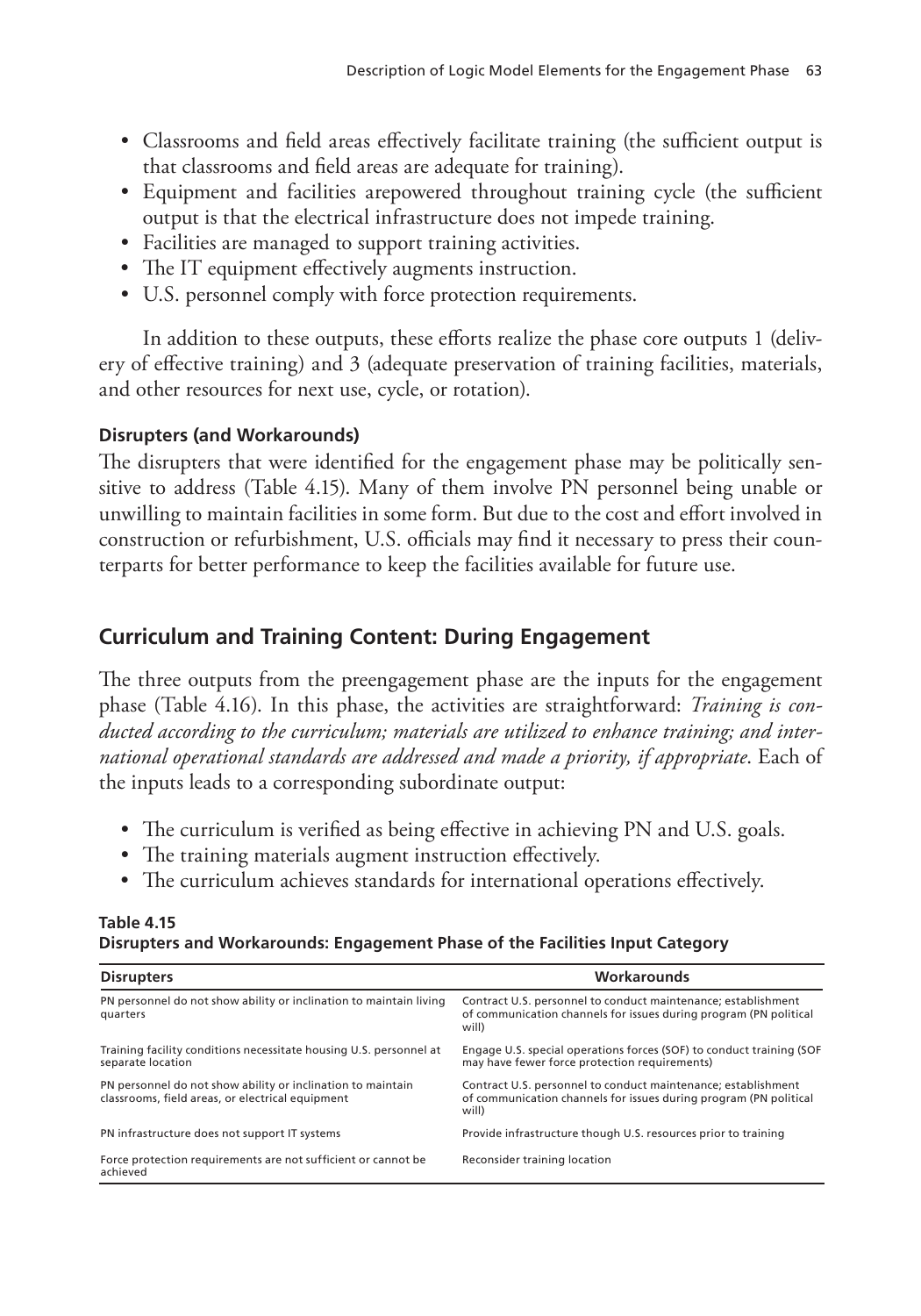- Classrooms and field areas effectively facilitate training (the sufficient output is that classrooms and field areas are adequate for training).
- Equipment and facilities arepowered throughout training cycle (the sufficient output is that the electrical infrastructure does not impede training.
- Facilities are managed to support training activities.
- The IT equipment effectively augments instruction.
- U.S. personnel comply with force protection requirements.

In addition to these outputs, these efforts realize the phase core outputs 1 (delivery of effective training) and 3 (adequate preservation of training facilities, materials, and other resources for next use, cycle, or rotation).

#### Disrupters (and Workarounds)

The disrupters that were identified for the engagement phase may be politically sensitive to address (Table 4.15). Many of them involve PN personnel being unable or unwilling to maintain facilities in some form. But due to the cost and effort involved in construction or refurbishment, U.S. officials may find it necessary to press their counterparts for better performance to keep the facilities available for future use.

## Curriculum and Training Content: During Engagement

The three outputs from the preengagement phase are the inputs for the engagement phase (Table 4.16). In this phase, the activities are straightforward: *Training is conducted according to the curriculum; materials are utilized to enhance training; and international operational standards are addressed and made a priority, if appropriate*. Each of the inputs leads to a corresponding subordinate output:

- The curriculum is verified as being effective in achieving PN and U.S. goals.
- The training materials augment instruction effectively.
- The curriculum achieves standards for international operations effectively.

**Table 4.15**
**Disrupters and Workarounds: Engagement Phase of the Facilities Input Category**

| Disrupters | Workarounds |
|---|---|
| PN personnel do not show ability or inclination to maintain living quarters | Contract U.S. personnel to conduct maintenance; establishment of communication channels for issues during program (PN political will) |
| Training facility conditions necessitate housing U.S. personnel at separate location | Engage U.S. special operations forces (SOF) to conduct training (SOF may have fewer force protection requirements) |
| PN personnel do not show ability or inclination to maintain classrooms, field areas, or electrical equipment | Contract U.S. personnel to conduct maintenance; establishment of communication channels for issues during program (PN political will) |
| PN infrastructure does not support IT systems | Provide infrastructure though U.S. resources prior to training |
| Force protection requirements are not sufficient or cannot be achieved | Reconsider training location |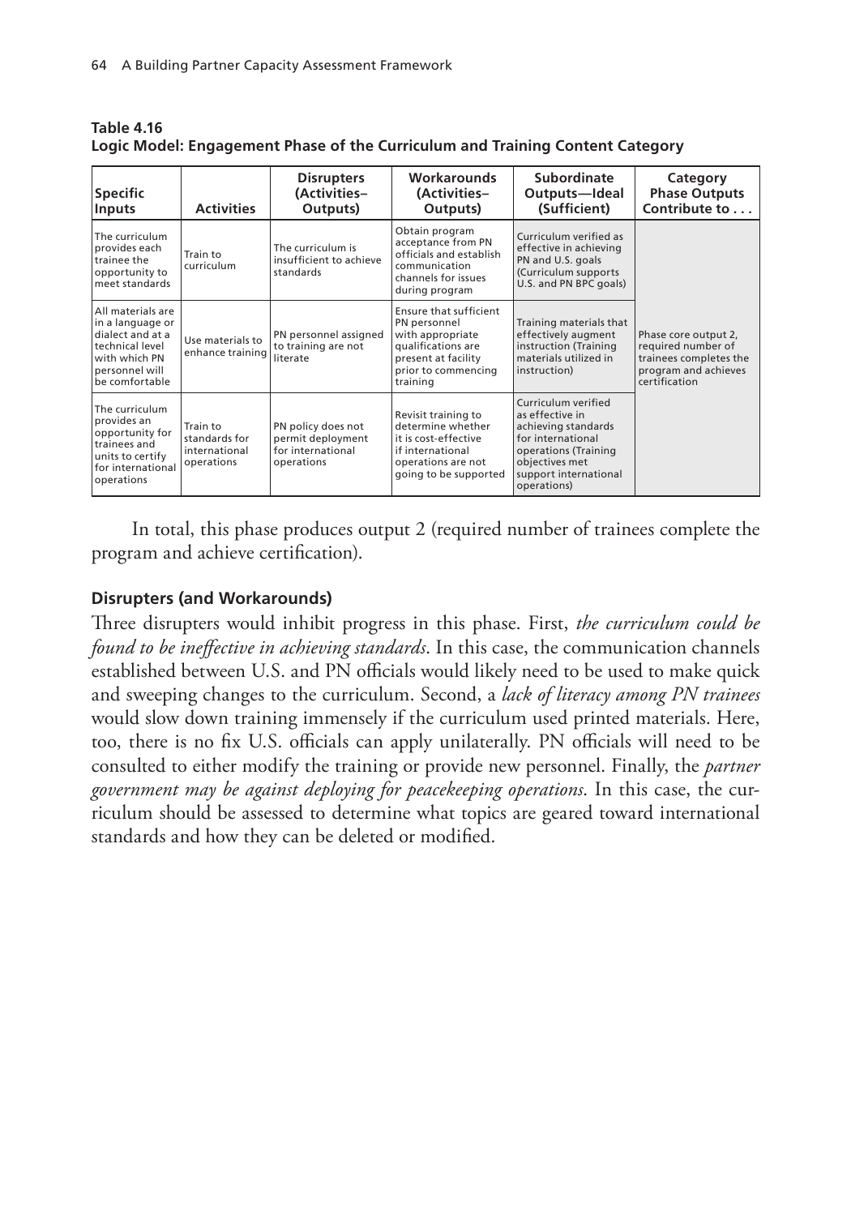**Table 4.16**
**Logic Model: Engagement Phase of the Curriculum and Training Content Category**

| Specific Inputs | Activities | Disrupters (Activities–Outputs) | Workarounds (Activities–Outputs) | Subordinate Outputs—Ideal (Sufficient) | Category Phase Outputs Contribute to . . . |
|---|---|---|---|---|---|
| The curriculum provides each trainee the opportunity to meet standards | Train to curriculum | The curriculum is insufficient to achieve standards | Obtain program acceptance from PN officials and establish communication channels for issues during program | Curriculum verified as effective in achieving PN and U.S. goals (Curriculum supports U.S. and PN BPC goals) | Phase core output 2, required number of trainees completes the program and achieves certification |
| All materials are in a language or dialect and at a technical level with which PN personnel will be comfortable | Use materials to enhance training | PN personnel assigned to training are not literate | Ensure that sufficient PN personnel with appropriate qualifications are present at facility prior to commencing training | Training materials that effectively augment instruction (Training materials utilized in instruction) | |
| The curriculum provides an opportunity for trainees and units to certify for international operations | Train to standards for international operations | PN policy does not permit deployment for international operations | Revisit training to determine whether it is cost-effective if international operations are not going to be supported | Curriculum verified as effective in achieving standards for international operations (Training objectives met support international operations) | |

In total, this phase produces output 2 (required number of trainees complete the program and achieve certification).

### Disrupters (and Workarounds)

Three disrupters would inhibit progress in this phase. First, *the curriculum could be found to be ineffective in achieving standards*. In this case, the communication channels established between U.S. and PN officials would likely need to be used to make quick and sweeping changes to the curriculum. Second, a *lack of literacy among PN trainees* would slow down training immensely if the curriculum used printed materials. Here, too, there is no fix U.S. officials can apply unilaterally. PN officials will need to be consulted to either modify the training or provide new personnel. Finally, the *partner government may be against deploying for peacekeeping operations*. In this case, the curriculum should be assessed to determine what topics are geared toward international standards and how they can be deleted or modified.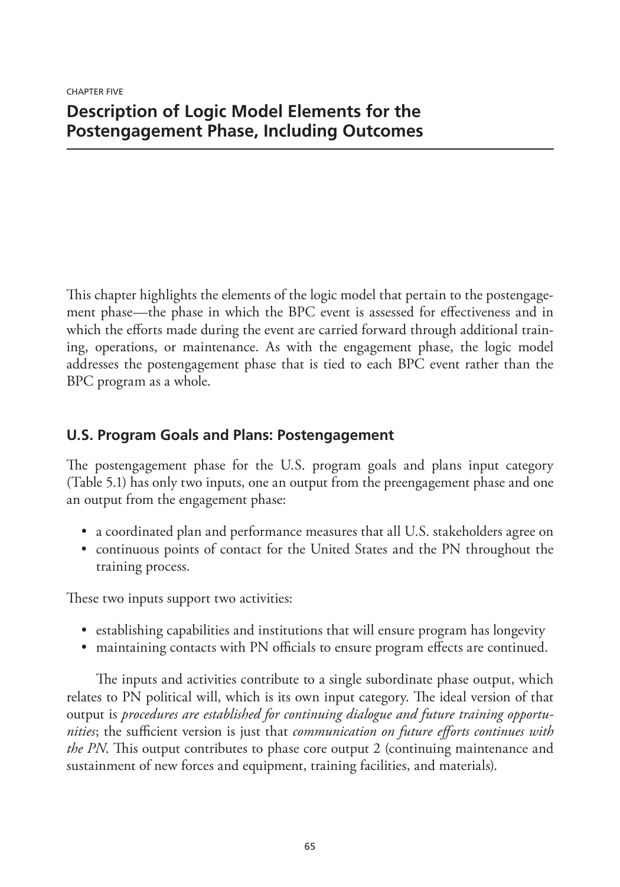CHAPTER FIVE

# Description of Logic Model Elements for the Postengagement Phase, Including Outcomes

This chapter highlights the elements of the logic model that pertain to the postengagement phase—the phase in which the BPC event is assessed for effectiveness and in which the efforts made during the event are carried forward through additional training, operations, or maintenance. As with the engagement phase, the logic model addresses the postengagement phase that is tied to each BPC event rather than the BPC program as a whole.

## U.S. Program Goals and Plans: Postengagement

The postengagement phase for the U.S. program goals and plans input category (Table 5.1) has only two inputs, one an output from the preengagement phase and one an output from the engagement phase:

- a coordinated plan and performance measures that all U.S. stakeholders agree on
- continuous points of contact for the United States and the PN throughout the training process.

These two inputs support two activities:

- establishing capabilities and institutions that will ensure program has longevity
- maintaining contacts with PN officials to ensure program effects are continued.

The inputs and activities contribute to a single subordinate phase output, which relates to PN political will, which is its own input category. The ideal version of that output is *procedures are established for continuing dialogue and future training opportunities*; the sufficient version is just that *communication on future efforts continues with the PN*. This output contributes to phase core output 2 (continuing maintenance and sustainment of new forces and equipment, training facilities, and materials).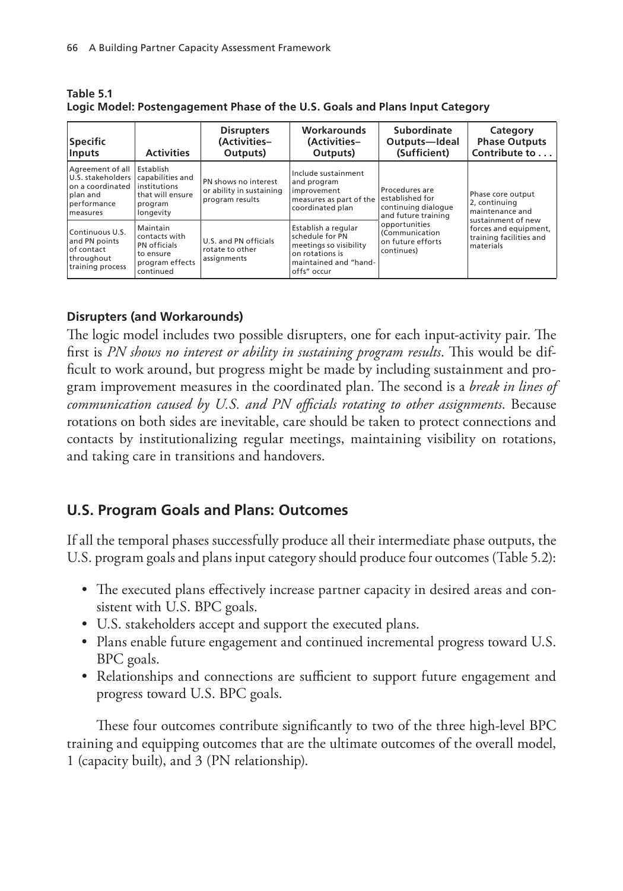**Table 5.1**
**Logic Model: Postengagement Phase of the U.S. Goals and Plans Input Category**

| Specific Inputs | Activities | Disrupters (Activities–Outputs) | Workarounds (Activities–Outputs) | Subordinate Outputs—Ideal (Sufficient) | Category Phase Outputs Contribute to . . . |
|---|---|---|---|---|---|
| Agreement of all U.S. stakeholders on a coordinated plan and performance measures | Establish capabilities and institutions that will ensure program longevity | PN shows no interest or ability in sustaining program results | Include sustainment and program improvement measures as part of the coordinated plan | Procedures are established for continuing dialogue and future training opportunities (Communication on future efforts continues) | Phase core output 2, continuing maintenance and sustainment of new forces and equipment, training facilities and materials |
| Continuous U.S. and PN points of contact throughout training process | Maintain contacts with PN officials to ensure program effects continued | U.S. and PN officials rotate to other assignments | Establish a regular schedule for PN meetings so visibility on rotations is maintained and "hand-offs" occur | | |

### Disrupters (and Workarounds)

The logic model includes two possible disrupters, one for each input-activity pair. The first is *PN shows no interest or ability in sustaining program results*. This would be difficult to work around, but progress might be made by including sustainment and program improvement measures in the coordinated plan. The second is a *break in lines of communication caused by U.S. and PN officials rotating to other assignments*. Because rotations on both sides are inevitable, care should be taken to protect connections and contacts by institutionalizing regular meetings, maintaining visibility on rotations, and taking care in transitions and handovers.

## U.S. Program Goals and Plans: Outcomes

If all the temporal phases successfully produce all their intermediate phase outputs, the U.S. program goals and plans input category should produce four outcomes (Table 5.2):

- The executed plans effectively increase partner capacity in desired areas and consistent with U.S. BPC goals.
- U.S. stakeholders accept and support the executed plans.
- Plans enable future engagement and continued incremental progress toward U.S. BPC goals.
- Relationships and connections are sufficient to support future engagement and progress toward U.S. BPC goals.

These four outcomes contribute significantly to two of the three high-level BPC training and equipping outcomes that are the ultimate outcomes of the overall model, 1 (capacity built), and 3 (PN relationship).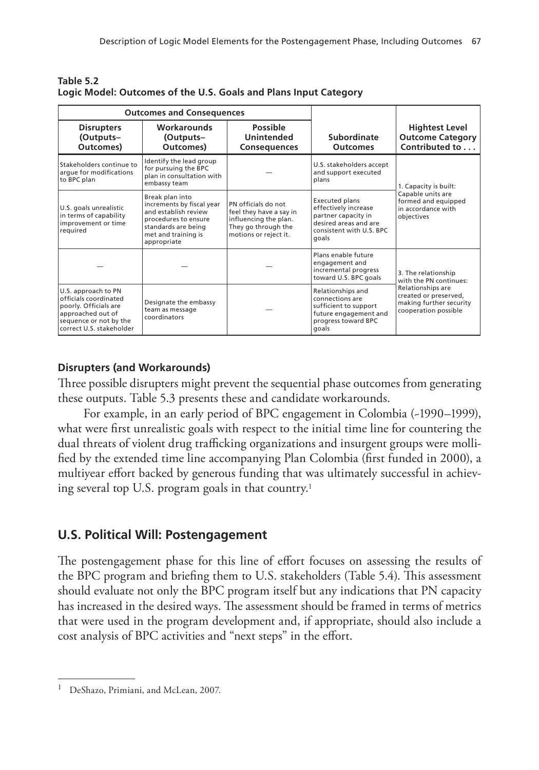**Table 5.2**
**Logic Model: Outcomes of the U.S. Goals and Plans Input Category**

| Outcomes and Consequences | | | | |
|---|---|---|---|---|
| **Disrupters (Outputs–Outcomes)** | **Workarounds (Outputs–Outcomes)** | **Possible Unintended Consequences** | **Subordinate Outcomes** | **Highest Level Outcome Category Contributed to . . .** |
| Stakeholders continue to argue for modifications to BPC plan | Identify the lead group for pursuing the BPC plan in consultation with embassy team | — | U.S. stakeholders accept and support executed plans | 1. Capacity is built: Capable units are formed and equipped in accordance with objectives |
| U.S. goals unrealistic in terms of capability improvement or time required | Break plan into increments by fiscal year and establish review procedures to ensure standards are being met and training is appropriate | PN officials do not feel they have a say in influencing the plan. They go through the motions or reject it. | Executed plans effectively increase partner capacity in desired areas and are consistent with U.S. BPC goals | |
| — | — | — | Plans enable future engagement and incremental progress toward U.S. BPC goals | 3. The relationship with the PN continues: Relationships are created or preserved, making further security cooperation possible |
| U.S. approach to PN officials coordinated poorly. Officials are approached out of sequence or not by the correct U.S. stakeholder | Designate the embassy team as message coordinators | — | Relationships and connections are sufficient to support future engagement and progress toward BPC goals | |

### Disrupters (and Workarounds)

Three possible disrupters might prevent the sequential phase outcomes from generating these outputs. Table 5.3 presents these and candidate workarounds.

For example, in an early period of BPC engagement in Colombia (~1990–1999), what were first unrealistic goals with respect to the initial time line for countering the dual threats of violent drug trafficking organizations and insurgent groups were mollified by the extended time line accompanying Plan Colombia (first funded in 2000), a multiyear effort backed by generous funding that was ultimately successful in achieving several top U.S. program goals in that country.[1]

## U.S. Political Will: Postengagement

The postengagement phase for this line of effort focuses on assessing the results of the BPC program and briefing them to U.S. stakeholders (Table 5.4). This assessment should evaluate not only the BPC program itself but any indications that PN capacity has increased in the desired ways. The assessment should be framed in terms of metrics that were used in the program development and, if appropriate, should also include a cost analysis of BPC activities and "next steps" in the effort.

---

[1] DeShazo, Primiani, and McLean, 2007.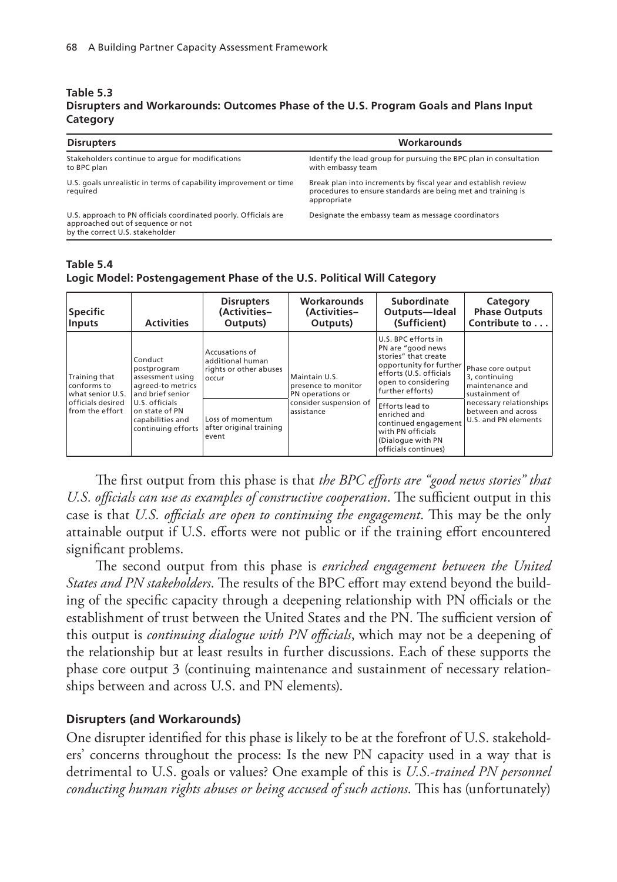**Table 5.3**
**Disrupters and Workarounds: Outcomes Phase of the U.S. Program Goals and Plans Input Category**

| Disrupters | Workarounds |
|---|---|
| Stakeholders continue to argue for modifications to BPC plan | Identify the lead group for pursuing the BPC plan in consultation with embassy team |
| U.S. goals unrealistic in terms of capability improvement or time required | Break plan into increments by fiscal year and establish review procedures to ensure standards are being met and training is appropriate |
| U.S. approach to PN officials coordinated poorly. Officials are approached out of sequence or not by the correct U.S. stakeholder | Designate the embassy team as message coordinators |

**Table 5.4**
**Logic Model: Postengagement Phase of the U.S. Political Will Category**

| Specific Inputs | Activities | Disrupters (Activities–Outputs) | Workarounds (Activities–Outputs) | Subordinate Outputs—Ideal (Sufficient) | Category Phase Outputs Contribute to . . . |
|---|---|---|---|---|---|
| Training that conforms to what senior U.S. officials desired from the effort | Conduct postprogram assessment using agreed-to metrics and brief senior U.S. officials on state of PN capabilities and continuing efforts | Accusations of additional human rights or other abuses occur | Maintain U.S. presence to monitor PN operations or consider suspension of assistance | U.S. BPC efforts in PN are "good news stories" that create opportunity for further efforts (U.S. officials open to considering further efforts) | Phase core output 3, continuing maintenance and sustainment of necessary relationships between and across U.S. and PN elements |
| | | Loss of momentum after original training event | | Efforts lead to enriched and continued engagement with PN officials (Dialogue with PN officials continues) | |

The first output from this phase is that *the BPC efforts are "good news stories" that U.S. officials can use as examples of constructive cooperation*. The sufficient output in this case is that *U.S. officials are open to continuing the engagement*. This may be the only attainable output if U.S. efforts were not public or if the training effort encountered significant problems.

The second output from this phase is *enriched engagement between the United States and PN stakeholders*. The results of the BPC effort may extend beyond the building of the specific capacity through a deepening relationship with PN officials or the establishment of trust between the United States and the PN. The sufficient version of this output is *continuing dialogue with PN officials*, which may not be a deepening of the relationship but at least results in further discussions. Each of these supports the phase core output 3 (continuing maintenance and sustainment of necessary relationships between and across U.S. and PN elements).

### Disrupters (and Workarounds)

One disrupter identified for this phase is likely to be at the forefront of U.S. stakeholders' concerns throughout the process: Is the new PN capacity used in a way that is detrimental to U.S. goals or values? One example of this is *U.S.-trained PN personnel conducting human rights abuses or being accused of such actions*. This has (unfortunately)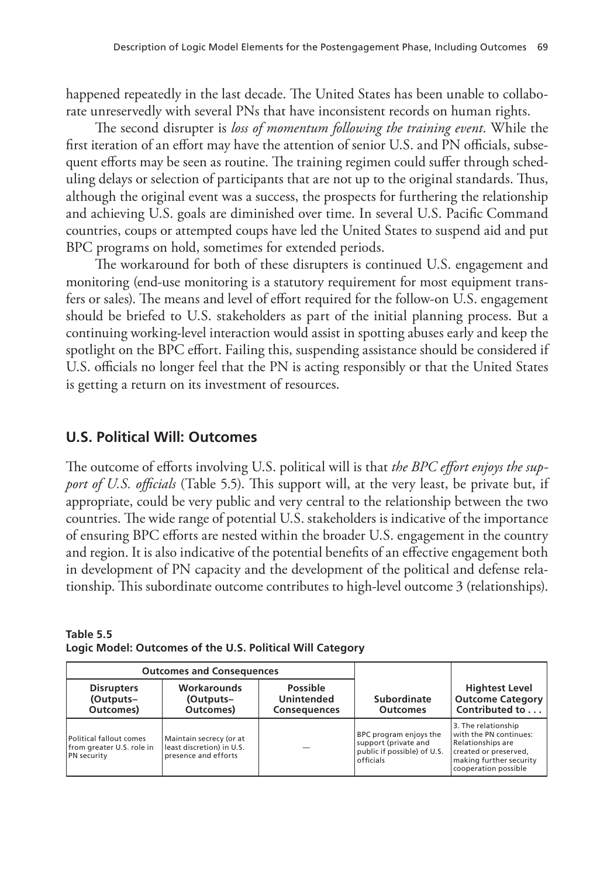happened repeatedly in the last decade. The United States has been unable to collaborate unreservedly with several PNs that have inconsistent records on human rights.

The second disrupter is *loss of momentum following the training event*. While the first iteration of an effort may have the attention of senior U.S. and PN officials, subsequent efforts may be seen as routine. The training regimen could suffer through scheduling delays or selection of participants that are not up to the original standards. Thus, although the original event was a success, the prospects for furthering the relationship and achieving U.S. goals are diminished over time. In several U.S. Pacific Command countries, coups or attempted coups have led the United States to suspend aid and put BPC programs on hold, sometimes for extended periods.

The workaround for both of these disrupters is continued U.S. engagement and monitoring (end-use monitoring is a statutory requirement for most equipment transfers or sales). The means and level of effort required for the follow-on U.S. engagement should be briefed to U.S. stakeholders as part of the initial planning process. But a continuing working-level interaction would assist in spotting abuses early and keep the spotlight on the BPC effort. Failing this, suspending assistance should be considered if U.S. officials no longer feel that the PN is acting responsibly or that the United States is getting a return on its investment of resources.

## U.S. Political Will: Outcomes

The outcome of efforts involving U.S. political will is that *the BPC effort enjoys the support of U.S. officials* (Table 5.5). This support will, at the very least, be private but, if appropriate, could be very public and very central to the relationship between the two countries. The wide range of potential U.S. stakeholders is indicative of the importance of ensuring BPC efforts are nested within the broader U.S. engagement in the country and region. It is also indicative of the potential benefits of an effective engagement both in development of PN capacity and the development of the political and defense relationship. This subordinate outcome contributes to high-level outcome 3 (relationships).

**Table 5.5**
**Logic Model: Outcomes of the U.S. Political Will Category**

| Outcomes and Consequences | | | | |
|---|---|---|---|---|
| **Disrupters (Outputs–Outcomes)** | **Workarounds (Outputs–Outcomes)** | **Possible Unintended Consequences** | **Subordinate Outcomes** | **Hightest Level Outcome Category Contributed to . . .** |
| Political fallout comes from greater U.S. role in PN security | Maintain secrecy (or at least discretion) in U.S. presence and efforts | — | BPC program enjoys the support (private and public if possible) of U.S. officials | 3. The relationship with the PN continues: Relationships are created or preserved, making further security cooperation possible |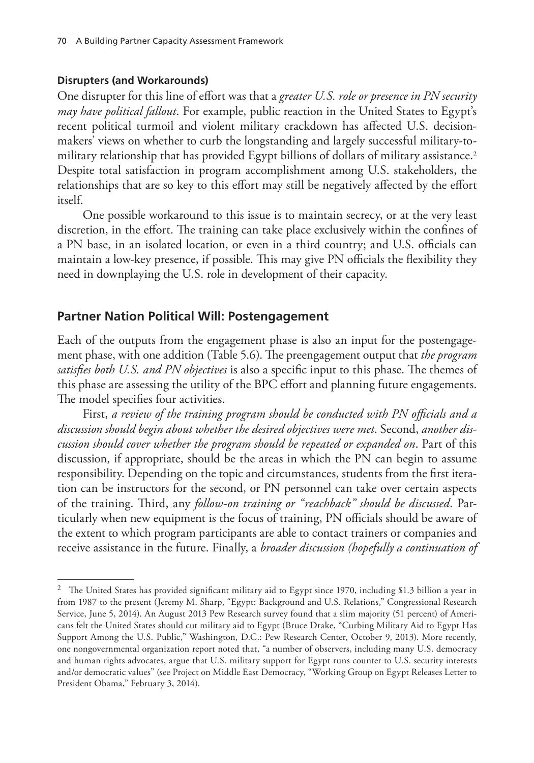#### Disrupters (and Workarounds)

One disrupter for this line of effort was that a *greater U.S. role or presence in PN security may have political fallout*. For example, public reaction in the United States to Egypt's recent political turmoil and violent military crackdown has affected U.S. decision-makers' views on whether to curb the longstanding and largely successful military-to-military relationship that has provided Egypt billions of dollars of military assistance.[2] Despite total satisfaction in program accomplishment among U.S. stakeholders, the relationships that are so key to this effort may still be negatively affected by the effort itself.

One possible workaround to this issue is to maintain secrecy, or at the very least discretion, in the effort. The training can take place exclusively within the confines of a PN base, in an isolated location, or even in a third country; and U.S. officials can maintain a low-key presence, if possible. This may give PN officials the flexibility they need in downplaying the U.S. role in development of their capacity.

### Partner Nation Political Will: Postengagement

Each of the outputs from the engagement phase is also an input for the postengagement phase, with one addition (Table 5.6). The preengagement output that *the program satisfies both U.S. and PN objectives* is also a specific input to this phase. The themes of this phase are assessing the utility of the BPC effort and planning future engagements. The model specifies four activities.

First, *a review of the training program should be conducted with PN officials and a discussion should begin about whether the desired objectives were met*. Second, *another discussion should cover whether the program should be repeated or expanded on*. Part of this discussion, if appropriate, should be the areas in which the PN can begin to assume responsibility. Depending on the topic and circumstances, students from the first iteration can be instructors for the second, or PN personnel can take over certain aspects of the training. Third, any *follow-on training or "reachback" should be discussed*. Particularly when new equipment is the focus of training, PN officials should be aware of the extent to which program participants are able to contact trainers or companies and receive assistance in the future. Finally, a *broader discussion (hopefully a continuation of*

---

[2] The United States has provided significant military aid to Egypt since 1970, including $1.3 billion a year in from 1987 to the present (Jeremy M. Sharp, "Egypt: Background and U.S. Relations," Congressional Research Service, June 5, 2014). An August 2013 Pew Research survey found that a slim majority (51 percent) of Americans felt the United States should cut military aid to Egypt (Bruce Drake, "Curbing Military Aid to Egypt Has Support Among the U.S. Public," Washington, D.C.: Pew Research Center, October 9, 2013). More recently, one nongovernmental organization report noted that, "a number of observers, including many U.S. democracy and human rights advocates, argue that U.S. military support for Egypt runs counter to U.S. security interests and/or democratic values" (see Project on Middle East Democracy, "Working Group on Egypt Releases Letter to President Obama," February 3, 2014).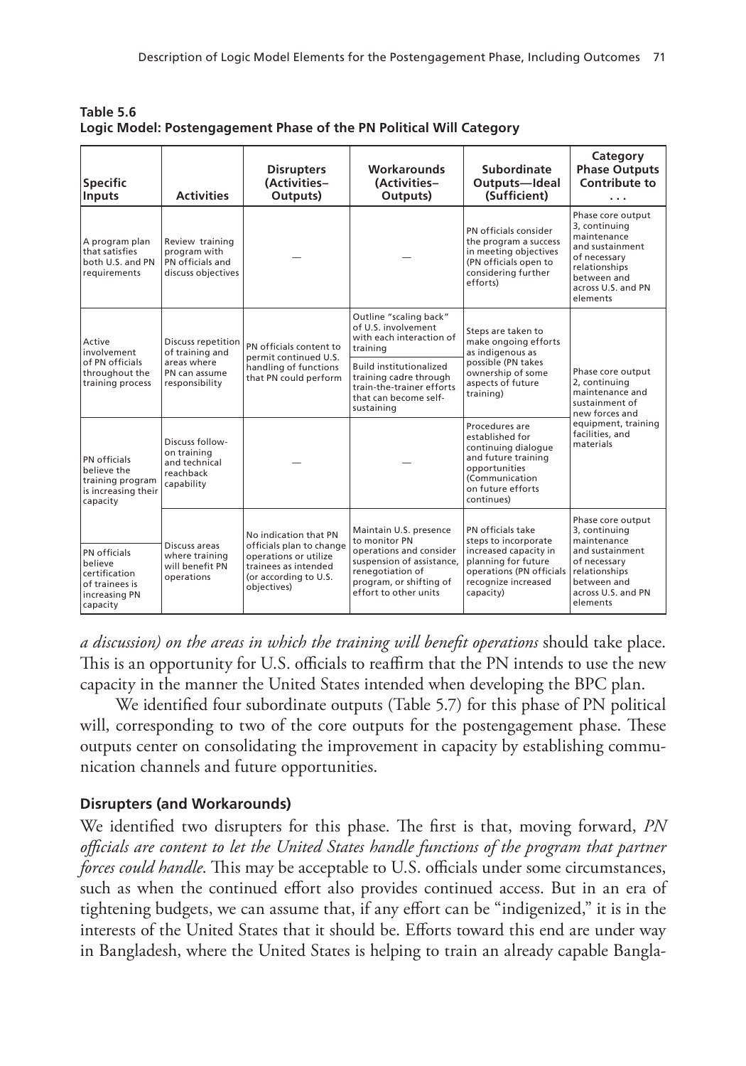**Table 5.6**
**Logic Model: Postengagement Phase of the PN Political Will Category**

| Specific Inputs | Activities | Disrupters (Activities–Outputs) | Workarounds (Activities–Outputs) | Subordinate Outputs—Ideal (Sufficient) | Category Phase Outputs Contribute to . . . |
|---|---|---|---|---|---|
| A program plan that satisfies both U.S. and PN requirements | Review training program with PN officials and discuss objectives | — | — | PN officials consider the program a success in meeting objectives (PN officials open to considering further efforts) | Phase core output 3, continuing maintenance and sustainment of necessary relationships between and across U.S. and PN elements |
| Active involvement of PN officials throughout the training process | Discuss repetition of training and areas where PN can assume responsibility | PN officials content to permit continued U.S. handling of functions that PN could perform | Outline "scaling back" of U.S. involvement with each interaction of training<br><br>Build institutionalized training cadre through train-the-trainer efforts that can become self-sustaining | Steps are taken to make ongoing efforts as indigenous as possible (PN takes ownership of some aspects of future training) | Phase core output 2, continuing maintenance and sustainment of new forces and equipment, training facilities, and materials |
| PN officials believe the training program is increasing their capacity | Discuss follow-on training and technical reachback capability | — | — | Procedures are established for continuing dialogue and future training opportunities (Communication on future efforts continues) | |
| PN officials believe certification of trainees is increasing PN capacity | Discuss areas where training will benefit PN operations | No indication that PN officials plan to change operations or utilize trainees as intended (or according to U.S. objectives) | Maintain U.S. presence to monitor PN operations and consider suspension of assistance, renegotiation of program, or shifting of effort to other units | PN officials take steps to incorporate increased capacity in planning for future operations (PN officials recognize increased capacity) | Phase core output 3, continuing maintenance and sustainment of necessary relationships between and across U.S. and PN elements |

*a discussion) on the areas in which the training will benefit operations* should take place. This is an opportunity for U.S. officials to reaffirm that the PN intends to use the new capacity in the manner the United States intended when developing the BPC plan.

We identified four subordinate outputs (Table 5.7) for this phase of PN political will, corresponding to two of the core outputs for the postengagement phase. These outputs center on consolidating the improvement in capacity by establishing communication channels and future opportunities.

### Disrupters (and Workarounds)

We identified two disrupters for this phase. The first is that, moving forward, *PN officials are content to let the United States handle functions of the program that partner forces could handle*. This may be acceptable to U.S. officials under some circumstances, such as when the continued effort also provides continued access. But in an era of tightening budgets, we can assume that, if any effort can be "indigenized," it is in the interests of the United States that it should be. Efforts toward this end are under way in Bangladesh, where the United States is helping to train an already capable Bangla-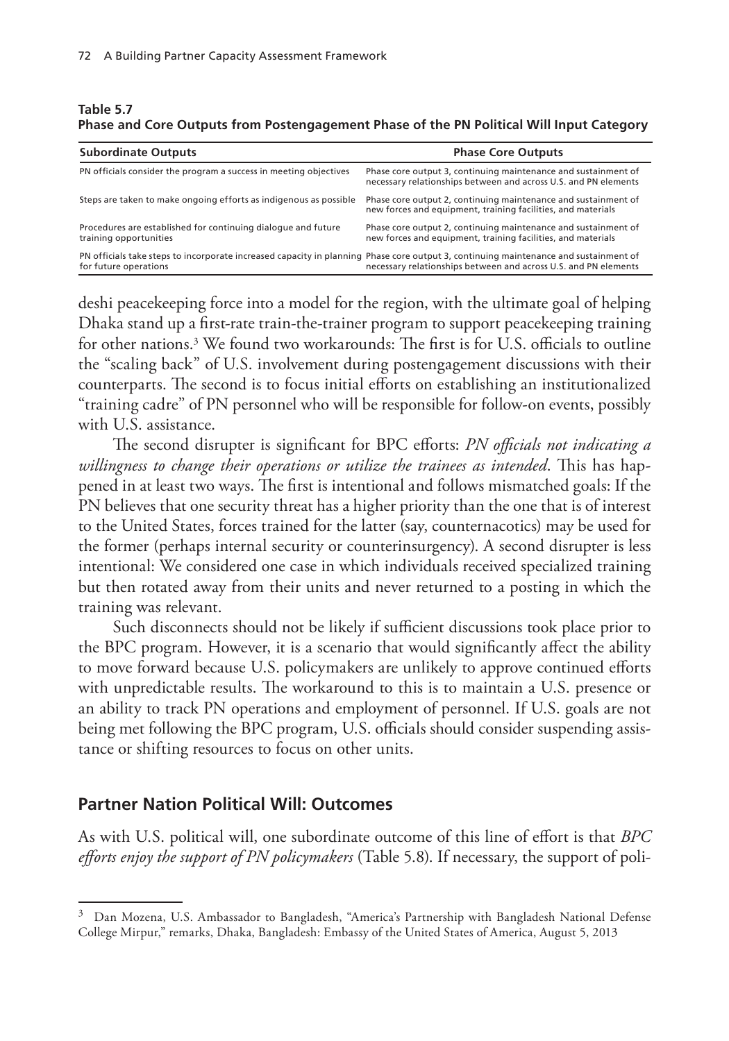**Table 5.7**
**Phase and Core Outputs from Postengagement Phase of the PN Political Will Input Category**

| Subordinate Outputs | Phase Core Outputs |
|---|---|
| PN officials consider the program a success in meeting objectives | Phase core output 3, continuing maintenance and sustainment of necessary relationships between and across U.S. and PN elements |
| Steps are taken to make ongoing efforts as indigenous as possible | Phase core output 2, continuing maintenance and sustainment of new forces and equipment, training facilities, and materials |
| Procedures are established for continuing dialogue and future training opportunities | Phase core output 2, continuing maintenance and sustainment of new forces and equipment, training facilities, and materials |
| PN officials take steps to incorporate increased capacity in planning for future operations | Phase core output 3, continuing maintenance and sustainment of necessary relationships between and across U.S. and PN elements |

deshi peacekeeping force into a model for the region, with the ultimate goal of helping Dhaka stand up a first-rate train-the-trainer program to support peacekeeping training for other nations.[3] We found two workarounds: The first is for U.S. officials to outline the "scaling back" of U.S. involvement during postengagement discussions with their counterparts. The second is to focus initial efforts on establishing an institutionalized "training cadre" of PN personnel who will be responsible for follow-on events, possibly with U.S. assistance.

The second disrupter is significant for BPC efforts: *PN officials not indicating a willingness to change their operations or utilize the trainees as intended*. This has happened in at least two ways. The first is intentional and follows mismatched goals: If the PN believes that one security threat has a higher priority than the one that is of interest to the United States, forces trained for the latter (say, counternacotics) may be used for the former (perhaps internal security or counterinsurgency). A second disrupter is less intentional: We considered one case in which individuals received specialized training but then rotated away from their units and never returned to a posting in which the training was relevant.

Such disconnects should not be likely if sufficient discussions took place prior to the BPC program. However, it is a scenario that would significantly affect the ability to move forward because U.S. policymakers are unlikely to approve continued efforts with unpredictable results. The workaround to this is to maintain a U.S. presence or an ability to track PN operations and employment of personnel. If U.S. goals are not being met following the BPC program, U.S. officials should consider suspending assistance or shifting resources to focus on other units.

## Partner Nation Political Will: Outcomes

As with U.S. political will, one subordinate outcome of this line of effort is that *BPC efforts enjoy the support of PN policymakers* (Table 5.8). If necessary, the support of poli-

[3] Dan Mozena, U.S. Ambassador to Bangladesh, "America's Partnership with Bangladesh National Defense College Mirpur," remarks, Dhaka, Bangladesh: Embassy of the United States of America, August 5, 2013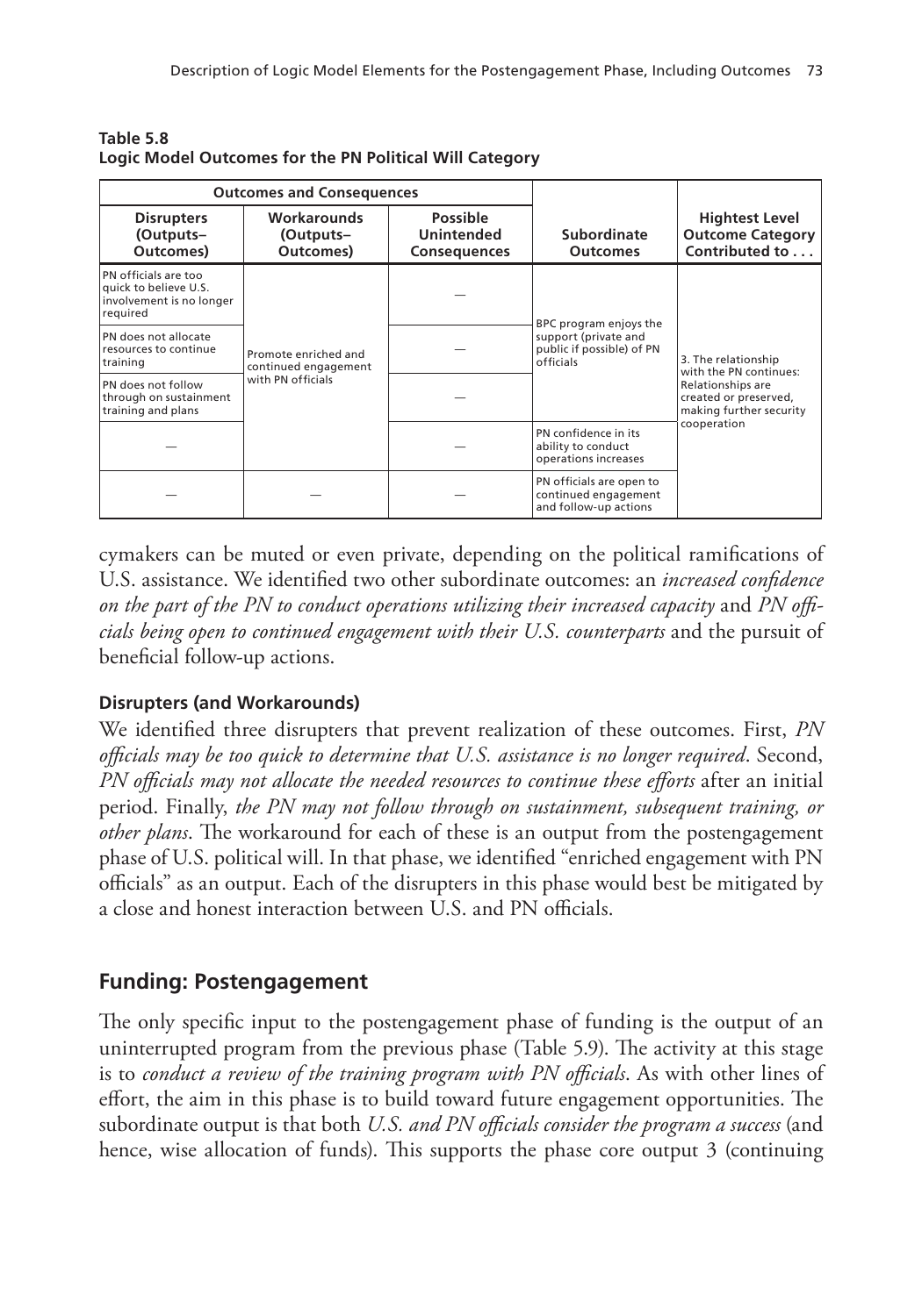**Table 5.8**
**Logic Model Outcomes for the PN Political Will Category**

| Outcomes and Consequences | | | | |
|---|---|---|---|---|
| **Disrupters (Outputs–Outcomes)** | **Workarounds (Outputs–Outcomes)** | **Possible Unintended Consequences** | **Subordinate Outcomes** | **Hightest Level Outcome Category Contributed to . . .** |
| PN officials are too quick to believe U.S. involvement is no longer required | Promote enriched and continued engagement with PN officials | — | BPC program enjoys the support (private and public if possible) of PN officials | 3. The relationship with the PN continues: Relationships are created or preserved, making further security cooperation |
| PN does not allocate resources to continue training | | — | | |
| PN does not follow through on sustainment training and plans | | — | | |
| — | | — | PN confidence in its ability to conduct operations increases | |
| — | — | — | PN officials are open to continued engagement and follow-up actions | |

cymakers can be muted or even private, depending on the political ramifications of U.S. assistance. We identified two other subordinate outcomes: an *increased confidence on the part of the PN to conduct operations utilizing their increased capacity* and *PN officials being open to continued engagement with their U.S. counterparts* and the pursuit of beneficial follow-up actions.

#### Disrupters (and Workarounds)

We identified three disrupters that prevent realization of these outcomes. First, *PN officials may be too quick to determine that U.S. assistance is no longer required*. Second, *PN officials may not allocate the needed resources to continue these efforts* after an initial period. Finally, *the PN may not follow through on sustainment, subsequent training, or other plans*. The workaround for each of these is an output from the postengagement phase of U.S. political will. In that phase, we identified "enriched engagement with PN officials" as an output. Each of the disrupters in this phase would best be mitigated by a close and honest interaction between U.S. and PN officials.

## Funding: Postengagement

The only specific input to the postengagement phase of funding is the output of an uninterrupted program from the previous phase (Table 5.9). The activity at this stage is to *conduct a review of the training program with PN officials*. As with other lines of effort, the aim in this phase is to build toward future engagement opportunities. The subordinate output is that both *U.S. and PN officials consider the program a success* (and hence, wise allocation of funds). This supports the phase core output 3 (continuing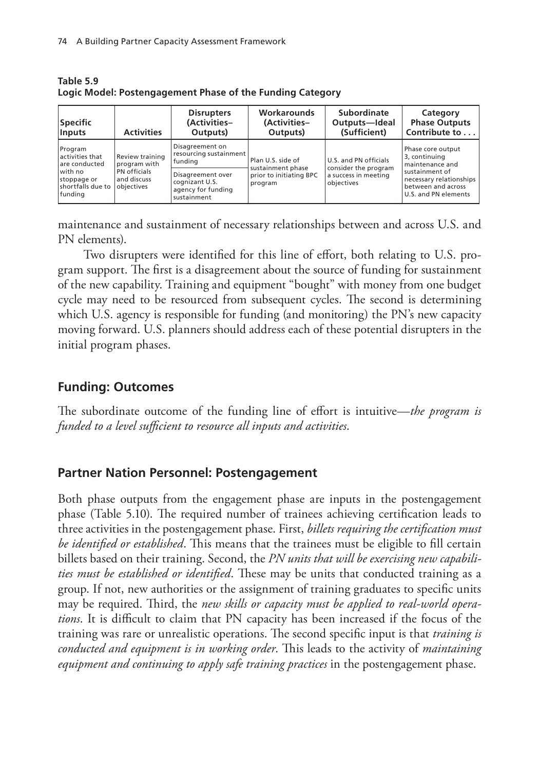**Table 5.9**
**Logic Model: Postengagement Phase of the Funding Category**

| Specific Inputs | Activities | Disrupters (Activities–Outputs) | Workarounds (Activities–Outputs) | Subordinate Outputs—Ideal (Sufficient) | Category Phase Outputs Contribute to . . . |
|---|---|---|---|---|---|
| Program activities that are conducted with no stoppage or shortfalls due to funding | Review training program with PN officials and discuss objectives | Disagreement on resourcing sustainment funding | Plan U.S. side of sustainment phase prior to initiating BPC program | U.S. and PN officials consider the program a success in meeting objectives | Phase core output 3, continuing maintenance and sustainment of necessary relationships between and across U.S. and PN elements |
| | | Disagreement over cognizant U.S. agency for funding sustainment | | | |

maintenance and sustainment of necessary relationships between and across U.S. and PN elements).

Two disrupters were identified for this line of effort, both relating to U.S. program support. The first is a disagreement about the source of funding for sustainment of the new capability. Training and equipment "bought" with money from one budget cycle may need to be resourced from subsequent cycles. The second is determining which U.S. agency is responsible for funding (and monitoring) the PN's new capacity moving forward. U.S. planners should address each of these potential disrupters in the initial program phases.

## Funding: Outcomes

The subordinate outcome of the funding line of effort is intuitive—*the program is funded to a level sufficient to resource all inputs and activities*.

## Partner Nation Personnel: Postengagement

Both phase outputs from the engagement phase are inputs in the postengagement phase (Table 5.10). The required number of trainees achieving certification leads to three activities in the postengagement phase. First, *billets requiring the certification must be identified or established*. This means that the trainees must be eligible to fill certain billets based on their training. Second, the *PN units that will be exercising new capabilities must be established or identified*. These may be units that conducted training as a group. If not, new authorities or the assignment of training graduates to specific units may be required. Third, the *new skills or capacity must be applied to real-world operations*. It is difficult to claim that PN capacity has been increased if the focus of the training was rare or unrealistic operations. The second specific input is that *training is conducted and equipment is in working order*. This leads to the activity of *maintaining equipment and continuing to apply safe training practices* in the postengagement phase.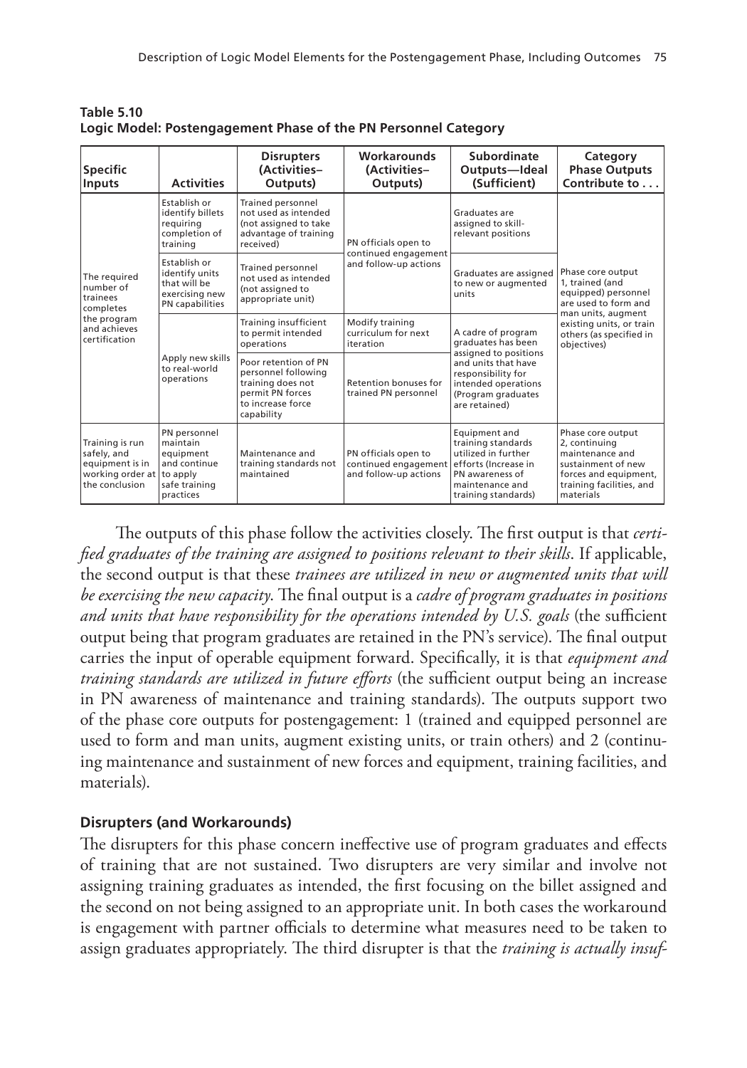**Table 5.10**
**Logic Model: Postengagement Phase of the PN Personnel Category**

| Specific Inputs | Activities | Disrupters (Activities–Outputs) | Workarounds (Activities–Outputs) | Subordinate Outputs—Ideal (Sufficient) | Category Phase Outputs Contribute to . . . |
|---|---|---|---|---|---|
| The required number of trainees completes the program and achieves certification | Establish or identify billets requiring completion of training | Trained personnel not used as intended (not assigned to take advantage of training received) | PN officials open to continued engagement and follow-up actions | Graduates are assigned to skill-relevant positions | Phase core output 1, trained (and equipped) personnel are used to form and man units, augment existing units, or train others (as specified in objectives) |
| | Establish or identify units that will be exercising new PN capabilities | Trained personnel not used as intended (not assigned to appropriate unit) | | Graduates are assigned to new or augmented units | |
| | Apply new skills to real-world operations | Training insufficient to permit intended operations | Modify training curriculum for next iteration | A cadre of program graduates has been assigned to positions and units that have responsibility for intended operations (Program graduates are retained) | |
| | | Poor retention of PN personnel following training does not permit PN forces to increase force capability | Retention bonuses for trained PN personnel | | |
| Training is run safely, and equipment is in working order at the conclusion | PN personnel maintain equipment and continue to apply safe training practices | Maintenance and training standards not maintained | PN officials open to continued engagement and follow-up actions | Equipment and training standards utilized in further efforts (Increase in PN awareness of maintenance and training standards) | Phase core output 2, continuing maintenance and sustainment of new forces and equipment, training facilities, and materials |

The outputs of this phase follow the activities closely. The first output is that *certified graduates of the training are assigned to positions relevant to their skills*. If applicable, the second output is that these *trainees are utilized in new or augmented units that will be exercising the new capacity*. The final output is a *cadre of program graduates in positions and units that have responsibility for the operations intended by U.S. goals* (the sufficient output being that program graduates are retained in the PN's service). The final output carries the input of operable equipment forward. Specifically, it is that *equipment and training standards are utilized in future efforts* (the sufficient output being an increase in PN awareness of maintenance and training standards). The outputs support two of the phase core outputs for postengagement: 1 (trained and equipped personnel are used to form and man units, augment existing units, or train others) and 2 (continuing maintenance and sustainment of new forces and equipment, training facilities, and materials).

#### Disrupters (and Workarounds)

The disrupters for this phase concern ineffective use of program graduates and effects of training that are not sustained. Two disrupters are very similar and involve not assigning training graduates as intended, the first focusing on the billet assigned and the second on not being assigned to an appropriate unit. In both cases the workaround is engagement with partner officials to determine what measures need to be taken to assign graduates appropriately. The third disrupter is that the *training is actually insuf-*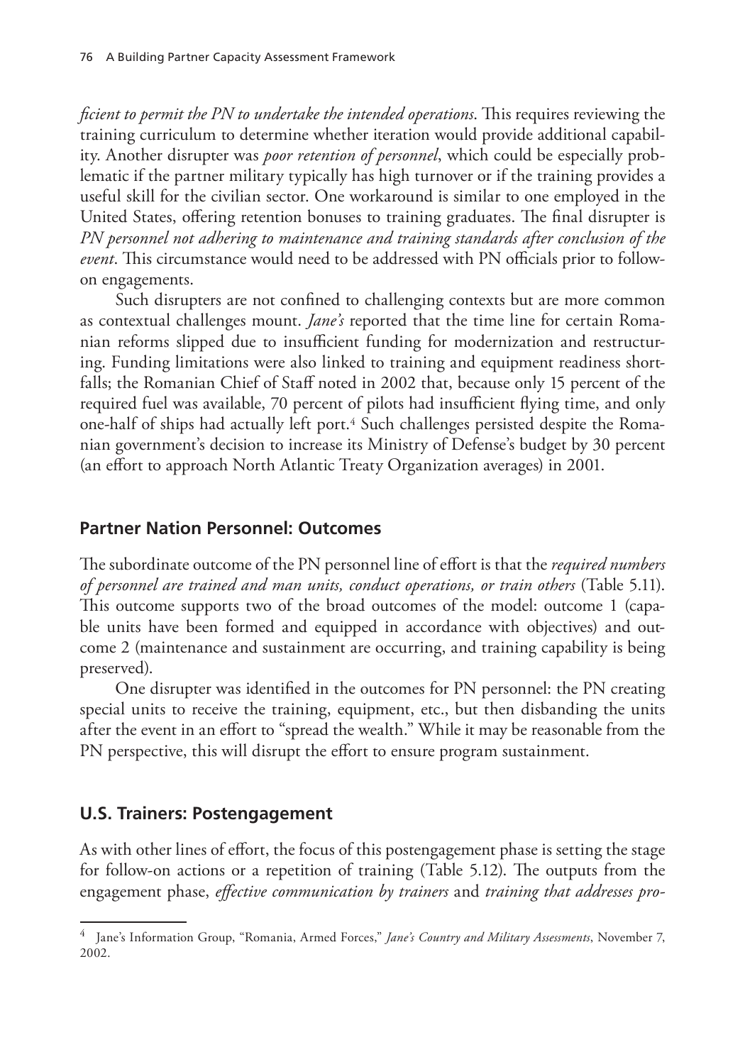*ficient to permit the PN to undertake the intended operations*. This requires reviewing the training curriculum to determine whether iteration would provide additional capability. Another disrupter was *poor retention of personnel*, which could be especially problematic if the partner military typically has high turnover or if the training provides a useful skill for the civilian sector. One workaround is similar to one employed in the United States, offering retention bonuses to training graduates. The final disrupter is *PN personnel not adhering to maintenance and training standards after conclusion of the event*. This circumstance would need to be addressed with PN officials prior to follow-on engagements.

Such disrupters are not confined to challenging contexts but are more common as contextual challenges mount. *Jane's* reported that the time line for certain Romanian reforms slipped due to insufficient funding for modernization and restructuring. Funding limitations were also linked to training and equipment readiness shortfalls; the Romanian Chief of Staff noted in 2002 that, because only 15 percent of the required fuel was available, 70 percent of pilots had insufficient flying time, and only one-half of ships had actually left port.[4] Such challenges persisted despite the Romanian government's decision to increase its Ministry of Defense's budget by 30 percent (an effort to approach North Atlantic Treaty Organization averages) in 2001.

## Partner Nation Personnel: Outcomes

The subordinate outcome of the PN personnel line of effort is that the *required numbers of personnel are trained and man units, conduct operations, or train others* (Table 5.11). This outcome supports two of the broad outcomes of the model: outcome 1 (capable units have been formed and equipped in accordance with objectives) and outcome 2 (maintenance and sustainment are occurring, and training capability is being preserved).

One disrupter was identified in the outcomes for PN personnel: the PN creating special units to receive the training, equipment, etc., but then disbanding the units after the event in an effort to "spread the wealth." While it may be reasonable from the PN perspective, this will disrupt the effort to ensure program sustainment.

## U.S. Trainers: Postengagement

As with other lines of effort, the focus of this postengagement phase is setting the stage for follow-on actions or a repetition of training (Table 5.12). The outputs from the engagement phase, *effective communication by trainers* and *training that addresses pro-*

---

[4] Jane's Information Group, "Romania, Armed Forces," *Jane's Country and Military Assessments*, November 7, 2002.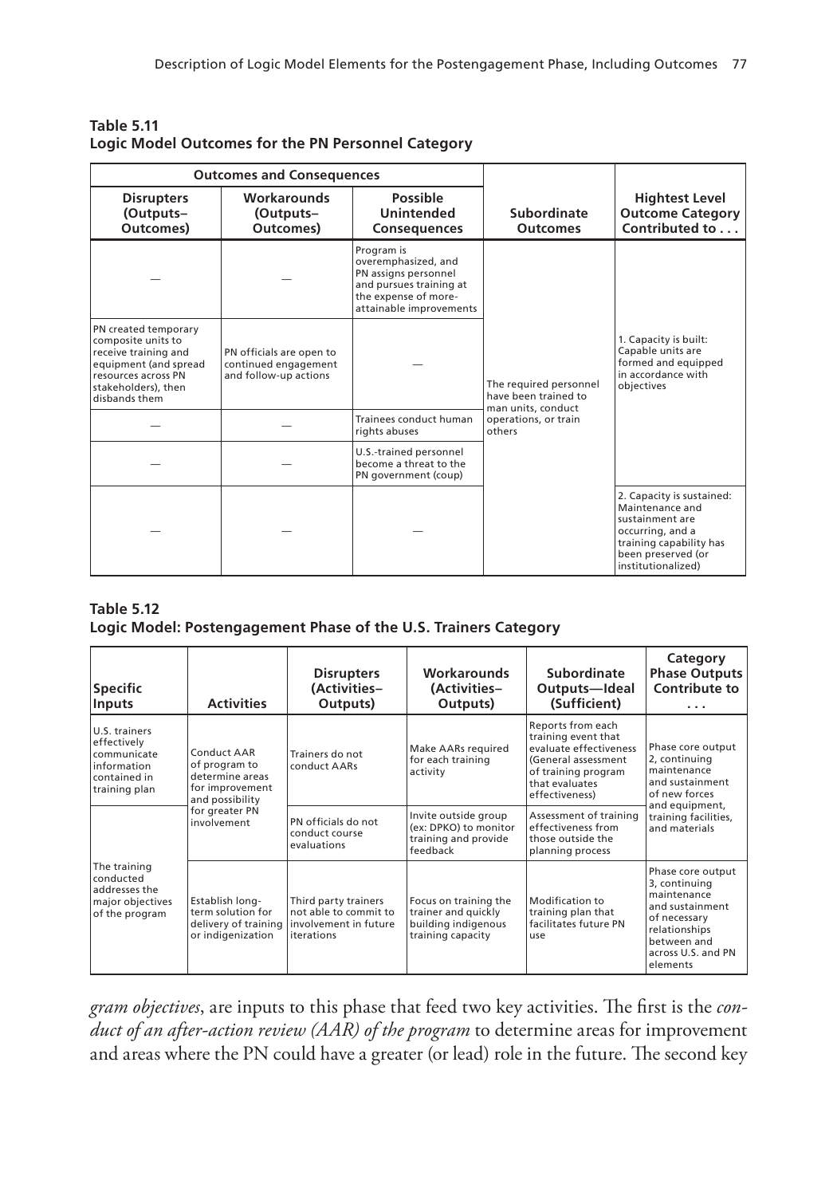**Table 5.11**
**Logic Model Outcomes for the PN Personnel Category**

| Outcomes and Consequences | | | | |
|---|---|---|---|---|
| **Disrupters (Outputs–Outcomes)** | **Workarounds (Outputs–Outcomes)** | **Possible Unintended Consequences** | **Subordinate Outcomes** | **Hightest Level Outcome Category Contributed to . . .** |
| — | — | Program is overemphasized, and PN assigns personnel and pursues training at the expense of more-attainable improvements | The required personnel have been trained to man units, conduct operations, or train others | 1. Capacity is built: Capable units are formed and equipped in accordance with objectives |
| PN created temporary composite units to receive training and equipment (and spread resources across PN stakeholders), then disbands them | PN officials are open to continued engagement and follow-up actions | — | | |
| — | — | Trainees conduct human rights abuses | | |
| — | — | U.S.-trained personnel become a threat to the PN government (coup) | | |
| — | — | — | | 2. Capacity is sustained: Maintenance and sustainment are occurring, and a training capability has been preserved (or institutionalized) |

**Table 5.12**
**Logic Model: Postengagement Phase of the U.S. Trainers Category**

| Specific Inputs | Activities | Disrupters (Activities–Outputs) | Workarounds (Activities–Outputs) | Subordinate Outputs—Ideal (Sufficient) | Category Phase Outputs Contribute to . . . |
|---|---|---|---|---|---|
| U.S. trainers effectively communicate information contained in training plan | Conduct AAR of program to determine areas for improvement and possibility for greater PN involvement | Trainers do not conduct AARs | Make AARs required for each training activity | Reports from each training event that evaluate effectiveness (General assessment of training program that evaluates effectiveness) | Phase core output 2, continuing maintenance and sustainment of new forces and equipment, training facilities, and materials |
| The training conducted addresses the major objectives of the program | | PN officials do not conduct course evaluations | Invite outside group (ex: DPKO) to monitor training and provide feedback | Assessment of training effectiveness from those outside the planning process | |
| | Establish long-term solution for delivery of training or indigenization | Third party trainers not able to commit to involvement in future iterations | Focus on training the trainer and quickly building indigenous training capacity | Modification to training plan that facilitates future PN use | Phase core output 3, continuing maintenance and sustainment of necessary relationships between and across U.S. and PN elements |

*gram objectives*, are inputs to this phase that feed two key activities. The first is the *conduct of an after-action review (AAR) of the program* to determine areas for improvement and areas where the PN could have a greater (or lead) role in the future. The second key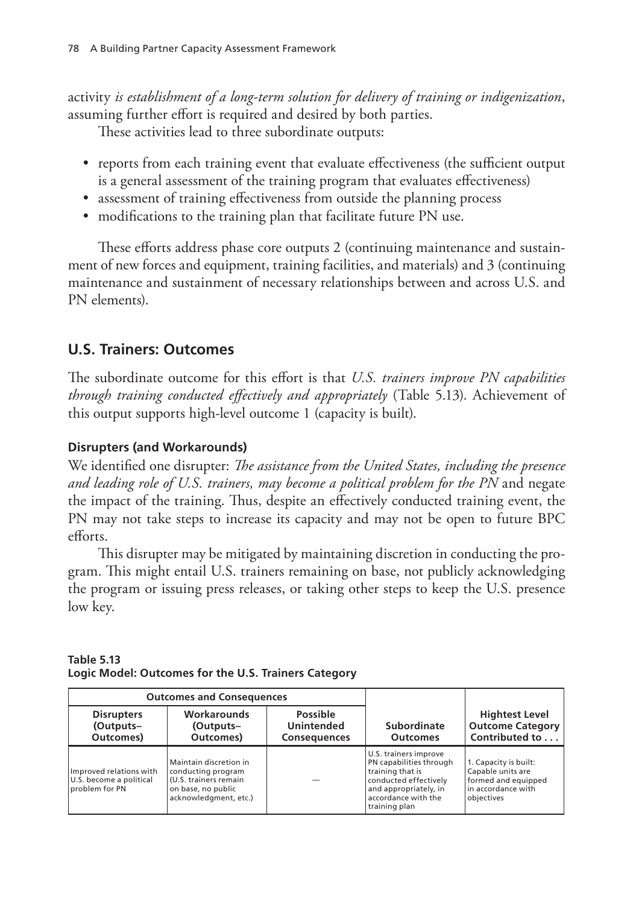activity *is establishment of a long-term solution for delivery of training or indigenization*, assuming further effort is required and desired by both parties.

These activities lead to three subordinate outputs:

- reports from each training event that evaluate effectiveness (the sufficient output is a general assessment of the training program that evaluates effectiveness)
- assessment of training effectiveness from outside the planning process
- modifications to the training plan that facilitate future PN use.

These efforts address phase core outputs 2 (continuing maintenance and sustainment of new forces and equipment, training facilities, and materials) and 3 (continuing maintenance and sustainment of necessary relationships between and across U.S. and PN elements).

## U.S. Trainers: Outcomes

The subordinate outcome for this effort is that *U.S. trainers improve PN capabilities through training conducted effectively and appropriately* (Table 5.13). Achievement of this output supports high-level outcome 1 (capacity is built).

### Disrupters (and Workarounds)

We identified one disrupter: *The assistance from the United States, including the presence and leading role of U.S. trainers, may become a political problem for the PN* and negate the impact of the training. Thus, despite an effectively conducted training event, the PN may not take steps to increase its capacity and may not be open to future BPC efforts.

This disrupter may be mitigated by maintaining discretion in conducting the program. This might entail U.S. trainers remaining on base, not publicly acknowledging the program or issuing press releases, or taking other steps to keep the U.S. presence low key.

**Table 5.13**
**Logic Model: Outcomes for the U.S. Trainers Category**

| Outcomes and Consequences | | | | |
|---|---|---|---|---|
| **Disrupters (Outputs–Outcomes)** | **Workarounds (Outputs–Outcomes)** | **Possible Unintended Consequences** | **Subordinate Outcomes** | **Hightest Level Outcome Category Contributed to . . .** |
| Improved relations with U.S. become a political problem for PN | Maintain discretion in conducting program (U.S. trainers remain on base, no public acknowledgment, etc.) | — | U.S. trainers improve PN capabilities through training that is conducted effectively and appropriately, in accordance with the training plan | 1. Capacity is built: Capable units are formed and equipped in accordance with objectives |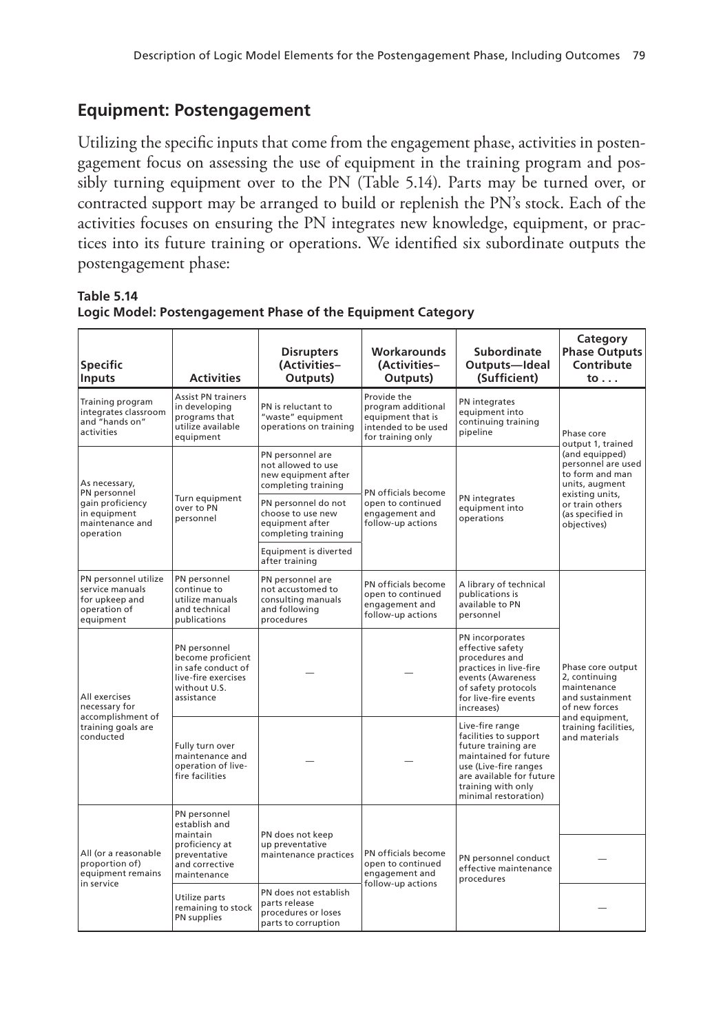## Equipment: Postengagement

Utilizing the specific inputs that come from the engagement phase, activities in postengagement focus on assessing the use of equipment in the training program and possibly turning equipment over to the PN (Table 5.14). Parts may be turned over, or contracted support may be arranged to build or replenish the PN's stock. Each of the activities focuses on ensuring the PN integrates new knowledge, equipment, or practices into its future training or operations. We identified six subordinate outputs the postengagement phase:

**Table 5.14**
**Logic Model: Postengagement Phase of the Equipment Category**

| Specific Inputs | Activities | Disrupters (Activities–Outputs) | Workarounds (Activities–Outputs) | Subordinate Outputs—Ideal (Sufficient) | Category Phase Outputs Contribute to . . . |
|---|---|---|---|---|---|
| Training program integrates classroom and "hands on" activities | Assist PN trainers in developing programs that utilize available equipment | PN is reluctant to "waste" equipment operations on training | Provide the program additional equipment that is intended to be used for training only | PN integrates equipment into continuing training pipeline | Phase core output 1, trained (and equipped) personnel are used to form and man units, augment existing units, or train others (as specified in objectives) |
| As necessary, PN personnel gain proficiency in equipment maintenance and operation | Turn equipment over to PN personnel | PN personnel are not allowed to use new equipment after completing training | PN officials become open to continued engagement and follow-up actions | PN integrates equipment into operations | |
| | | PN personnel do not choose to use new equipment after completing training | | | |
| | | Equipment is diverted after training | | | |
| PN personnel utilize service manuals for upkeep and operation of equipment | PN personnel continue to utilize manuals and technical publications | PN personnel are not accustomed to consulting manuals and following procedures | PN officials become open to continued engagement and follow-up actions | A library of technical publications is available to PN personnel | Phase core output 2, continuing maintenance and sustainment of new forces and equipment, training facilities, and materials |
| All exercises necessary for accomplishment of training goals are conducted | PN personnel become proficient in safe conduct of live-fire exercises without U.S. assistance | — | — | PN incorporates effective safety procedures and practices in live-fire events (Awareness of safety protocols for live-fire events increases) | |
| | Fully turn over maintenance and operation of live-fire facilities | — | — | Live-fire range facilities to support future training are maintained for future use (Live-fire ranges are available for future training with only minimal restoration) | |
| All (or a reasonable proportion of) equipment remains in service | PN personnel establish and maintain proficiency at preventative and corrective maintenance | PN does not keep up preventative maintenance practices | PN officials become open to continued engagement and follow-up actions | PN personnel conduct effective maintenance procedures | — |
| | Utilize parts remaining to stock PN supplies | PN does not establish parts release procedures or loses parts to corruption | | | — |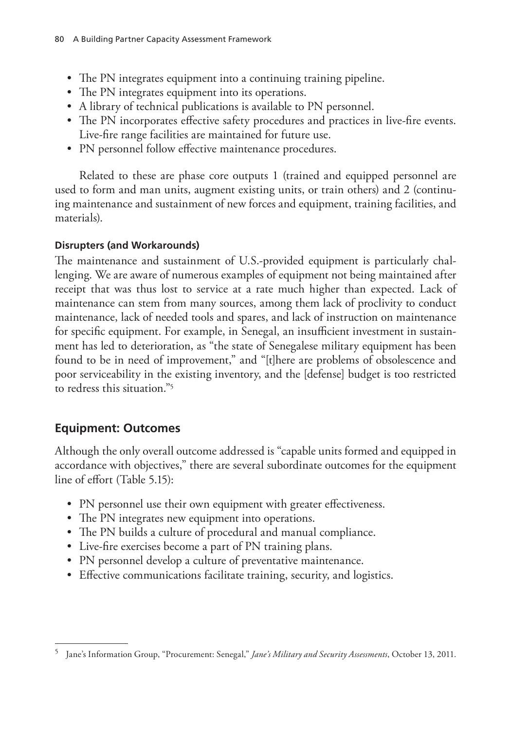- The PN integrates equipment into a continuing training pipeline.
- The PN integrates equipment into its operations.
- A library of technical publications is available to PN personnel.
- The PN incorporates effective safety procedures and practices in live-fire events. Live-fire range facilities are maintained for future use.
- PN personnel follow effective maintenance procedures.

Related to these are phase core outputs 1 (trained and equipped personnel are used to form and man units, augment existing units, or train others) and 2 (continuing maintenance and sustainment of new forces and equipment, training facilities, and materials).

#### Disrupters (and Workarounds)

The maintenance and sustainment of U.S.-provided equipment is particularly challenging. We are aware of numerous examples of equipment not being maintained after receipt that was thus lost to service at a rate much higher than expected. Lack of maintenance can stem from many sources, among them lack of proclivity to conduct maintenance, lack of needed tools and spares, and lack of instruction on maintenance for specific equipment. For example, in Senegal, an insufficient investment in sustainment has led to deterioration, as "the state of Senegalese military equipment has been found to be in need of improvement," and "[t]here are problems of obsolescence and poor serviceability in the existing inventory, and the [defense] budget is too restricted to redress this situation."[5]

## Equipment: Outcomes

Although the only overall outcome addressed is "capable units formed and equipped in accordance with objectives," there are several subordinate outcomes for the equipment line of effort (Table 5.15):

- PN personnel use their own equipment with greater effectiveness.
- The PN integrates new equipment into operations.
- The PN builds a culture of procedural and manual compliance.
- Live-fire exercises become a part of PN training plans.
- PN personnel develop a culture of preventative maintenance.
- Effective communications facilitate training, security, and logistics.

---

[5] Jane's Information Group, "Procurement: Senegal," *Jane's Military and Security Assessments*, October 13, 2011.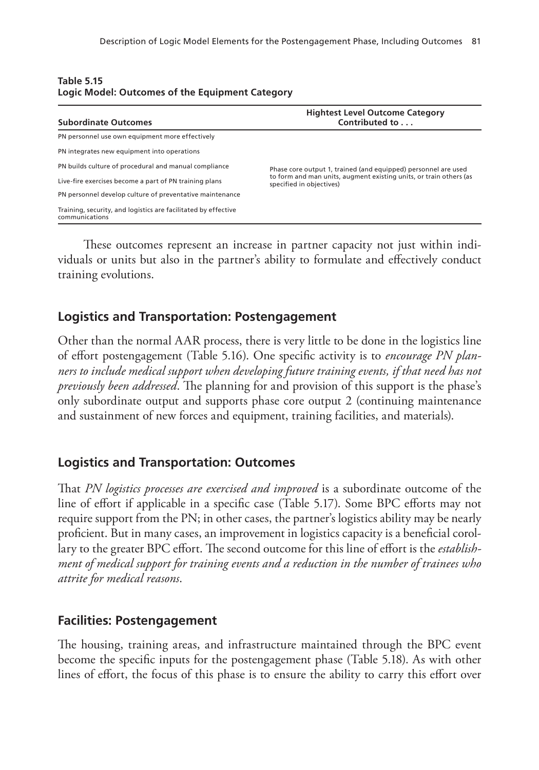**Table 5.15**
**Logic Model: Outcomes of the Equipment Category**

| Subordinate Outcomes | Hightest Level Outcome Category Contributed to . . . |
|---|---|
| PN personnel use own equipment more effectively | Phase core output 1, trained (and equipped) personnel are used to form and man units, augment existing units, or train others (as specified in objectives) |
| PN integrates new equipment into operations | |
| PN builds culture of procedural and manual compliance | |
| Live-fire exercises become a part of PN training plans | |
| PN personnel develop culture of preventative maintenance | |
| Training, security, and logistics are facilitated by effective communications | |

These outcomes represent an increase in partner capacity not just within individuals or units but also in the partner's ability to formulate and effectively conduct training evolutions.

## Logistics and Transportation: Postengagement

Other than the normal AAR process, there is very little to be done in the logistics line of effort postengagement (Table 5.16). One specific activity is to *encourage PN planners to include medical support when developing future training events, if that need has not previously been addressed*. The planning for and provision of this support is the phase's only subordinate output and supports phase core output 2 (continuing maintenance and sustainment of new forces and equipment, training facilities, and materials).

## Logistics and Transportation: Outcomes

That *PN logistics processes are exercised and improved* is a subordinate outcome of the line of effort if applicable in a specific case (Table 5.17). Some BPC efforts may not require support from the PN; in other cases, the partner's logistics ability may be nearly proficient. But in many cases, an improvement in logistics capacity is a beneficial corollary to the greater BPC effort. The second outcome for this line of effort is the *establishment of medical support for training events and a reduction in the number of trainees who attrite for medical reasons*.

## Facilities: Postengagement

The housing, training areas, and infrastructure maintained through the BPC event become the specific inputs for the postengagement phase (Table 5.18). As with other lines of effort, the focus of this phase is to ensure the ability to carry this effort over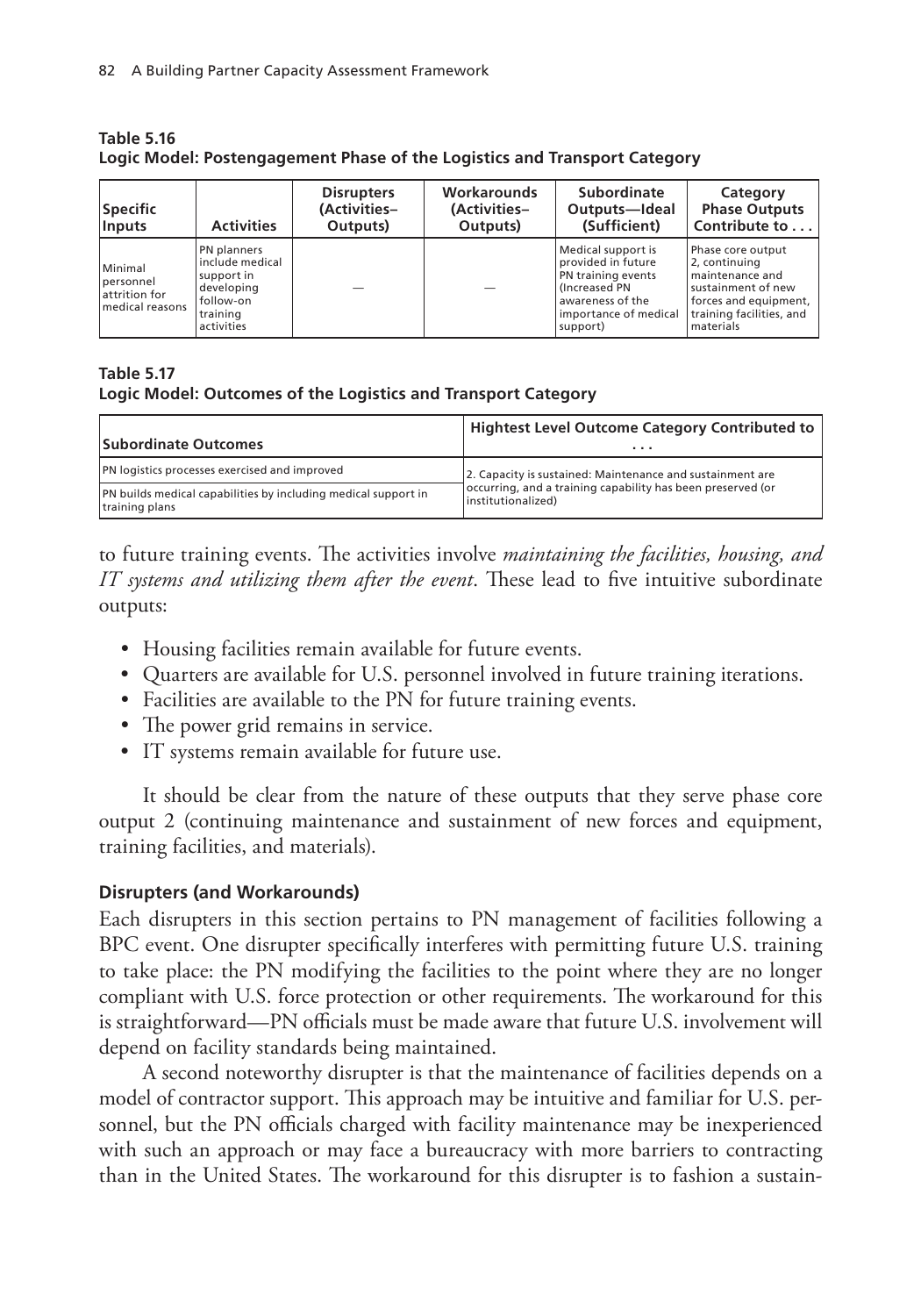**Table 5.16**
**Logic Model: Postengagement Phase of the Logistics and Transport Category**

| Specific Inputs | Activities | Disrupters (Activities–Outputs) | Workarounds (Activities–Outputs) | Subordinate Outputs—Ideal (Sufficient) | Category Phase Outputs Contribute to . . . |
|---|---|---|---|---|---|
| Minimal personnel attrition for medical reasons | PN planners include medical support in developing follow-on training activities | — | — | Medical support is provided in future PN training events (Increased PN awareness of the importance of medical support) | Phase core output 2, continuing maintenance and sustainment of new forces and equipment, training facilities, and materials |

**Table 5.17**
**Logic Model: Outcomes of the Logistics and Transport Category**

| Subordinate Outcomes | Hightest Level Outcome Category Contributed to . . . |
|---|---|
| PN logistics processes exercised and improved | 2. Capacity is sustained: Maintenance and sustainment are occurring, and a training capability has been preserved (or institutionalized) |
| PN builds medical capabilities by including medical support in training plans | |

to future training events. The activities involve *maintaining the facilities, housing, and IT systems and utilizing them after the event*. These lead to five intuitive subordinate outputs:

- Housing facilities remain available for future events.
- Quarters are available for U.S. personnel involved in future training iterations.
- Facilities are available to the PN for future training events.
- The power grid remains in service.
- IT systems remain available for future use.

It should be clear from the nature of these outputs that they serve phase core output 2 (continuing maintenance and sustainment of new forces and equipment, training facilities, and materials).

### Disrupters (and Workarounds)

Each disrupters in this section pertains to PN management of facilities following a BPC event. One disrupter specifically interferes with permitting future U.S. training to take place: the PN modifying the facilities to the point where they are no longer compliant with U.S. force protection or other requirements. The workaround for this is straightforward—PN officials must be made aware that future U.S. involvement will depend on facility standards being maintained.

A second noteworthy disrupter is that the maintenance of facilities depends on a model of contractor support. This approach may be intuitive and familiar for U.S. personnel, but the PN officials charged with facility maintenance may be inexperienced with such an approach or may face a bureaucracy with more barriers to contracting than in the United States. The workaround for this disrupter is to fashion a sustain-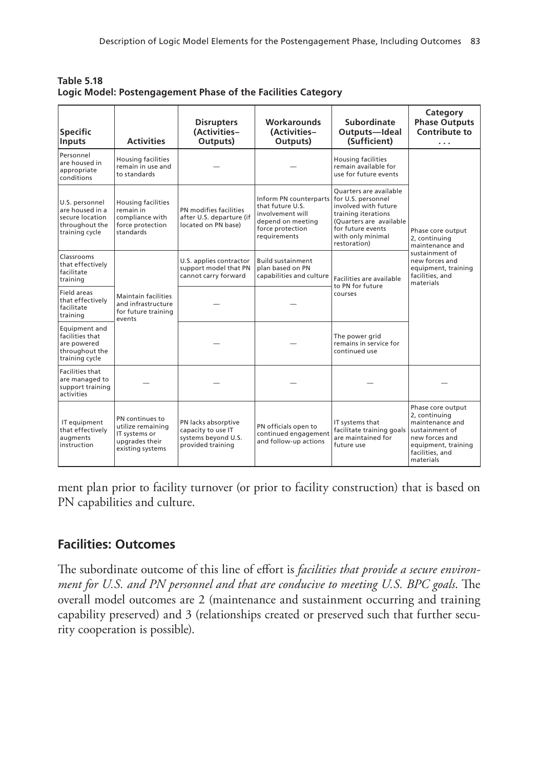**Table 5.18**
**Logic Model: Postengagement Phase of the Facilities Category**

| Specific Inputs | Activities | Disrupters (Activities–Outputs) | Workarounds (Activities–Outputs) | Subordinate Outputs—Ideal (Sufficient) | Category Phase Outputs Contribute to . . . |
|---|---|---|---|---|---|
| Personnel are housed in appropriate conditions | Housing facilities remain in use and to standards | — | — | Housing facilities remain available for use for future events | Phase core output 2, continuing maintenance and sustainment of new forces and equipment, training facilities, and materials |
| U.S. personnel are housed in a secure location throughout the training cycle | Housing facilities remain in compliance with force protection standards | PN modifies facilities after U.S. departure (if located on PN base) | Inform PN counterparts that future U.S. involvement will depend on meeting force protection requirements | Quarters are available for U.S. personnel involved with future training iterations (Quarters are available for future events with only minimal restoration) | |
| Classrooms that effectively facilitate training | Maintain facilities and infrastructure for future training events | U.S. applies contractor support model that PN cannot carry forward | Build sustainment plan based on PN capabilities and culture | Facilities are available to PN for future courses | |
| Field areas that effectively facilitate training | | — | — | | |
| Equipment and facilities that are powered throughout the training cycle | | — | — | The power grid remains in service for continued use | |
| Facilities that are managed to support training activities | — | — | — | — | — |
| IT equipment that effectively augments instruction | PN continues to utilize remaining IT systems or upgrades their existing systems | PN lacks absorptive capacity to use IT systems beyond U.S. provided training | PN officials open to continued engagement and follow-up actions | IT systems that facilitate training goals are maintained for future use | Phase core output 2, continuing maintenance and sustainment of new forces and equipment, training facilities, and materials |

ment plan prior to facility turnover (or prior to facility construction) that is based on PN capabilities and culture.

## Facilities: Outcomes

The subordinate outcome of this line of effort is *facilities that provide a secure environment for U.S. and PN personnel and that are conducive to meeting U.S. BPC goals*. The overall model outcomes are 2 (maintenance and sustainment occurring and training capability preserved) and 3 (relationships created or preserved such that further security cooperation is possible).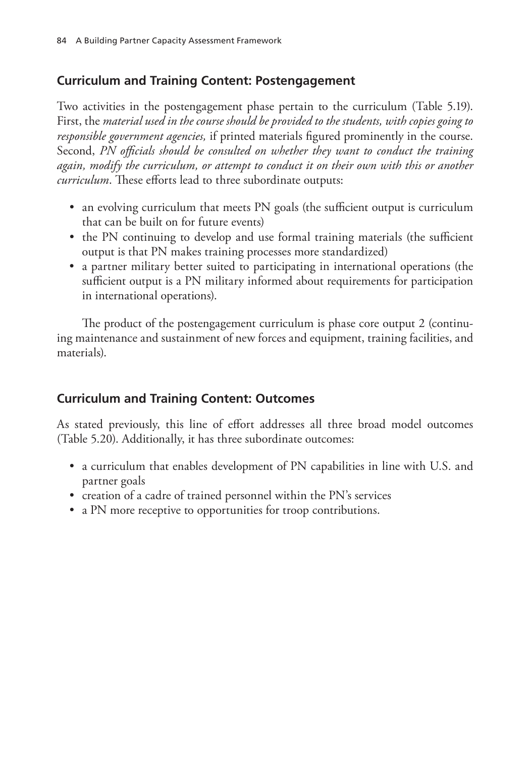## Curriculum and Training Content: Postengagement

Two activities in the postengagement phase pertain to the curriculum (Table 5.19). First, the *material used in the course should be provided to the students, with copies going to responsible government agencies,* if printed materials figured prominently in the course. Second, *PN officials should be consulted on whether they want to conduct the training again, modify the curriculum, or attempt to conduct it on their own with this or another curriculum*. These efforts lead to three subordinate outputs:

- an evolving curriculum that meets PN goals (the sufficient output is curriculum that can be built on for future events)
- the PN continuing to develop and use formal training materials (the sufficient output is that PN makes training processes more standardized)
- a partner military better suited to participating in international operations (the sufficient output is a PN military informed about requirements for participation in international operations).

The product of the postengagement curriculum is phase core output 2 (continuing maintenance and sustainment of new forces and equipment, training facilities, and materials).

## Curriculum and Training Content: Outcomes

As stated previously, this line of effort addresses all three broad model outcomes (Table 5.20). Additionally, it has three subordinate outcomes:

- a curriculum that enables development of PN capabilities in line with U.S. and partner goals
- creation of a cadre of trained personnel within the PN's services
- a PN more receptive to opportunities for troop contributions.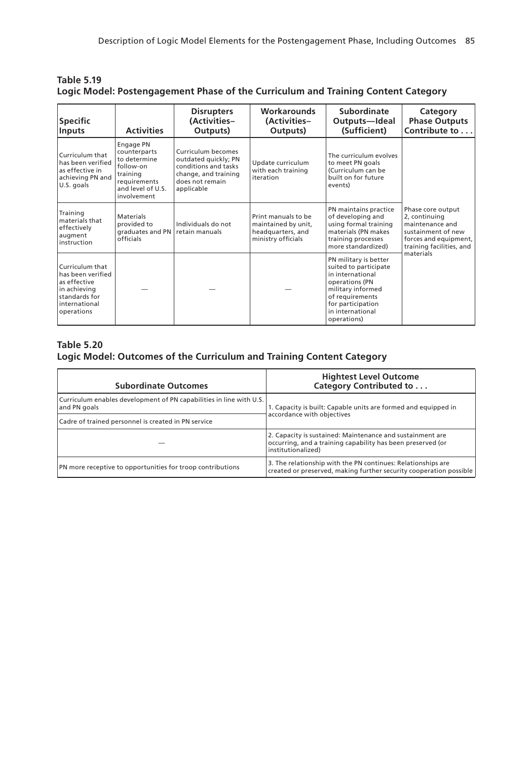**Table 5.19**
**Logic Model: Postengagement Phase of the Curriculum and Training Content Category**

| Specific Inputs | Activities | Disrupters (Activities–Outputs) | Workarounds (Activities–Outputs) | Subordinate Outputs—Ideal (Sufficient) | Category Phase Outputs Contribute to . . . |
|---|---|---|---|---|---|
| Curriculum that has been verified as effective in achieving PN and U.S. goals | Engage PN counterparts to determine follow-on training requirements and level of U.S. involvement | Curriculum becomes outdated quickly; PN conditions and tasks change, and training does not remain applicable | Update curriculum with each training iteration | The curriculum evolves to meet PN goals (Curriculum can be built on for future events) | Phase core output 2, continuing maintenance and sustainment of new forces and equipment, training facilities, and materials |
| Training materials that effectively augment instruction | Materials provided to graduates and PN officials | Individuals do not retain manuals | Print manuals to be maintained by unit, headquarters, and ministry officials | PN maintains practice of developing and using formal training materials (PN makes training processes more standardized) | |
| Curriculum that has been verified as effective in achieving standards for international operations | — | — | — | PN military is better suited to participate in international operations (PN military informed of requirements for participation in international operations) | |

**Table 5.20**
**Logic Model: Outcomes of the Curriculum and Training Content Category**

| Subordinate Outcomes | Hightest Level Outcome Category Contributed to . . . |
|---|---|
| Curriculum enables development of PN capabilities in line with U.S. and PN goals | 1. Capacity is built: Capable units are formed and equipped in accordance with objectives |
| Cadre of trained personnel is created in PN service | |
| — | 2. Capacity is sustained: Maintenance and sustainment are occurring, and a training capability has been preserved (or institutionalized) |
| PN more receptive to opportunities for troop contributions | 3. The relationship with the PN continues: Relationships are created or preserved, making further security cooperation possible |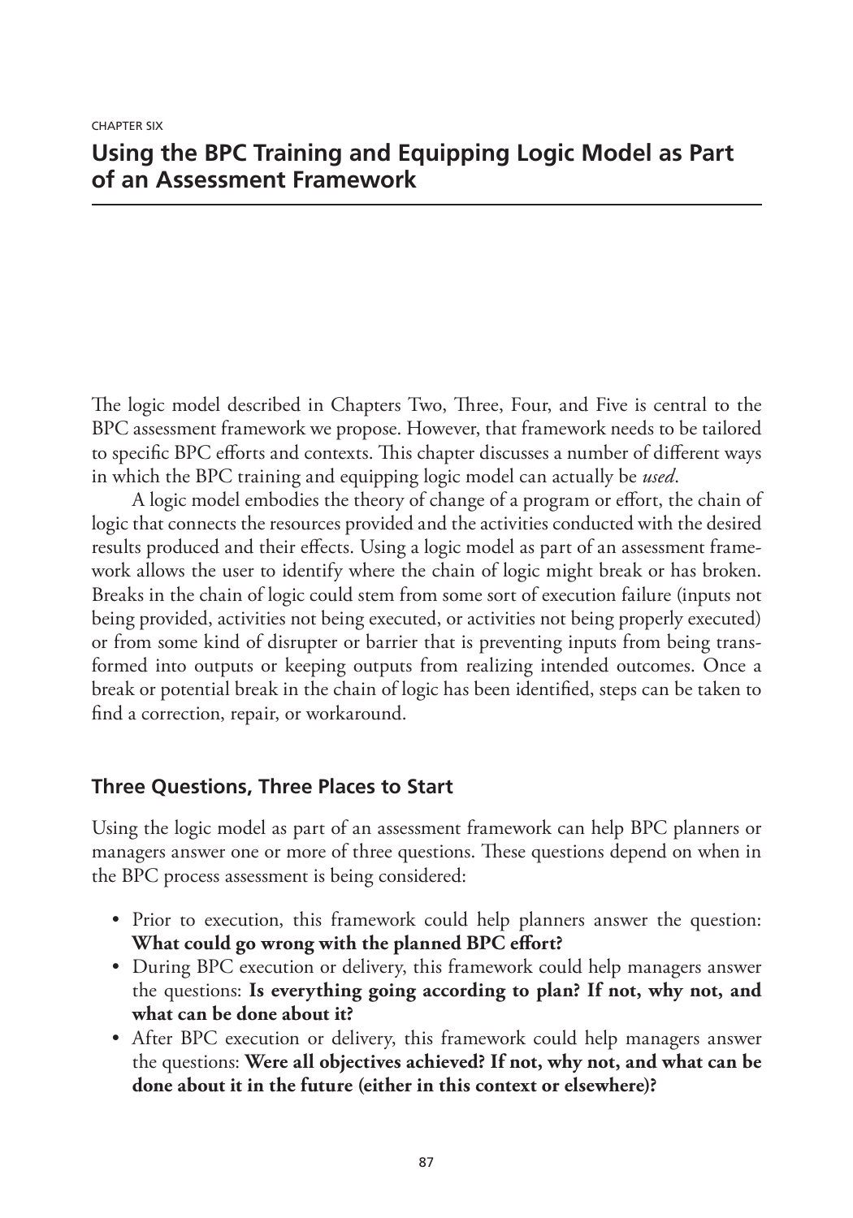CHAPTER SIX

# Using the BPC Training and Equipping Logic Model as Part of an Assessment Framework

The logic model described in Chapters Two, Three, Four, and Five is central to the BPC assessment framework we propose. However, that framework needs to be tailored to specific BPC efforts and contexts. This chapter discusses a number of different ways in which the BPC training and equipping logic model can actually be *used*.

A logic model embodies the theory of change of a program or effort, the chain of logic that connects the resources provided and the activities conducted with the desired results produced and their effects. Using a logic model as part of an assessment framework allows the user to identify where the chain of logic might break or has broken. Breaks in the chain of logic could stem from some sort of execution failure (inputs not being provided, activities not being executed, or activities not being properly executed) or from some kind of disrupter or barrier that is preventing inputs from being transformed into outputs or keeping outputs from realizing intended outcomes. Once a break or potential break in the chain of logic has been identified, steps can be taken to find a correction, repair, or workaround.

## Three Questions, Three Places to Start

Using the logic model as part of an assessment framework can help BPC planners or managers answer one or more of three questions. These questions depend on when in the BPC process assessment is being considered:

- Prior to execution, this framework could help planners answer the question: **What could go wrong with the planned BPC effort?**
- During BPC execution or delivery, this framework could help managers answer the questions: **Is everything going according to plan? If not, why not, and what can be done about it?**
- After BPC execution or delivery, this framework could help managers answer the questions: **Were all objectives achieved? If not, why not, and what can be done about it in the future (either in this context or elsewhere)?**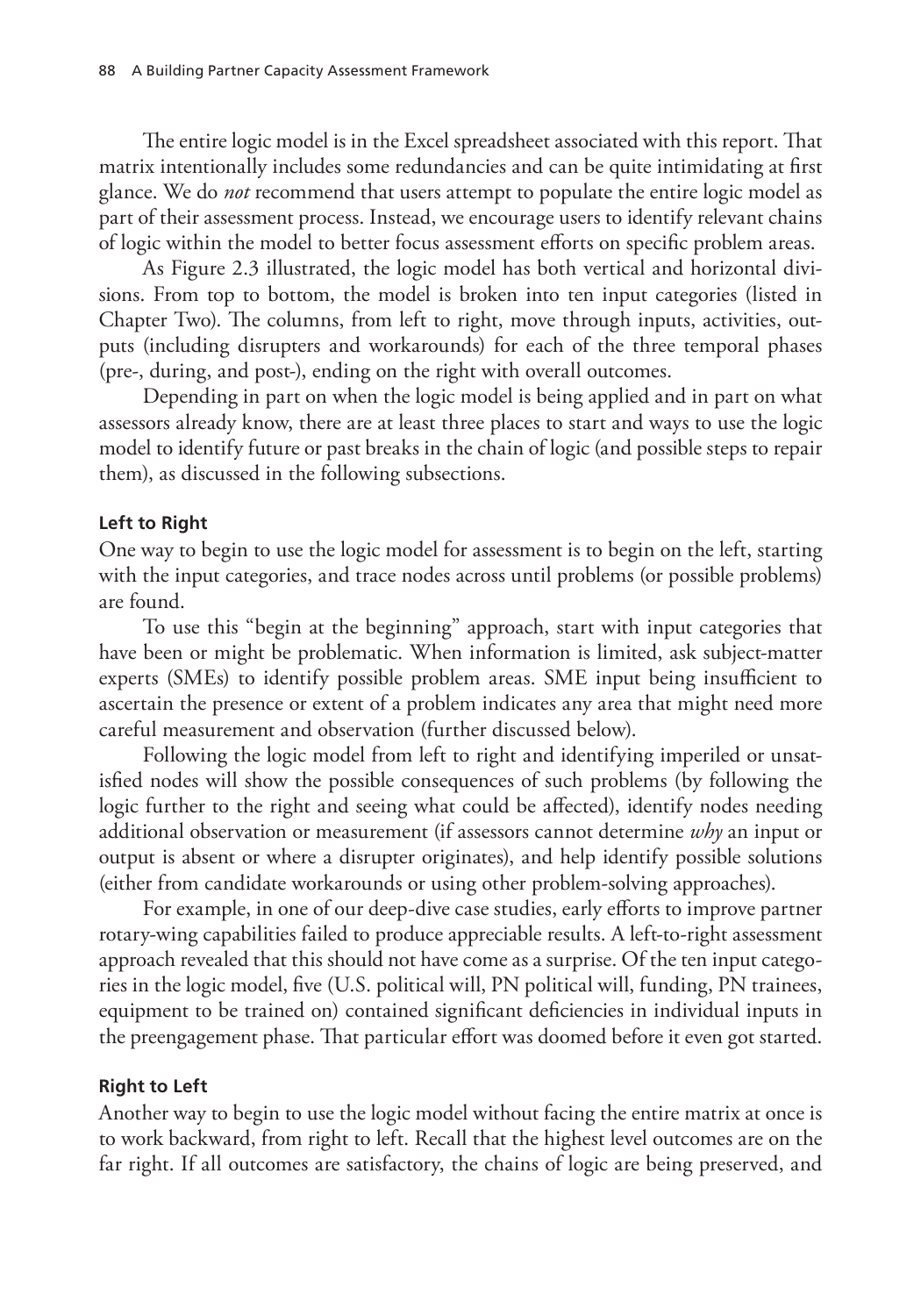The entire logic model is in the Excel spreadsheet associated with this report. That matrix intentionally includes some redundancies and can be quite intimidating at first glance. We do *not* recommend that users attempt to populate the entire logic model as part of their assessment process. Instead, we encourage users to identify relevant chains of logic within the model to better focus assessment efforts on specific problem areas.

As Figure 2.3 illustrated, the logic model has both vertical and horizontal divisions. From top to bottom, the model is broken into ten input categories (listed in Chapter Two). The columns, from left to right, move through inputs, activities, outputs (including disrupters and workarounds) for each of the three temporal phases (pre-, during, and post-), ending on the right with overall outcomes.

Depending in part on when the logic model is being applied and in part on what assessors already know, there are at least three places to start and ways to use the logic model to identify future or past breaks in the chain of logic (and possible steps to repair them), as discussed in the following subsections.

#### Left to Right

One way to begin to use the logic model for assessment is to begin on the left, starting with the input categories, and trace nodes across until problems (or possible problems) are found.

To use this "begin at the beginning" approach, start with input categories that have been or might be problematic. When information is limited, ask subject-matter experts (SMEs) to identify possible problem areas. SME input being insufficient to ascertain the presence or extent of a problem indicates any area that might need more careful measurement and observation (further discussed below).

Following the logic model from left to right and identifying imperiled or unsatisfied nodes will show the possible consequences of such problems (by following the logic further to the right and seeing what could be affected), identify nodes needing additional observation or measurement (if assessors cannot determine *why* an input or output is absent or where a disrupter originates), and help identify possible solutions (either from candidate workarounds or using other problem-solving approaches).

For example, in one of our deep-dive case studies, early efforts to improve partner rotary-wing capabilities failed to produce appreciable results. A left-to-right assessment approach revealed that this should not have come as a surprise. Of the ten input categories in the logic model, five (U.S. political will, PN political will, funding, PN trainees, equipment to be trained on) contained significant deficiencies in individual inputs in the preengagement phase. That particular effort was doomed before it even got started.

#### Right to Left

Another way to begin to use the logic model without facing the entire matrix at once is to work backward, from right to left. Recall that the highest level outcomes are on the far right. If all outcomes are satisfactory, the chains of logic are being preserved, and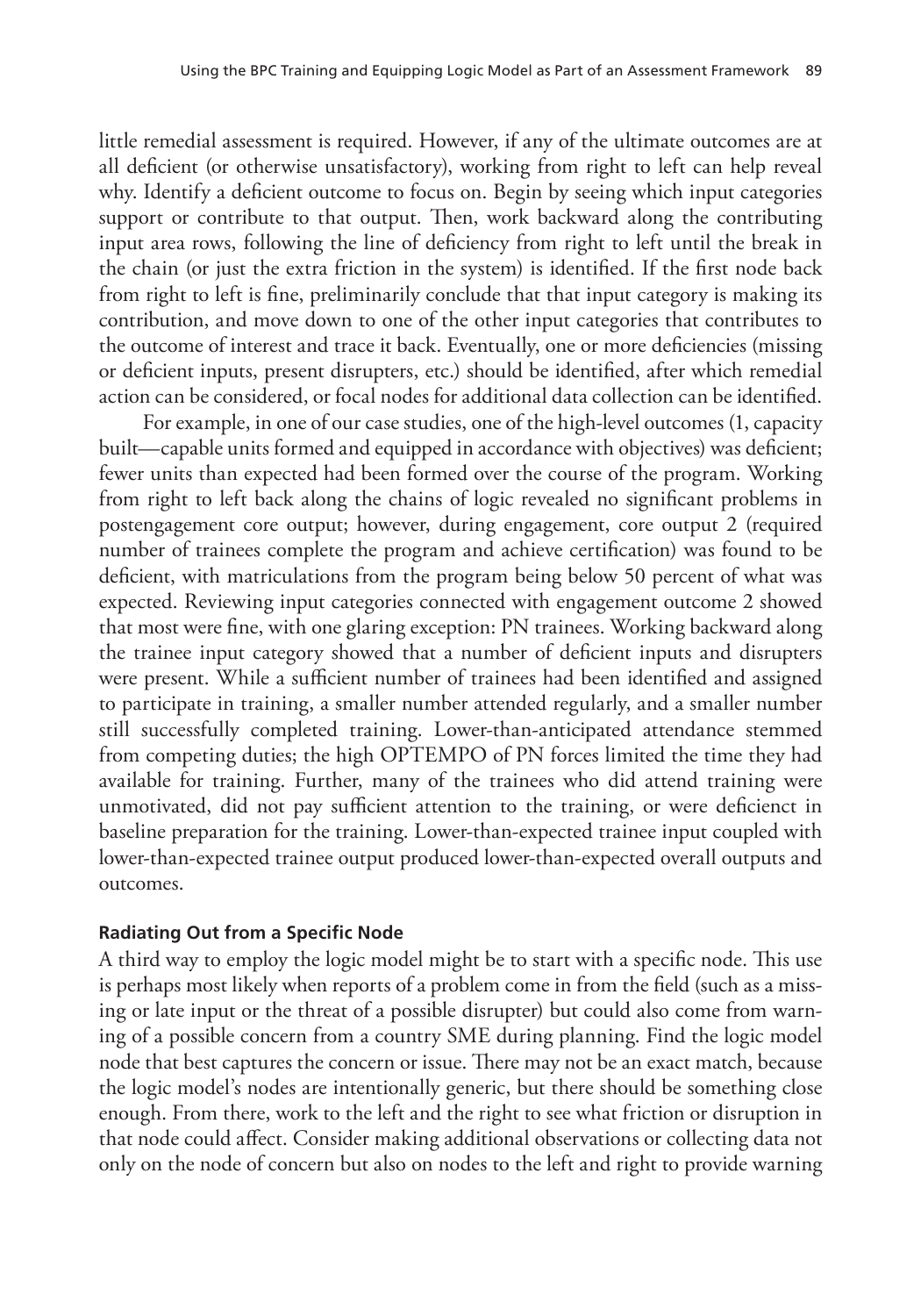little remedial assessment is required. However, if any of the ultimate outcomes are at all deficient (or otherwise unsatisfactory), working from right to left can help reveal why. Identify a deficient outcome to focus on. Begin by seeing which input categories support or contribute to that output. Then, work backward along the contributing input area rows, following the line of deficiency from right to left until the break in the chain (or just the extra friction in the system) is identified. If the first node back from right to left is fine, preliminarily conclude that that input category is making its contribution, and move down to one of the other input categories that contributes to the outcome of interest and trace it back. Eventually, one or more deficiencies (missing or deficient inputs, present disrupters, etc.) should be identified, after which remedial action can be considered, or focal nodes for additional data collection can be identified.

For example, in one of our case studies, one of the high-level outcomes (1, capacity built—capable units formed and equipped in accordance with objectives) was deficient; fewer units than expected had been formed over the course of the program. Working from right to left back along the chains of logic revealed no significant problems in postengagement core output; however, during engagement, core output 2 (required number of trainees complete the program and achieve certification) was found to be deficient, with matriculations from the program being below 50 percent of what was expected. Reviewing input categories connected with engagement outcome 2 showed that most were fine, with one glaring exception: PN trainees. Working backward along the trainee input category showed that a number of deficient inputs and disrupters were present. While a sufficient number of trainees had been identified and assigned to participate in training, a smaller number attended regularly, and a smaller number still successfully completed training. Lower-than-anticipated attendance stemmed from competing duties; the high OPTEMPO of PN forces limited the time they had available for training. Further, many of the trainees who did attend training were unmotivated, did not pay sufficient attention to the training, or were deficienct in baseline preparation for the training. Lower-than-expected trainee input coupled with lower-than-expected trainee output produced lower-than-expected overall outputs and outcomes.

#### Radiating Out from a Specific Node

A third way to employ the logic model might be to start with a specific node. This use is perhaps most likely when reports of a problem come in from the field (such as a missing or late input or the threat of a possible disrupter) but could also come from warning of a possible concern from a country SME during planning. Find the logic model node that best captures the concern or issue. There may not be an exact match, because the logic model's nodes are intentionally generic, but there should be something close enough. From there, work to the left and the right to see what friction or disruption in that node could affect. Consider making additional observations or collecting data not only on the node of concern but also on nodes to the left and right to provide warning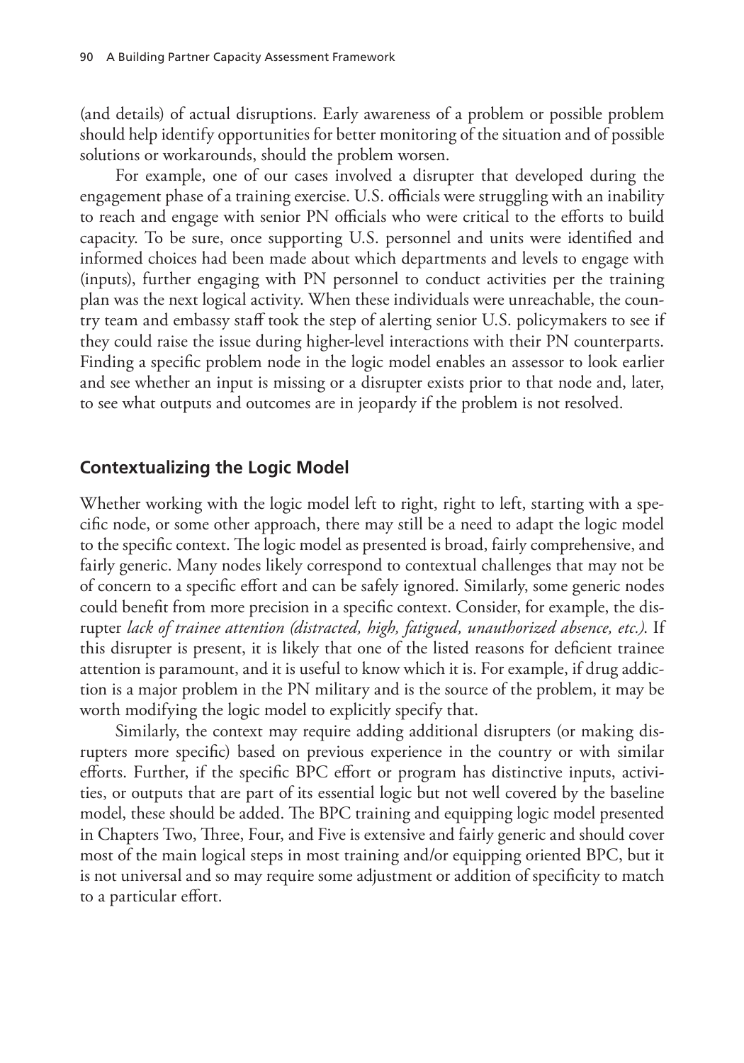(and details) of actual disruptions. Early awareness of a problem or possible problem should help identify opportunities for better monitoring of the situation and of possible solutions or workarounds, should the problem worsen.

For example, one of our cases involved a disrupter that developed during the engagement phase of a training exercise. U.S. officials were struggling with an inability to reach and engage with senior PN officials who were critical to the efforts to build capacity. To be sure, once supporting U.S. personnel and units were identified and informed choices had been made about which departments and levels to engage with (inputs), further engaging with PN personnel to conduct activities per the training plan was the next logical activity. When these individuals were unreachable, the country team and embassy staff took the step of alerting senior U.S. policymakers to see if they could raise the issue during higher-level interactions with their PN counterparts. Finding a specific problem node in the logic model enables an assessor to look earlier and see whether an input is missing or a disrupter exists prior to that node and, later, to see what outputs and outcomes are in jeopardy if the problem is not resolved.

## Contextualizing the Logic Model

Whether working with the logic model left to right, right to left, starting with a specific node, or some other approach, there may still be a need to adapt the logic model to the specific context. The logic model as presented is broad, fairly comprehensive, and fairly generic. Many nodes likely correspond to contextual challenges that may not be of concern to a specific effort and can be safely ignored. Similarly, some generic nodes could benefit from more precision in a specific context. Consider, for example, the disrupter *lack of trainee attention (distracted, high, fatigued, unauthorized absence, etc.)*. If this disrupter is present, it is likely that one of the listed reasons for deficient trainee attention is paramount, and it is useful to know which it is. For example, if drug addiction is a major problem in the PN military and is the source of the problem, it may be worth modifying the logic model to explicitly specify that.

Similarly, the context may require adding additional disrupters (or making disrupters more specific) based on previous experience in the country or with similar efforts. Further, if the specific BPC effort or program has distinctive inputs, activities, or outputs that are part of its essential logic but not well covered by the baseline model, these should be added. The BPC training and equipping logic model presented in Chapters Two, Three, Four, and Five is extensive and fairly generic and should cover most of the main logical steps in most training and/or equipping oriented BPC, but it is not universal and so may require some adjustment or addition of specificity to match to a particular effort.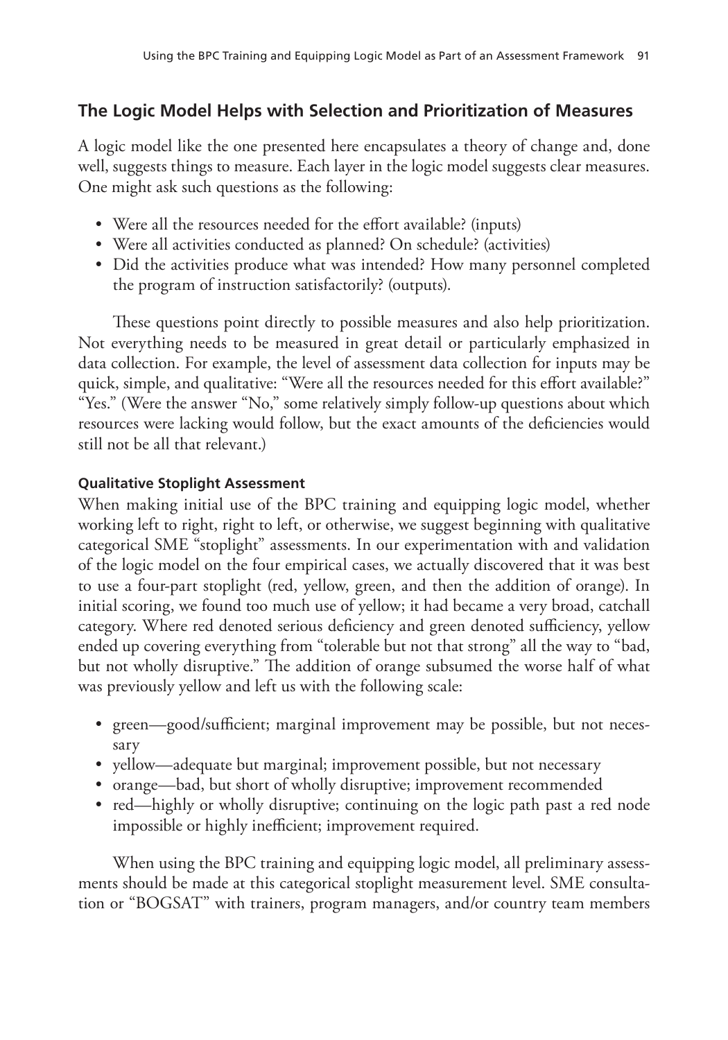## The Logic Model Helps with Selection and Prioritization of Measures

A logic model like the one presented here encapsulates a theory of change and, done well, suggests things to measure. Each layer in the logic model suggests clear measures. One might ask such questions as the following:

- Were all the resources needed for the effort available? (inputs)
- Were all activities conducted as planned? On schedule? (activities)
- Did the activities produce what was intended? How many personnel completed the program of instruction satisfactorily? (outputs).

These questions point directly to possible measures and also help prioritization. Not everything needs to be measured in great detail or particularly emphasized in data collection. For example, the level of assessment data collection for inputs may be quick, simple, and qualitative: "Were all the resources needed for this effort available?" "Yes." (Were the answer "No," some relatively simply follow-up questions about which resources were lacking would follow, but the exact amounts of the deficiencies would still not be all that relevant.)

#### Qualitative Stoplight Assessment

When making initial use of the BPC training and equipping logic model, whether working left to right, right to left, or otherwise, we suggest beginning with qualitative categorical SME "stoplight" assessments. In our experimentation with and validation of the logic model on the four empirical cases, we actually discovered that it was best to use a four-part stoplight (red, yellow, green, and then the addition of orange). In initial scoring, we found too much use of yellow; it had became a very broad, catchall category. Where red denoted serious deficiency and green denoted sufficiency, yellow ended up covering everything from "tolerable but not that strong" all the way to "bad, but not wholly disruptive." The addition of orange subsumed the worse half of what was previously yellow and left us with the following scale:

- green—good/sufficient; marginal improvement may be possible, but not necessary
- yellow—adequate but marginal; improvement possible, but not necessary
- orange—bad, but short of wholly disruptive; improvement recommended
- red—highly or wholly disruptive; continuing on the logic path past a red node impossible or highly inefficient; improvement required.

When using the BPC training and equipping logic model, all preliminary assessments should be made at this categorical stoplight measurement level. SME consultation or "BOGSAT" with trainers, program managers, and/or country team members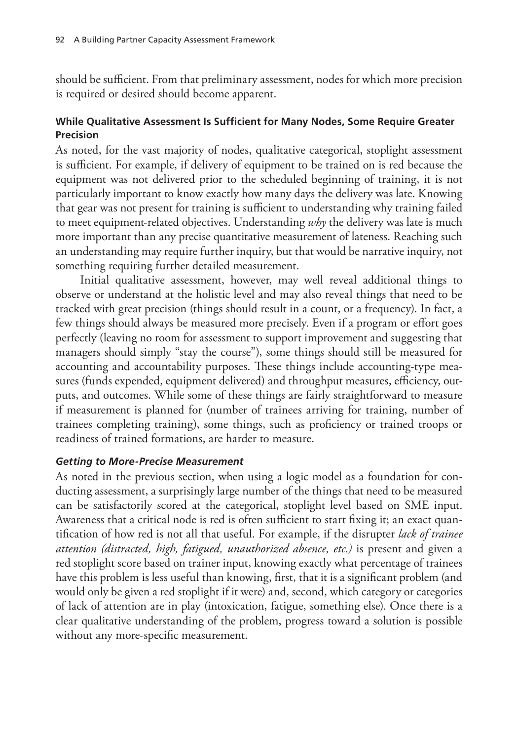should be sufficient. From that preliminary assessment, nodes for which more precision is required or desired should become apparent.

### While Qualitative Assessment Is Sufficient for Many Nodes, Some Require Greater Precision

As noted, for the vast majority of nodes, qualitative categorical, stoplight assessment is sufficient. For example, if delivery of equipment to be trained on is red because the equipment was not delivered prior to the scheduled beginning of training, it is not particularly important to know exactly how many days the delivery was late. Knowing that gear was not present for training is sufficient to understanding why training failed to meet equipment-related objectives. Understanding *why* the delivery was late is much more important than any precise quantitative measurement of lateness. Reaching such an understanding may require further inquiry, but that would be narrative inquiry, not something requiring further detailed measurement.

Initial qualitative assessment, however, may well reveal additional things to observe or understand at the holistic level and may also reveal things that need to be tracked with great precision (things should result in a count, or a frequency). In fact, a few things should always be measured more precisely. Even if a program or effort goes perfectly (leaving no room for assessment to support improvement and suggesting that managers should simply "stay the course"), some things should still be measured for accounting and accountability purposes. These things include accounting-type measures (funds expended, equipment delivered) and throughput measures, efficiency, outputs, and outcomes. While some of these things are fairly straightforward to measure if measurement is planned for (number of trainees arriving for training, number of trainees completing training), some things, such as proficiency or trained troops or readiness of trained formations, are harder to measure.

#### *Getting to More-Precise Measurement*

As noted in the previous section, when using a logic model as a foundation for conducting assessment, a surprisingly large number of the things that need to be measured can be satisfactorily scored at the categorical, stoplight level based on SME input. Awareness that a critical node is red is often sufficient to start fixing it; an exact quantification of how red is not all that useful. For example, if the disrupter *lack of trainee attention (distracted, high, fatigued, unauthorized absence, etc.)* is present and given a red stoplight score based on trainer input, knowing exactly what percentage of trainees have this problem is less useful than knowing, first, that it is a significant problem (and would only be given a red stoplight if it were) and, second, which category or categories of lack of attention are in play (intoxication, fatigue, something else). Once there is a clear qualitative understanding of the problem, progress toward a solution is possible without any more-specific measurement.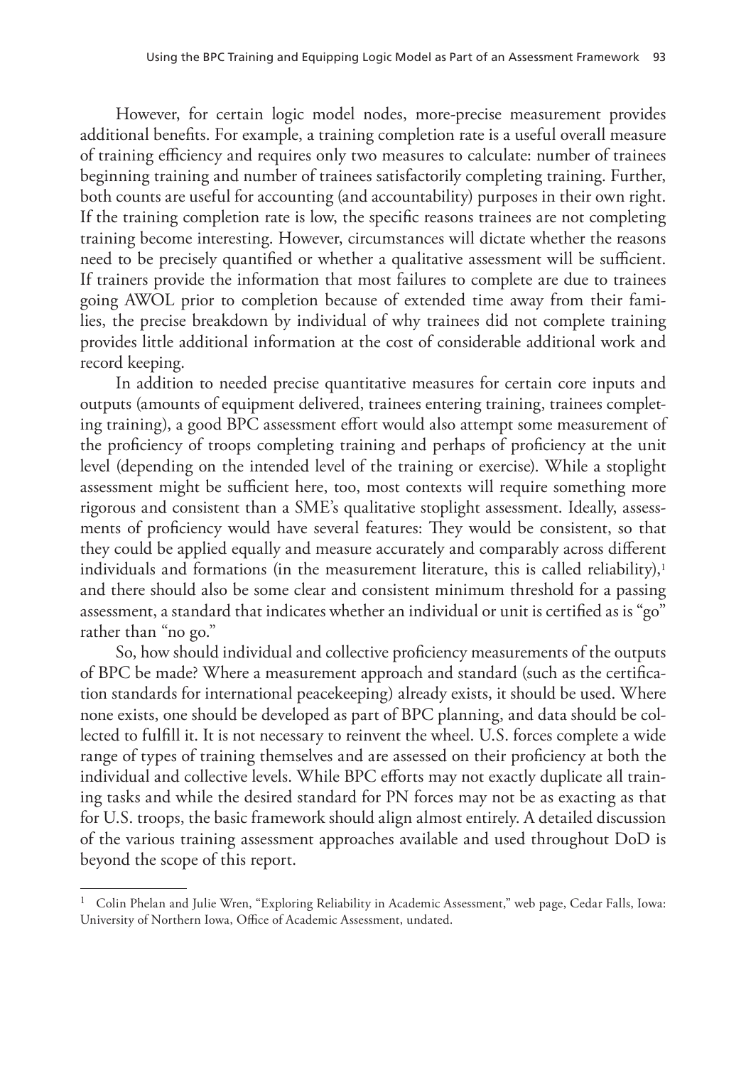However, for certain logic model nodes, more-precise measurement provides additional benefits. For example, a training completion rate is a useful overall measure of training efficiency and requires only two measures to calculate: number of trainees beginning training and number of trainees satisfactorily completing training. Further, both counts are useful for accounting (and accountability) purposes in their own right. If the training completion rate is low, the specific reasons trainees are not completing training become interesting. However, circumstances will dictate whether the reasons need to be precisely quantified or whether a qualitative assessment will be sufficient. If trainers provide the information that most failures to complete are due to trainees going AWOL prior to completion because of extended time away from their families, the precise breakdown by individual of why trainees did not complete training provides little additional information at the cost of considerable additional work and record keeping.

In addition to needed precise quantitative measures for certain core inputs and outputs (amounts of equipment delivered, trainees entering training, trainees completing training), a good BPC assessment effort would also attempt some measurement of the proficiency of troops completing training and perhaps of proficiency at the unit level (depending on the intended level of the training or exercise). While a stoplight assessment might be sufficient here, too, most contexts will require something more rigorous and consistent than a SME's qualitative stoplight assessment. Ideally, assessments of proficiency would have several features: They would be consistent, so that they could be applied equally and measure accurately and comparably across different individuals and formations (in the measurement literature, this is called reliability),[1] and there should also be some clear and consistent minimum threshold for a passing assessment, a standard that indicates whether an individual or unit is certified as is "go" rather than "no go."

So, how should individual and collective proficiency measurements of the outputs of BPC be made? Where a measurement approach and standard (such as the certification standards for international peacekeeping) already exists, it should be used. Where none exists, one should be developed as part of BPC planning, and data should be collected to fulfill it. It is not necessary to reinvent the wheel. U.S. forces complete a wide range of types of training themselves and are assessed on their proficiency at both the individual and collective levels. While BPC efforts may not exactly duplicate all training tasks and while the desired standard for PN forces may not be as exacting as that for U.S. troops, the basic framework should align almost entirely. A detailed discussion of the various training assessment approaches available and used throughout DoD is beyond the scope of this report.

---

[1] Colin Phelan and Julie Wren, "Exploring Reliability in Academic Assessment," web page, Cedar Falls, Iowa: University of Northern Iowa, Office of Academic Assessment, undated.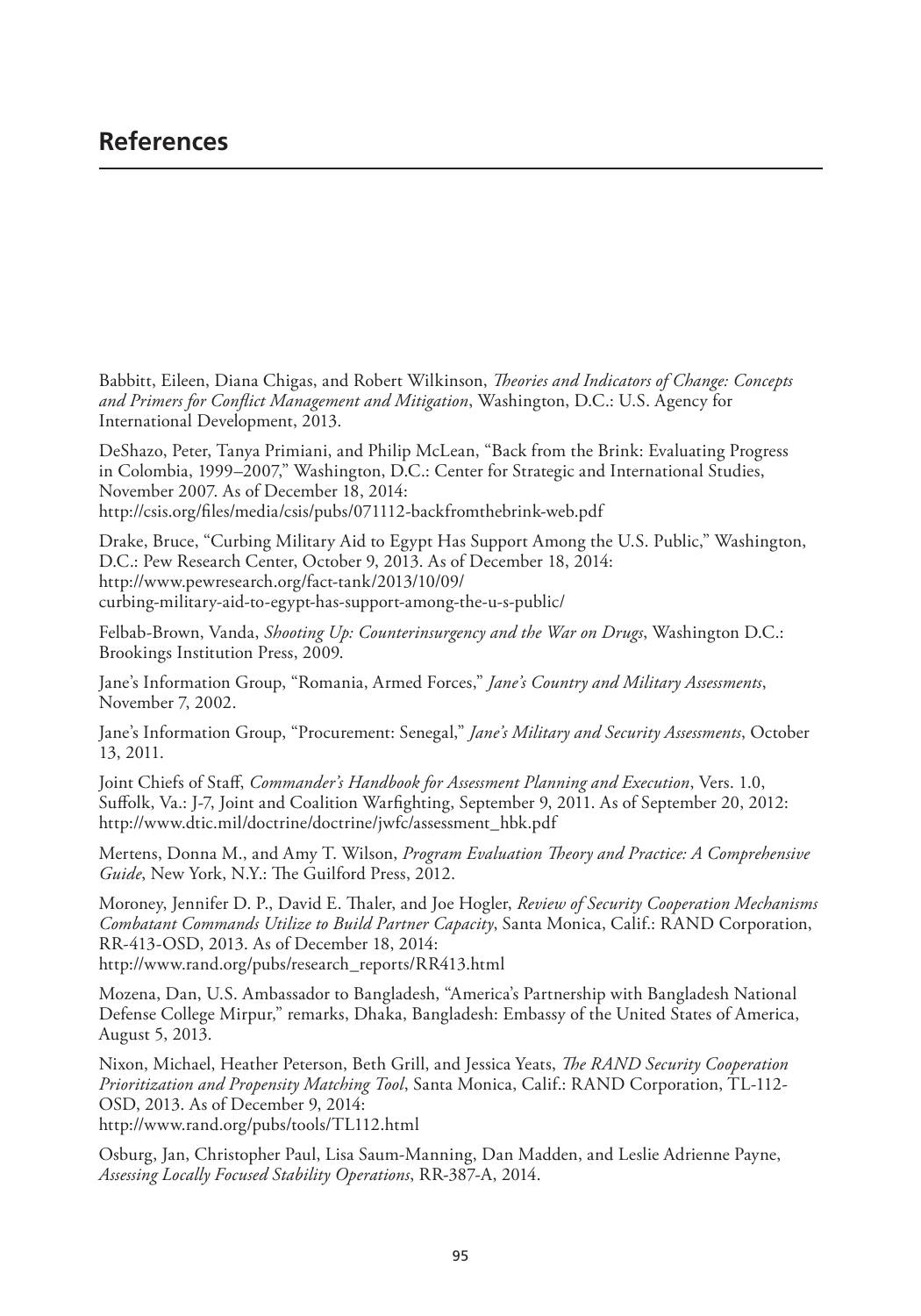# References

Babbitt, Eileen, Diana Chigas, and Robert Wilkinson, *Theories and Indicators of Change: Concepts and Primers for Conflict Management and Mitigation*, Washington, D.C.: U.S. Agency for International Development, 2013.

DeShazo, Peter, Tanya Primiani, and Philip McLean, "Back from the Brink: Evaluating Progress in Colombia, 1999–2007," Washington, D.C.: Center for Strategic and International Studies, November 2007. As of December 18, 2014:
http://csis.org/files/media/csis/pubs/071112-backfromthebrink-web.pdf

Drake, Bruce, "Curbing Military Aid to Egypt Has Support Among the U.S. Public," Washington, D.C.: Pew Research Center, October 9, 2013. As of December 18, 2014:
http://www.pewresearch.org/fact-tank/2013/10/09/curbing-military-aid-to-egypt-has-support-among-the-u-s-public/

Felbab-Brown, Vanda, *Shooting Up: Counterinsurgency and the War on Drugs*, Washington D.C.: Brookings Institution Press, 2009.

Jane's Information Group, "Romania, Armed Forces," *Jane's Country and Military Assessments*, November 7, 2002.

Jane's Information Group, "Procurement: Senegal," *Jane's Military and Security Assessments*, October 13, 2011.

Joint Chiefs of Staff, *Commander's Handbook for Assessment Planning and Execution*, Vers. 1.0, Suffolk, Va.: J-7, Joint and Coalition Warfighting, September 9, 2011. As of September 20, 2012:
http://www.dtic.mil/doctrine/doctrine/jwfc/assessment_hbk.pdf

Mertens, Donna M., and Amy T. Wilson, *Program Evaluation Theory and Practice: A Comprehensive Guide*, New York, N.Y.: The Guilford Press, 2012.

Moroney, Jennifer D. P., David E. Thaler, and Joe Hogler, *Review of Security Cooperation Mechanisms Combatant Commands Utilize to Build Partner Capacity*, Santa Monica, Calif.: RAND Corporation, RR-413-OSD, 2013. As of December 18, 2014:
http://www.rand.org/pubs/research_reports/RR413.html

Mozena, Dan, U.S. Ambassador to Bangladesh, "America's Partnership with Bangladesh National Defense College Mirpur," remarks, Dhaka, Bangladesh: Embassy of the United States of America, August 5, 2013.

Nixon, Michael, Heather Peterson, Beth Grill, and Jessica Yeats, *The RAND Security Cooperation Prioritization and Propensity Matching Tool*, Santa Monica, Calif.: RAND Corporation, TL-112-OSD, 2013. As of December 9, 2014:
http://www.rand.org/pubs/tools/TL112.html

Osburg, Jan, Christopher Paul, Lisa Saum-Manning, Dan Madden, and Leslie Adrienne Payne, *Assessing Locally Focused Stability Operations*, RR-387-A, 2014.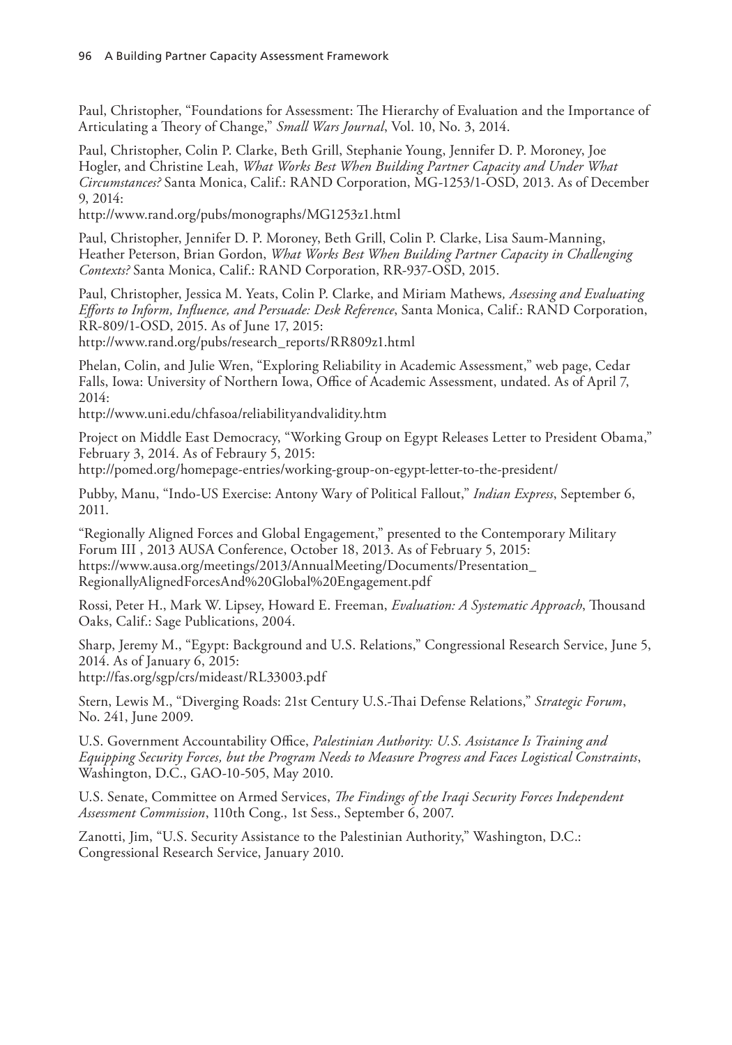Paul, Christopher, "Foundations for Assessment: The Hierarchy of Evaluation and the Importance of Articulating a Theory of Change," *Small Wars Journal*, Vol. 10, No. 3, 2014.

Paul, Christopher, Colin P. Clarke, Beth Grill, Stephanie Young, Jennifer D. P. Moroney, Joe Hogler, and Christine Leah, *What Works Best When Building Partner Capacity and Under What Circumstances?* Santa Monica, Calif.: RAND Corporation, MG-1253/1-OSD, 2013. As of December 9, 2014:
http://www.rand.org/pubs/monographs/MG1253z1.html

Paul, Christopher, Jennifer D. P. Moroney, Beth Grill, Colin P. Clarke, Lisa Saum-Manning, Heather Peterson, Brian Gordon, *What Works Best When Building Partner Capacity in Challenging Contexts?* Santa Monica, Calif.: RAND Corporation, RR-937-OSD, 2015.

Paul, Christopher, Jessica M. Yeats, Colin P. Clarke, and Miriam Mathews*, Assessing and Evaluating Efforts to Inform, Influence, and Persuade: Desk Reference*, Santa Monica, Calif.: RAND Corporation, RR-809/1-OSD, 2015. As of June 17, 2015:
http://www.rand.org/pubs/research_reports/RR809z1.html

Phelan, Colin, and Julie Wren, "Exploring Reliability in Academic Assessment," web page, Cedar Falls, Iowa: University of Northern Iowa, Office of Academic Assessment, undated. As of April 7, 2014:
http://www.uni.edu/chfasoa/reliabilityandvalidity.htm

Project on Middle East Democracy, "Working Group on Egypt Releases Letter to President Obama," February 3, 2014. As of Febraury 5, 2015:
http://pomed.org/homepage-entries/working-group-on-egypt-letter-to-the-president/

Pubby, Manu, "Indo-US Exercise: Antony Wary of Political Fallout," *Indian Express*, September 6, 2011.

"Regionally Aligned Forces and Global Engagement," presented to the Contemporary Military Forum III , 2013 AUSA Conference, October 18, 2013. As of February 5, 2015:
https://www.ausa.org/meetings/2013/AnnualMeeting/Documents/Presentation_RegionallyAlignedForcesAnd%20Global%20Engagement.pdf

Rossi, Peter H., Mark W. Lipsey, Howard E. Freeman, *Evaluation: A Systematic Approach*, Thousand Oaks, Calif.: Sage Publications, 2004.

Sharp, Jeremy M., "Egypt: Background and U.S. Relations," Congressional Research Service, June 5, 2014. As of January 6, 2015:
http://fas.org/sgp/crs/mideast/RL33003.pdf

Stern, Lewis M., "Diverging Roads: 21st Century U.S.-Thai Defense Relations," *Strategic Forum*, No. 241, June 2009.

U.S. Government Accountability Office, *Palestinian Authority: U.S. Assistance Is Training and Equipping Security Forces, but the Program Needs to Measure Progress and Faces Logistical Constraints*, Washington, D.C., GAO-10-505, May 2010.

U.S. Senate, Committee on Armed Services, *The Findings of the Iraqi Security Forces Independent Assessment Commission*, 110th Cong., 1st Sess., September 6, 2007.

Zanotti, Jim, "U.S. Security Assistance to the Palestinian Authority," Washington, D.C.: Congressional Research Service, January 2010.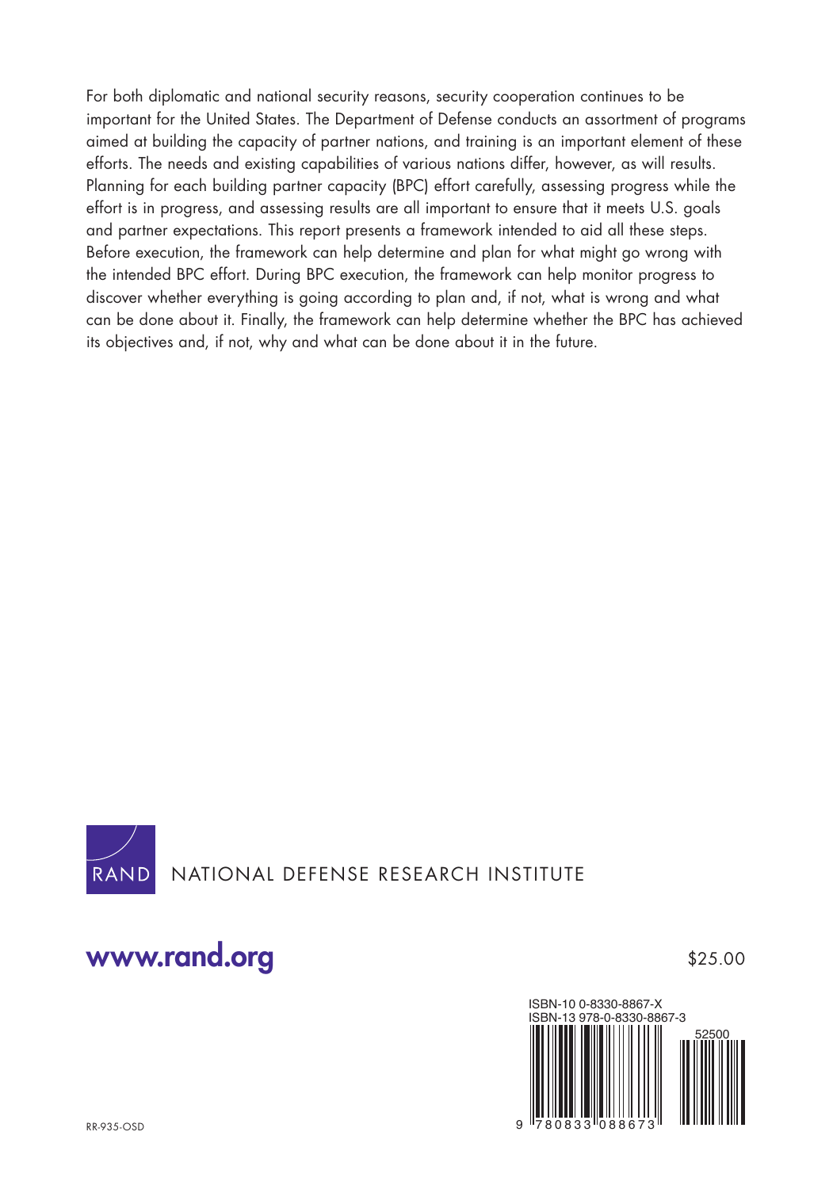For both diplomatic and national security reasons, security cooperation continues to be important for the United States. The Department of Defense conducts an assortment of programs aimed at building the capacity of partner nations, and training is an important element of these efforts. The needs and existing capabilities of various nations differ, however, as will results. Planning for each building partner capacity (BPC) effort carefully, assessing progress while the effort is in progress, and assessing results are all important to ensure that it meets U.S. goals and partner expectations. This report presents a framework intended to aid all these steps. Before execution, the framework can help determine and plan for what might go wrong with the intended BPC effort. During BPC execution, the framework can help monitor progress to discover whether everything is going according to plan and, if not, what is wrong and what can be done about it. Finally, the framework can help determine whether the BPC has achieved its objectives and, if not, why and what can be done about it in the future.

RAND NATIONAL DEFENSE RESEARCH INSTITUTE

**www.rand.org**

$25.00

ISBN-10 0-8330-8867-X
ISBN-13 978-0-8330-8867-3

52500

9 780833 088673

RR-935-OSD